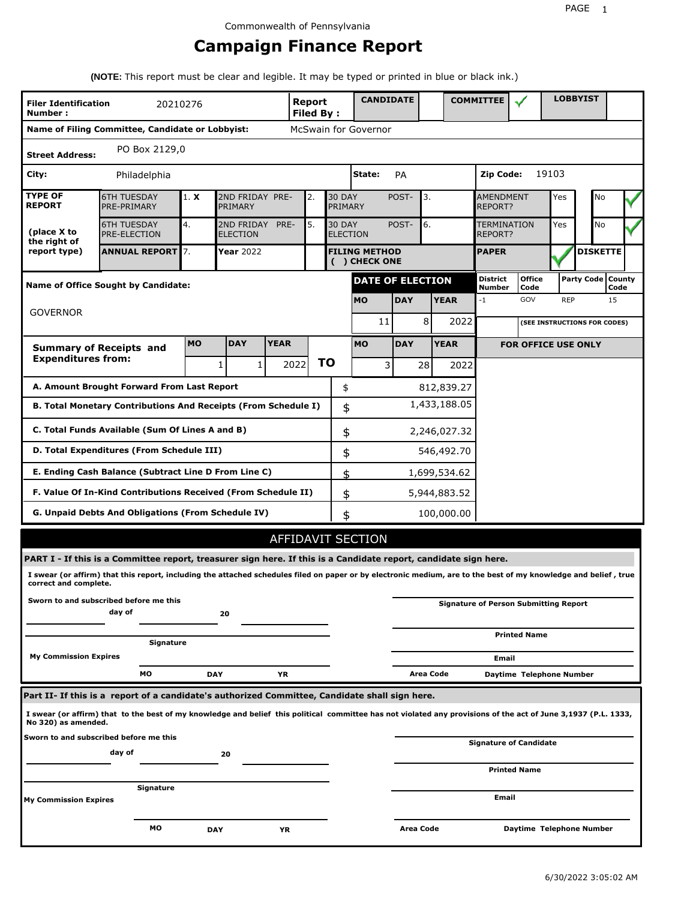Commonwealth of Pennsylvania

# Campaign Finance Report

**(NOTE:** This report must be clear and legible. It may be typed or printed in blue or black ink.)

| | | | |
|---|---|---|---|
| **Filer Identification Number :** 20210276 | **Report Filed By :** | **CANDIDATE** | **COMMITTEE** ✓ | **LOBBYIST** |

**Name of Filing Committee, Candidate or Lobbyist:** McSwain for Governor

**Street Address:** PO Box 2129,0

**City:** Philadelphia **State:** PA **Zip Code:** 19103

| TYPE OF REPORT (place X to the right of report type) | | | | | | | |
|---|---|---|---|---|---|---|---|
| 6TH TUESDAY PRE-PRIMARY | 1. X | 2ND FRIDAY PRE-PRIMARY | 2. | 30 DAY POST-PRIMARY | 3. | AMENDMENT REPORT? | Yes / No ✓ |
| 6TH TUESDAY PRE-ELECTION | 4. | 2ND FRIDAY PRE-ELECTION | 5. | 30 DAY POST-ELECTION | 6. | TERMINATION REPORT? | Yes / No ✓ |
| ANNUAL REPORT | 7. | Year 2022 | | FILING METHOD ( ) CHECK ONE | | PAPER ✓ | DISKETTE |

**Name of Office Sought by Candidate:** GOVERNOR

| DATE OF ELECTION MO | DAY | YEAR | District Number | Office Code | Party Code | County Code |
|---|---|---|---|---|---|---|
| 11 | 8 | 2022 | -1 | GOV | REP | 15 |

(SEE INSTRUCTIONS FOR CODES)

| Summary of Receipts and Expenditures from: | MO | DAY | YEAR | TO | MO | DAY | YEAR |
|---|---|---|---|---|---|---|---|
| | 1 | 1 | 2022 | TO | 3 | 28 | 2022 |

FOR OFFICE USE ONLY

| | | |
|---|---|---|
| **A. Amount Brought Forward From Last Report** | $ | 812,839.27 |
| **B. Total Monetary Contributions And Receipts (From Schedule I)** | $ | 1,433,188.05 |
| **C. Total Funds Available (Sum Of Lines A and B)** | $ | 2,246,027.32 |
| **D. Total Expenditures (From Schedule III)** | $ | 546,492.70 |
| **E. Ending Cash Balance (Subtract Line D From Line C)** | $ | 1,699,534.62 |
| **F. Value Of In-Kind Contributions Received (From Schedule II)** | $ | 5,944,883.52 |
| **G. Unpaid Debts And Obligations (From Schedule IV)** | $ | 100,000.00 |

## AFFIDAVIT SECTION

**PART I - If this is a Committee report, treasurer sign here. If this is a Candidate report, candidate sign here.**

**I swear (or affirm) that this report, including the attached schedules filed on paper or by electronic medium, are to the best of my knowledge and belief , true correct and complete.**

**Sworn to and subscribed before me this** ______ **day of** ______ **20** ______

______ **Signature**

**My Commission Expires** **MO** **DAY** **YR**

______ **Signature of Person Submitting Report**

______ **Printed Name**

______ **Email**

**Area Code** **Daytime Telephone Number**

**Part II- If this is a report of a candidate's authorized Committee, Candidate shall sign here.**

**I swear (or affirm) that to the best of my knowledge and belief this political committee has not violated any provisions of the act of June 3,1937 (P.L. 1333, No 320) as amended.**

**Sworn to and subscribed before me this** ______ **day of** ______ **20** ______

______ **Signature**

**My Commission Expires** **MO** **DAY** **YR**

______ **Signature of Candidate**

______ **Printed Name**

______ **Email**

**Area Code** **Daytime Telephone Number**

6/30/2022 3:05:02 AM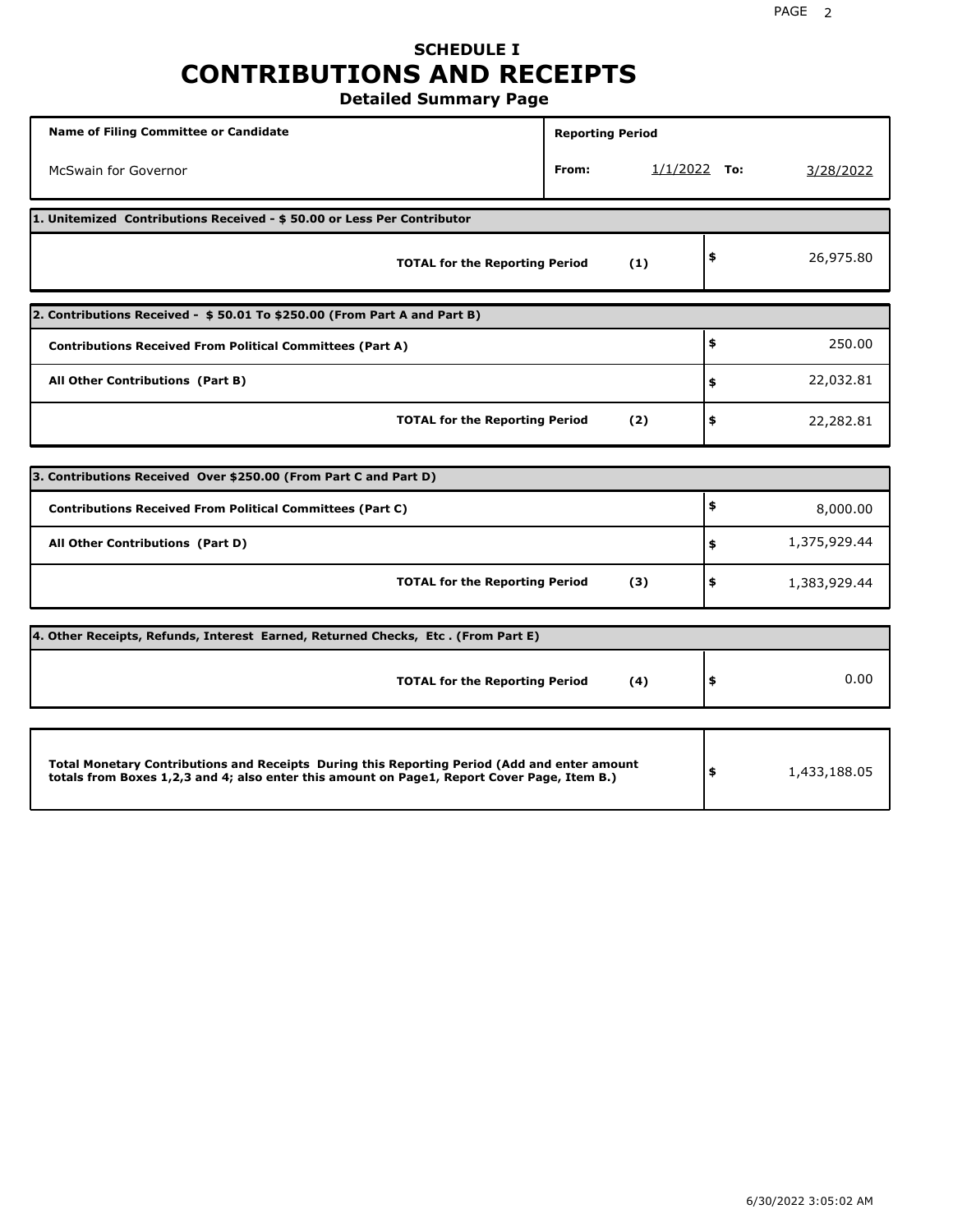# SCHEDULE I

# CONTRIBUTIONS AND RECEIPTS

## Detailed Summary Page

| Name of Filing Committee or Candidate | Reporting Period |
|---|---|
| McSwain for Governor | From: 1/1/2022 To: 3/28/2022 |

| 1. Unitemized Contributions Received - $ 50.00 or Less Per Contributor | |
|---|---|
| **TOTAL for the Reporting Period (1)** | $ 26,975.80 |

| 2. Contributions Received - $ 50.01 To $250.00 (From Part A and Part B) | |
|---|---|
| **Contributions Received From Political Committees (Part A)** | $ 250.00 |
| **All Other Contributions (Part B)** | $ 22,032.81 |
| **TOTAL for the Reporting Period (2)** | $ 22,282.81 |

| 3. Contributions Received Over $250.00 (From Part C and Part D) | |
|---|---|
| **Contributions Received From Political Committees (Part C)** | $ 8,000.00 |
| **All Other Contributions (Part D)** | $ 1,375,929.44 |
| **TOTAL for the Reporting Period (3)** | $ 1,383,929.44 |

| 4. Other Receipts, Refunds, Interest Earned, Returned Checks, Etc . (From Part E) | |
|---|---|
| **TOTAL for the Reporting Period (4)** | $ 0.00 |

| | |
|---|---|
| **Total Monetary Contributions and Receipts During this Reporting Period (Add and enter amount totals from Boxes 1,2,3 and 4; also enter this amount on Page1, Report Cover Page, Item B.)** | $ 1,433,188.05 |

6/30/2022 3:05:02 AM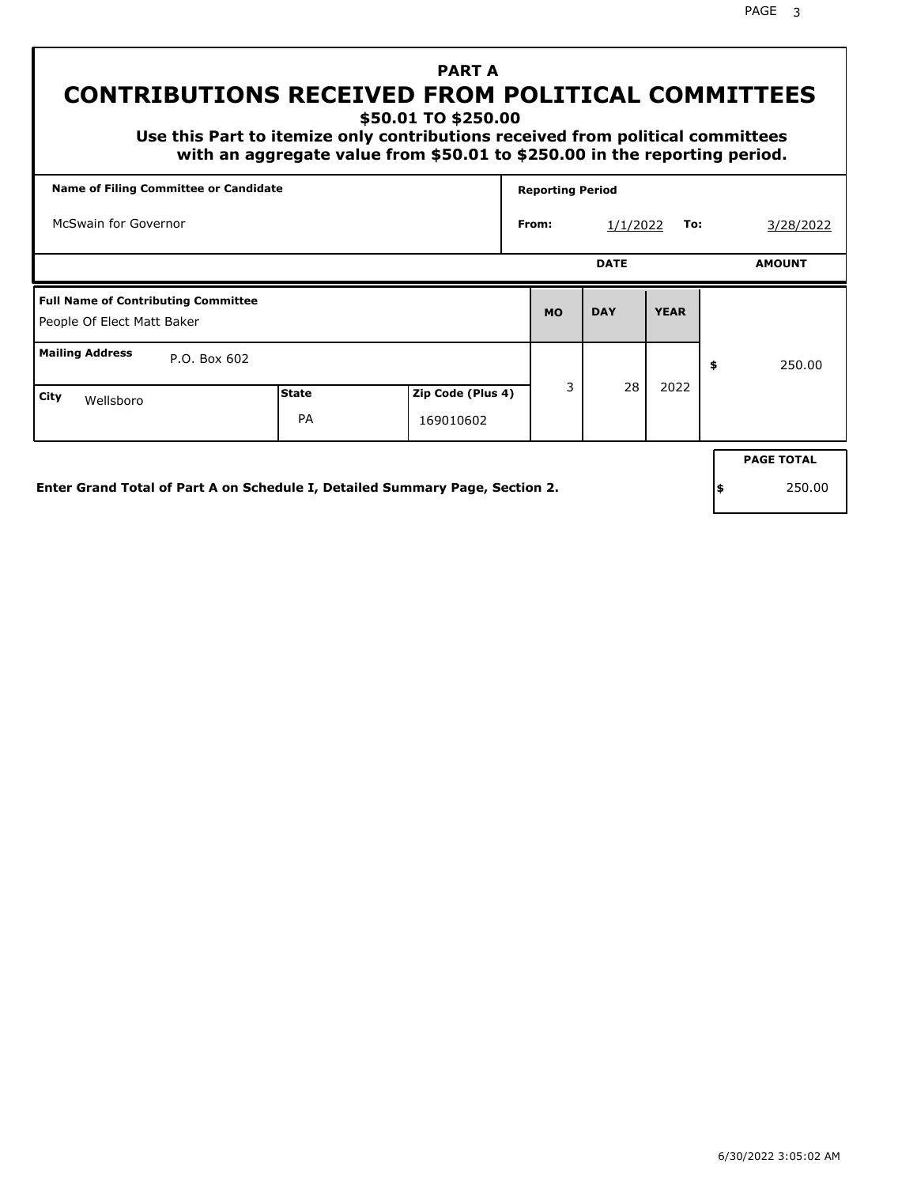# PART A
# CONTRIBUTIONS RECEIVED FROM POLITICAL COMMITTEES
### $50.01 TO $250.00

**Use this Part to itemize only contributions received from political committees with an aggregate value from $50.01 to $250.00 in the reporting period.**

| Name of Filing Committee or Candidate | Reporting Period | | | |
|---|---|---|---|---|
| McSwain for Governor | From: | 1/1/2022 | To: | 3/28/2022 |

| Full Name of Contributing Committee | | | DATE MO | DAY | YEAR | AMOUNT |
|---|---|---|---|---|---|---|
| People Of Elect Matt Baker | | | | | | |
| **Mailing Address** P.O. Box 602 | | | 3 | 28 | 2022 | $ 250.00 |
| **City** Wellsboro | **State** PA | **Zip Code (Plus 4)** 169010602 | | | | |

**Enter Grand Total of Part A on Schedule I, Detailed Summary Page, Section 2.**

| PAGE TOTAL |
|---|
| $ 250.00 |

6/30/2022 3:05:02 AM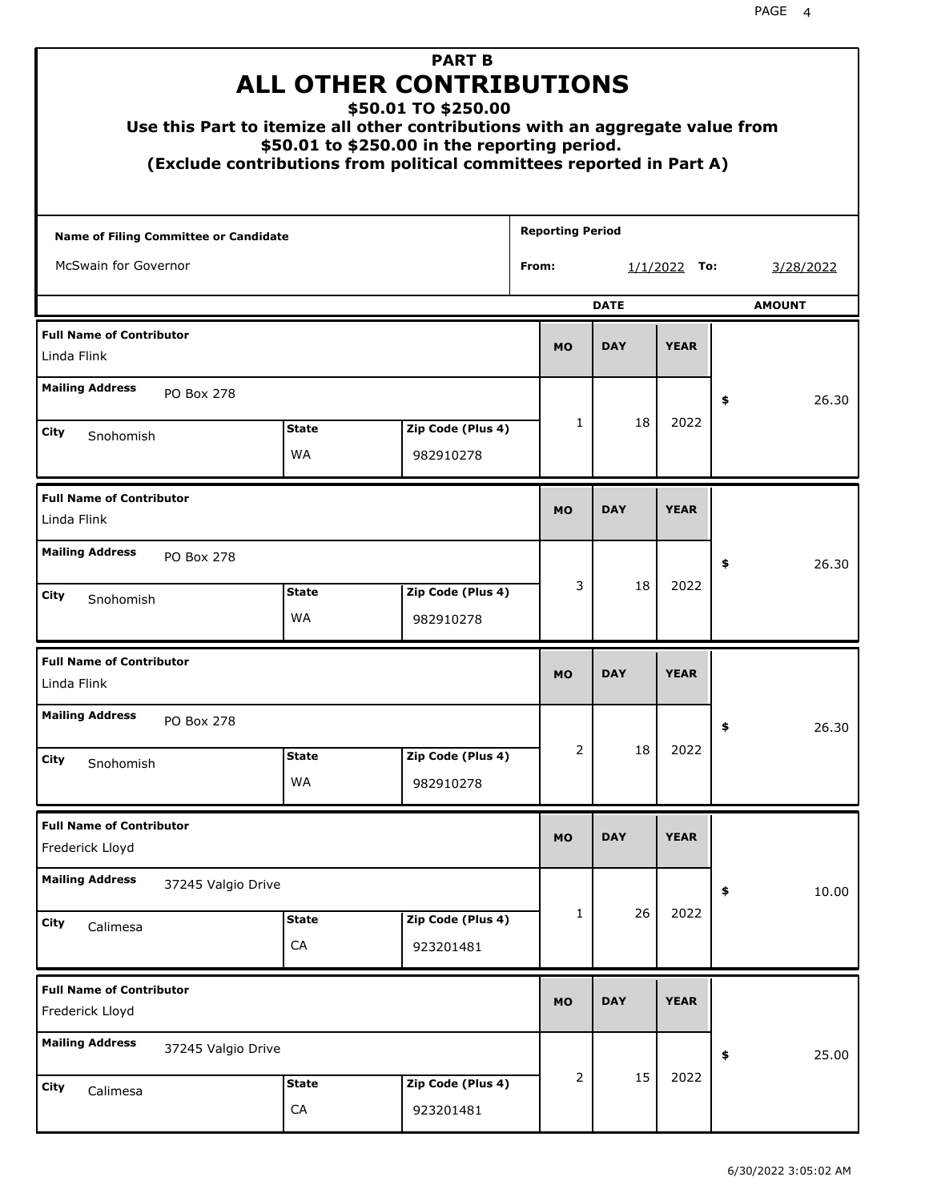# PART B
# ALL OTHER CONTRIBUTIONS
## $50.01 TO $250.00
### Use this Part to itemize all other contributions with an aggregate value from $50.01 to $250.00 in the reporting period.
### (Exclude contributions from political committees reported in Part A)

**Name of Filing Committee or Candidate:** McSwain for Governor

**Reporting Period** From: 1/1/2022 To: 3/28/2022

| Full Name of Contributor | Mailing Address | City | State | Zip Code (Plus 4) | MO | DAY | YEAR | AMOUNT |
|---|---|---|---|---|---|---|---|---|
| Linda Flink | PO Box 278 | Snohomish | WA | 982910278 | 1 | 18 | 2022 | $ 26.30 |
| Linda Flink | PO Box 278 | Snohomish | WA | 982910278 | 3 | 18 | 2022 | $ 26.30 |
| Linda Flink | PO Box 278 | Snohomish | WA | 982910278 | 2 | 18 | 2022 | $ 26.30 |
| Frederick Lloyd | 37245 Valgio Drive | Calimesa | CA | 923201481 | 1 | 26 | 2022 | $ 10.00 |
| Frederick Lloyd | 37245 Valgio Drive | Calimesa | CA | 923201481 | 2 | 15 | 2022 | $ 25.00 |

6/30/2022 3:05:02 AM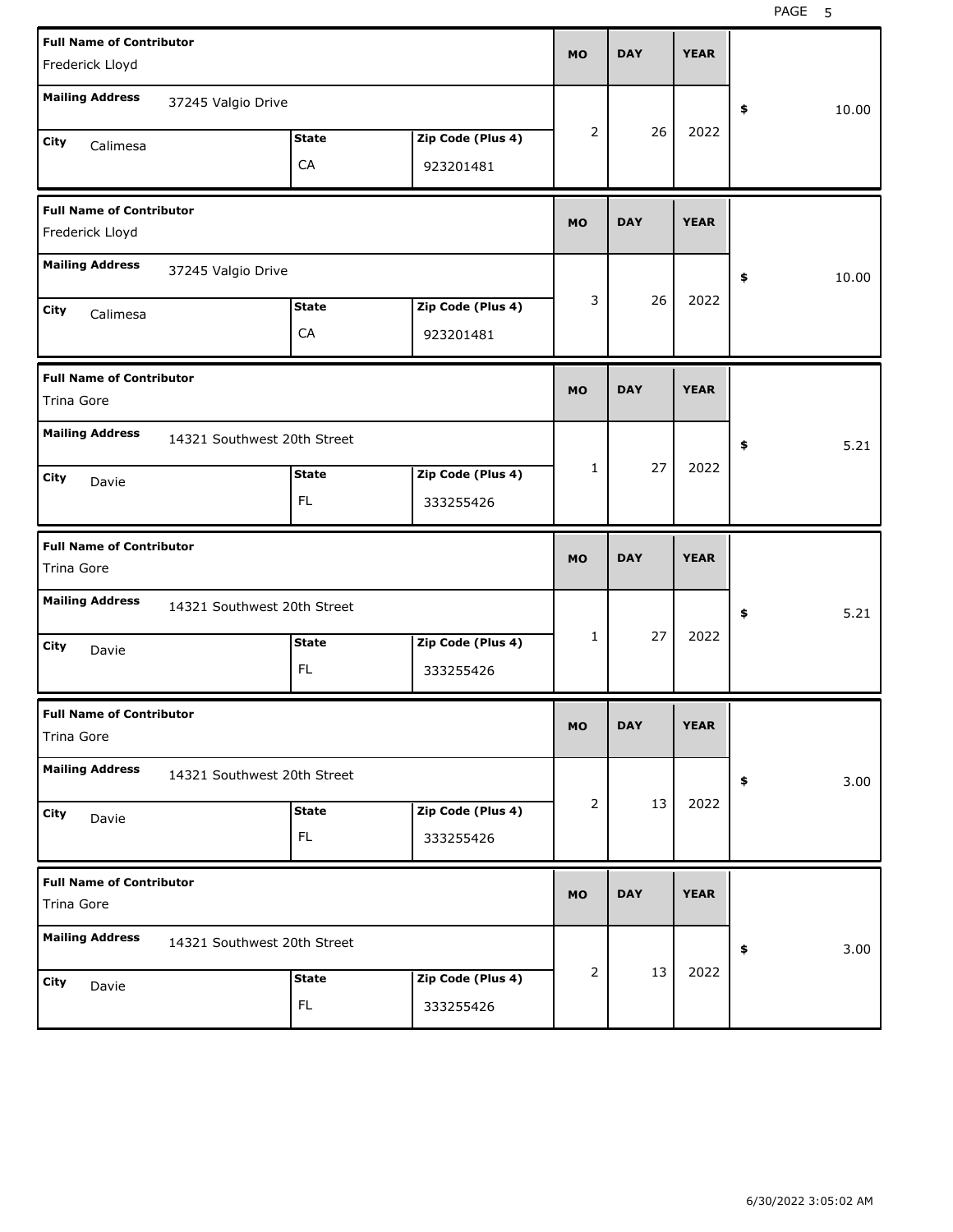| Full Name of Contributor | Mailing Address | City | State | Zip Code (Plus 4) | MO | DAY | YEAR | $ |
|---|---|---|---|---|---|---|---|---|
| Frederick Lloyd | 37245 Valgio Drive | Calimesa | CA | 923201481 | 2 | 26 | 2022 | 10.00 |
| Frederick Lloyd | 37245 Valgio Drive | Calimesa | CA | 923201481 | 3 | 26 | 2022 | 10.00 |
| Trina Gore | 14321 Southwest 20th Street | Davie | FL | 333255426 | 1 | 27 | 2022 | 5.21 |
| Trina Gore | 14321 Southwest 20th Street | Davie | FL | 333255426 | 1 | 27 | 2022 | 5.21 |
| Trina Gore | 14321 Southwest 20th Street | Davie | FL | 333255426 | 2 | 13 | 2022 | 3.00 |
| Trina Gore | 14321 Southwest 20th Street | Davie | FL | 333255426 | 2 | 13 | 2022 | 3.00 |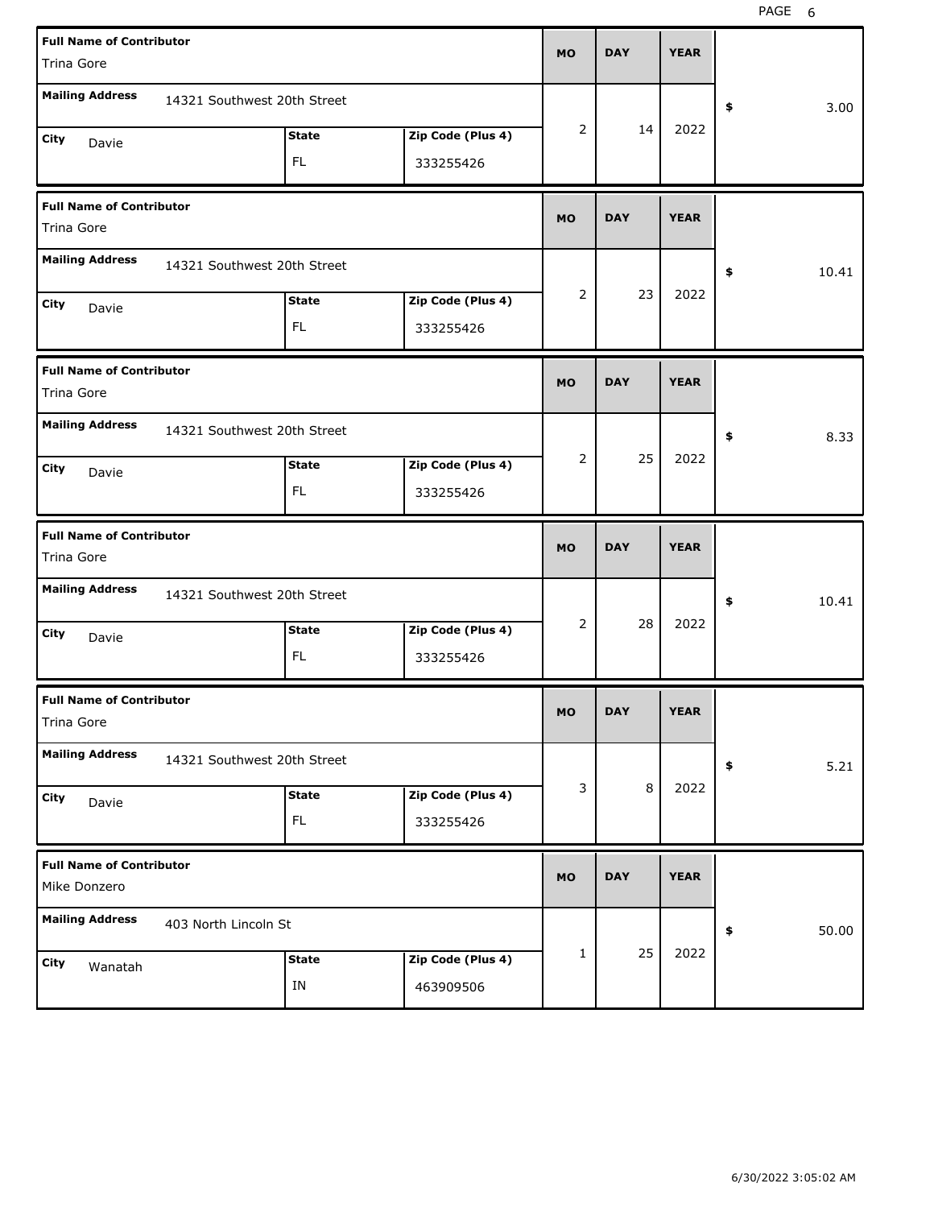| Full Name of Contributor | Mailing Address | City | State | Zip Code (Plus 4) | MO | DAY | YEAR | $ |
|---|---|---|---|---|---|---|---|---|
| Trina Gore | 14321 Southwest 20th Street | Davie | FL | 333255426 | 2 | 14 | 2022 | 3.00 |
| Trina Gore | 14321 Southwest 20th Street | Davie | FL | 333255426 | 2 | 23 | 2022 | 10.41 |
| Trina Gore | 14321 Southwest 20th Street | Davie | FL | 333255426 | 2 | 25 | 2022 | 8.33 |
| Trina Gore | 14321 Southwest 20th Street | Davie | FL | 333255426 | 2 | 28 | 2022 | 10.41 |
| Trina Gore | 14321 Southwest 20th Street | Davie | FL | 333255426 | 3 | 8 | 2022 | 5.21 |
| Mike Donzero | 403 North Lincoln St | Wanatah | IN | 463909506 | 1 | 25 | 2022 | 50.00 |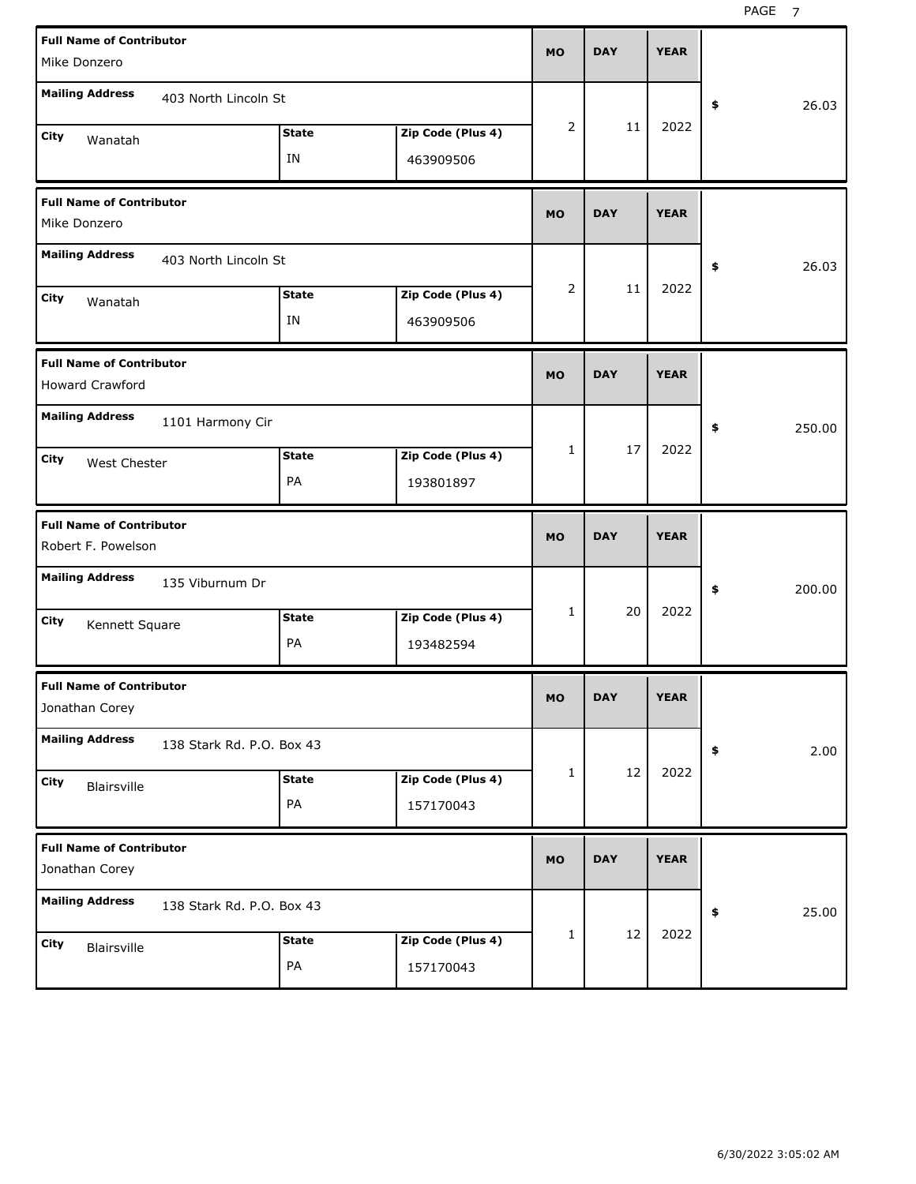| Full Name of Contributor | Mailing Address | City | State | Zip Code (Plus 4) | MO | DAY | YEAR | $ |
|---|---|---|---|---|---|---|---|---|
| Mike Donzero | 403 North Lincoln St | Wanatah | IN | 463909506 | 2 | 11 | 2022 | 26.03 |
| Mike Donzero | 403 North Lincoln St | Wanatah | IN | 463909506 | 2 | 11 | 2022 | 26.03 |
| Howard Crawford | 1101 Harmony Cir | West Chester | PA | 193801897 | 1 | 17 | 2022 | 250.00 |
| Robert F. Powelson | 135 Viburnum Dr | Kennett Square | PA | 193482594 | 1 | 20 | 2022 | 200.00 |
| Jonathan Corey | 138 Stark Rd. P.O. Box 43 | Blairsville | PA | 157170043 | 1 | 12 | 2022 | 2.00 |
| Jonathan Corey | 138 Stark Rd. P.O. Box 43 | Blairsville | PA | 157170043 | 1 | 12 | 2022 | 25.00 |

6/30/2022 3:05:02 AM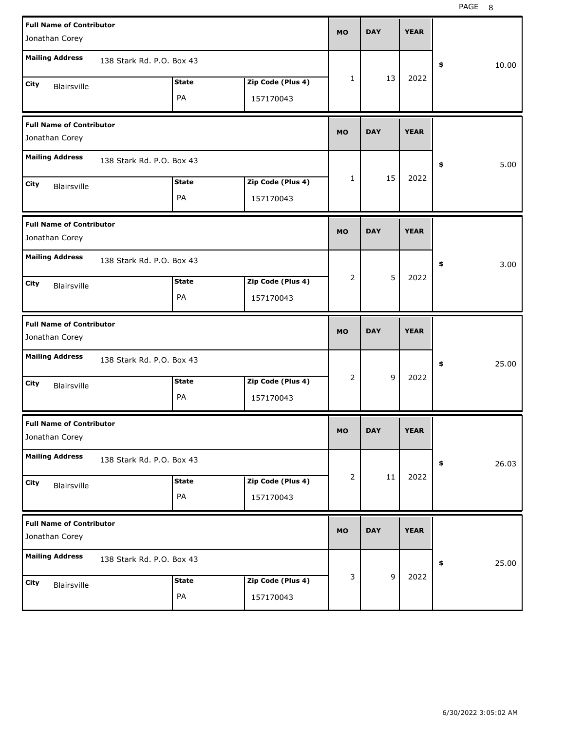| Full Name of Contributor | Mailing Address | City | State | Zip Code (Plus 4) | MO | DAY | YEAR | $ |
|---|---|---|---|---|---|---|---|---|
| Jonathan Corey | 138 Stark Rd. P.O. Box 43 | Blairsville | PA | 157170043 | 1 | 13 | 2022 | 10.00 |
| Jonathan Corey | 138 Stark Rd. P.O. Box 43 | Blairsville | PA | 157170043 | 1 | 15 | 2022 | 5.00 |
| Jonathan Corey | 138 Stark Rd. P.O. Box 43 | Blairsville | PA | 157170043 | 2 | 5 | 2022 | 3.00 |
| Jonathan Corey | 138 Stark Rd. P.O. Box 43 | Blairsville | PA | 157170043 | 2 | 9 | 2022 | 25.00 |
| Jonathan Corey | 138 Stark Rd. P.O. Box 43 | Blairsville | PA | 157170043 | 2 | 11 | 2022 | 26.03 |
| Jonathan Corey | 138 Stark Rd. P.O. Box 43 | Blairsville | PA | 157170043 | 3 | 9 | 2022 | 25.00 |

6/30/2022 3:05:02 AM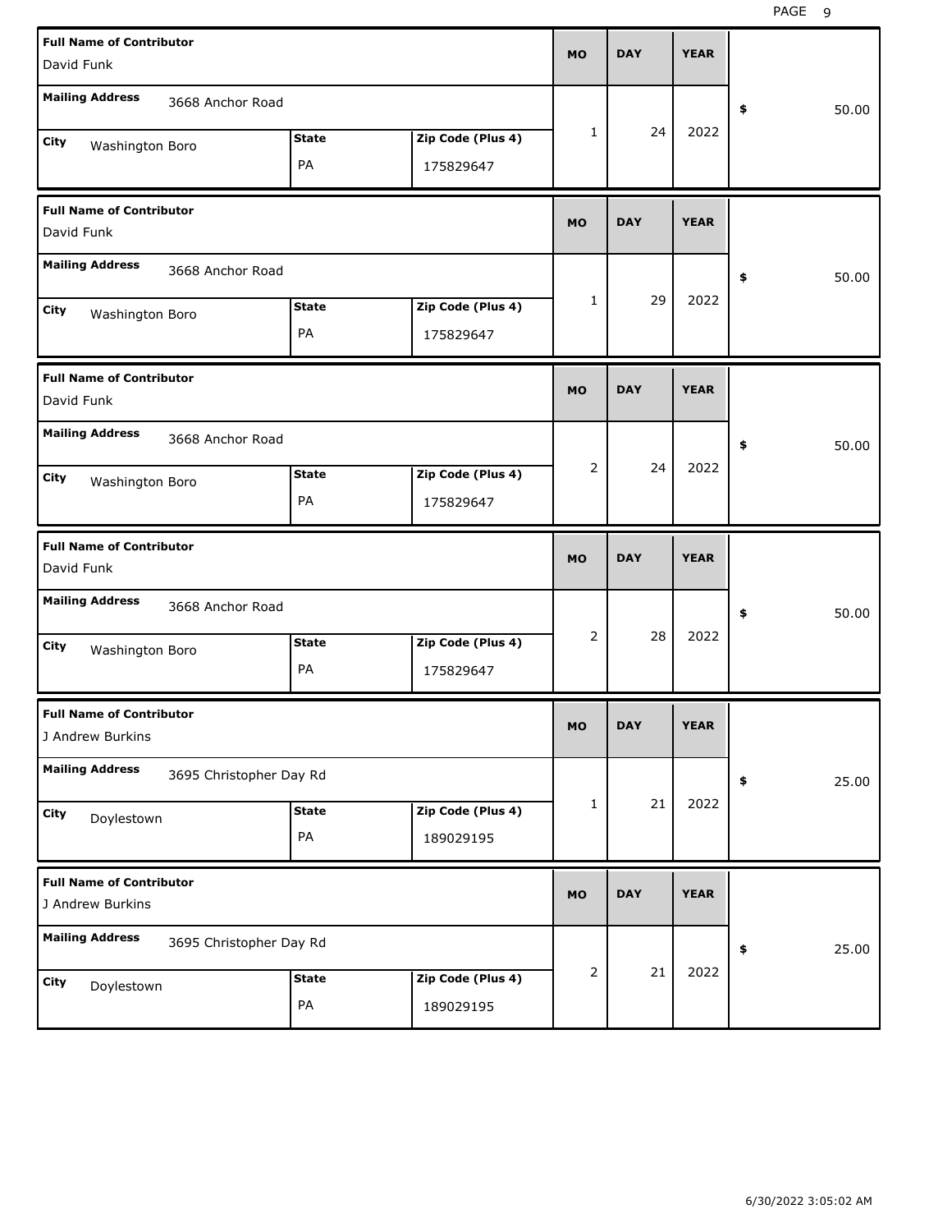| Full Name of Contributor | Mailing Address | City | State | Zip Code (Plus 4) | MO | DAY | YEAR | $ |
|---|---|---|---|---|---|---|---|---|
| David Funk | 3668 Anchor Road | Washington Boro | PA | 175829647 | 1 | 24 | 2022 | 50.00 |
| David Funk | 3668 Anchor Road | Washington Boro | PA | 175829647 | 1 | 29 | 2022 | 50.00 |
| David Funk | 3668 Anchor Road | Washington Boro | PA | 175829647 | 2 | 24 | 2022 | 50.00 |
| David Funk | 3668 Anchor Road | Washington Boro | PA | 175829647 | 2 | 28 | 2022 | 50.00 |
| J Andrew Burkins | 3695 Christopher Day Rd | Doylestown | PA | 189029195 | 1 | 21 | 2022 | 25.00 |
| J Andrew Burkins | 3695 Christopher Day Rd | Doylestown | PA | 189029195 | 2 | 21 | 2022 | 25.00 |

6/30/2022 3:05:02 AM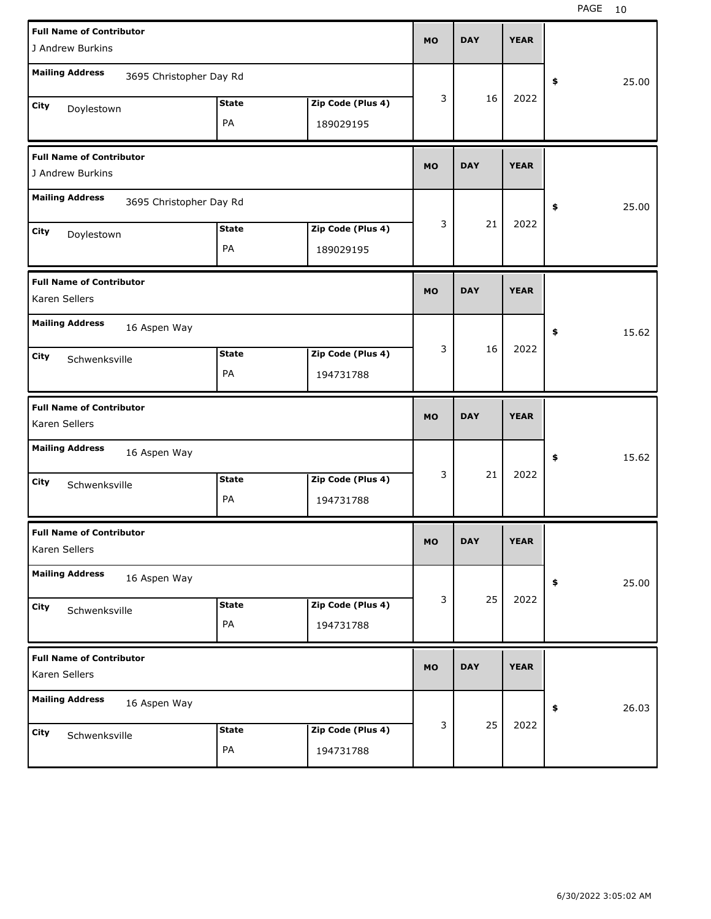| Full Name of Contributor | Mailing Address | City | State | Zip Code (Plus 4) | MO | DAY | YEAR | $ |
|---|---|---|---|---|---|---|---|---|
| J Andrew Burkins | 3695 Christopher Day Rd | Doylestown | PA | 189029195 | 3 | 16 | 2022 | 25.00 |
| J Andrew Burkins | 3695 Christopher Day Rd | Doylestown | PA | 189029195 | 3 | 21 | 2022 | 25.00 |
| Karen Sellers | 16 Aspen Way | Schwenksville | PA | 194731788 | 3 | 16 | 2022 | 15.62 |
| Karen Sellers | 16 Aspen Way | Schwenksville | PA | 194731788 | 3 | 21 | 2022 | 15.62 |
| Karen Sellers | 16 Aspen Way | Schwenksville | PA | 194731788 | 3 | 25 | 2022 | 25.00 |
| Karen Sellers | 16 Aspen Way | Schwenksville | PA | 194731788 | 3 | 25 | 2022 | 26.03 |

6/30/2022 3:05:02 AM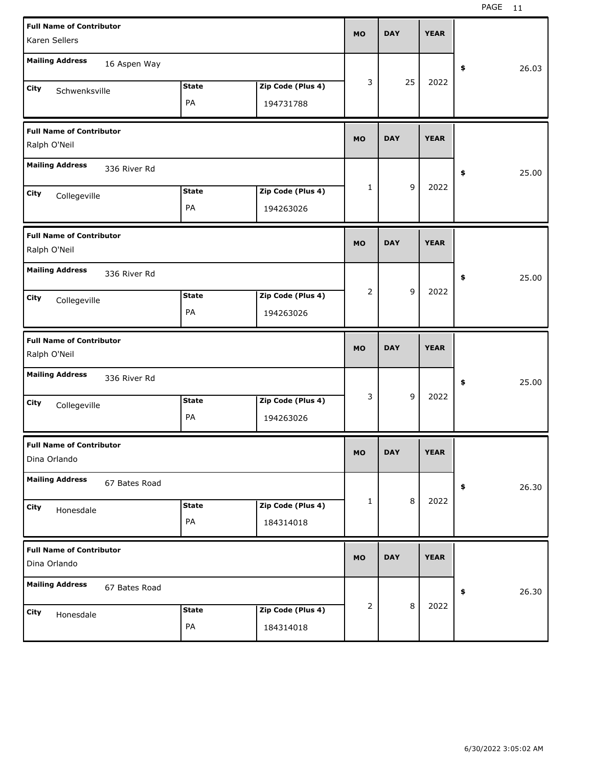| Full Name of Contributor | Mailing Address | City | State | Zip Code (Plus 4) | MO | DAY | YEAR | $ |
|---|---|---|---|---|---|---|---|---|
| Karen Sellers | 16 Aspen Way | Schwenksville | PA | 194731788 | 3 | 25 | 2022 | 26.03 |
| Ralph O'Neil | 336 River Rd | Collegeville | PA | 194263026 | 1 | 9 | 2022 | 25.00 |
| Ralph O'Neil | 336 River Rd | Collegeville | PA | 194263026 | 2 | 9 | 2022 | 25.00 |
| Ralph O'Neil | 336 River Rd | Collegeville | PA | 194263026 | 3 | 9 | 2022 | 25.00 |
| Dina Orlando | 67 Bates Road | Honesdale | PA | 184314018 | 1 | 8 | 2022 | 26.30 |
| Dina Orlando | 67 Bates Road | Honesdale | PA | 184314018 | 2 | 8 | 2022 | 26.30 |

6/30/2022 3:05:02 AM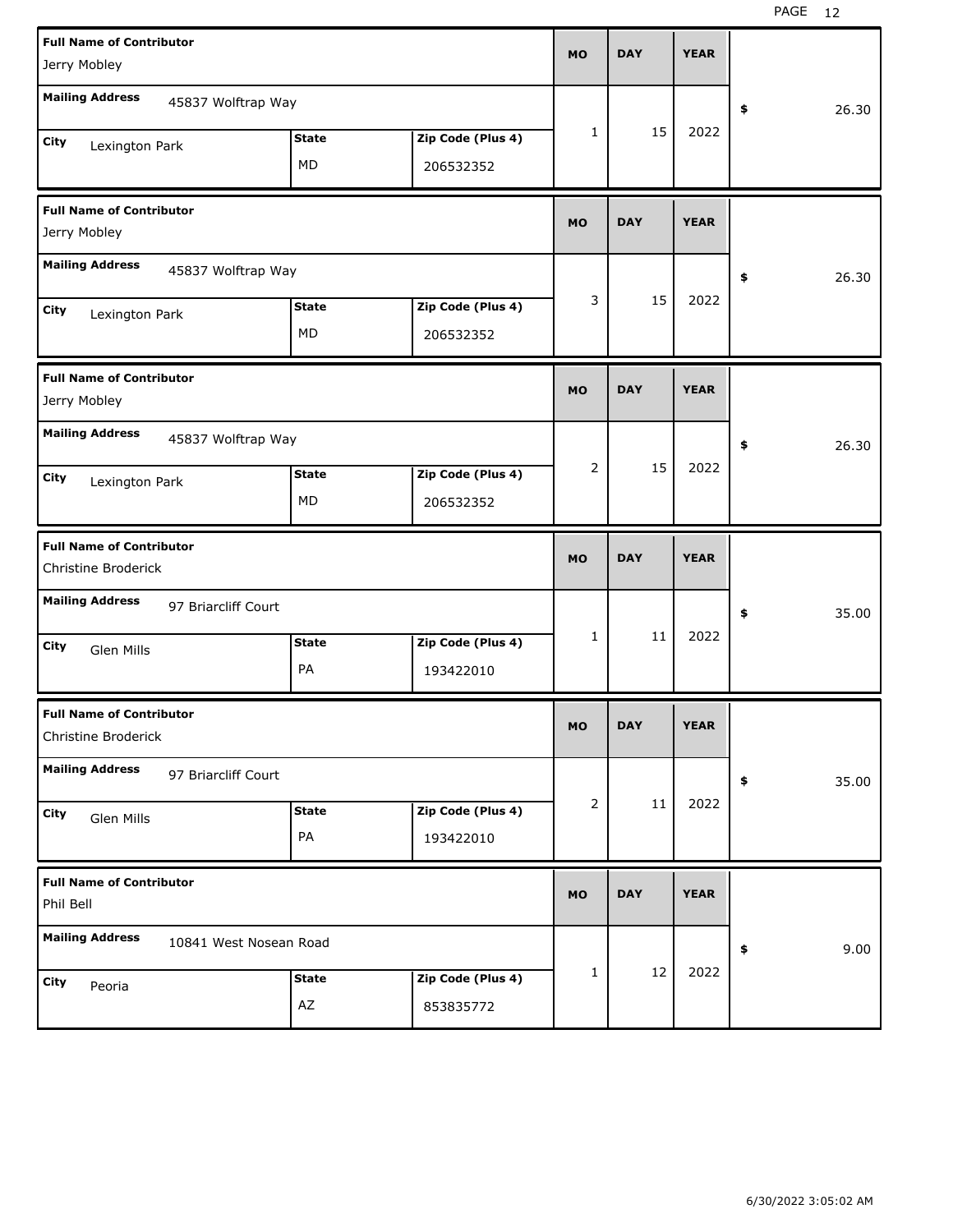| Full Name of Contributor | Mailing Address | City | State | Zip Code (Plus 4) | MO | DAY | YEAR | $ |
|---|---|---|---|---|---|---|---|---|
| Jerry Mobley | 45837 Wolftrap Way | Lexington Park | MD | 206532352 | 1 | 15 | 2022 | 26.30 |
| Jerry Mobley | 45837 Wolftrap Way | Lexington Park | MD | 206532352 | 3 | 15 | 2022 | 26.30 |
| Jerry Mobley | 45837 Wolftrap Way | Lexington Park | MD | 206532352 | 2 | 15 | 2022 | 26.30 |
| Christine Broderick | 97 Briarcliff Court | Glen Mills | PA | 193422010 | 1 | 11 | 2022 | 35.00 |
| Christine Broderick | 97 Briarcliff Court | Glen Mills | PA | 193422010 | 2 | 11 | 2022 | 35.00 |
| Phil Bell | 10841 West Nosean Road | Peoria | AZ | 853835772 | 1 | 12 | 2022 | 9.00 |

6/30/2022 3:05:02 AM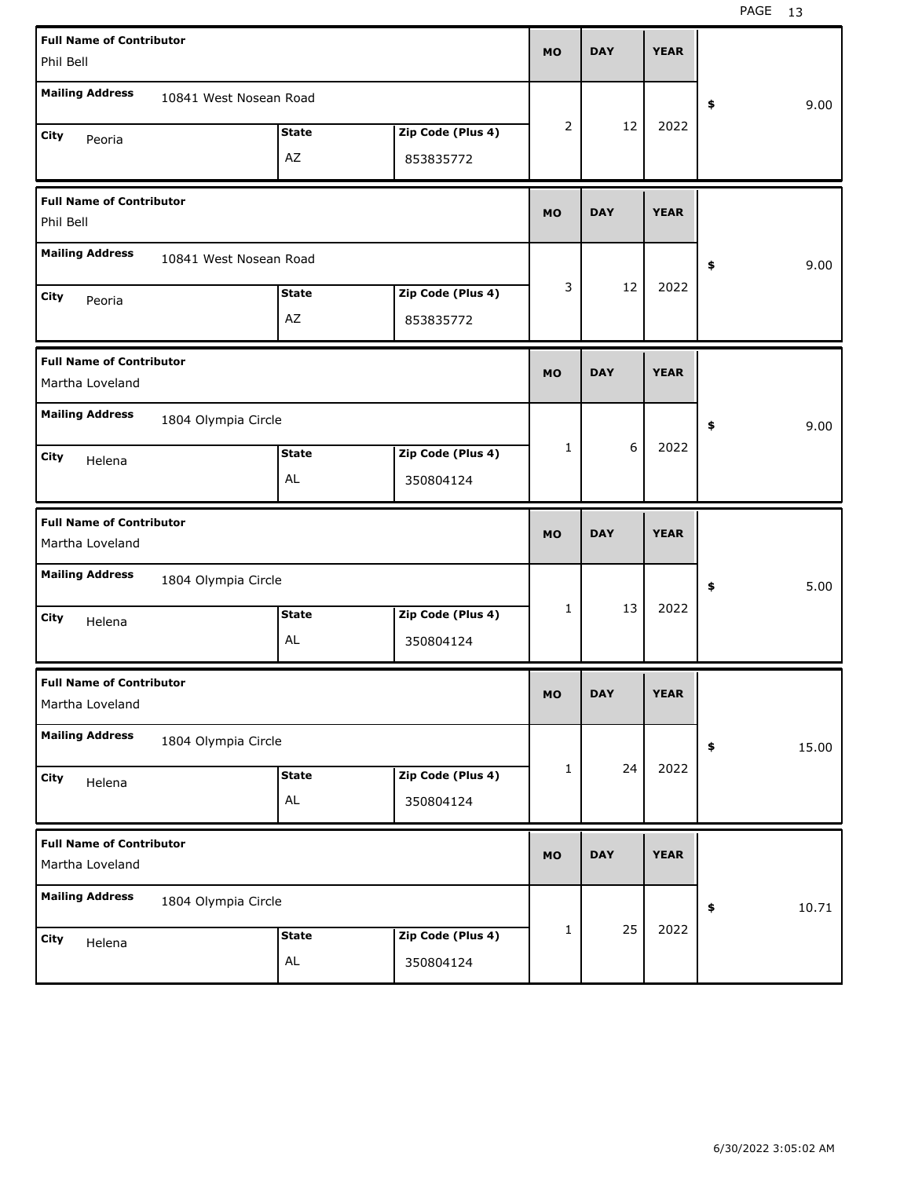| Full Name of Contributor | Mailing Address | City | State | Zip Code (Plus 4) | MO | DAY | YEAR | $ |
|---|---|---|---|---|---|---|---|---|
| Phil Bell | 10841 West Nosean Road | Peoria | AZ | 853835772 | 2 | 12 | 2022 | 9.00 |
| Phil Bell | 10841 West Nosean Road | Peoria | AZ | 853835772 | 3 | 12 | 2022 | 9.00 |
| Martha Loveland | 1804 Olympia Circle | Helena | AL | 350804124 | 1 | 6 | 2022 | 9.00 |
| Martha Loveland | 1804 Olympia Circle | Helena | AL | 350804124 | 1 | 13 | 2022 | 5.00 |
| Martha Loveland | 1804 Olympia Circle | Helena | AL | 350804124 | 1 | 24 | 2022 | 15.00 |
| Martha Loveland | 1804 Olympia Circle | Helena | AL | 350804124 | 1 | 25 | 2022 | 10.71 |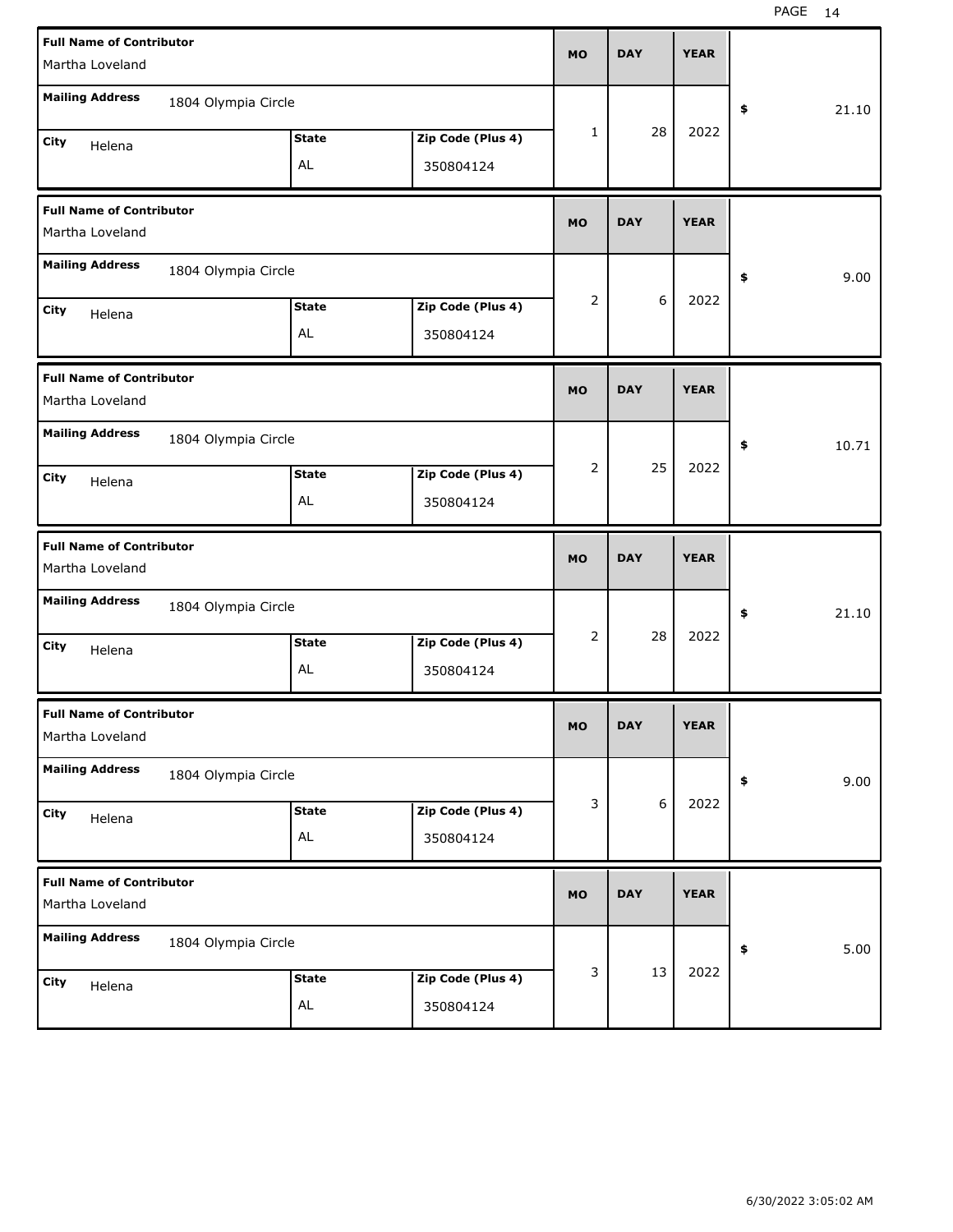| Full Name of Contributor | Mailing Address | City | State | Zip Code (Plus 4) | MO | DAY | YEAR | $ |
|---|---|---|---|---|---|---|---|---|
| Martha Loveland | 1804 Olympia Circle | Helena | AL | 350804124 | 1 | 28 | 2022 | 21.10 |
| Martha Loveland | 1804 Olympia Circle | Helena | AL | 350804124 | 2 | 6 | 2022 | 9.00 |
| Martha Loveland | 1804 Olympia Circle | Helena | AL | 350804124 | 2 | 25 | 2022 | 10.71 |
| Martha Loveland | 1804 Olympia Circle | Helena | AL | 350804124 | 2 | 28 | 2022 | 21.10 |
| Martha Loveland | 1804 Olympia Circle | Helena | AL | 350804124 | 3 | 6 | 2022 | 9.00 |
| Martha Loveland | 1804 Olympia Circle | Helena | AL | 350804124 | 3 | 13 | 2022 | 5.00 |

6/30/2022 3:05:02 AM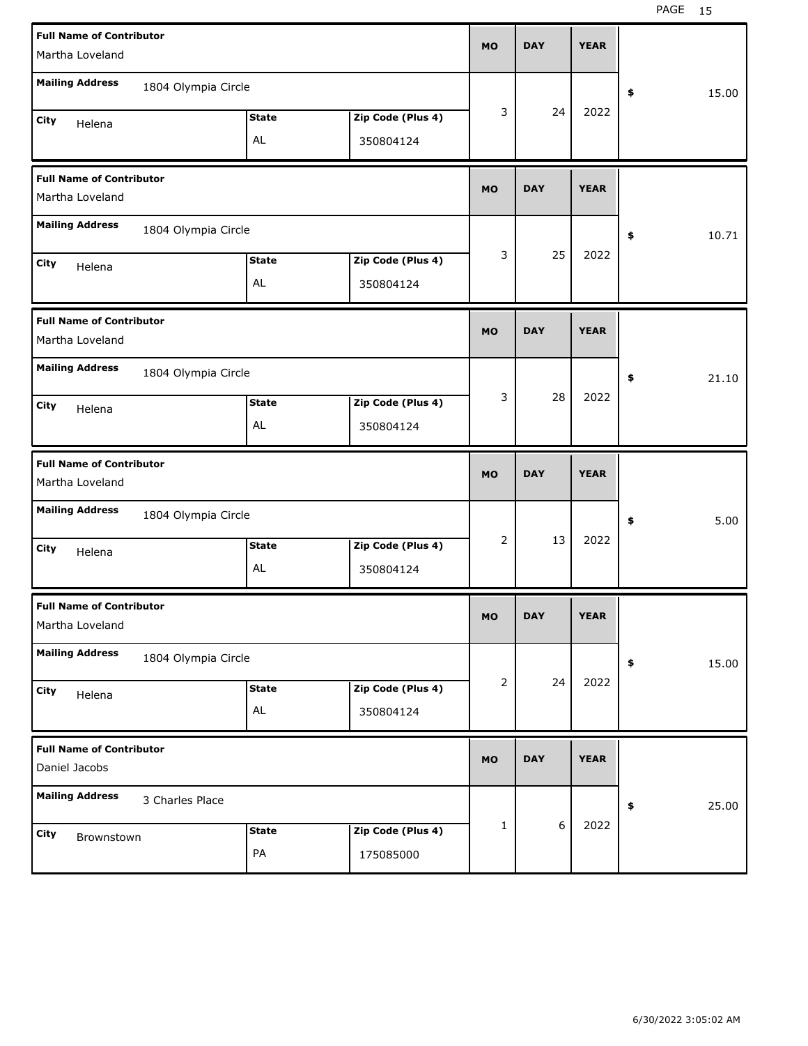| Full Name of Contributor | Mailing Address | City | State | Zip Code (Plus 4) | MO | DAY | YEAR | $ |
|---|---|---|---|---|---|---|---|---|
| Martha Loveland | 1804 Olympia Circle | Helena | AL | 350804124 | 3 | 24 | 2022 | 15.00 |
| Martha Loveland | 1804 Olympia Circle | Helena | AL | 350804124 | 3 | 25 | 2022 | 10.71 |
| Martha Loveland | 1804 Olympia Circle | Helena | AL | 350804124 | 3 | 28 | 2022 | 21.10 |
| Martha Loveland | 1804 Olympia Circle | Helena | AL | 350804124 | 2 | 13 | 2022 | 5.00 |
| Martha Loveland | 1804 Olympia Circle | Helena | AL | 350804124 | 2 | 24 | 2022 | 15.00 |
| Daniel Jacobs | 3 Charles Place | Brownstown | PA | 175085000 | 1 | 6 | 2022 | 25.00 |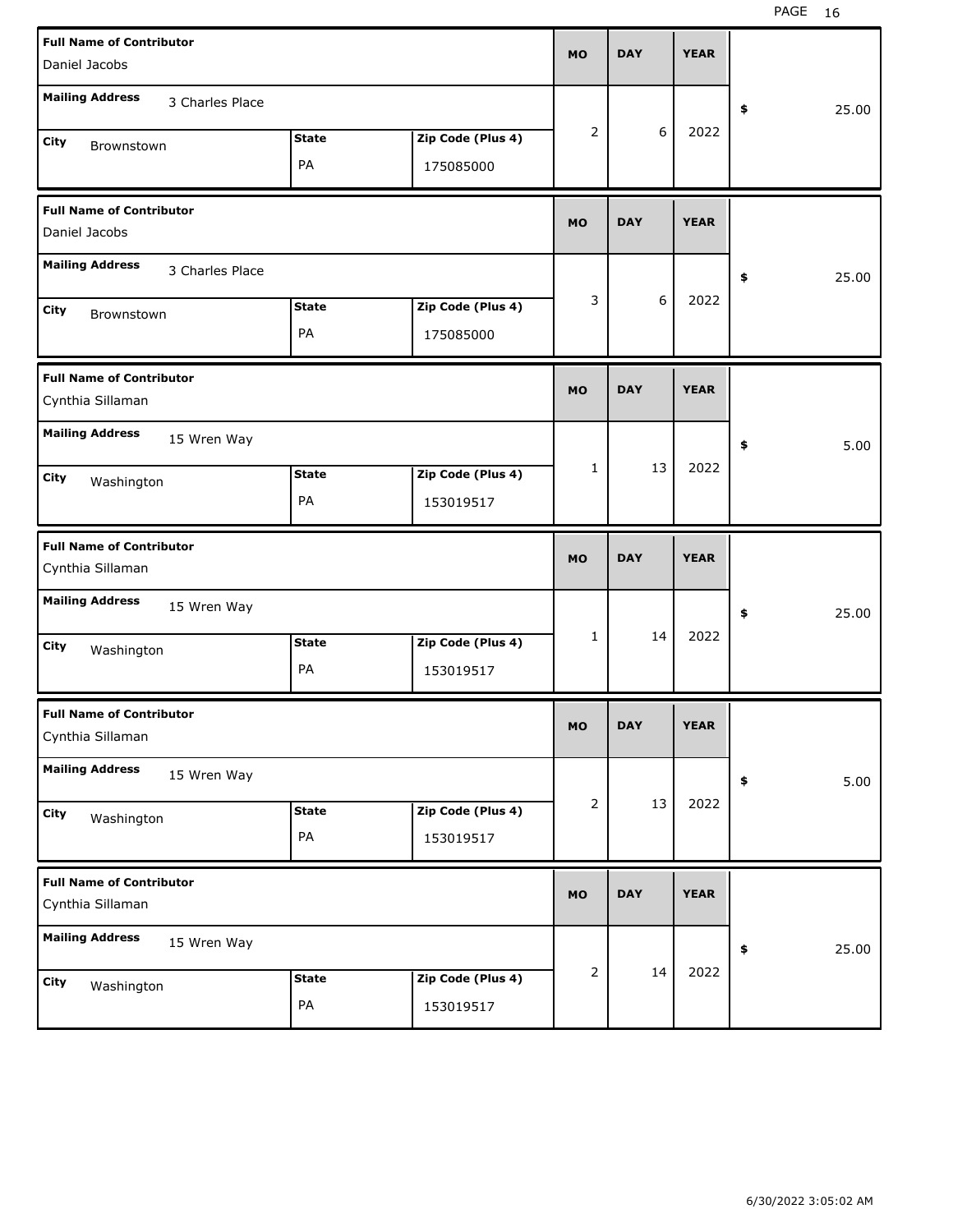| Full Name of Contributor | Mailing Address | City | State | Zip Code (Plus 4) | MO | DAY | YEAR | $ |
|---|---|---|---|---|---|---|---|---|
| Daniel Jacobs | 3 Charles Place | Brownstown | PA | 175085000 | 2 | 6 | 2022 | 25.00 |
| Daniel Jacobs | 3 Charles Place | Brownstown | PA | 175085000 | 3 | 6 | 2022 | 25.00 |
| Cynthia Sillaman | 15 Wren Way | Washington | PA | 153019517 | 1 | 13 | 2022 | 5.00 |
| Cynthia Sillaman | 15 Wren Way | Washington | PA | 153019517 | 1 | 14 | 2022 | 25.00 |
| Cynthia Sillaman | 15 Wren Way | Washington | PA | 153019517 | 2 | 13 | 2022 | 5.00 |
| Cynthia Sillaman | 15 Wren Way | Washington | PA | 153019517 | 2 | 14 | 2022 | 25.00 |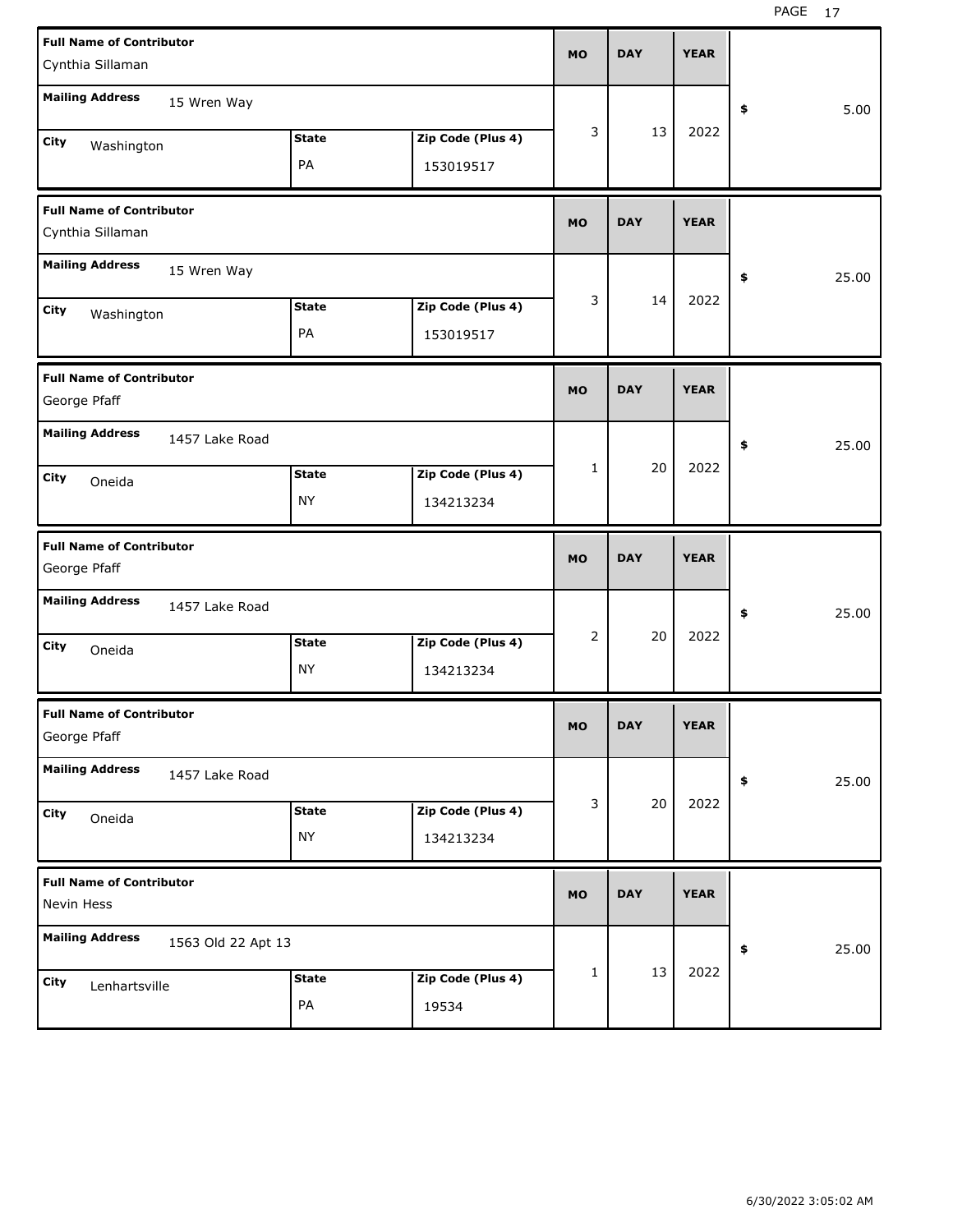| Full Name of Contributor | Mailing Address | City | State | Zip Code (Plus 4) | MO | DAY | YEAR | $ |
|---|---|---|---|---|---|---|---|---|
| Cynthia Sillaman | 15 Wren Way | Washington | PA | 153019517 | 3 | 13 | 2022 | 5.00 |
| Cynthia Sillaman | 15 Wren Way | Washington | PA | 153019517 | 3 | 14 | 2022 | 25.00 |
| George Pfaff | 1457 Lake Road | Oneida | NY | 134213234 | 1 | 20 | 2022 | 25.00 |
| George Pfaff | 1457 Lake Road | Oneida | NY | 134213234 | 2 | 20 | 2022 | 25.00 |
| George Pfaff | 1457 Lake Road | Oneida | NY | 134213234 | 3 | 20 | 2022 | 25.00 |
| Nevin Hess | 1563 Old 22 Apt 13 | Lenhartsville | PA | 19534 | 1 | 13 | 2022 | 25.00 |

6/30/2022 3:05:02 AM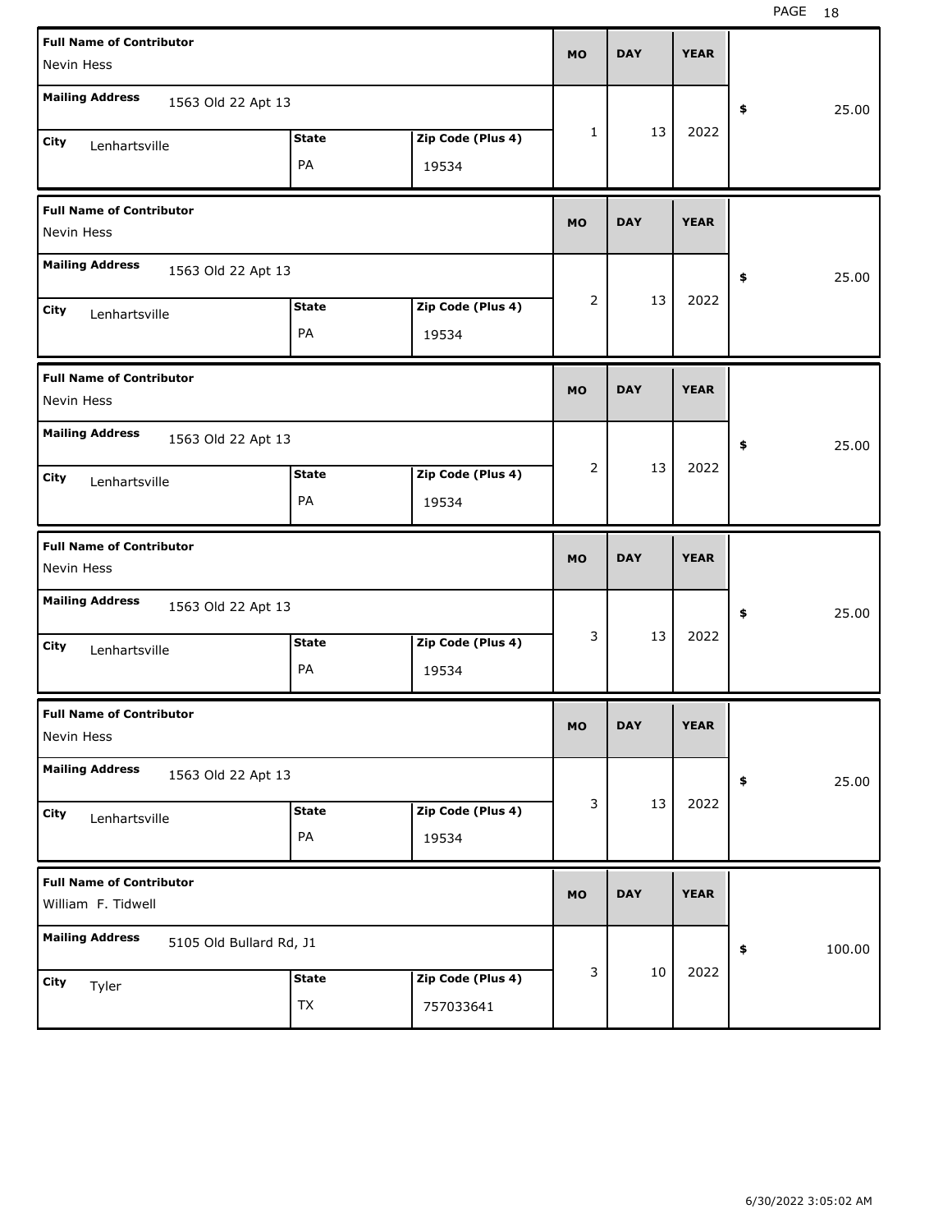| Full Name of Contributor | Mailing Address | City | State | Zip Code (Plus 4) | MO | DAY | YEAR | $ |
|---|---|---|---|---|---|---|---|---|
| Nevin Hess | 1563 Old 22 Apt 13 | Lenhartsville | PA | 19534 | 1 | 13 | 2022 | 25.00 |
| Nevin Hess | 1563 Old 22 Apt 13 | Lenhartsville | PA | 19534 | 2 | 13 | 2022 | 25.00 |
| Nevin Hess | 1563 Old 22 Apt 13 | Lenhartsville | PA | 19534 | 2 | 13 | 2022 | 25.00 |
| Nevin Hess | 1563 Old 22 Apt 13 | Lenhartsville | PA | 19534 | 3 | 13 | 2022 | 25.00 |
| Nevin Hess | 1563 Old 22 Apt 13 | Lenhartsville | PA | 19534 | 3 | 13 | 2022 | 25.00 |
| William F. Tidwell | 5105 Old Bullard Rd, J1 | Tyler | TX | 757033641 | 3 | 10 | 2022 | 100.00 |

6/30/2022 3:05:02 AM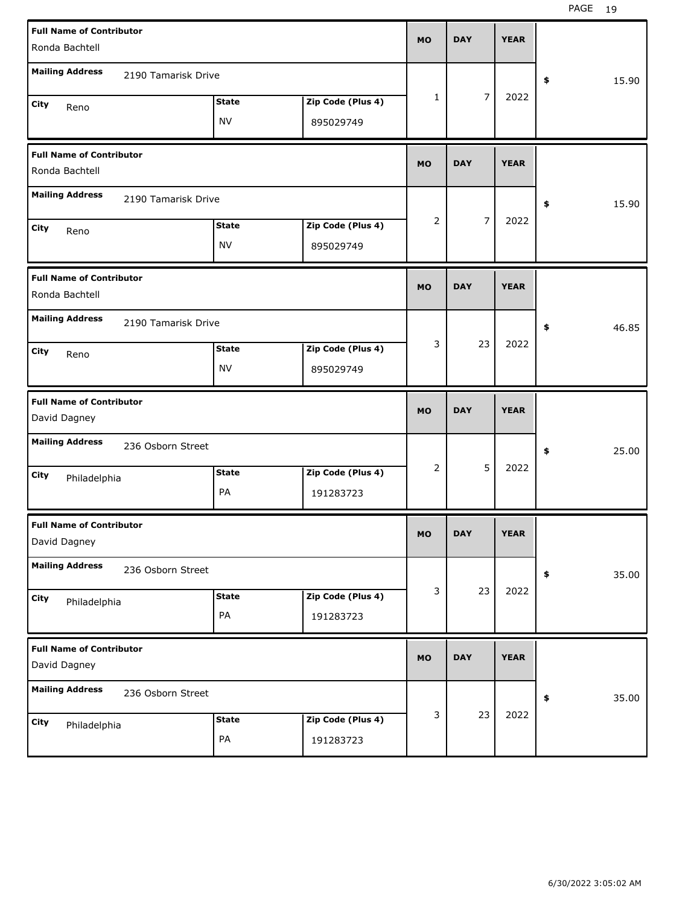| Full Name of Contributor | Mailing Address | City | State | Zip Code (Plus 4) | MO | DAY | YEAR | $ |
|---|---|---|---|---|---|---|---|---|
| Ronda Bachtell | 2190 Tamarisk Drive | Reno | NV | 895029749 | 1 | 7 | 2022 | 15.90 |
| Ronda Bachtell | 2190 Tamarisk Drive | Reno | NV | 895029749 | 2 | 7 | 2022 | 15.90 |
| Ronda Bachtell | 2190 Tamarisk Drive | Reno | NV | 895029749 | 3 | 23 | 2022 | 46.85 |
| David Dagney | 236 Osborn Street | Philadelphia | PA | 191283723 | 2 | 5 | 2022 | 25.00 |
| David Dagney | 236 Osborn Street | Philadelphia | PA | 191283723 | 3 | 23 | 2022 | 35.00 |
| David Dagney | 236 Osborn Street | Philadelphia | PA | 191283723 | 3 | 23 | 2022 | 35.00 |

6/30/2022 3:05:02 AM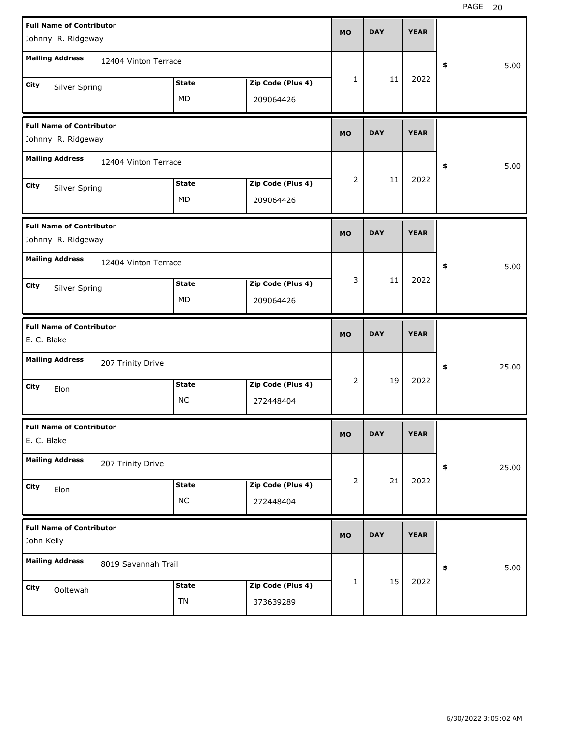| Full Name of Contributor | Mailing Address | City | State | Zip Code (Plus 4) | MO | DAY | YEAR | $ |
|---|---|---|---|---|---|---|---|---|
| Johnny R. Ridgeway | 12404 Vinton Terrace | Silver Spring | MD | 209064426 | 1 | 11 | 2022 | 5.00 |
| Johnny R. Ridgeway | 12404 Vinton Terrace | Silver Spring | MD | 209064426 | 2 | 11 | 2022 | 5.00 |
| Johnny R. Ridgeway | 12404 Vinton Terrace | Silver Spring | MD | 209064426 | 3 | 11 | 2022 | 5.00 |
| E. C. Blake | 207 Trinity Drive | Elon | NC | 272448404 | 2 | 19 | 2022 | 25.00 |
| E. C. Blake | 207 Trinity Drive | Elon | NC | 272448404 | 2 | 21 | 2022 | 25.00 |
| John Kelly | 8019 Savannah Trail | Ooltewah | TN | 373639289 | 1 | 15 | 2022 | 5.00 |

6/30/2022 3:05:02 AM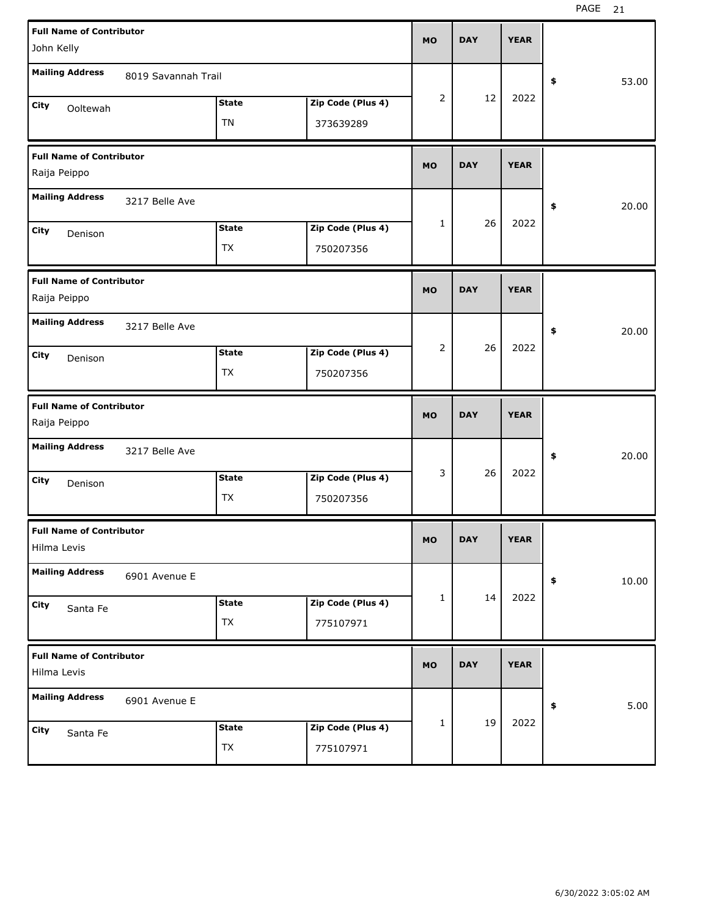| Full Name of Contributor | Mailing Address | City | State | Zip Code (Plus 4) | MO | DAY | YEAR | $ |
|---|---|---|---|---|---|---|---|---|
| John Kelly | 8019 Savannah Trail | Ooltewah | TN | 373639289 | 2 | 12 | 2022 | 53.00 |
| Raija Peippo | 3217 Belle Ave | Denison | TX | 750207356 | 1 | 26 | 2022 | 20.00 |
| Raija Peippo | 3217 Belle Ave | Denison | TX | 750207356 | 2 | 26 | 2022 | 20.00 |
| Raija Peippo | 3217 Belle Ave | Denison | TX | 750207356 | 3 | 26 | 2022 | 20.00 |
| Hilma Levis | 6901 Avenue E | Santa Fe | TX | 775107971 | 1 | 14 | 2022 | 10.00 |
| Hilma Levis | 6901 Avenue E | Santa Fe | TX | 775107971 | 1 | 19 | 2022 | 5.00 |

6/30/2022 3:05:02 AM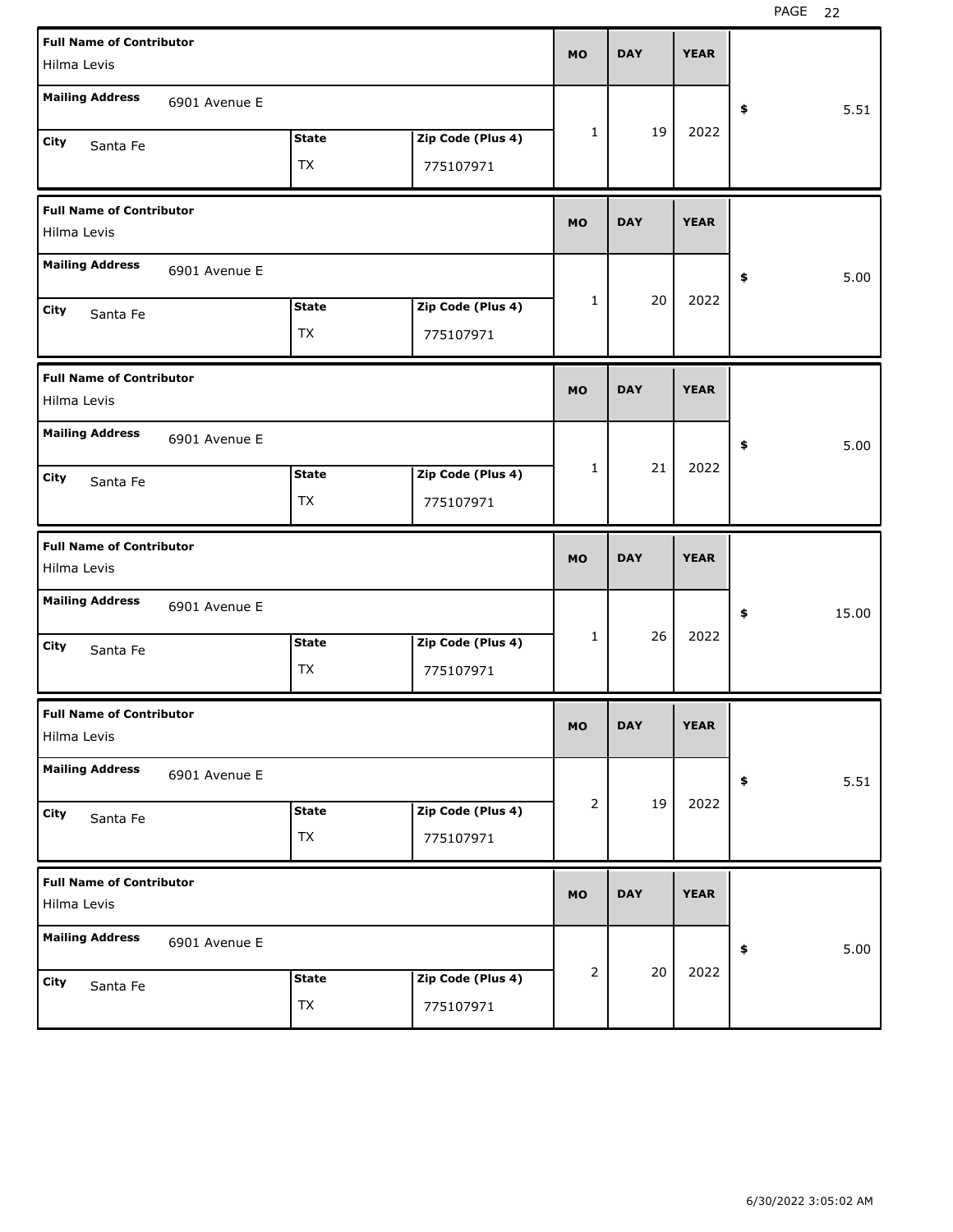| Full Name of Contributor | Mailing Address | City | State | Zip Code (Plus 4) | MO | DAY | YEAR | $ |
|---|---|---|---|---|---|---|---|---|
| Hilma Levis | 6901 Avenue E | Santa Fe | TX | 775107971 | 1 | 19 | 2022 | 5.51 |
| Hilma Levis | 6901 Avenue E | Santa Fe | TX | 775107971 | 1 | 20 | 2022 | 5.00 |
| Hilma Levis | 6901 Avenue E | Santa Fe | TX | 775107971 | 1 | 21 | 2022 | 5.00 |
| Hilma Levis | 6901 Avenue E | Santa Fe | TX | 775107971 | 1 | 26 | 2022 | 15.00 |
| Hilma Levis | 6901 Avenue E | Santa Fe | TX | 775107971 | 2 | 19 | 2022 | 5.51 |
| Hilma Levis | 6901 Avenue E | Santa Fe | TX | 775107971 | 2 | 20 | 2022 | 5.00 |

6/30/2022 3:05:02 AM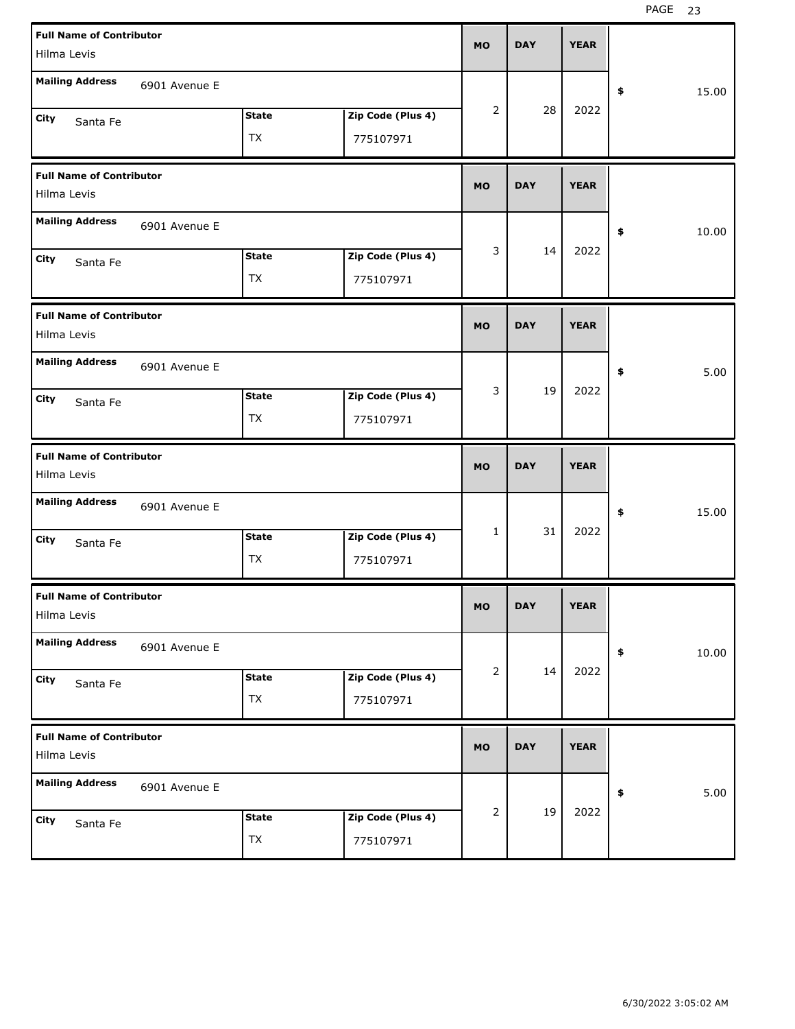| Full Name of Contributor | Mailing Address | City | State | Zip Code (Plus 4) | MO | DAY | YEAR | $ |
|---|---|---|---|---|---|---|---|---|
| Hilma Levis | 6901 Avenue E | Santa Fe | TX | 775107971 | 2 | 28 | 2022 | 15.00 |
| Hilma Levis | 6901 Avenue E | Santa Fe | TX | 775107971 | 3 | 14 | 2022 | 10.00 |
| Hilma Levis | 6901 Avenue E | Santa Fe | TX | 775107971 | 3 | 19 | 2022 | 5.00 |
| Hilma Levis | 6901 Avenue E | Santa Fe | TX | 775107971 | 1 | 31 | 2022 | 15.00 |
| Hilma Levis | 6901 Avenue E | Santa Fe | TX | 775107971 | 2 | 14 | 2022 | 10.00 |
| Hilma Levis | 6901 Avenue E | Santa Fe | TX | 775107971 | 2 | 19 | 2022 | 5.00 |

6/30/2022 3:05:02 AM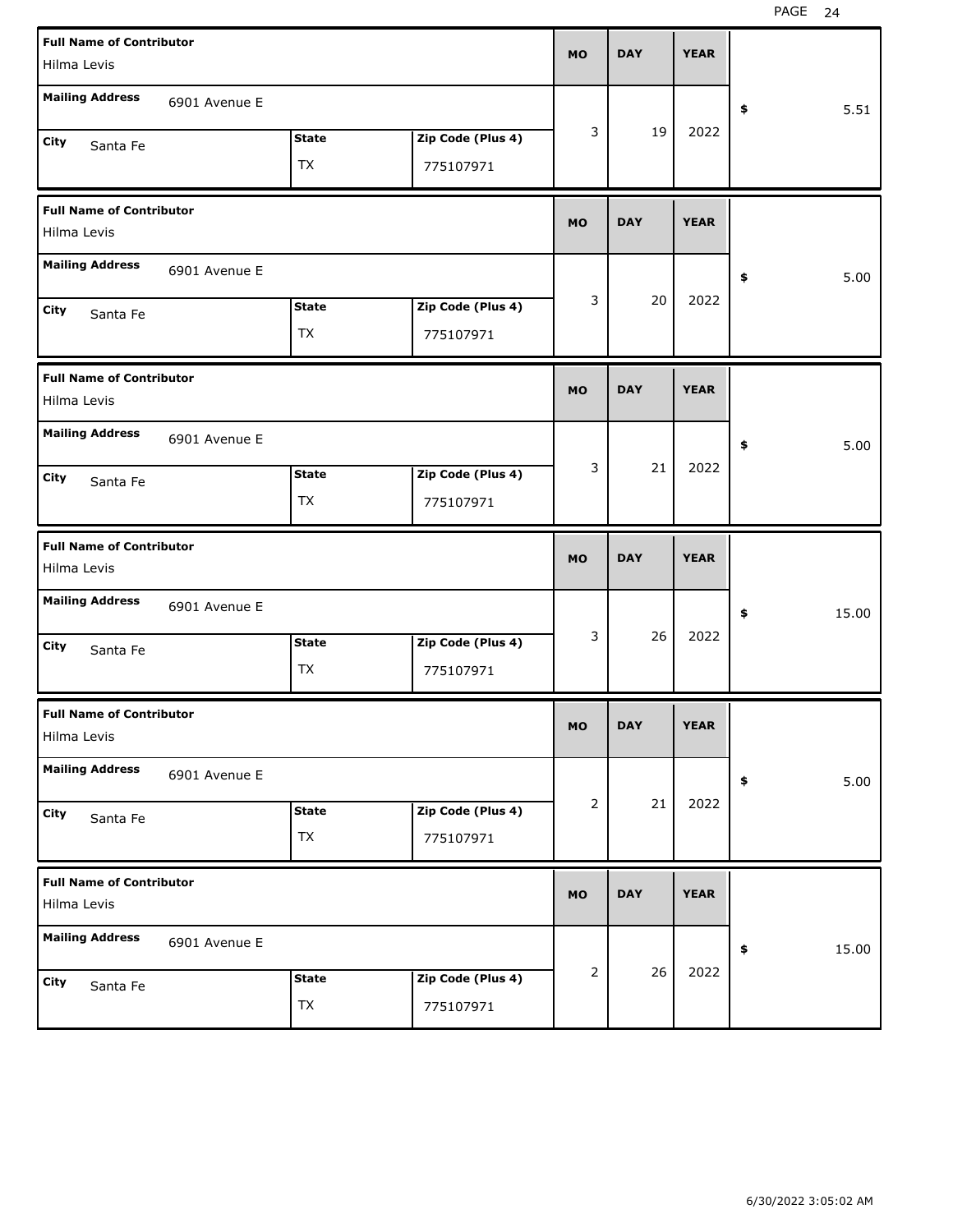| Full Name of Contributor | Mailing Address | City | State | Zip Code (Plus 4) | MO | DAY | YEAR | $ |
|---|---|---|---|---|---|---|---|---|
| Hilma Levis | 6901 Avenue E | Santa Fe | TX | 775107971 | 3 | 19 | 2022 | 5.51 |
| Hilma Levis | 6901 Avenue E | Santa Fe | TX | 775107971 | 3 | 20 | 2022 | 5.00 |
| Hilma Levis | 6901 Avenue E | Santa Fe | TX | 775107971 | 3 | 21 | 2022 | 5.00 |
| Hilma Levis | 6901 Avenue E | Santa Fe | TX | 775107971 | 3 | 26 | 2022 | 15.00 |
| Hilma Levis | 6901 Avenue E | Santa Fe | TX | 775107971 | 2 | 21 | 2022 | 5.00 |
| Hilma Levis | 6901 Avenue E | Santa Fe | TX | 775107971 | 2 | 26 | 2022 | 15.00 |

6/30/2022 3:05:02 AM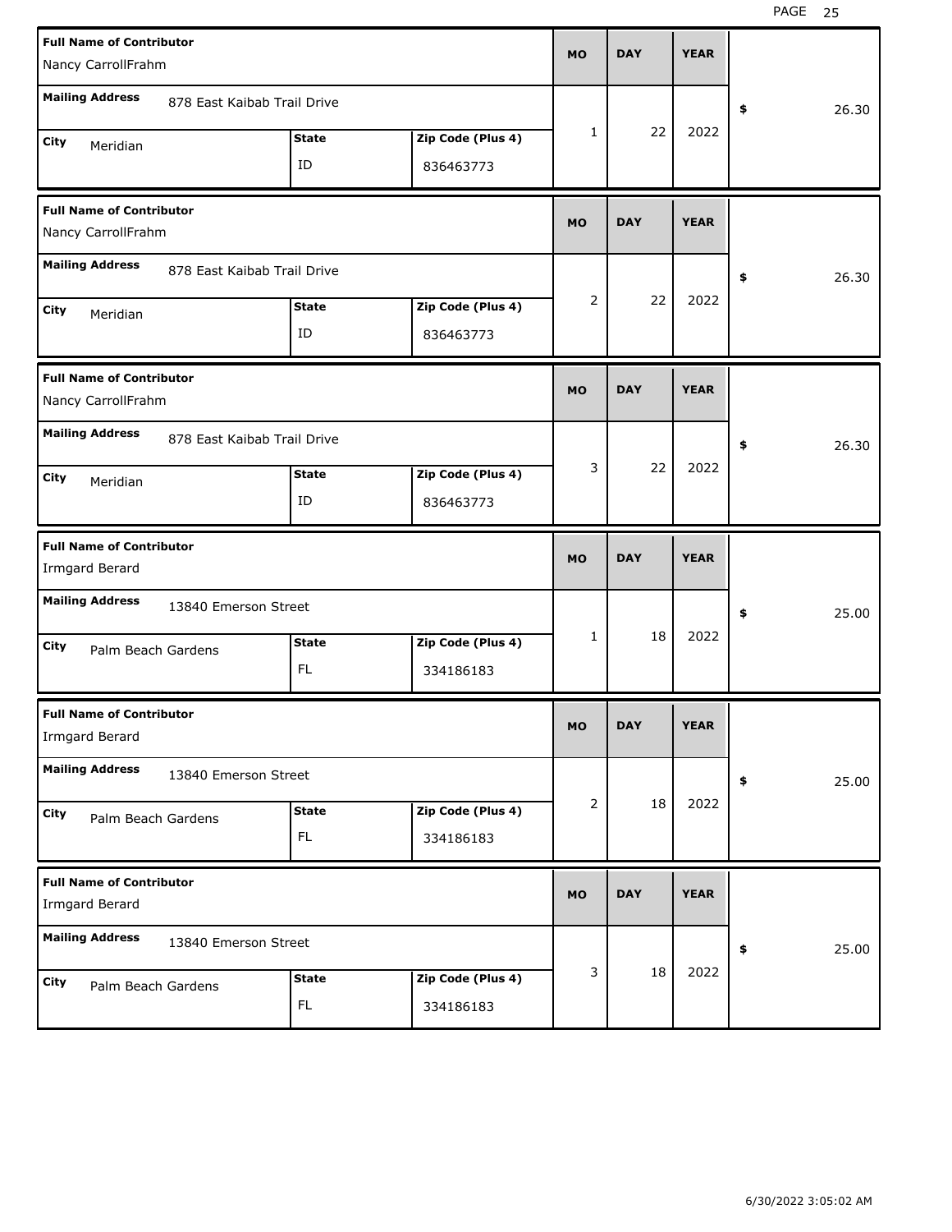| Full Name of Contributor | Mailing Address | City | State | Zip Code (Plus 4) | MO | DAY | YEAR | $ |
|---|---|---|---|---|---|---|---|---|
| Nancy CarrollFrahm | 878 East Kaibab Trail Drive | Meridian | ID | 836463773 | 1 | 22 | 2022 | 26.30 |
| Nancy CarrollFrahm | 878 East Kaibab Trail Drive | Meridian | ID | 836463773 | 2 | 22 | 2022 | 26.30 |
| Nancy CarrollFrahm | 878 East Kaibab Trail Drive | Meridian | ID | 836463773 | 3 | 22 | 2022 | 26.30 |
| Irmgard Berard | 13840 Emerson Street | Palm Beach Gardens | FL | 334186183 | 1 | 18 | 2022 | 25.00 |
| Irmgard Berard | 13840 Emerson Street | Palm Beach Gardens | FL | 334186183 | 2 | 18 | 2022 | 25.00 |
| Irmgard Berard | 13840 Emerson Street | Palm Beach Gardens | FL | 334186183 | 3 | 18 | 2022 | 25.00 |

6/30/2022 3:05:02 AM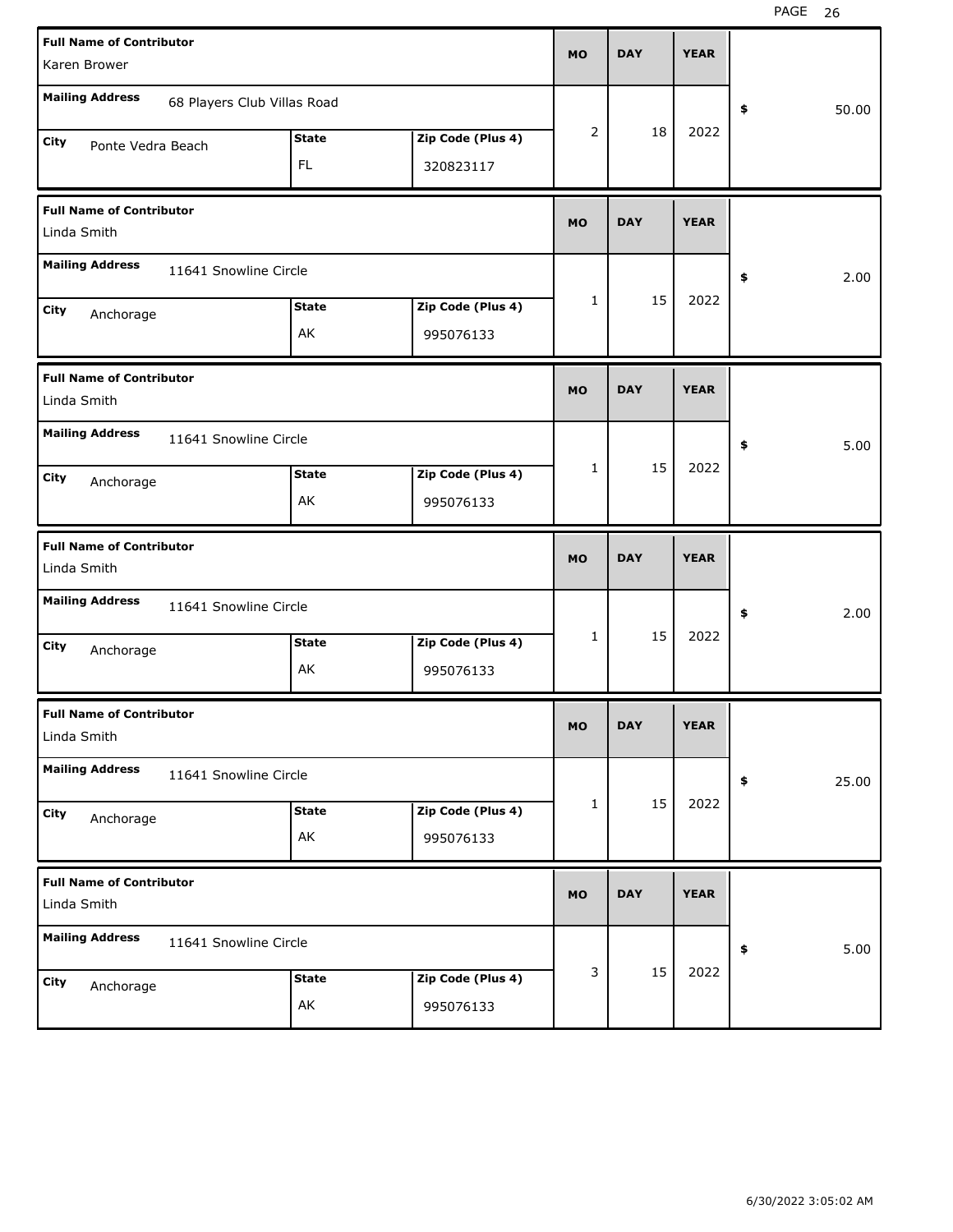| Full Name of Contributor | Mailing Address | City | State | Zip Code (Plus 4) | MO | DAY | YEAR | $ |
|---|---|---|---|---|---|---|---|---|
| Karen Brower | 68 Players Club Villas Road | Ponte Vedra Beach | FL | 320823117 | 2 | 18 | 2022 | 50.00 |
| Linda Smith | 11641 Snowline Circle | Anchorage | AK | 995076133 | 1 | 15 | 2022 | 2.00 |
| Linda Smith | 11641 Snowline Circle | Anchorage | AK | 995076133 | 1 | 15 | 2022 | 5.00 |
| Linda Smith | 11641 Snowline Circle | Anchorage | AK | 995076133 | 1 | 15 | 2022 | 2.00 |
| Linda Smith | 11641 Snowline Circle | Anchorage | AK | 995076133 | 1 | 15 | 2022 | 25.00 |
| Linda Smith | 11641 Snowline Circle | Anchorage | AK | 995076133 | 3 | 15 | 2022 | 5.00 |

6/30/2022 3:05:02 AM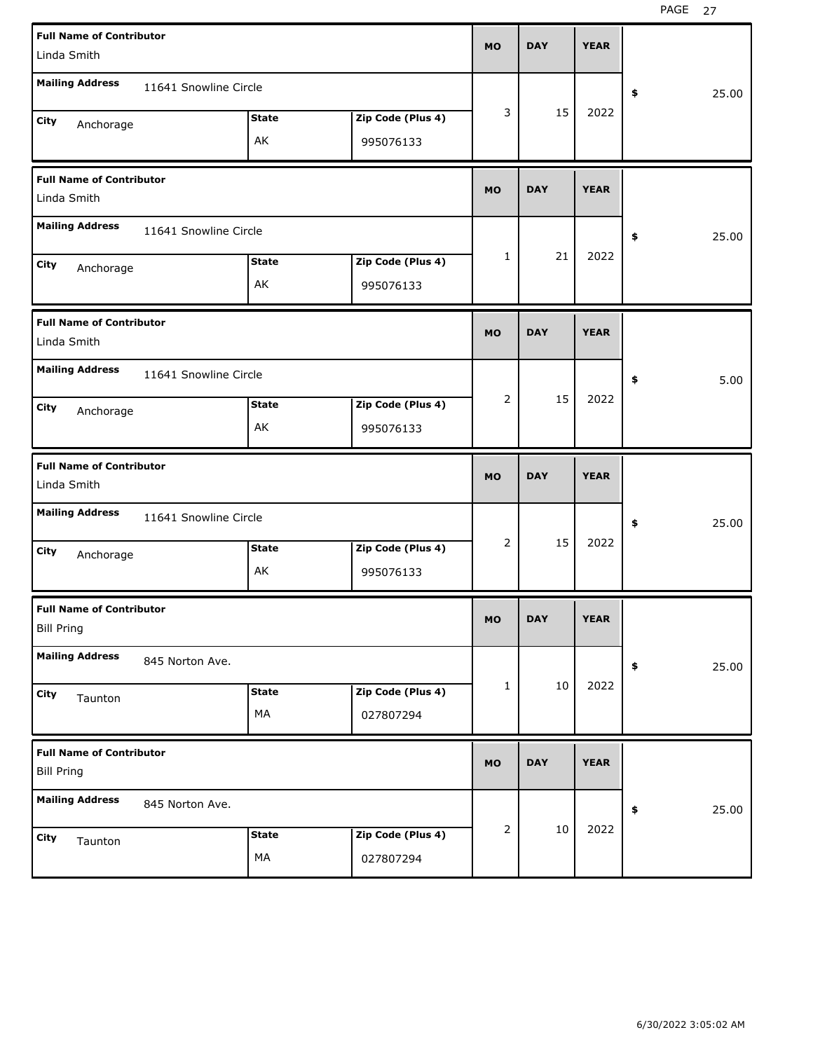| Full Name of Contributor | Mailing Address | City | State | Zip Code (Plus 4) | MO | DAY | YEAR | $ |
|---|---|---|---|---|---|---|---|---|
| Linda Smith | 11641 Snowline Circle | Anchorage | AK | 995076133 | 3 | 15 | 2022 | 25.00 |
| Linda Smith | 11641 Snowline Circle | Anchorage | AK | 995076133 | 1 | 21 | 2022 | 25.00 |
| Linda Smith | 11641 Snowline Circle | Anchorage | AK | 995076133 | 2 | 15 | 2022 | 5.00 |
| Linda Smith | 11641 Snowline Circle | Anchorage | AK | 995076133 | 2 | 15 | 2022 | 25.00 |
| Bill Pring | 845 Norton Ave. | Taunton | MA | 027807294 | 1 | 10 | 2022 | 25.00 |
| Bill Pring | 845 Norton Ave. | Taunton | MA | 027807294 | 2 | 10 | 2022 | 25.00 |

6/30/2022 3:05:02 AM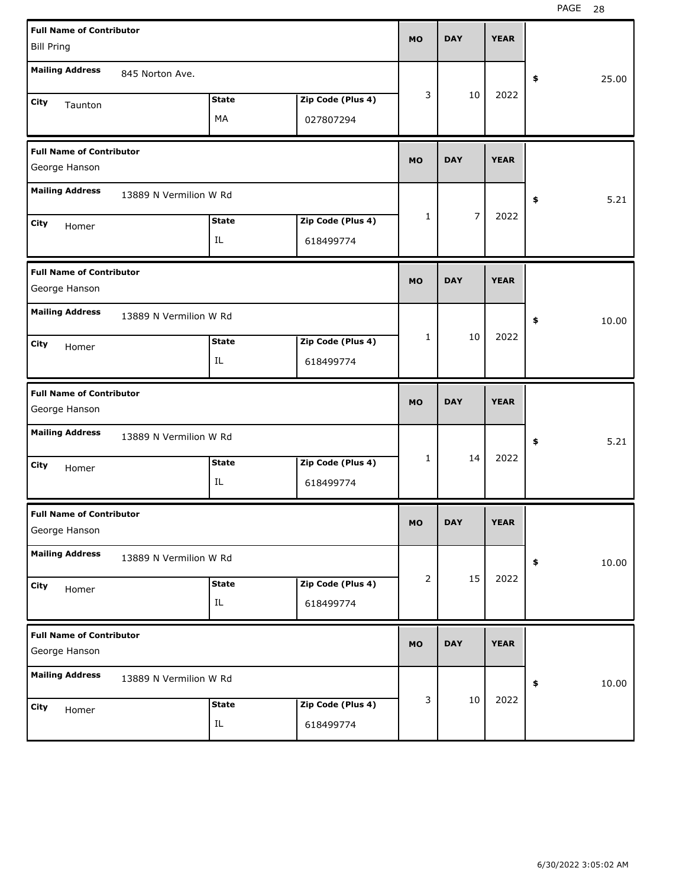| Full Name of Contributor | Mailing Address | City | State | Zip Code (Plus 4) | MO | DAY | YEAR | $ |
|---|---|---|---|---|---|---|---|---|
| Bill Pring | 845 Norton Ave. | Taunton | MA | 027807294 | 3 | 10 | 2022 | 25.00 |
| George Hanson | 13889 N Vermilion W Rd | Homer | IL | 618499774 | 1 | 7 | 2022 | 5.21 |
| George Hanson | 13889 N Vermilion W Rd | Homer | IL | 618499774 | 1 | 10 | 2022 | 10.00 |
| George Hanson | 13889 N Vermilion W Rd | Homer | IL | 618499774 | 1 | 14 | 2022 | 5.21 |
| George Hanson | 13889 N Vermilion W Rd | Homer | IL | 618499774 | 2 | 15 | 2022 | 10.00 |
| George Hanson | 13889 N Vermilion W Rd | Homer | IL | 618499774 | 3 | 10 | 2022 | 10.00 |

6/30/2022 3:05:02 AM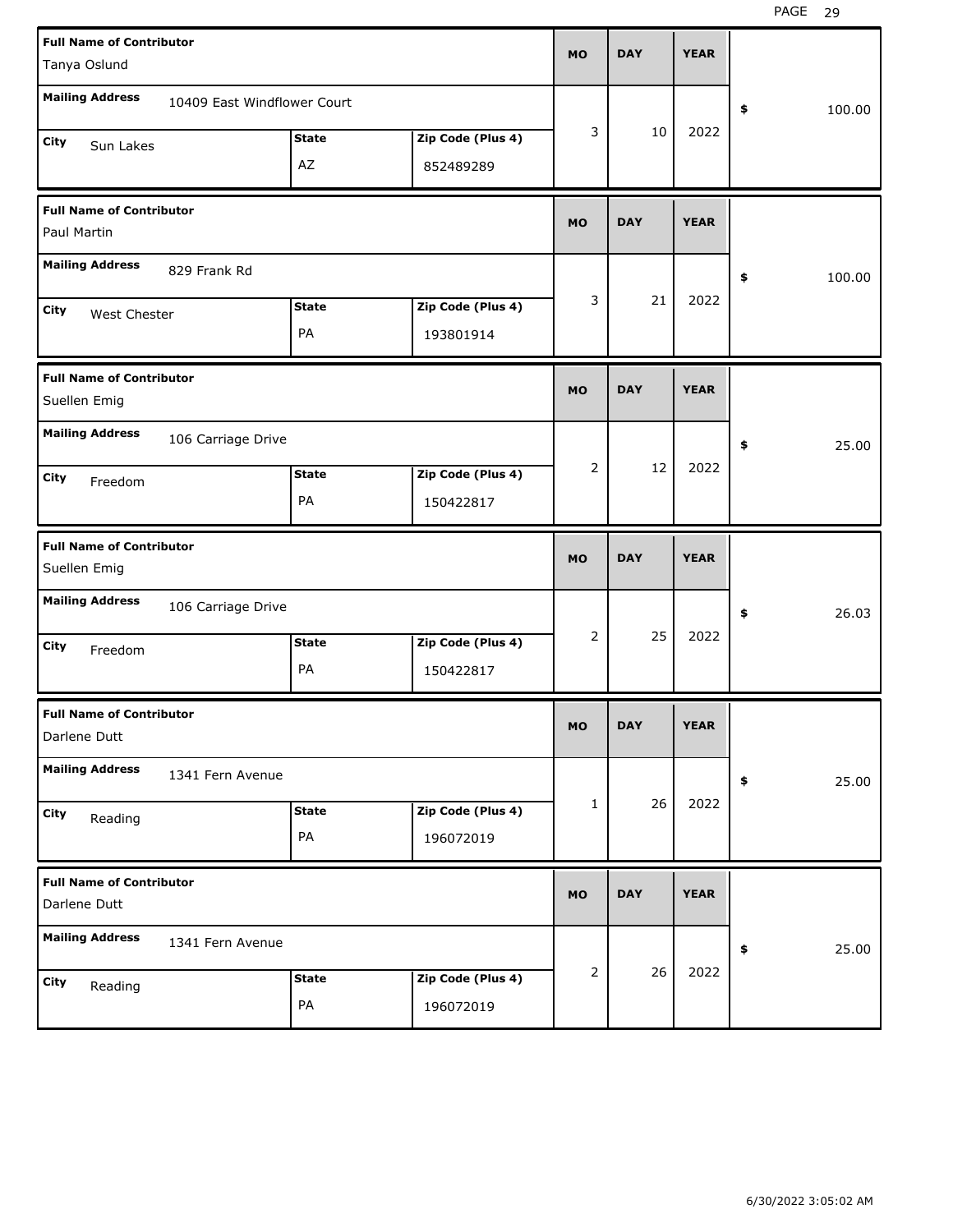| Full Name of Contributor | Mailing Address | City | State | Zip Code (Plus 4) | MO | DAY | YEAR | $ |
|---|---|---|---|---|---|---|---|---|
| Tanya Oslund | 10409 East Windflower Court | Sun Lakes | AZ | 852489289 | 3 | 10 | 2022 | 100.00 |
| Paul Martin | 829 Frank Rd | West Chester | PA | 193801914 | 3 | 21 | 2022 | 100.00 |
| Suellen Emig | 106 Carriage Drive | Freedom | PA | 150422817 | 2 | 12 | 2022 | 25.00 |
| Suellen Emig | 106 Carriage Drive | Freedom | PA | 150422817 | 2 | 25 | 2022 | 26.03 |
| Darlene Dutt | 1341 Fern Avenue | Reading | PA | 196072019 | 1 | 26 | 2022 | 25.00 |
| Darlene Dutt | 1341 Fern Avenue | Reading | PA | 196072019 | 2 | 26 | 2022 | 25.00 |

6/30/2022 3:05:02 AM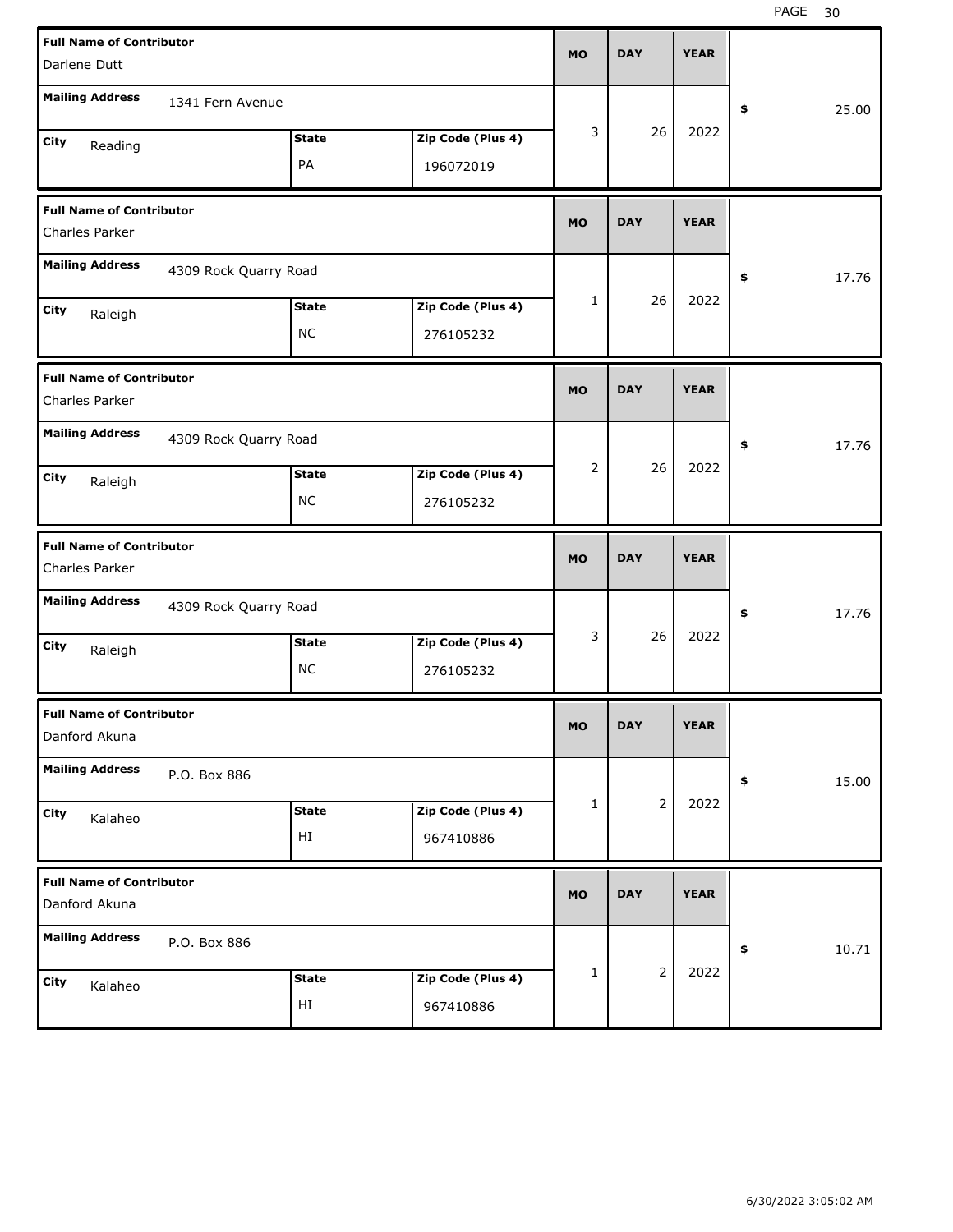| Full Name of Contributor | Mailing Address | City | State | Zip Code (Plus 4) | MO | DAY | YEAR | $ |
|---|---|---|---|---|---|---|---|---|
| Darlene Dutt | 1341 Fern Avenue | Reading | PA | 196072019 | 3 | 26 | 2022 | 25.00 |
| Charles Parker | 4309 Rock Quarry Road | Raleigh | NC | 276105232 | 1 | 26 | 2022 | 17.76 |
| Charles Parker | 4309 Rock Quarry Road | Raleigh | NC | 276105232 | 2 | 26 | 2022 | 17.76 |
| Charles Parker | 4309 Rock Quarry Road | Raleigh | NC | 276105232 | 3 | 26 | 2022 | 17.76 |
| Danford Akuna | P.O. Box 886 | Kalaheo | HI | 967410886 | 1 | 2 | 2022 | 15.00 |
| Danford Akuna | P.O. Box 886 | Kalaheo | HI | 967410886 | 1 | 2 | 2022 | 10.71 |

6/30/2022 3:05:02 AM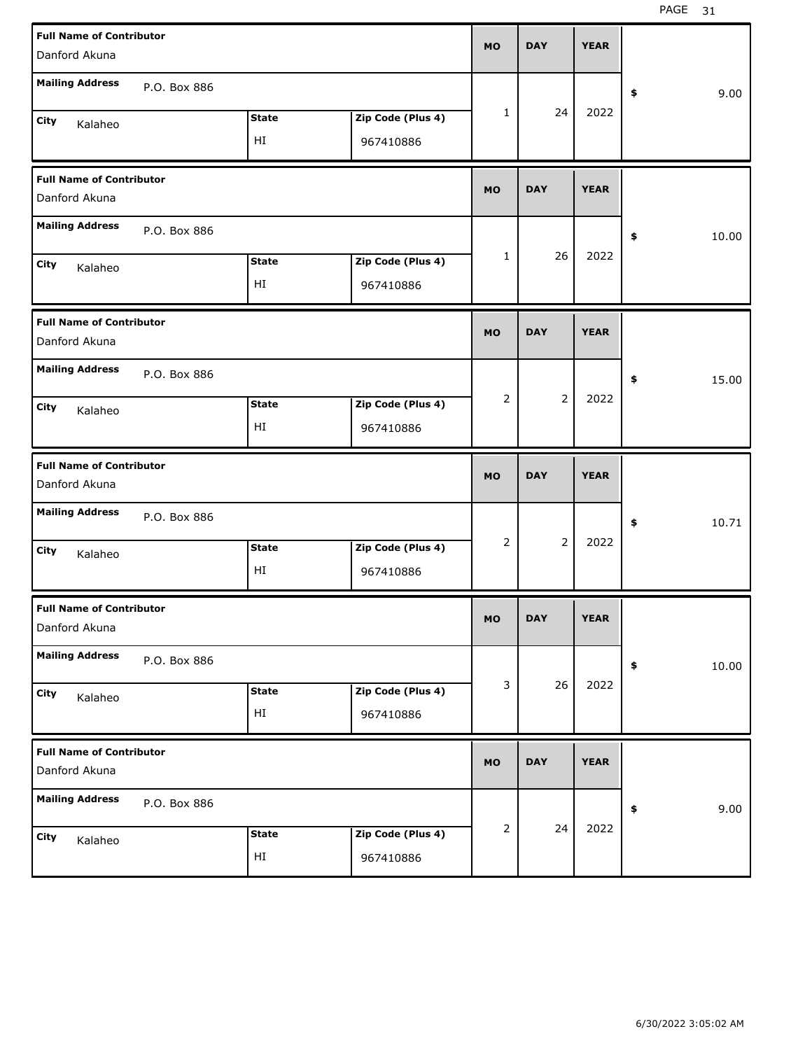| Full Name of Contributor | Mailing Address | City | State | Zip Code (Plus 4) | MO | DAY | YEAR | $ |
|---|---|---|---|---|---|---|---|---|
| Danford Akuna | P.O. Box 886 | Kalaheo | HI | 967410886 | 1 | 24 | 2022 | 9.00 |
| Danford Akuna | P.O. Box 886 | Kalaheo | HI | 967410886 | 1 | 26 | 2022 | 10.00 |
| Danford Akuna | P.O. Box 886 | Kalaheo | HI | 967410886 | 2 | 2 | 2022 | 15.00 |
| Danford Akuna | P.O. Box 886 | Kalaheo | HI | 967410886 | 2 | 2 | 2022 | 10.71 |
| Danford Akuna | P.O. Box 886 | Kalaheo | HI | 967410886 | 3 | 26 | 2022 | 10.00 |
| Danford Akuna | P.O. Box 886 | Kalaheo | HI | 967410886 | 2 | 24 | 2022 | 9.00 |

6/30/2022 3:05:02 AM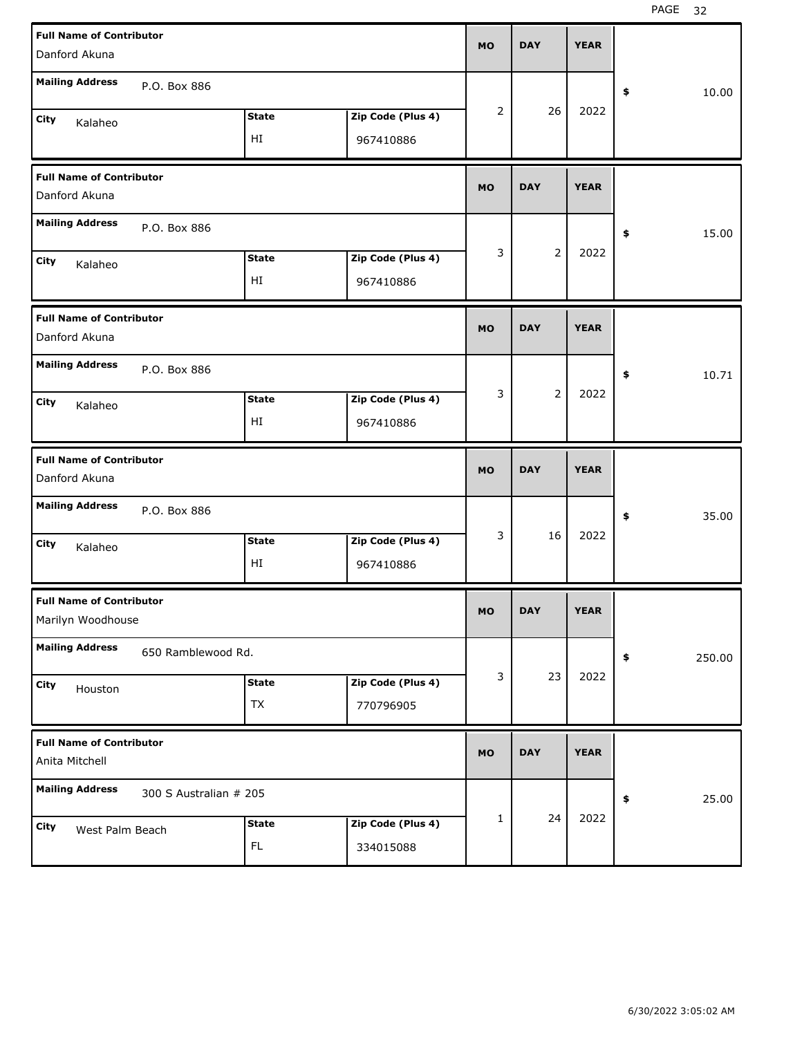| Full Name of Contributor | Mailing Address | City | State | Zip Code (Plus 4) | MO | DAY | YEAR | $ |
|---|---|---|---|---|---|---|---|---|
| Danford Akuna | P.O. Box 886 | Kalaheo | HI | 967410886 | 2 | 26 | 2022 | 10.00 |
| Danford Akuna | P.O. Box 886 | Kalaheo | HI | 967410886 | 3 | 2 | 2022 | 15.00 |
| Danford Akuna | P.O. Box 886 | Kalaheo | HI | 967410886 | 3 | 2 | 2022 | 10.71 |
| Danford Akuna | P.O. Box 886 | Kalaheo | HI | 967410886 | 3 | 16 | 2022 | 35.00 |
| Marilyn Woodhouse | 650 Ramblewood Rd. | Houston | TX | 770796905 | 3 | 23 | 2022 | 250.00 |
| Anita Mitchell | 300 S Australian # 205 | West Palm Beach | FL | 334015088 | 1 | 24 | 2022 | 25.00 |

6/30/2022 3:05:02 AM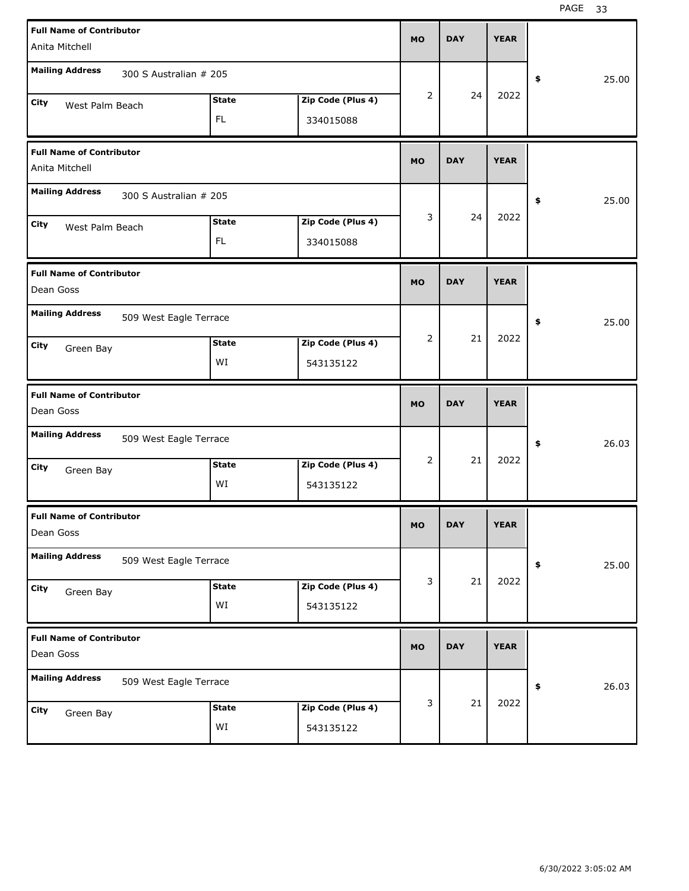| Full Name of Contributor | Mailing Address | City | State | Zip Code (Plus 4) | MO | DAY | YEAR | $ |
|---|---|---|---|---|---|---|---|---|
| Anita Mitchell | 300 S Australian # 205 | West Palm Beach | FL | 334015088 | 2 | 24 | 2022 | 25.00 |
| Anita Mitchell | 300 S Australian # 205 | West Palm Beach | FL | 334015088 | 3 | 24 | 2022 | 25.00 |
| Dean Goss | 509 West Eagle Terrace | Green Bay | WI | 543135122 | 2 | 21 | 2022 | 25.00 |
| Dean Goss | 509 West Eagle Terrace | Green Bay | WI | 543135122 | 2 | 21 | 2022 | 26.03 |
| Dean Goss | 509 West Eagle Terrace | Green Bay | WI | 543135122 | 3 | 21 | 2022 | 25.00 |
| Dean Goss | 509 West Eagle Terrace | Green Bay | WI | 543135122 | 3 | 21 | 2022 | 26.03 |

6/30/2022 3:05:02 AM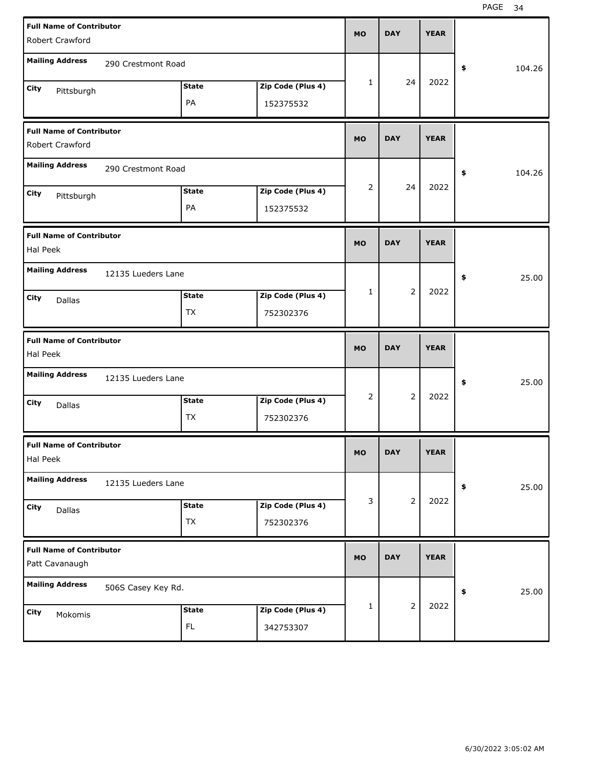| Full Name of Contributor | Mailing Address | City | State | Zip Code (Plus 4) | MO | DAY | YEAR | $ |
|---|---|---|---|---|---|---|---|---|
| Robert Crawford | 290 Crestmont Road | Pittsburgh | PA | 152375532 | 1 | 24 | 2022 | 104.26 |
| Robert Crawford | 290 Crestmont Road | Pittsburgh | PA | 152375532 | 2 | 24 | 2022 | 104.26 |
| Hal Peek | 12135 Lueders Lane | Dallas | TX | 752302376 | 1 | 2 | 2022 | 25.00 |
| Hal Peek | 12135 Lueders Lane | Dallas | TX | 752302376 | 2 | 2 | 2022 | 25.00 |
| Hal Peek | 12135 Lueders Lane | Dallas | TX | 752302376 | 3 | 2 | 2022 | 25.00 |
| Patt Cavanaugh | 506S Casey Key Rd. | Mokomis | FL | 342753307 | 1 | 2 | 2022 | 25.00 |

6/30/2022 3:05:02 AM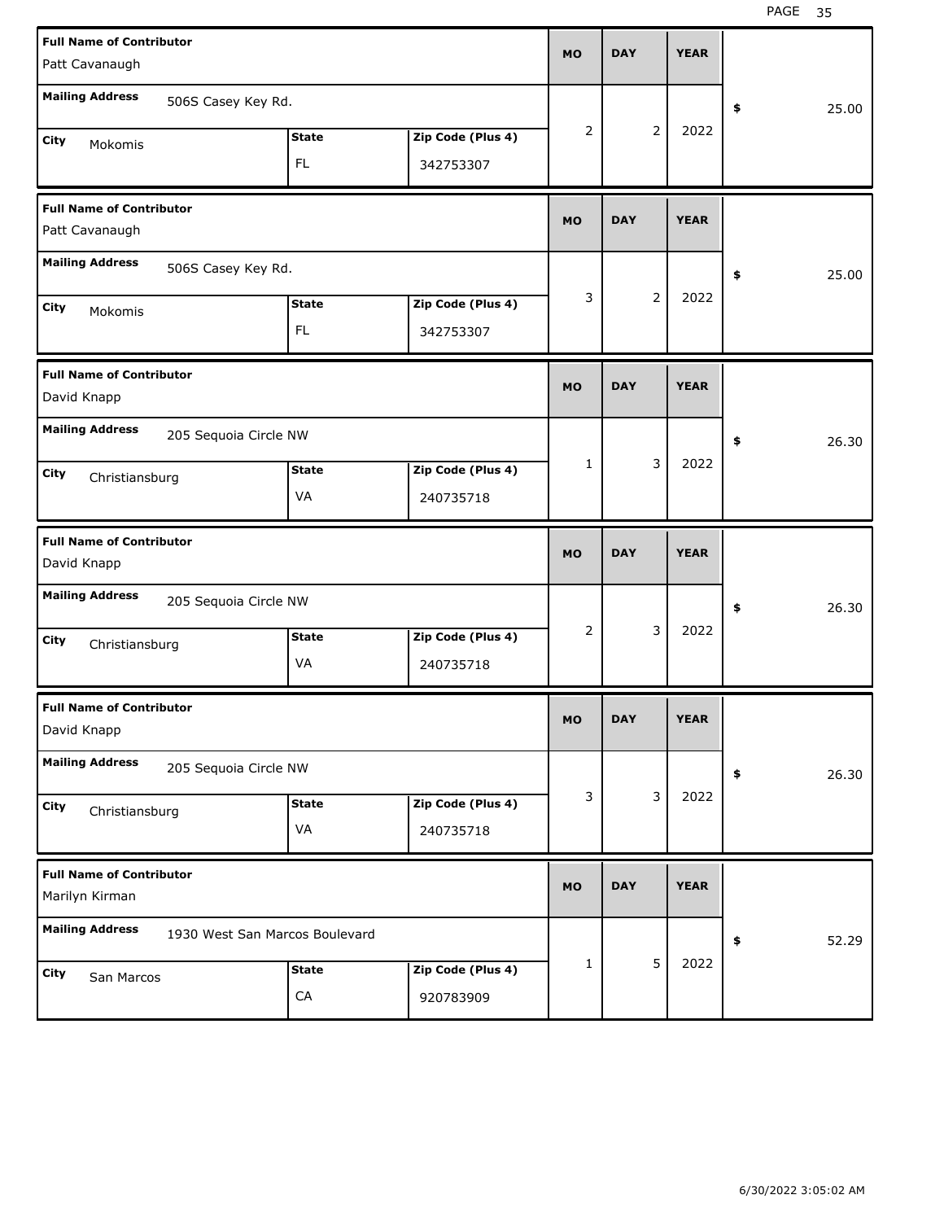| Full Name of Contributor | Mailing Address | City | State | Zip Code (Plus 4) | MO | DAY | YEAR | $ |
|---|---|---|---|---|---|---|---|---|
| Patt Cavanaugh | 506S Casey Key Rd. | Mokomis | FL | 342753307 | 2 | 2 | 2022 | 25.00 |
| Patt Cavanaugh | 506S Casey Key Rd. | Mokomis | FL | 342753307 | 3 | 2 | 2022 | 25.00 |
| David Knapp | 205 Sequoia Circle NW | Christiansburg | VA | 240735718 | 1 | 3 | 2022 | 26.30 |
| David Knapp | 205 Sequoia Circle NW | Christiansburg | VA | 240735718 | 2 | 3 | 2022 | 26.30 |
| David Knapp | 205 Sequoia Circle NW | Christiansburg | VA | 240735718 | 3 | 3 | 2022 | 26.30 |
| Marilyn Kirman | 1930 West San Marcos Boulevard | San Marcos | CA | 920783909 | 1 | 5 | 2022 | 52.29 |

6/30/2022 3:05:02 AM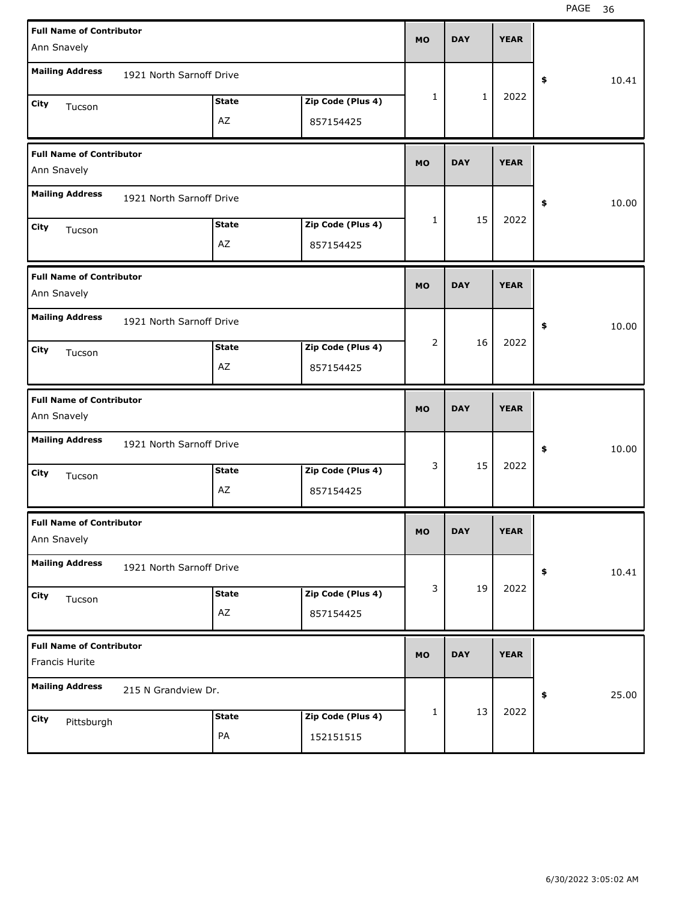| Full Name of Contributor | Mailing Address | City | State | Zip Code (Plus 4) | MO | DAY | YEAR | $ |
|---|---|---|---|---|---|---|---|---|
| Ann Snavely | 1921 North Sarnoff Drive | Tucson | AZ | 857154425 | 1 | 1 | 2022 | 10.41 |
| Ann Snavely | 1921 North Sarnoff Drive | Tucson | AZ | 857154425 | 1 | 15 | 2022 | 10.00 |
| Ann Snavely | 1921 North Sarnoff Drive | Tucson | AZ | 857154425 | 2 | 16 | 2022 | 10.00 |
| Ann Snavely | 1921 North Sarnoff Drive | Tucson | AZ | 857154425 | 3 | 15 | 2022 | 10.00 |
| Ann Snavely | 1921 North Sarnoff Drive | Tucson | AZ | 857154425 | 3 | 19 | 2022 | 10.41 |
| Francis Hurite | 215 N Grandview Dr. | Pittsburgh | PA | 152151515 | 1 | 13 | 2022 | 25.00 |

6/30/2022 3:05:02 AM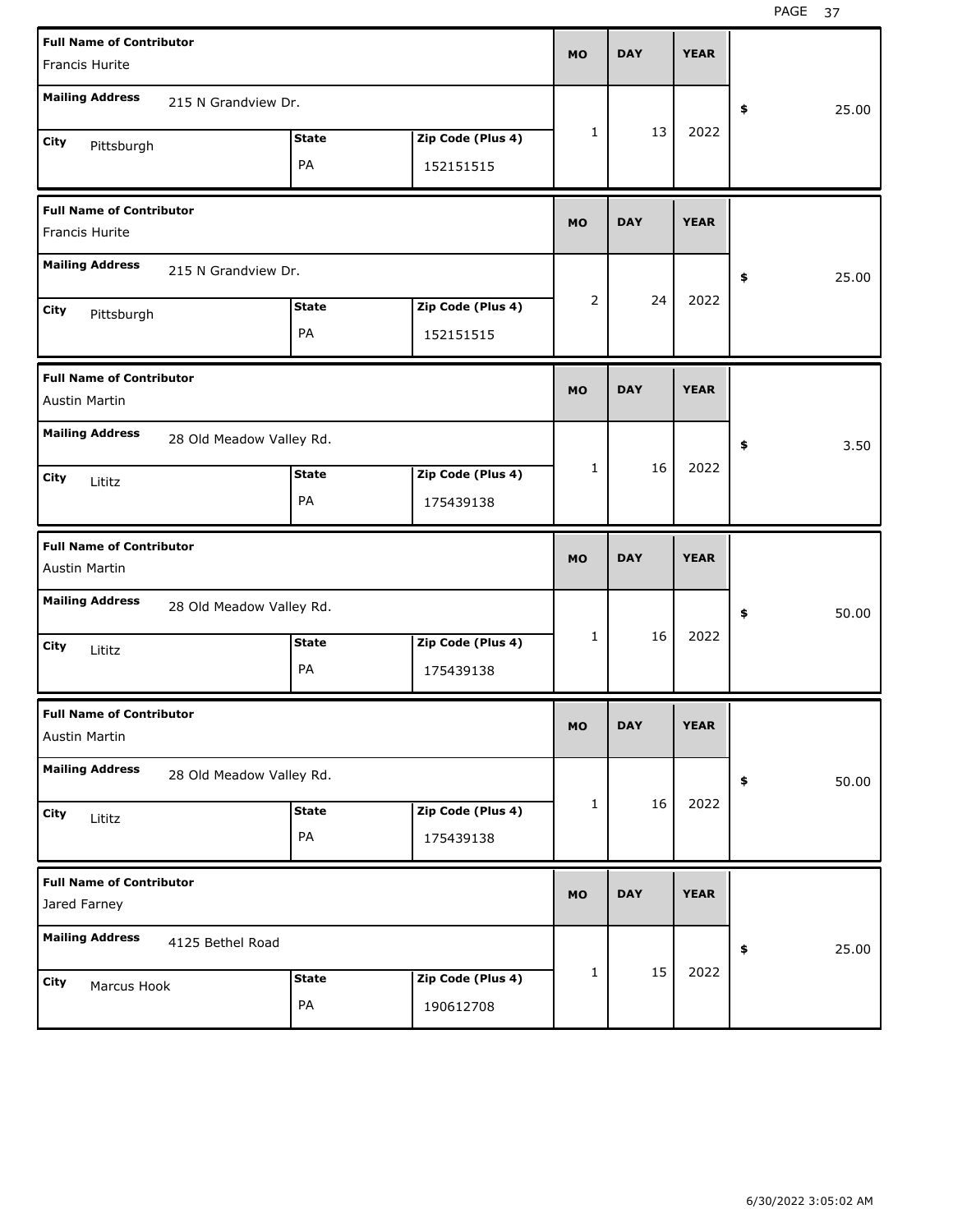| Full Name of Contributor | Mailing Address | City | State | Zip Code (Plus 4) | MO | DAY | YEAR | $ |
|---|---|---|---|---|---|---|---|---|
| Francis Hurite | 215 N Grandview Dr. | Pittsburgh | PA | 152151515 | 1 | 13 | 2022 | 25.00 |
| Francis Hurite | 215 N Grandview Dr. | Pittsburgh | PA | 152151515 | 2 | 24 | 2022 | 25.00 |
| Austin Martin | 28 Old Meadow Valley Rd. | Lititz | PA | 175439138 | 1 | 16 | 2022 | 3.50 |
| Austin Martin | 28 Old Meadow Valley Rd. | Lititz | PA | 175439138 | 1 | 16 | 2022 | 50.00 |
| Austin Martin | 28 Old Meadow Valley Rd. | Lititz | PA | 175439138 | 1 | 16 | 2022 | 50.00 |
| Jared Farney | 4125 Bethel Road | Marcus Hook | PA | 190612708 | 1 | 15 | 2022 | 25.00 |

6/30/2022 3:05:02 AM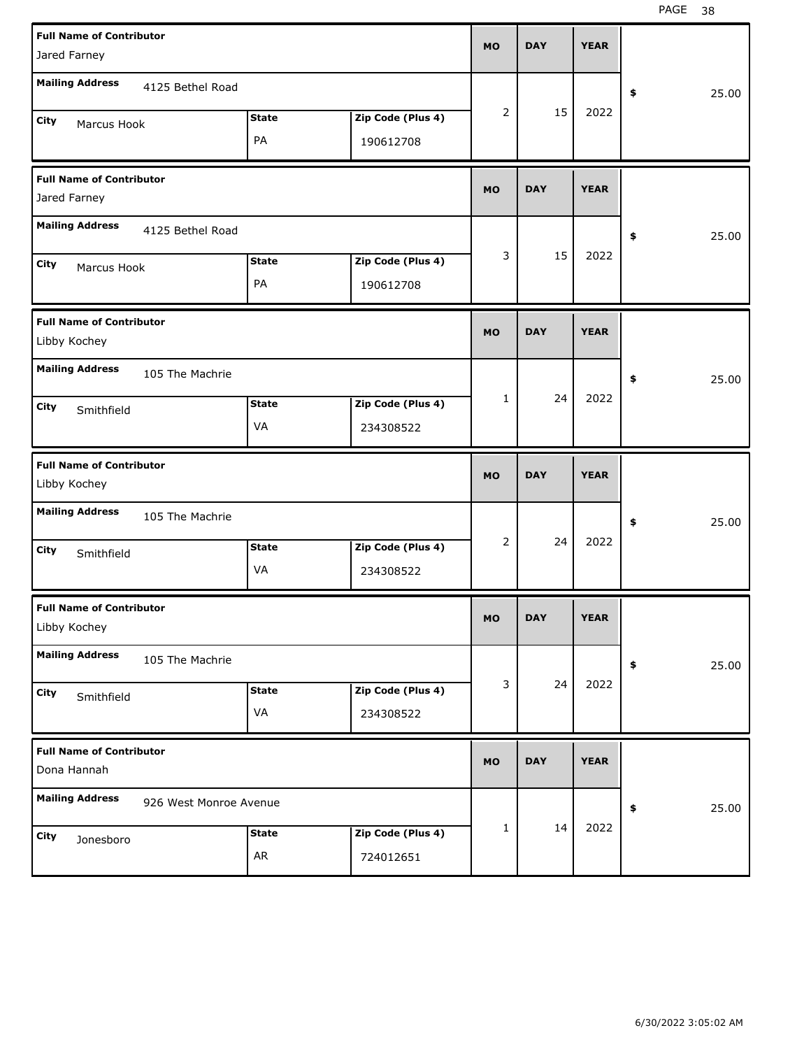| Full Name of Contributor | Mailing Address | City | State | Zip Code (Plus 4) | MO | DAY | YEAR | $ |
| --- | --- | --- | --- | --- | --- | --- | --- | --- |
| Jared Farney | 4125 Bethel Road | Marcus Hook | PA | 190612708 | 2 | 15 | 2022 | 25.00 |
| Jared Farney | 4125 Bethel Road | Marcus Hook | PA | 190612708 | 3 | 15 | 2022 | 25.00 |
| Libby Kochey | 105 The Machrie | Smithfield | VA | 234308522 | 1 | 24 | 2022 | 25.00 |
| Libby Kochey | 105 The Machrie | Smithfield | VA | 234308522 | 2 | 24 | 2022 | 25.00 |
| Libby Kochey | 105 The Machrie | Smithfield | VA | 234308522 | 3 | 24 | 2022 | 25.00 |
| Dona Hannah | 926 West Monroe Avenue | Jonesboro | AR | 724012651 | 1 | 14 | 2022 | 25.00 |

6/30/2022 3:05:02 AM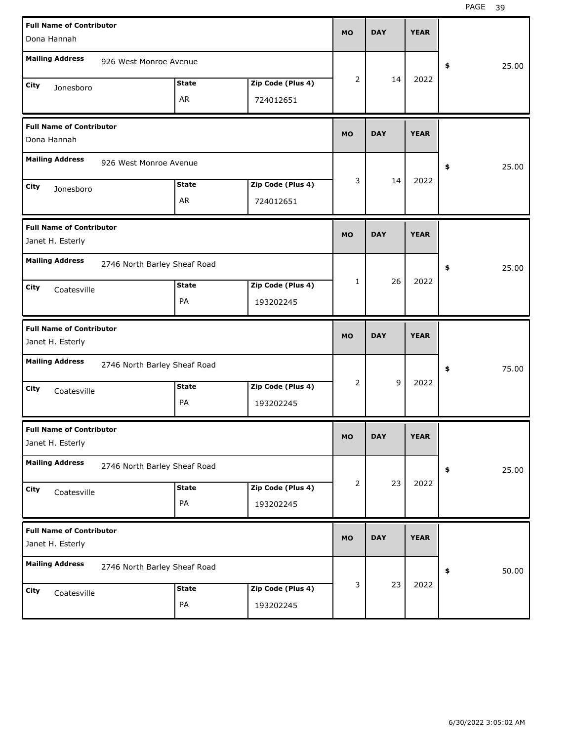| Full Name of Contributor | Mailing Address | City | State | Zip Code (Plus 4) | MO | DAY | YEAR | $ |
|---|---|---|---|---|---|---|---|---|
| Dona Hannah | 926 West Monroe Avenue | Jonesboro | AR | 724012651 | 2 | 14 | 2022 | 25.00 |
| Dona Hannah | 926 West Monroe Avenue | Jonesboro | AR | 724012651 | 3 | 14 | 2022 | 25.00 |
| Janet H. Esterly | 2746 North Barley Sheaf Road | Coatesville | PA | 193202245 | 1 | 26 | 2022 | 25.00 |
| Janet H. Esterly | 2746 North Barley Sheaf Road | Coatesville | PA | 193202245 | 2 | 9 | 2022 | 75.00 |
| Janet H. Esterly | 2746 North Barley Sheaf Road | Coatesville | PA | 193202245 | 2 | 23 | 2022 | 25.00 |
| Janet H. Esterly | 2746 North Barley Sheaf Road | Coatesville | PA | 193202245 | 3 | 23 | 2022 | 50.00 |

6/30/2022 3:05:02 AM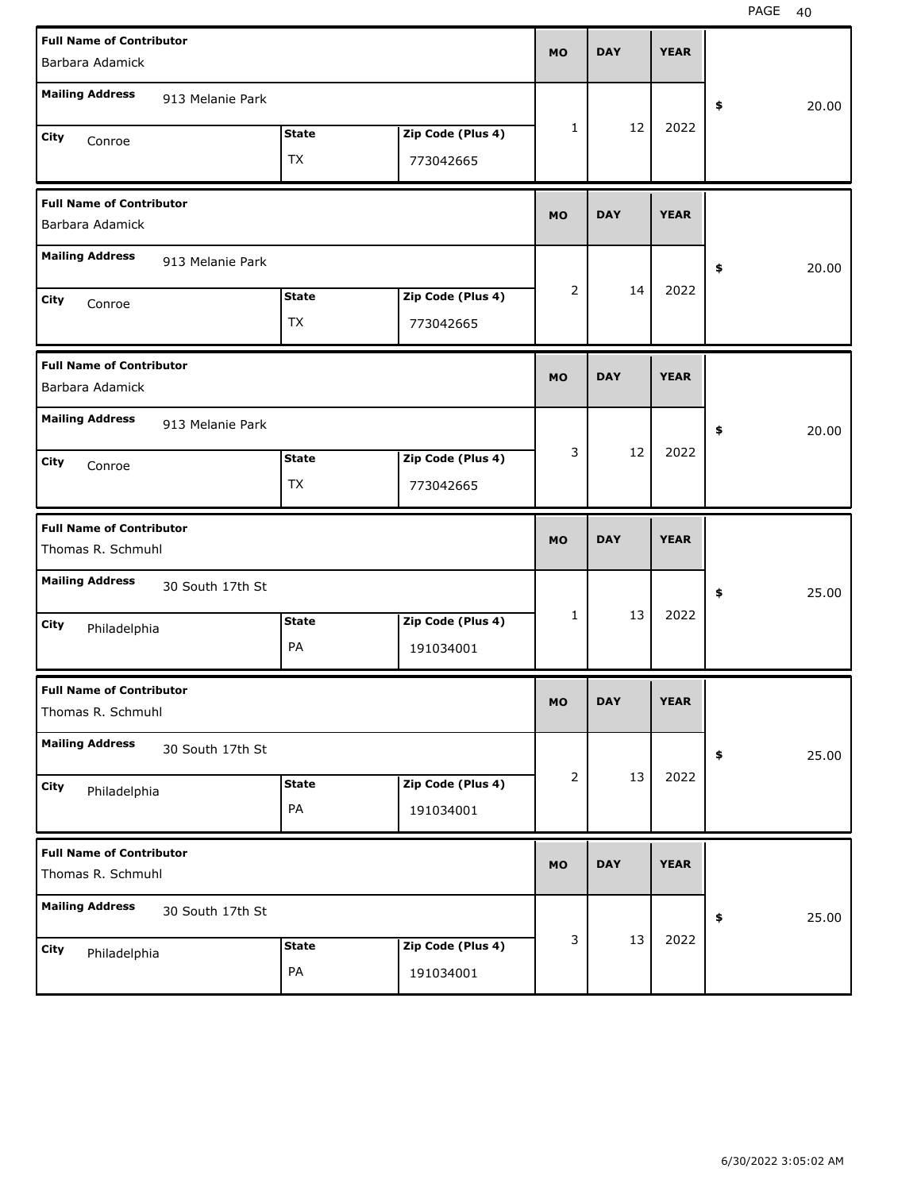| Full Name of Contributor | Mailing Address | City | State | Zip Code (Plus 4) | MO | DAY | YEAR | $ |
|---|---|---|---|---|---|---|---|---|
| Barbara Adamick | 913 Melanie Park | Conroe | TX | 773042665 | 1 | 12 | 2022 | 20.00 |
| Barbara Adamick | 913 Melanie Park | Conroe | TX | 773042665 | 2 | 14 | 2022 | 20.00 |
| Barbara Adamick | 913 Melanie Park | Conroe | TX | 773042665 | 3 | 12 | 2022 | 20.00 |
| Thomas R. Schmuhl | 30 South 17th St | Philadelphia | PA | 191034001 | 1 | 13 | 2022 | 25.00 |
| Thomas R. Schmuhl | 30 South 17th St | Philadelphia | PA | 191034001 | 2 | 13 | 2022 | 25.00 |
| Thomas R. Schmuhl | 30 South 17th St | Philadelphia | PA | 191034001 | 3 | 13 | 2022 | 25.00 |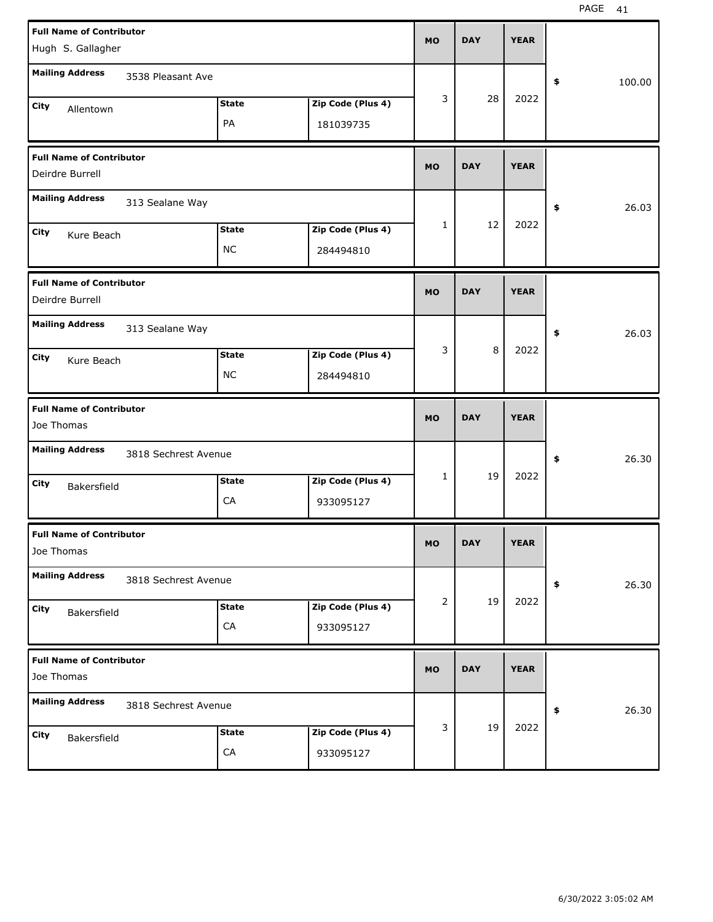| Full Name of Contributor | Mailing Address | City | State | Zip Code (Plus 4) | MO | DAY | YEAR | $ |
|---|---|---|---|---|---|---|---|---|
| Hugh S. Gallagher | 3538 Pleasant Ave | Allentown | PA | 181039735 | 3 | 28 | 2022 | 100.00 |
| Deirdre Burrell | 313 Sealane Way | Kure Beach | NC | 284494810 | 1 | 12 | 2022 | 26.03 |
| Deirdre Burrell | 313 Sealane Way | Kure Beach | NC | 284494810 | 3 | 8 | 2022 | 26.03 |
| Joe Thomas | 3818 Sechrest Avenue | Bakersfield | CA | 933095127 | 1 | 19 | 2022 | 26.30 |
| Joe Thomas | 3818 Sechrest Avenue | Bakersfield | CA | 933095127 | 2 | 19 | 2022 | 26.30 |
| Joe Thomas | 3818 Sechrest Avenue | Bakersfield | CA | 933095127 | 3 | 19 | 2022 | 26.30 |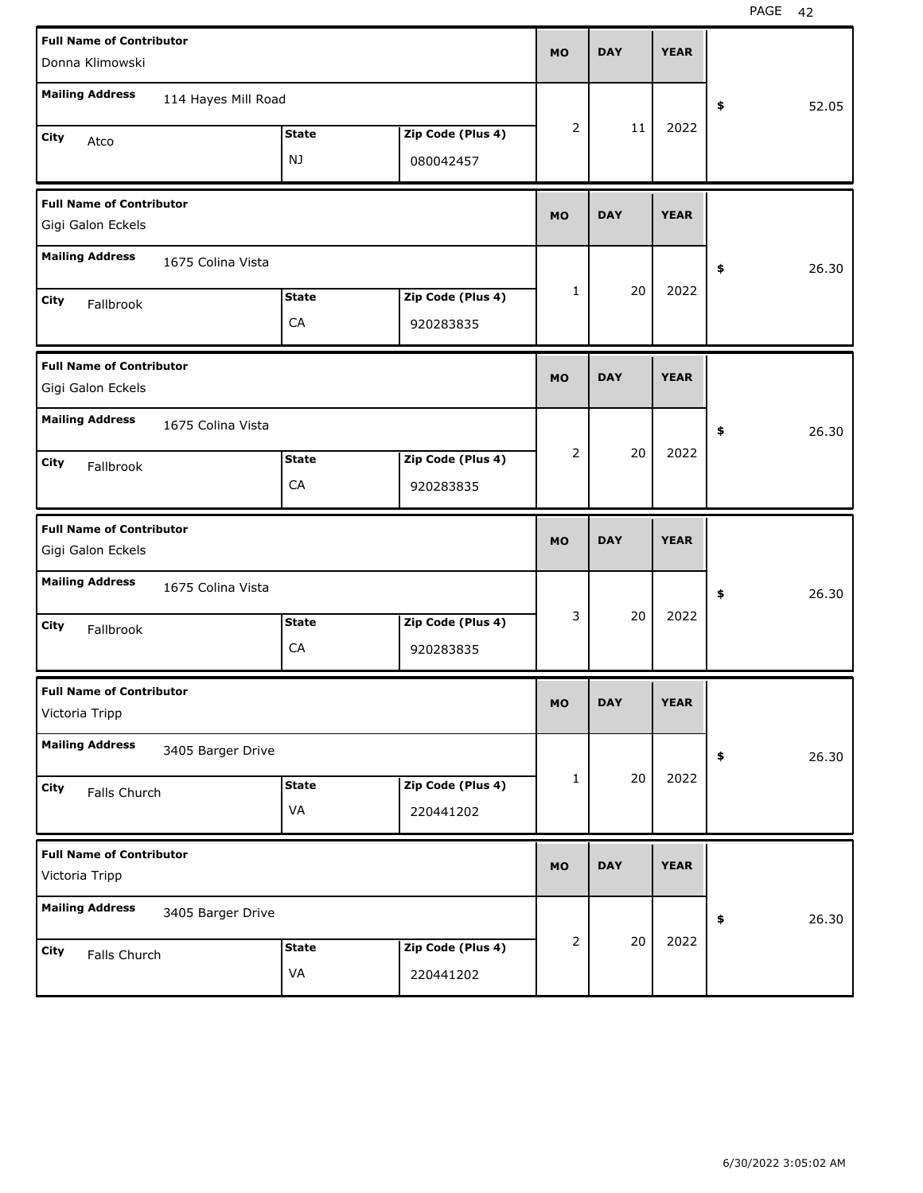| Full Name of Contributor | Mailing Address | City | State | Zip Code (Plus 4) | MO | DAY | YEAR | $ |
|---|---|---|---|---|---|---|---|---|
| Donna Klimowski | 114 Hayes Mill Road | Atco | NJ | 080042457 | 2 | 11 | 2022 | 52.05 |
| Gigi Galon Eckels | 1675 Colina Vista | Fallbrook | CA | 920283835 | 1 | 20 | 2022 | 26.30 |
| Gigi Galon Eckels | 1675 Colina Vista | Fallbrook | CA | 920283835 | 2 | 20 | 2022 | 26.30 |
| Gigi Galon Eckels | 1675 Colina Vista | Fallbrook | CA | 920283835 | 3 | 20 | 2022 | 26.30 |
| Victoria Tripp | 3405 Barger Drive | Falls Church | VA | 220441202 | 1 | 20 | 2022 | 26.30 |
| Victoria Tripp | 3405 Barger Drive | Falls Church | VA | 220441202 | 2 | 20 | 2022 | 26.30 |

6/30/2022 3:05:02 AM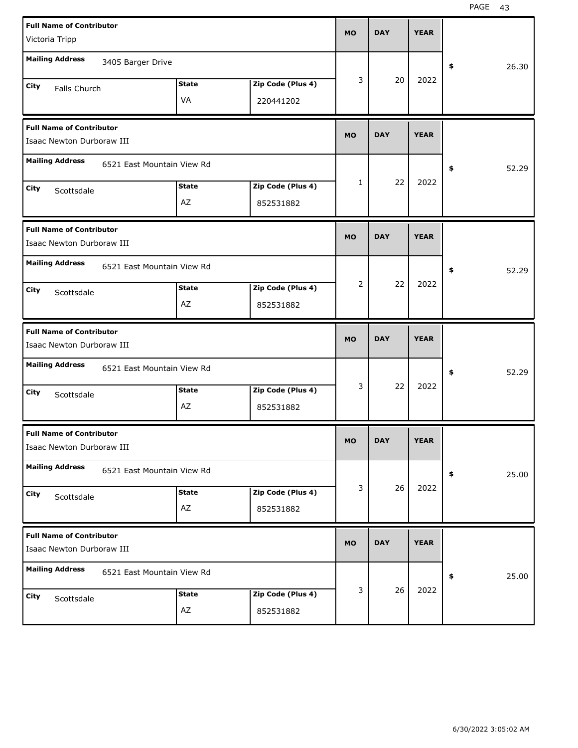| Full Name of Contributor | Mailing Address | City | State | Zip Code (Plus 4) | MO | DAY | YEAR | $ |
| --- | --- | --- | --- | --- | --- | --- | --- | --- |
| Victoria Tripp | 3405 Barger Drive | Falls Church | VA | 220441202 | 3 | 20 | 2022 | 26.30 |
| Isaac Newton Durboraw III | 6521 East Mountain View Rd | Scottsdale | AZ | 852531882 | 1 | 22 | 2022 | 52.29 |
| Isaac Newton Durboraw III | 6521 East Mountain View Rd | Scottsdale | AZ | 852531882 | 2 | 22 | 2022 | 52.29 |
| Isaac Newton Durboraw III | 6521 East Mountain View Rd | Scottsdale | AZ | 852531882 | 3 | 22 | 2022 | 52.29 |
| Isaac Newton Durboraw III | 6521 East Mountain View Rd | Scottsdale | AZ | 852531882 | 3 | 26 | 2022 | 25.00 |
| Isaac Newton Durboraw III | 6521 East Mountain View Rd | Scottsdale | AZ | 852531882 | 3 | 26 | 2022 | 25.00 |

6/30/2022 3:05:02 AM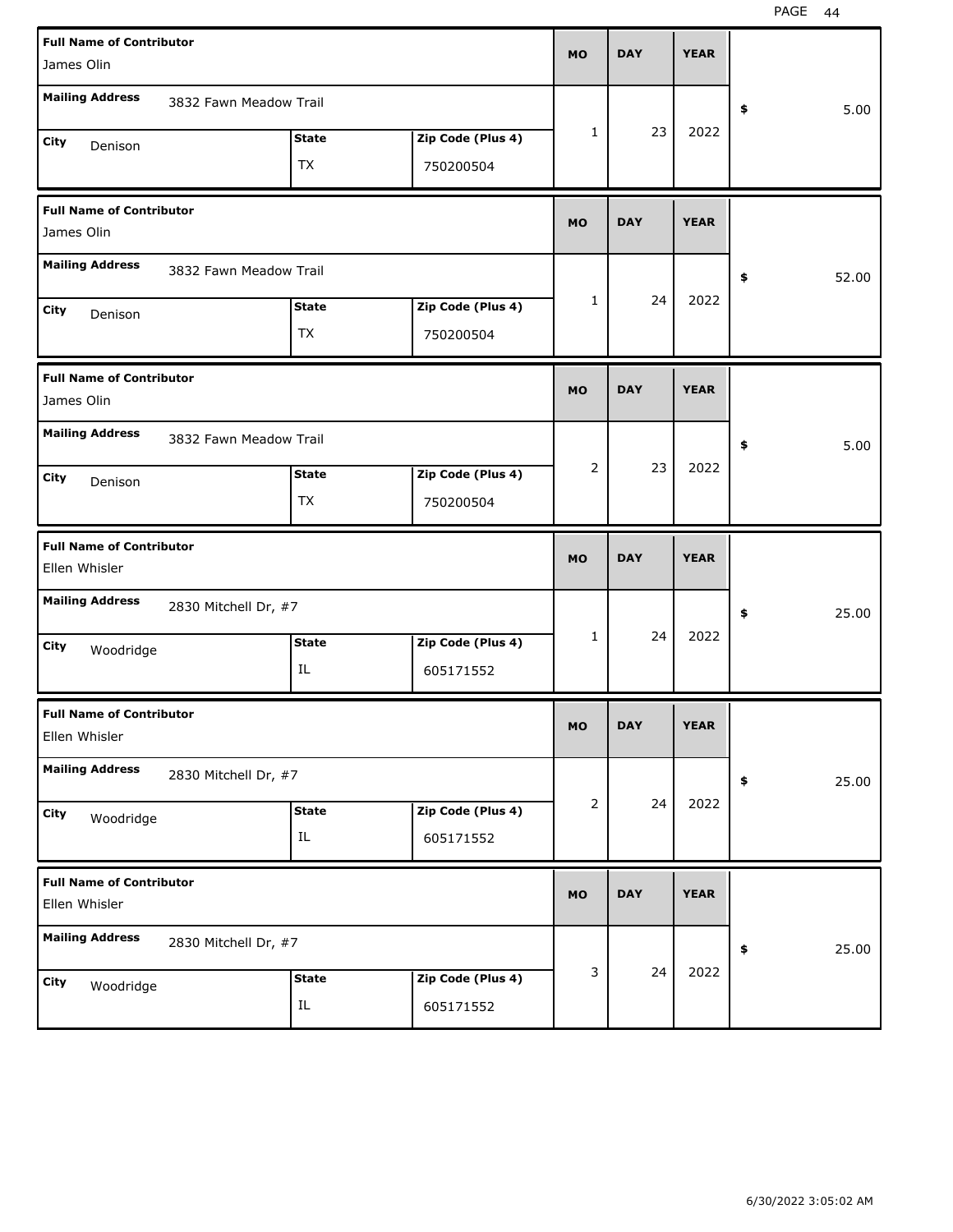| Full Name of Contributor | Mailing Address | City | State | Zip Code (Plus 4) | MO | DAY | YEAR | $ |
|---|---|---|---|---|---|---|---|---|
| James Olin | 3832 Fawn Meadow Trail | Denison | TX | 750200504 | 1 | 23 | 2022 | 5.00 |
| James Olin | 3832 Fawn Meadow Trail | Denison | TX | 750200504 | 1 | 24 | 2022 | 52.00 |
| James Olin | 3832 Fawn Meadow Trail | Denison | TX | 750200504 | 2 | 23 | 2022 | 5.00 |
| Ellen Whisler | 2830 Mitchell Dr, #7 | Woodridge | IL | 605171552 | 1 | 24 | 2022 | 25.00 |
| Ellen Whisler | 2830 Mitchell Dr, #7 | Woodridge | IL | 605171552 | 2 | 24 | 2022 | 25.00 |
| Ellen Whisler | 2830 Mitchell Dr, #7 | Woodridge | IL | 605171552 | 3 | 24 | 2022 | 25.00 |

6/30/2022 3:05:02 AM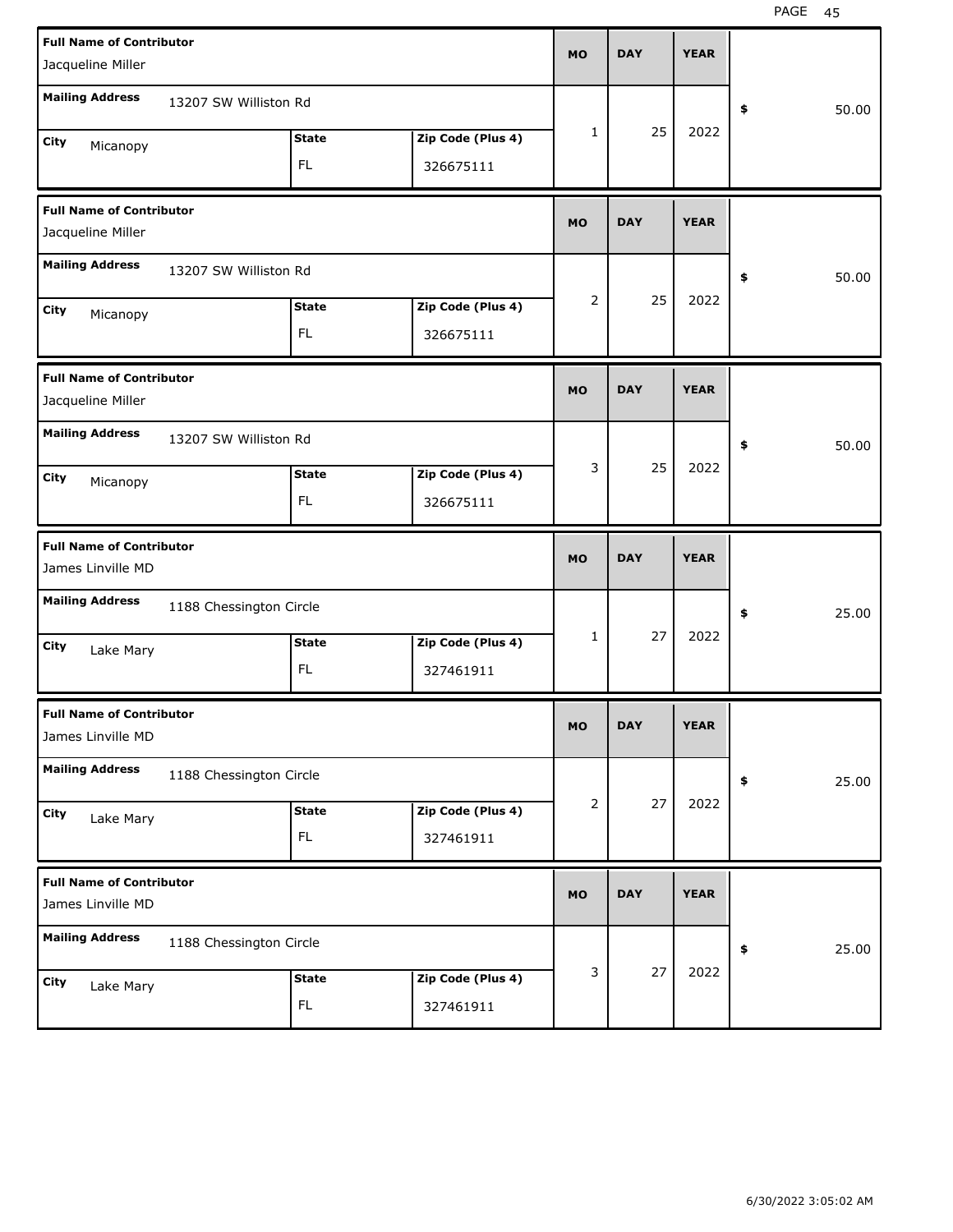| Full Name of Contributor | Mailing Address | City | State | Zip Code (Plus 4) | MO | DAY | YEAR | $ |
|---|---|---|---|---|---|---|---|---|
| Jacqueline Miller | 13207 SW Williston Rd | Micanopy | FL | 326675111 | 1 | 25 | 2022 | 50.00 |
| Jacqueline Miller | 13207 SW Williston Rd | Micanopy | FL | 326675111 | 2 | 25 | 2022 | 50.00 |
| Jacqueline Miller | 13207 SW Williston Rd | Micanopy | FL | 326675111 | 3 | 25 | 2022 | 50.00 |
| James Linville MD | 1188 Chessington Circle | Lake Mary | FL | 327461911 | 1 | 27 | 2022 | 25.00 |
| James Linville MD | 1188 Chessington Circle | Lake Mary | FL | 327461911 | 2 | 27 | 2022 | 25.00 |
| James Linville MD | 1188 Chessington Circle | Lake Mary | FL | 327461911 | 3 | 27 | 2022 | 25.00 |

6/30/2022 3:05:02 AM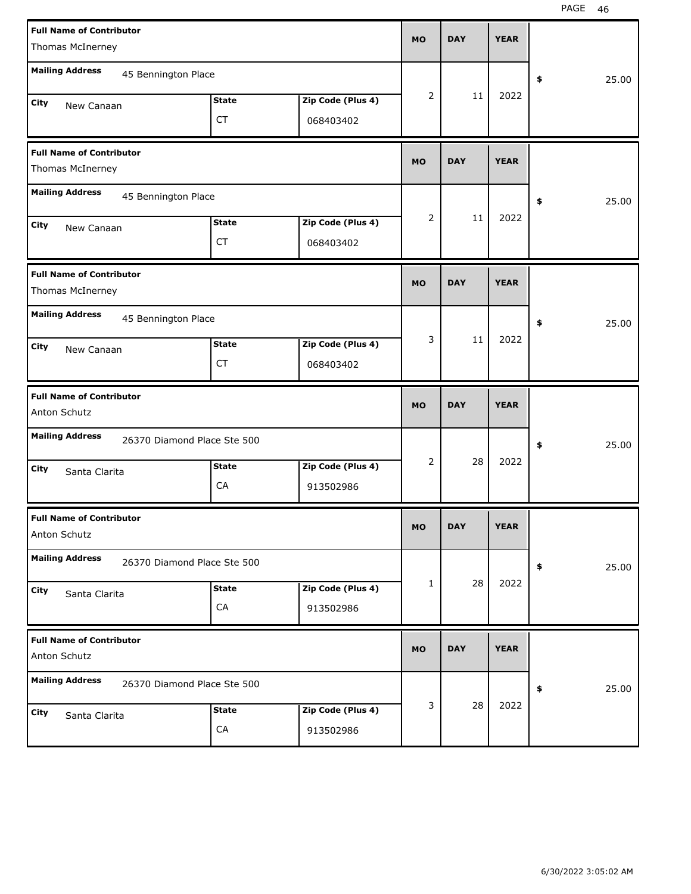| Full Name of Contributor | Mailing Address | City | State | Zip Code (Plus 4) | MO | DAY | YEAR | $ |
|---|---|---|---|---|---|---|---|---|
| Thomas McInerney | 45 Bennington Place | New Canaan | CT | 068403402 | 2 | 11 | 2022 | 25.00 |
| Thomas McInerney | 45 Bennington Place | New Canaan | CT | 068403402 | 2 | 11 | 2022 | 25.00 |
| Thomas McInerney | 45 Bennington Place | New Canaan | CT | 068403402 | 3 | 11 | 2022 | 25.00 |
| Anton Schutz | 26370 Diamond Place Ste 500 | Santa Clarita | CA | 913502986 | 2 | 28 | 2022 | 25.00 |
| Anton Schutz | 26370 Diamond Place Ste 500 | Santa Clarita | CA | 913502986 | 1 | 28 | 2022 | 25.00 |
| Anton Schutz | 26370 Diamond Place Ste 500 | Santa Clarita | CA | 913502986 | 3 | 28 | 2022 | 25.00 |

6/30/2022 3:05:02 AM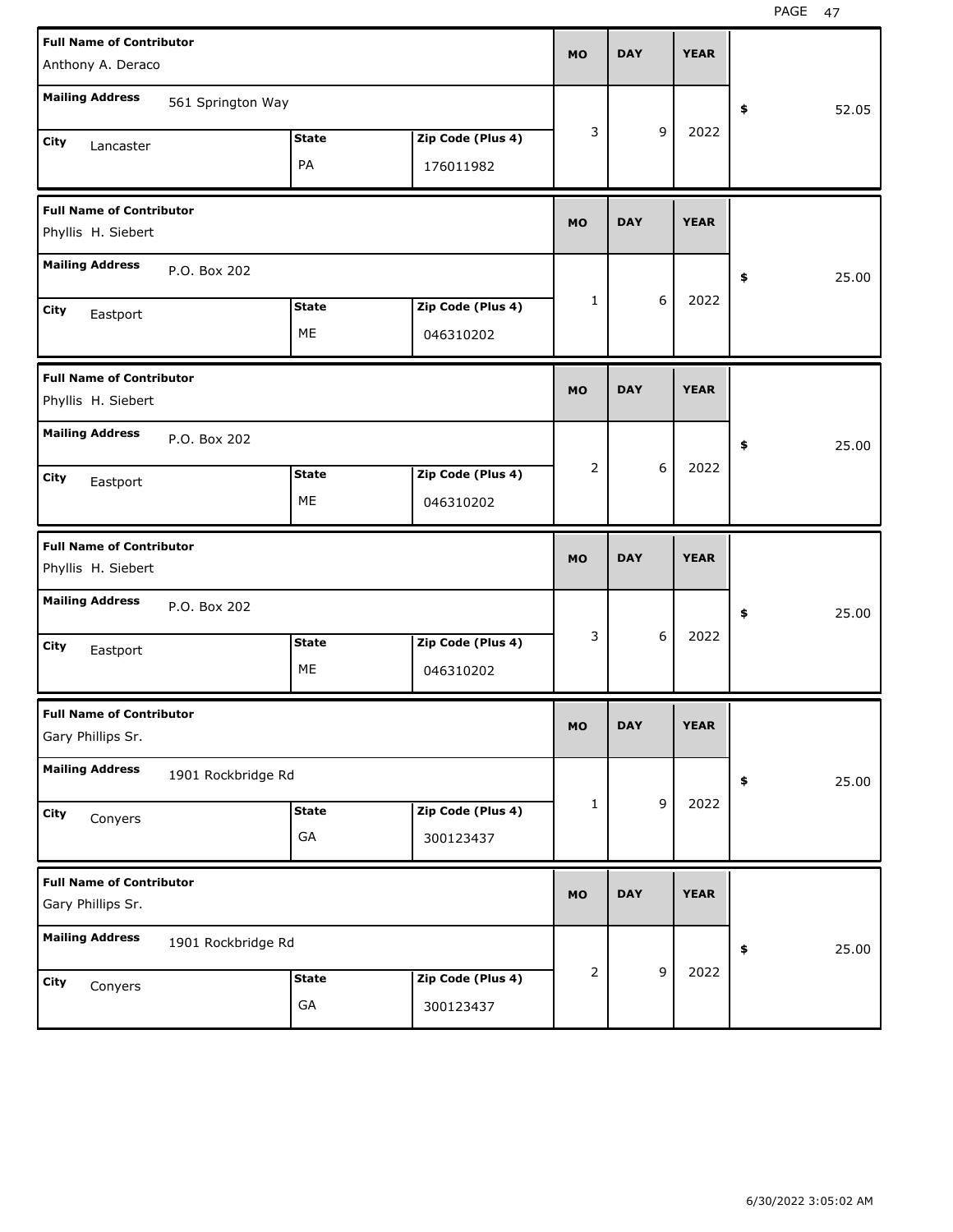| Full Name of Contributor | Mailing Address | City | State | Zip Code (Plus 4) | MO | DAY | YEAR | $ |
| --- | --- | --- | --- | --- | --- | --- | --- | --- |
| Anthony A. Deraco | 561 Springton Way | Lancaster | PA | 176011982 | 3 | 9 | 2022 | 52.05 |
| Phyllis H. Siebert | P.O. Box 202 | Eastport | ME | 046310202 | 1 | 6 | 2022 | 25.00 |
| Phyllis H. Siebert | P.O. Box 202 | Eastport | ME | 046310202 | 2 | 6 | 2022 | 25.00 |
| Phyllis H. Siebert | P.O. Box 202 | Eastport | ME | 046310202 | 3 | 6 | 2022 | 25.00 |
| Gary Phillips Sr. | 1901 Rockbridge Rd | Conyers | GA | 300123437 | 1 | 9 | 2022 | 25.00 |
| Gary Phillips Sr. | 1901 Rockbridge Rd | Conyers | GA | 300123437 | 2 | 9 | 2022 | 25.00 |

6/30/2022 3:05:02 AM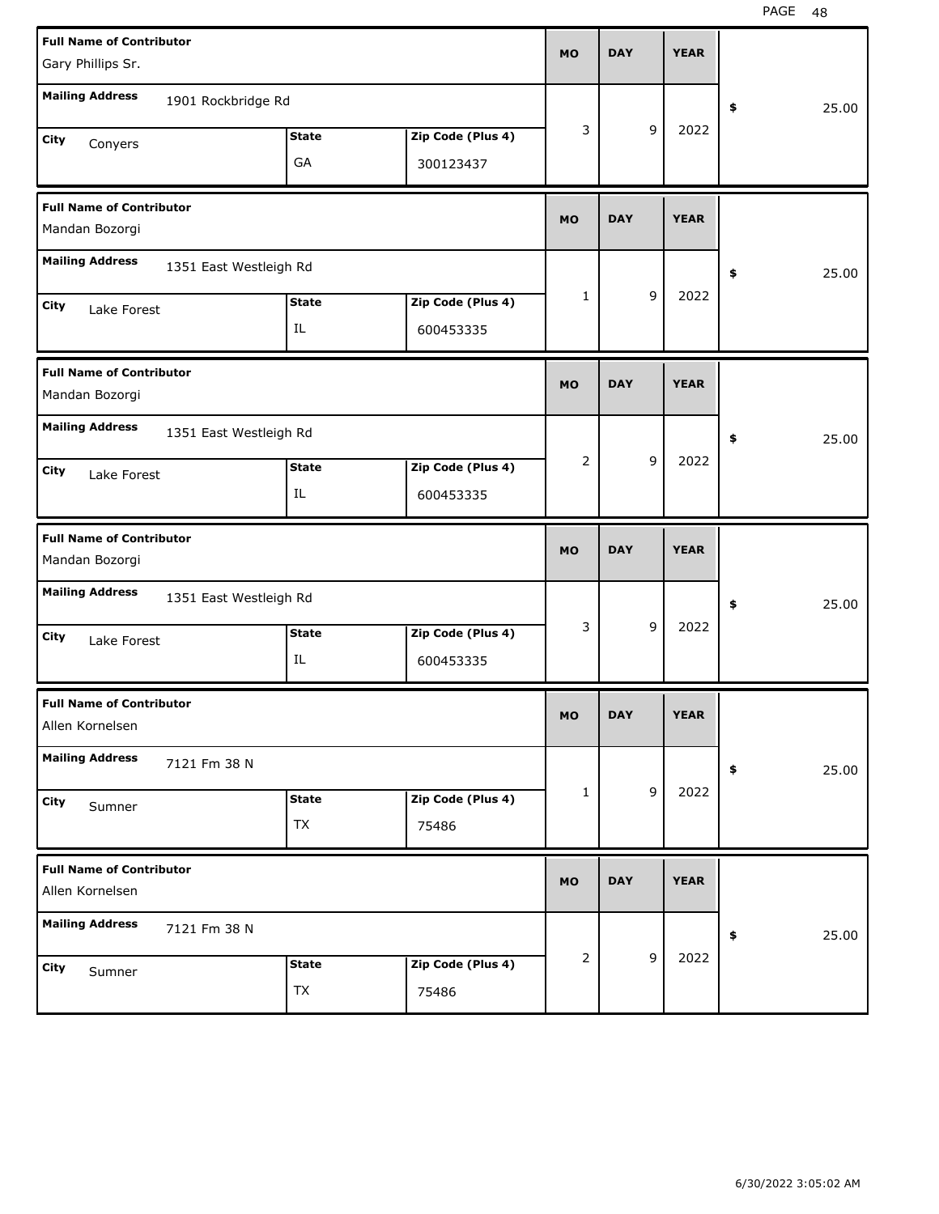| Full Name of Contributor | Mailing Address | City | State | Zip Code (Plus 4) | MO | DAY | YEAR | $ |
|---|---|---|---|---|---|---|---|---|
| Gary Phillips Sr. | 1901 Rockbridge Rd | Conyers | GA | 300123437 | 3 | 9 | 2022 | 25.00 |
| Mandan Bozorgi | 1351 East Westleigh Rd | Lake Forest | IL | 600453335 | 1 | 9 | 2022 | 25.00 |
| Mandan Bozorgi | 1351 East Westleigh Rd | Lake Forest | IL | 600453335 | 2 | 9 | 2022 | 25.00 |
| Mandan Bozorgi | 1351 East Westleigh Rd | Lake Forest | IL | 600453335 | 3 | 9 | 2022 | 25.00 |
| Allen Kornelsen | 7121 Fm 38 N | Sumner | TX | 75486 | 1 | 9 | 2022 | 25.00 |
| Allen Kornelsen | 7121 Fm 38 N | Sumner | TX | 75486 | 2 | 9 | 2022 | 25.00 |

6/30/2022 3:05:02 AM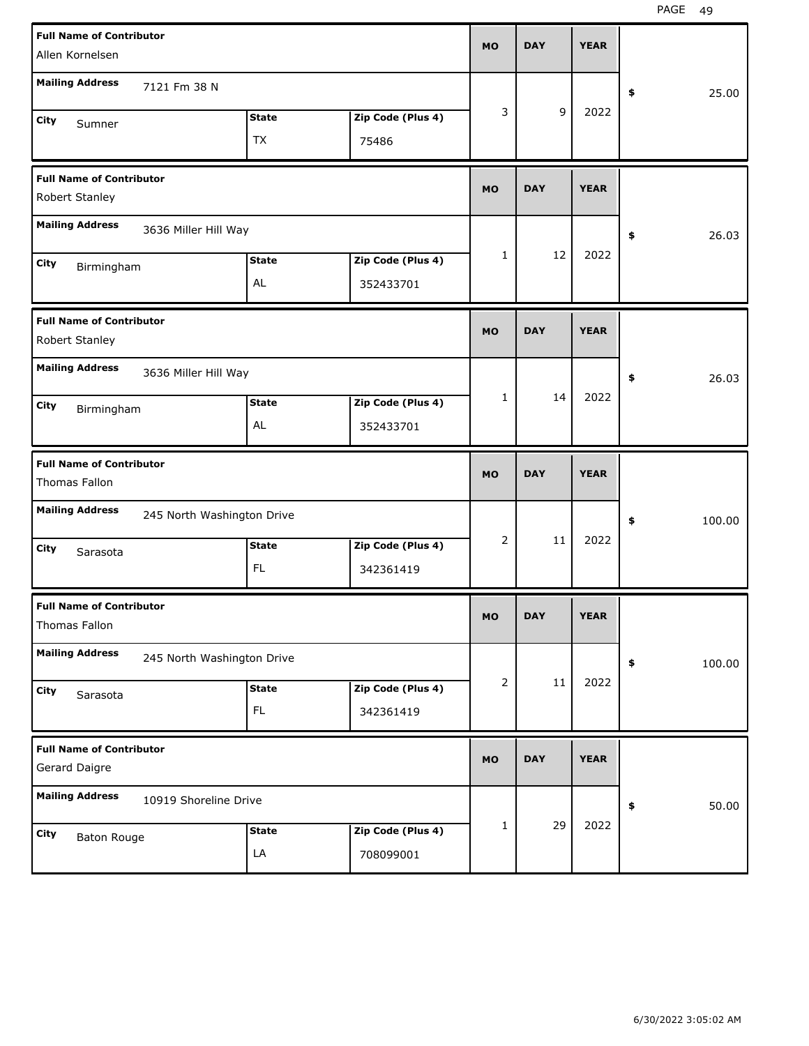| Full Name of Contributor | Mailing Address | City | State | Zip Code (Plus 4) | MO | DAY | YEAR | $ |
|---|---|---|---|---|---|---|---|---|
| Allen Kornelsen | 7121 Fm 38 N | Sumner | TX | 75486 | 3 | 9 | 2022 | 25.00 |
| Robert Stanley | 3636 Miller Hill Way | Birmingham | AL | 352433701 | 1 | 12 | 2022 | 26.03 |
| Robert Stanley | 3636 Miller Hill Way | Birmingham | AL | 352433701 | 1 | 14 | 2022 | 26.03 |
| Thomas Fallon | 245 North Washington Drive | Sarasota | FL | 342361419 | 2 | 11 | 2022 | 100.00 |
| Thomas Fallon | 245 North Washington Drive | Sarasota | FL | 342361419 | 2 | 11 | 2022 | 100.00 |
| Gerard Daigre | 10919 Shoreline Drive | Baton Rouge | LA | 708099001 | 1 | 29 | 2022 | 50.00 |

6/30/2022 3:05:02 AM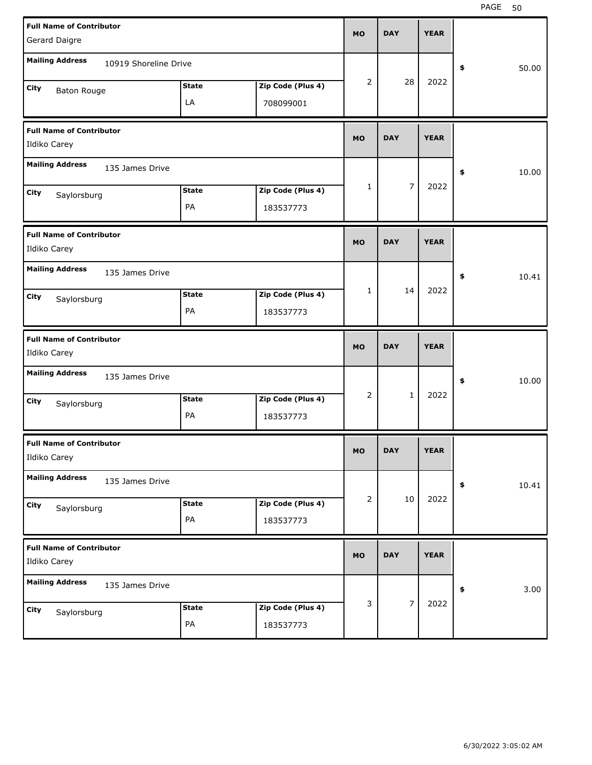| Full Name of Contributor | Mailing Address | City | State | Zip Code (Plus 4) | MO | DAY | YEAR | $ |
|---|---|---|---|---|---|---|---|---|
| Gerard Daigre | 10919 Shoreline Drive | Baton Rouge | LA | 708099001 | 2 | 28 | 2022 | 50.00 |
| Ildiko Carey | 135 James Drive | Saylorsburg | PA | 183537773 | 1 | 7 | 2022 | 10.00 |
| Ildiko Carey | 135 James Drive | Saylorsburg | PA | 183537773 | 1 | 14 | 2022 | 10.41 |
| Ildiko Carey | 135 James Drive | Saylorsburg | PA | 183537773 | 2 | 1 | 2022 | 10.00 |
| Ildiko Carey | 135 James Drive | Saylorsburg | PA | 183537773 | 2 | 10 | 2022 | 10.41 |
| Ildiko Carey | 135 James Drive | Saylorsburg | PA | 183537773 | 3 | 7 | 2022 | 3.00 |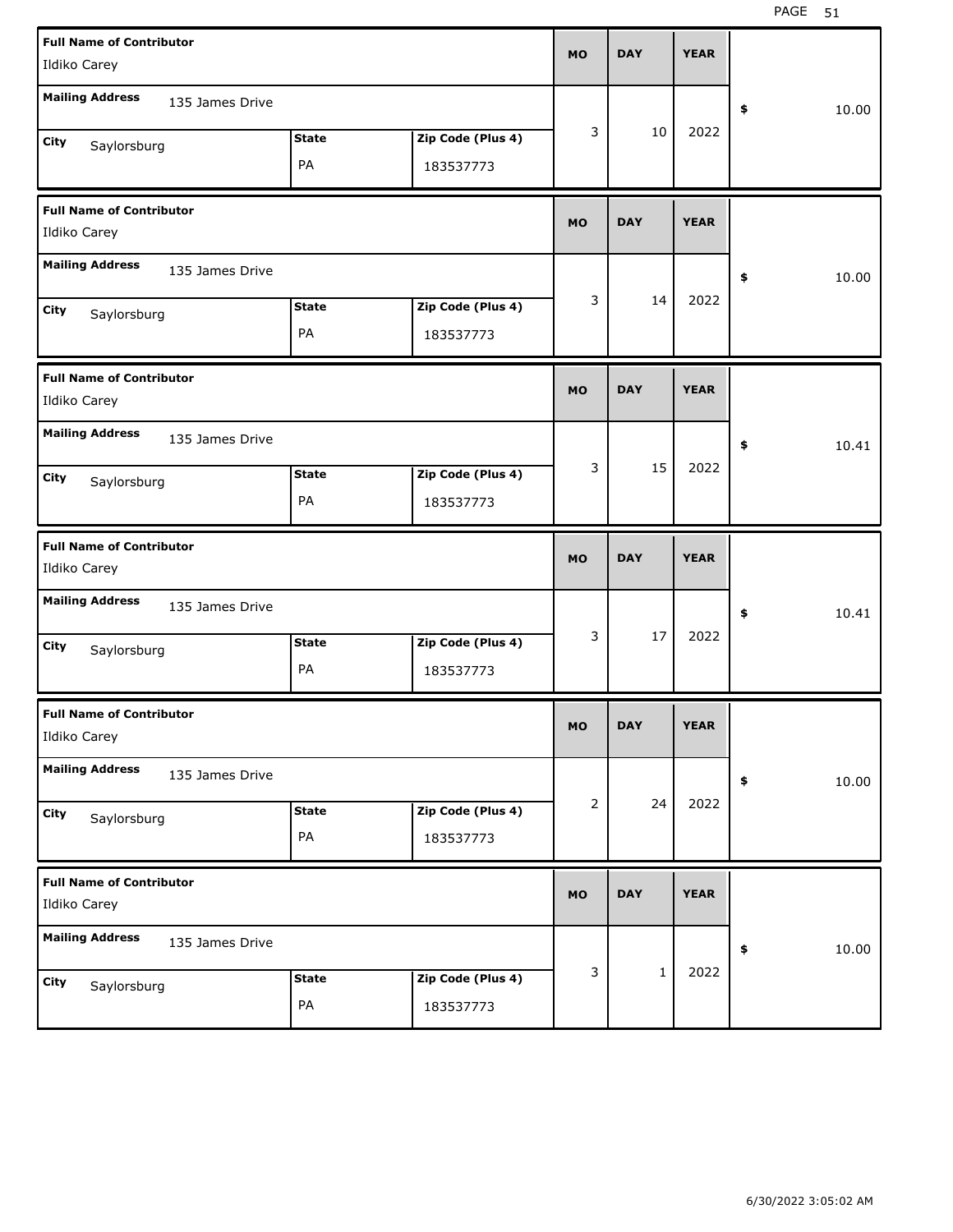| Full Name of Contributor | Mailing Address | City | State | Zip Code (Plus 4) | MO | DAY | YEAR | $ |
|---|---|---|---|---|---|---|---|---|
| Ildiko Carey | 135 James Drive | Saylorsburg | PA | 183537773 | 3 | 10 | 2022 | 10.00 |
| Ildiko Carey | 135 James Drive | Saylorsburg | PA | 183537773 | 3 | 14 | 2022 | 10.00 |
| Ildiko Carey | 135 James Drive | Saylorsburg | PA | 183537773 | 3 | 15 | 2022 | 10.41 |
| Ildiko Carey | 135 James Drive | Saylorsburg | PA | 183537773 | 3 | 17 | 2022 | 10.41 |
| Ildiko Carey | 135 James Drive | Saylorsburg | PA | 183537773 | 2 | 24 | 2022 | 10.00 |
| Ildiko Carey | 135 James Drive | Saylorsburg | PA | 183537773 | 3 | 1 | 2022 | 10.00 |

6/30/2022 3:05:02 AM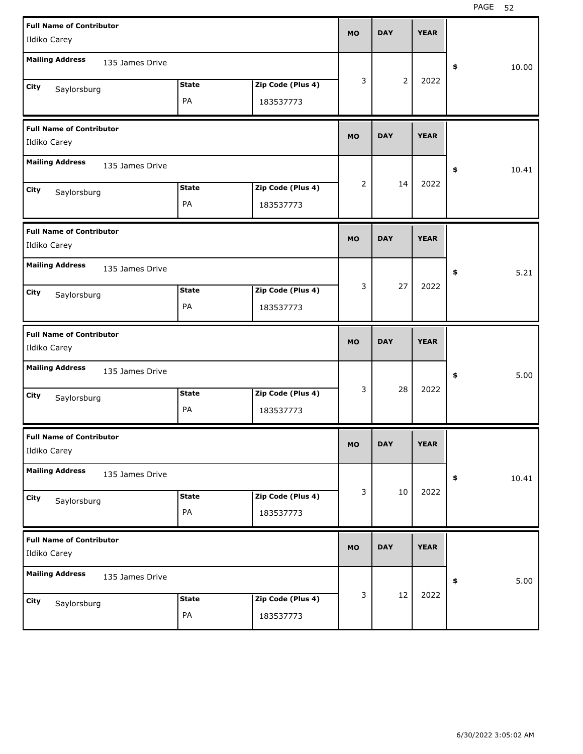| Full Name of Contributor | Mailing Address | City | State | Zip Code (Plus 4) | MO | DAY | YEAR | $ |
|---|---|---|---|---|---|---|---|---|
| Ildiko Carey | 135 James Drive | Saylorsburg | PA | 183537773 | 3 | 2 | 2022 | 10.00 |
| Ildiko Carey | 135 James Drive | Saylorsburg | PA | 183537773 | 2 | 14 | 2022 | 10.41 |
| Ildiko Carey | 135 James Drive | Saylorsburg | PA | 183537773 | 3 | 27 | 2022 | 5.21 |
| Ildiko Carey | 135 James Drive | Saylorsburg | PA | 183537773 | 3 | 28 | 2022 | 5.00 |
| Ildiko Carey | 135 James Drive | Saylorsburg | PA | 183537773 | 3 | 10 | 2022 | 10.41 |
| Ildiko Carey | 135 James Drive | Saylorsburg | PA | 183537773 | 3 | 12 | 2022 | 5.00 |

6/30/2022 3:05:02 AM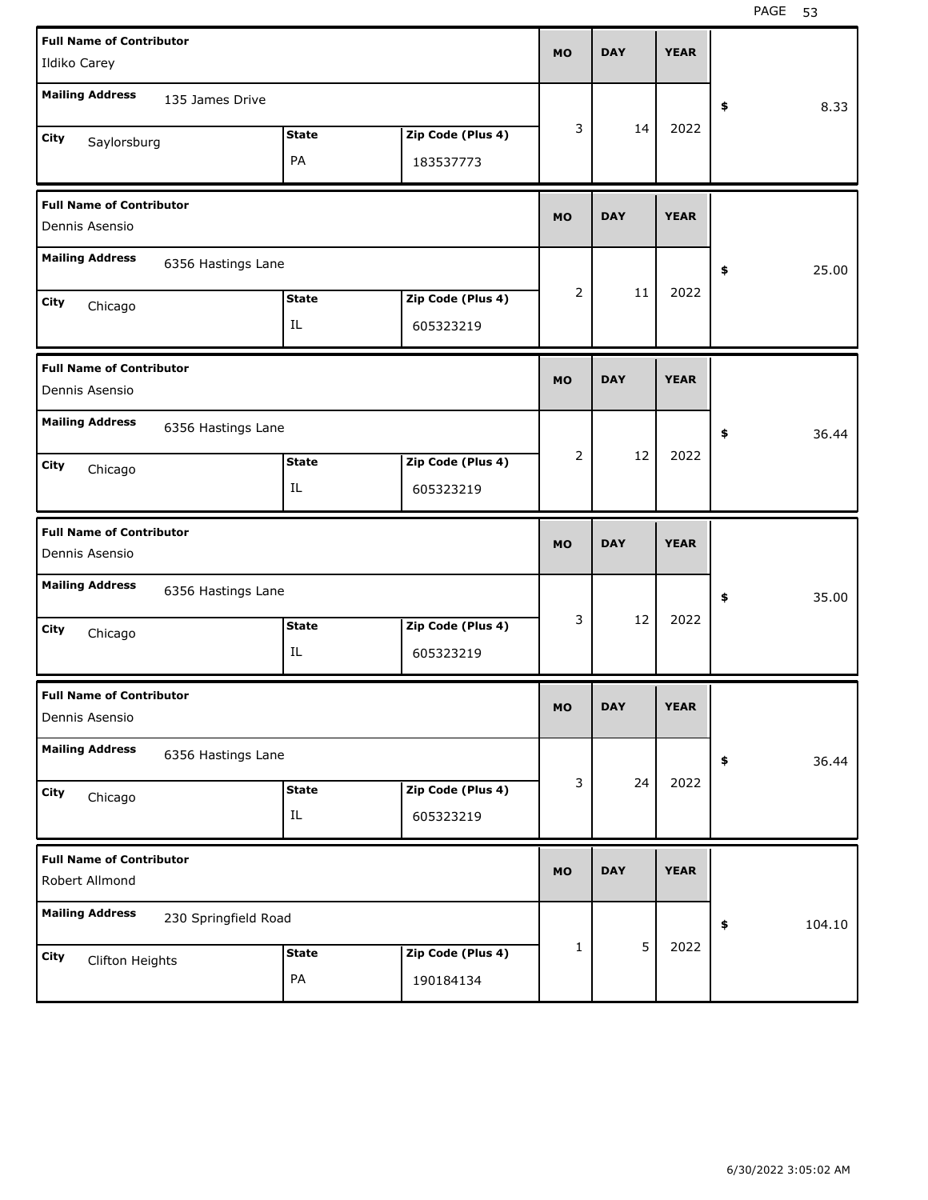| Full Name of Contributor | Mailing Address | City | State | Zip Code (Plus 4) | MO | DAY | YEAR | Amount |
|---|---|---|---|---|---|---|---|---|
| Ildiko Carey | 135 James Drive | Saylorsburg | PA | 183537773 | 3 | 14 | 2022 | $ 8.33 |
| Dennis Asensio | 6356 Hastings Lane | Chicago | IL | 605323219 | 2 | 11 | 2022 | $ 25.00 |
| Dennis Asensio | 6356 Hastings Lane | Chicago | IL | 605323219 | 2 | 12 | 2022 | $ 36.44 |
| Dennis Asensio | 6356 Hastings Lane | Chicago | IL | 605323219 | 3 | 12 | 2022 | $ 35.00 |
| Dennis Asensio | 6356 Hastings Lane | Chicago | IL | 605323219 | 3 | 24 | 2022 | $ 36.44 |
| Robert Allmond | 230 Springfield Road | Clifton Heights | PA | 190184134 | 1 | 5 | 2022 | $ 104.10 |

6/30/2022 3:05:02 AM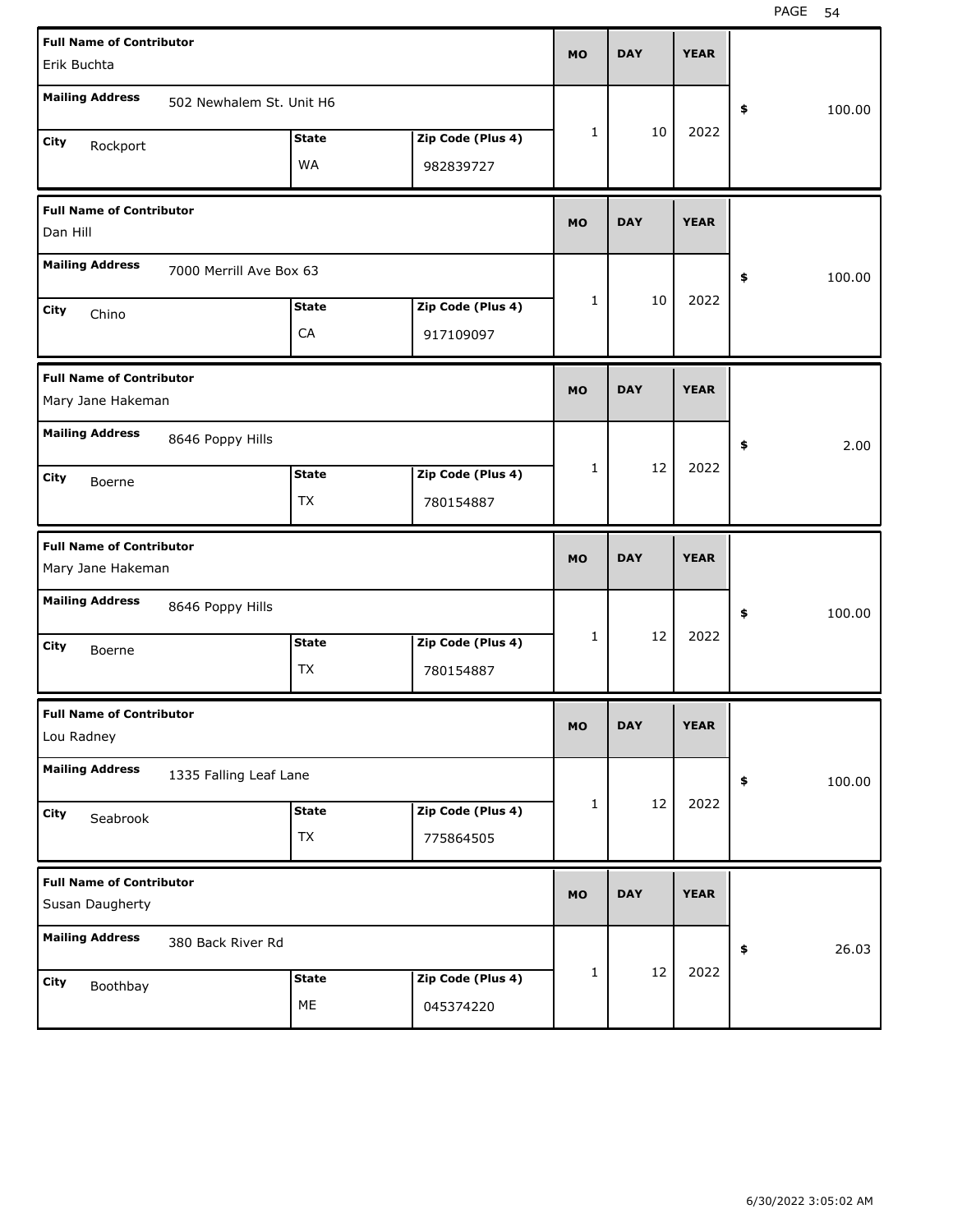| Full Name of Contributor | Mailing Address | City | State | Zip Code (Plus 4) | MO | DAY | YEAR | $ |
|---|---|---|---|---|---|---|---|---|
| Erik Buchta | 502 Newhalem St. Unit H6 | Rockport | WA | 982839727 | 1 | 10 | 2022 | 100.00 |
| Dan Hill | 7000 Merrill Ave Box 63 | Chino | CA | 917109097 | 1 | 10 | 2022 | 100.00 |
| Mary Jane Hakeman | 8646 Poppy Hills | Boerne | TX | 780154887 | 1 | 12 | 2022 | 2.00 |
| Mary Jane Hakeman | 8646 Poppy Hills | Boerne | TX | 780154887 | 1 | 12 | 2022 | 100.00 |
| Lou Radney | 1335 Falling Leaf Lane | Seabrook | TX | 775864505 | 1 | 12 | 2022 | 100.00 |
| Susan Daugherty | 380 Back River Rd | Boothbay | ME | 045374220 | 1 | 12 | 2022 | 26.03 |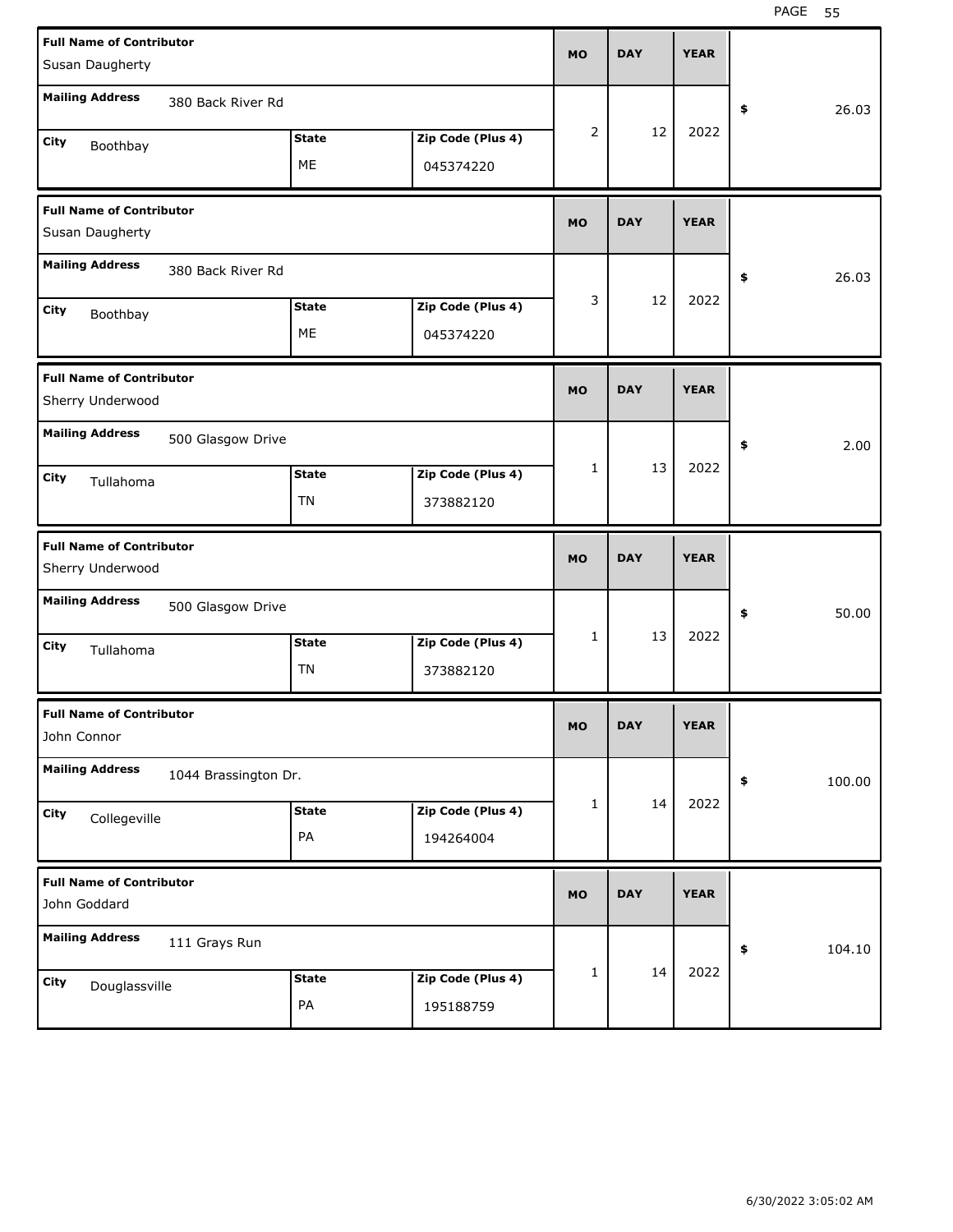| Full Name of Contributor | Mailing Address | City | State | Zip Code (Plus 4) | MO | DAY | YEAR | $ |
|---|---|---|---|---|---|---|---|---|
| Susan Daugherty | 380 Back River Rd | Boothbay | ME | 045374220 | 2 | 12 | 2022 | 26.03 |
| Susan Daugherty | 380 Back River Rd | Boothbay | ME | 045374220 | 3 | 12 | 2022 | 26.03 |
| Sherry Underwood | 500 Glasgow Drive | Tullahoma | TN | 373882120 | 1 | 13 | 2022 | 2.00 |
| Sherry Underwood | 500 Glasgow Drive | Tullahoma | TN | 373882120 | 1 | 13 | 2022 | 50.00 |
| John Connor | 1044 Brassington Dr. | Collegeville | PA | 194264004 | 1 | 14 | 2022 | 100.00 |
| John Goddard | 111 Grays Run | Douglassville | PA | 195188759 | 1 | 14 | 2022 | 104.10 |

6/30/2022 3:05:02 AM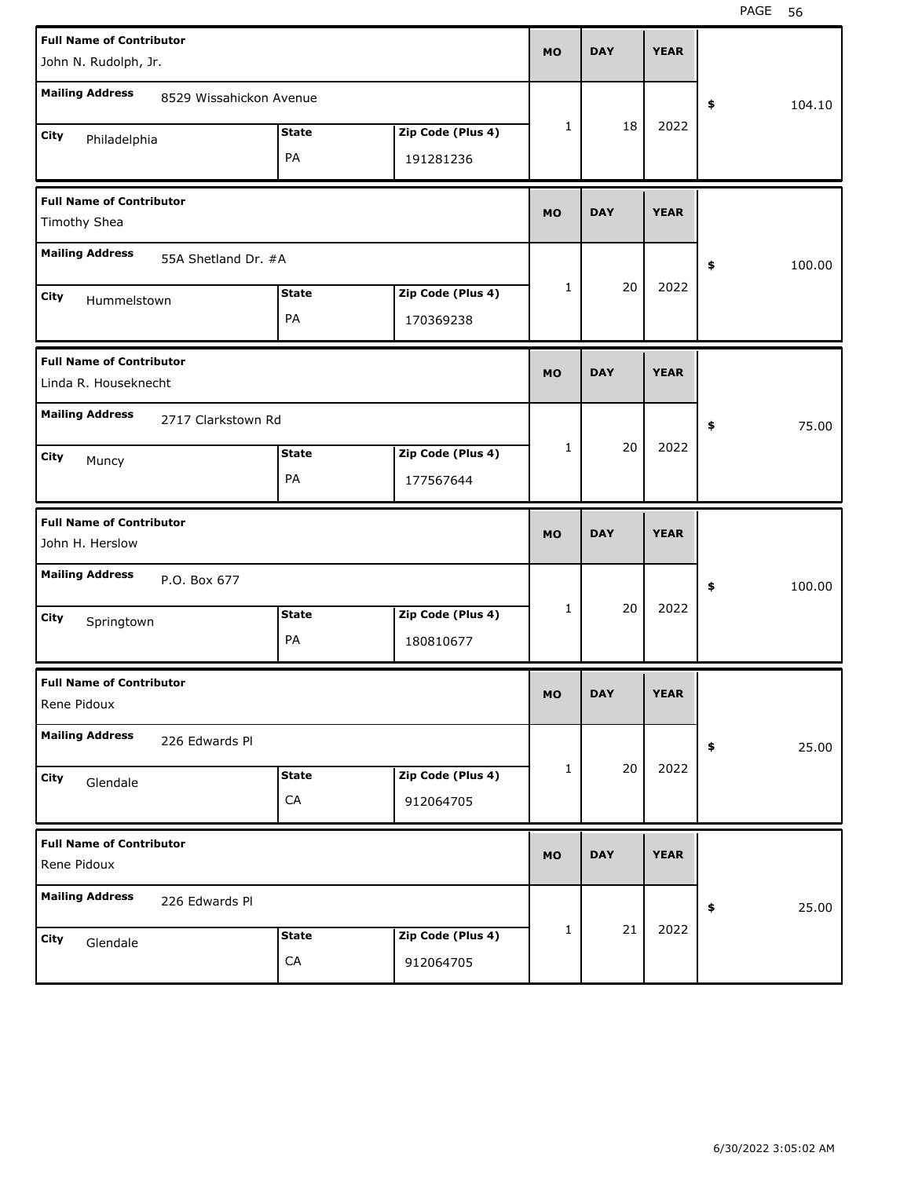| Full Name of Contributor | Mailing Address | City | State | Zip Code (Plus 4) | MO | DAY | YEAR | $ |
|---|---|---|---|---|---|---|---|---|
| John N. Rudolph, Jr. | 8529 Wissahickon Avenue | Philadelphia | PA | 191281236 | 1 | 18 | 2022 | 104.10 |
| Timothy Shea | 55A Shetland Dr. #A | Hummelstown | PA | 170369238 | 1 | 20 | 2022 | 100.00 |
| Linda R. Houseknecht | 2717 Clarkstown Rd | Muncy | PA | 177567644 | 1 | 20 | 2022 | 75.00 |
| John H. Herslow | P.O. Box 677 | Springtown | PA | 180810677 | 1 | 20 | 2022 | 100.00 |
| Rene Pidoux | 226 Edwards Pl | Glendale | CA | 912064705 | 1 | 20 | 2022 | 25.00 |
| Rene Pidoux | 226 Edwards Pl | Glendale | CA | 912064705 | 1 | 21 | 2022 | 25.00 |

6/30/2022 3:05:02 AM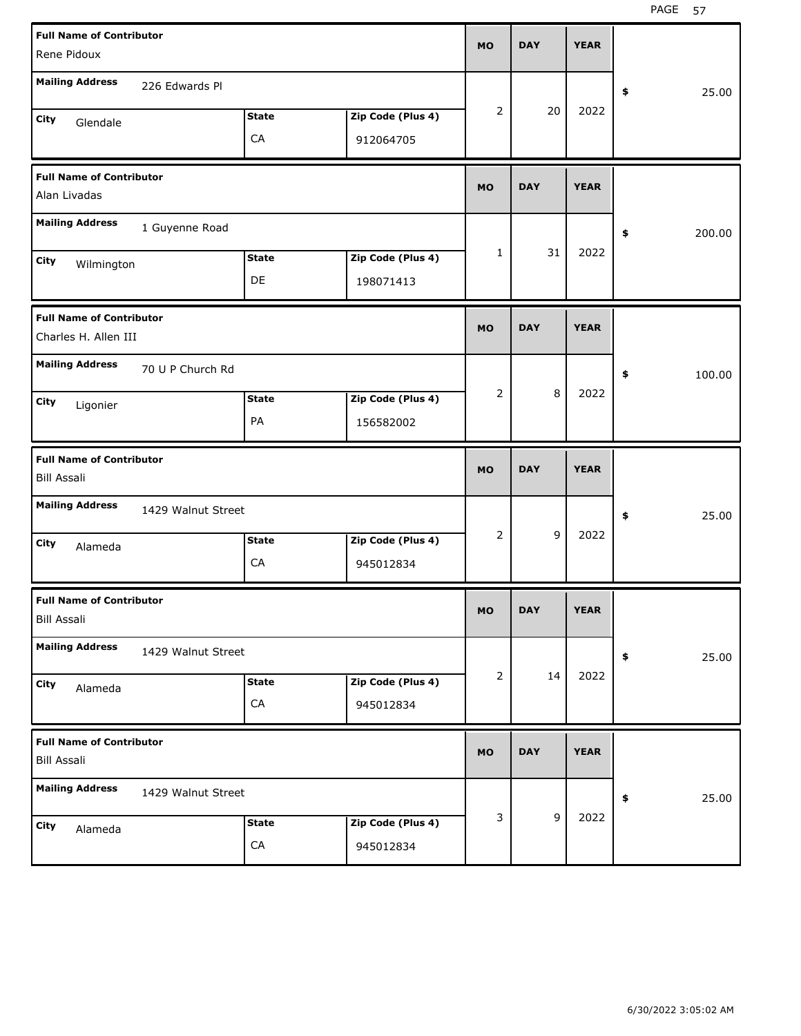| Full Name of Contributor | Mailing Address | City | State | Zip Code (Plus 4) | MO | DAY | YEAR | $ |
|---|---|---|---|---|---|---|---|---|
| Rene Pidoux | 226 Edwards Pl | Glendale | CA | 912064705 | 2 | 20 | 2022 | 25.00 |
| Alan Livadas | 1 Guyenne Road | Wilmington | DE | 198071413 | 1 | 31 | 2022 | 200.00 |
| Charles H. Allen III | 70 U P Church Rd | Ligonier | PA | 156582002 | 2 | 8 | 2022 | 100.00 |
| Bill Assali | 1429 Walnut Street | Alameda | CA | 945012834 | 2 | 9 | 2022 | 25.00 |
| Bill Assali | 1429 Walnut Street | Alameda | CA | 945012834 | 2 | 14 | 2022 | 25.00 |
| Bill Assali | 1429 Walnut Street | Alameda | CA | 945012834 | 3 | 9 | 2022 | 25.00 |

6/30/2022 3:05:02 AM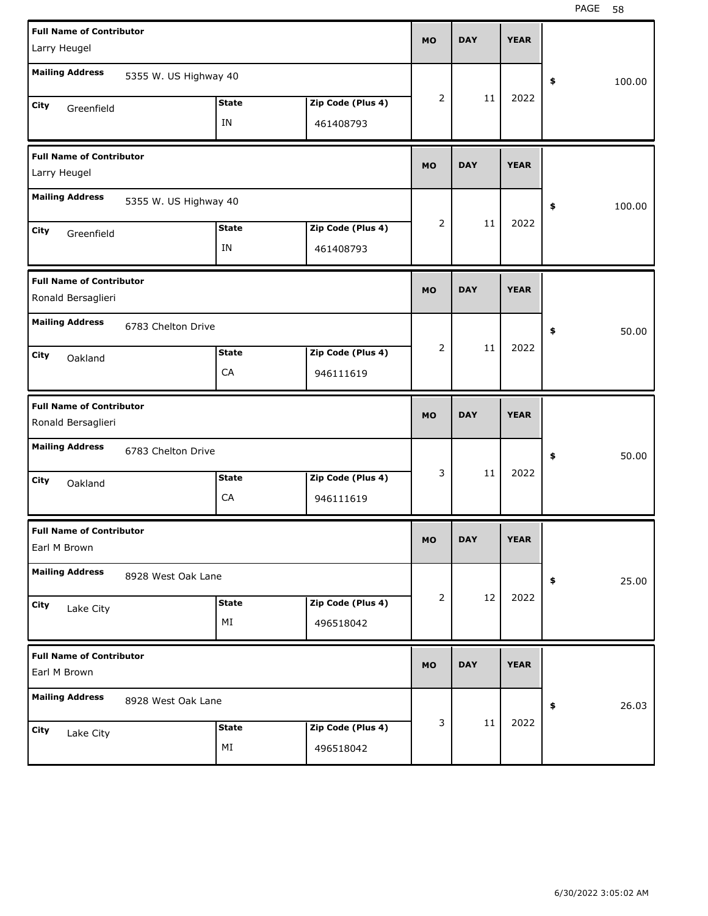| Full Name of Contributor | Mailing Address | City | State | Zip Code (Plus 4) | MO | DAY | YEAR | $ |
|---|---|---|---|---|---|---|---|---|
| Larry Heugel | 5355 W. US Highway 40 | Greenfield | IN | 461408793 | 2 | 11 | 2022 | 100.00 |
| Larry Heugel | 5355 W. US Highway 40 | Greenfield | IN | 461408793 | 2 | 11 | 2022 | 100.00 |
| Ronald Bersaglieri | 6783 Chelton Drive | Oakland | CA | 946111619 | 2 | 11 | 2022 | 50.00 |
| Ronald Bersaglieri | 6783 Chelton Drive | Oakland | CA | 946111619 | 3 | 11 | 2022 | 50.00 |
| Earl M Brown | 8928 West Oak Lane | Lake City | MI | 496518042 | 2 | 12 | 2022 | 25.00 |
| Earl M Brown | 8928 West Oak Lane | Lake City | MI | 496518042 | 3 | 11 | 2022 | 26.03 |

6/30/2022 3:05:02 AM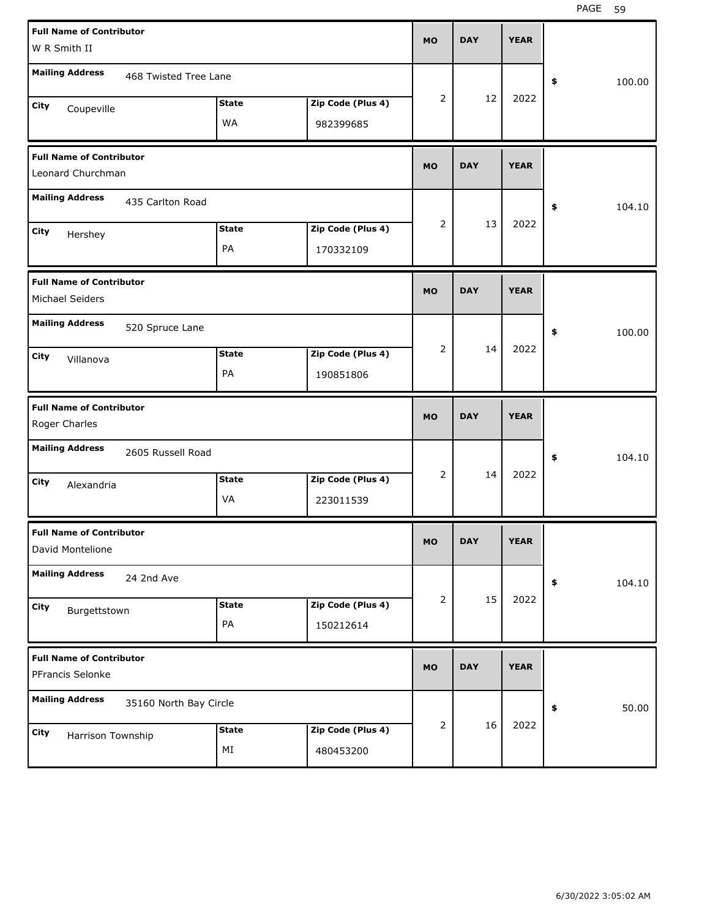| Full Name of Contributor | Mailing Address | City | State | Zip Code (Plus 4) | MO | DAY | YEAR | $ |
|---|---|---|---|---|---|---|---|---|
| W R Smith II | 468 Twisted Tree Lane | Coupeville | WA | 982399685 | 2 | 12 | 2022 | 100.00 |
| Leonard Churchman | 435 Carlton Road | Hershey | PA | 170332109 | 2 | 13 | 2022 | 104.10 |
| Michael Seiders | 520 Spruce Lane | Villanova | PA | 190851806 | 2 | 14 | 2022 | 100.00 |
| Roger Charles | 2605 Russell Road | Alexandria | VA | 223011539 | 2 | 14 | 2022 | 104.10 |
| David Montelione | 24 2nd Ave | Burgettstown | PA | 150212614 | 2 | 15 | 2022 | 104.10 |
| PFrancis Selonke | 35160 North Bay Circle | Harrison Township | MI | 480453200 | 2 | 16 | 2022 | 50.00 |

6/30/2022 3:05:02 AM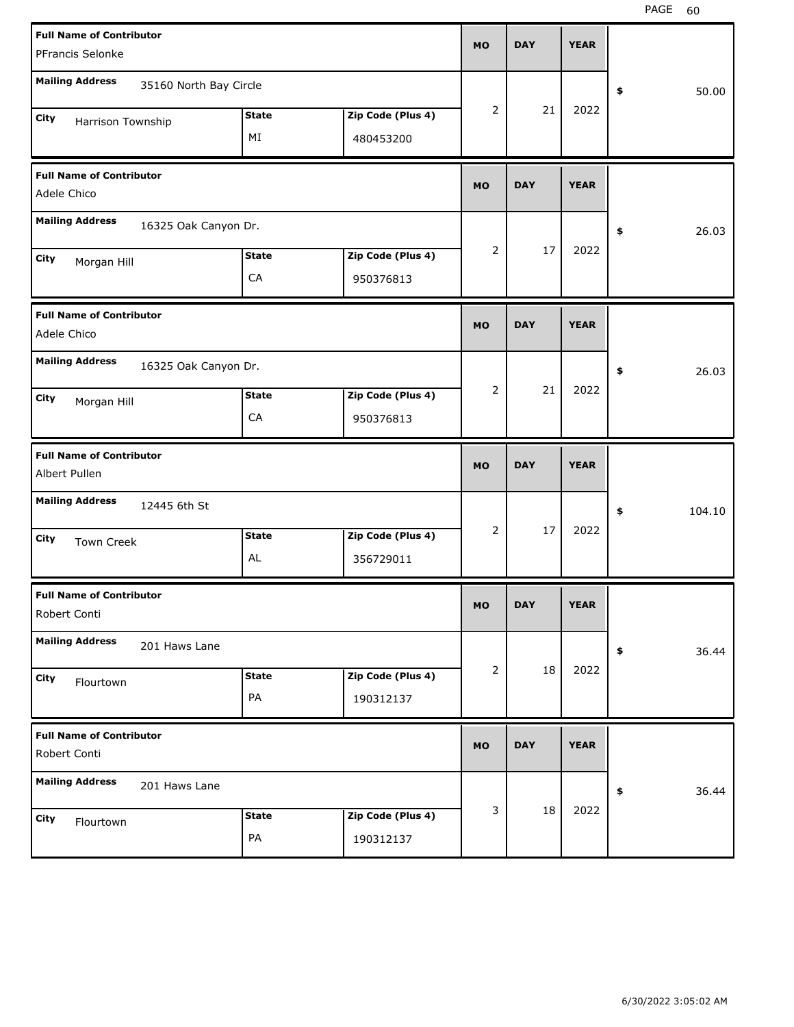| Full Name of Contributor | Mailing Address | City | State | Zip Code (Plus 4) | MO | DAY | YEAR | $ |
|---|---|---|---|---|---|---|---|---|
| PFrancis Selonke | 35160 North Bay Circle | Harrison Township | MI | 480453200 | 2 | 21 | 2022 | 50.00 |
| Adele Chico | 16325 Oak Canyon Dr. | Morgan Hill | CA | 950376813 | 2 | 17 | 2022 | 26.03 |
| Adele Chico | 16325 Oak Canyon Dr. | Morgan Hill | CA | 950376813 | 2 | 21 | 2022 | 26.03 |
| Albert Pullen | 12445 6th St | Town Creek | AL | 356729011 | 2 | 17 | 2022 | 104.10 |
| Robert Conti | 201 Haws Lane | Flourtown | PA | 190312137 | 2 | 18 | 2022 | 36.44 |
| Robert Conti | 201 Haws Lane | Flourtown | PA | 190312137 | 3 | 18 | 2022 | 36.44 |

6/30/2022 3:05:02 AM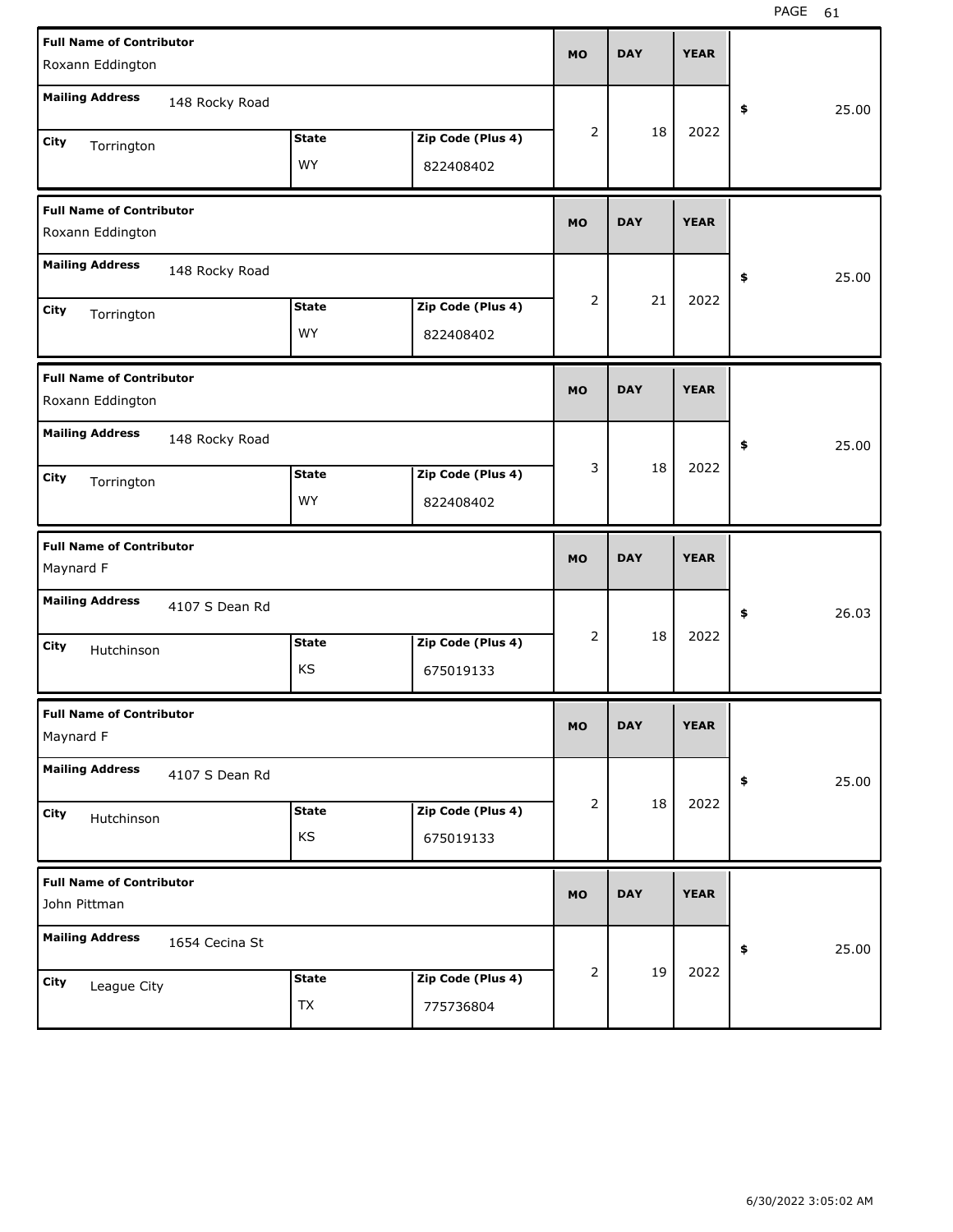| Full Name of Contributor | Mailing Address | City | State | Zip Code (Plus 4) | MO | DAY | YEAR | $ |
|---|---|---|---|---|---|---|---|---|
| Roxann Eddington | 148 Rocky Road | Torrington | WY | 822408402 | 2 | 18 | 2022 | 25.00 |
| Roxann Eddington | 148 Rocky Road | Torrington | WY | 822408402 | 2 | 21 | 2022 | 25.00 |
| Roxann Eddington | 148 Rocky Road | Torrington | WY | 822408402 | 3 | 18 | 2022 | 25.00 |
| Maynard F | 4107 S Dean Rd | Hutchinson | KS | 675019133 | 2 | 18 | 2022 | 26.03 |
| Maynard F | 4107 S Dean Rd | Hutchinson | KS | 675019133 | 2 | 18 | 2022 | 25.00 |
| John Pittman | 1654 Cecina St | League City | TX | 775736804 | 2 | 19 | 2022 | 25.00 |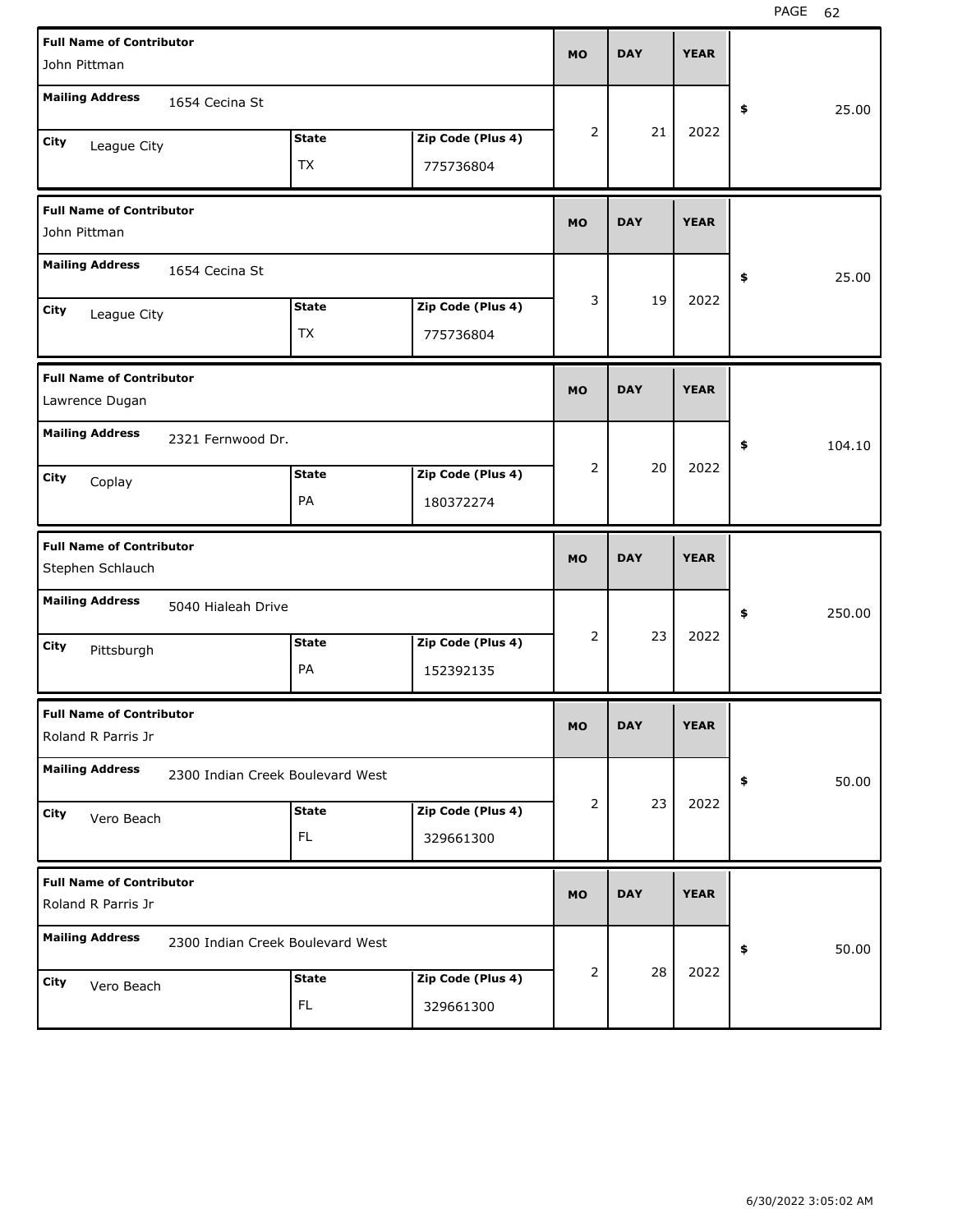| Full Name of Contributor | Mailing Address | City | State | Zip Code (Plus 4) | MO | DAY | YEAR | $ |
|---|---|---|---|---|---|---|---|---|
| John Pittman | 1654 Cecina St | League City | TX | 775736804 | 2 | 21 | 2022 | 25.00 |
| John Pittman | 1654 Cecina St | League City | TX | 775736804 | 3 | 19 | 2022 | 25.00 |
| Lawrence Dugan | 2321 Fernwood Dr. | Coplay | PA | 180372274 | 2 | 20 | 2022 | 104.10 |
| Stephen Schlauch | 5040 Hialeah Drive | Pittsburgh | PA | 152392135 | 2 | 23 | 2022 | 250.00 |
| Roland R Parris Jr | 2300 Indian Creek Boulevard West | Vero Beach | FL | 329661300 | 2 | 23 | 2022 | 50.00 |
| Roland R Parris Jr | 2300 Indian Creek Boulevard West | Vero Beach | FL | 329661300 | 2 | 28 | 2022 | 50.00 |

6/30/2022 3:05:02 AM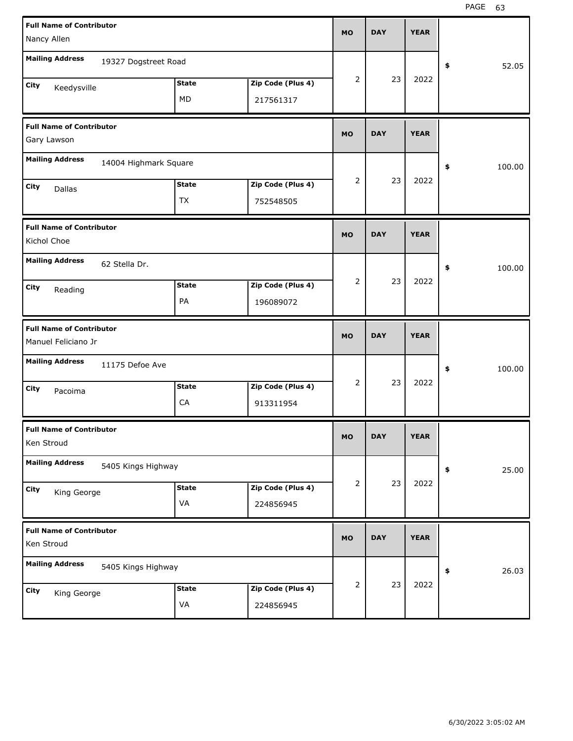| Full Name of Contributor | Mailing Address | City | State | Zip Code (Plus 4) | MO | DAY | YEAR | $ |
|---|---|---|---|---|---|---|---|---|
| Nancy Allen | 19327 Dogstreet Road | Keedysville | MD | 217561317 | 2 | 23 | 2022 | 52.05 |
| Gary Lawson | 14004 Highmark Square | Dallas | TX | 752548505 | 2 | 23 | 2022 | 100.00 |
| Kichol Choe | 62 Stella Dr. | Reading | PA | 196089072 | 2 | 23 | 2022 | 100.00 |
| Manuel Feliciano Jr | 11175 Defoe Ave | Pacoima | CA | 913311954 | 2 | 23 | 2022 | 100.00 |
| Ken Stroud | 5405 Kings Highway | King George | VA | 224856945 | 2 | 23 | 2022 | 25.00 |
| Ken Stroud | 5405 Kings Highway | King George | VA | 224856945 | 2 | 23 | 2022 | 26.03 |

6/30/2022 3:05:02 AM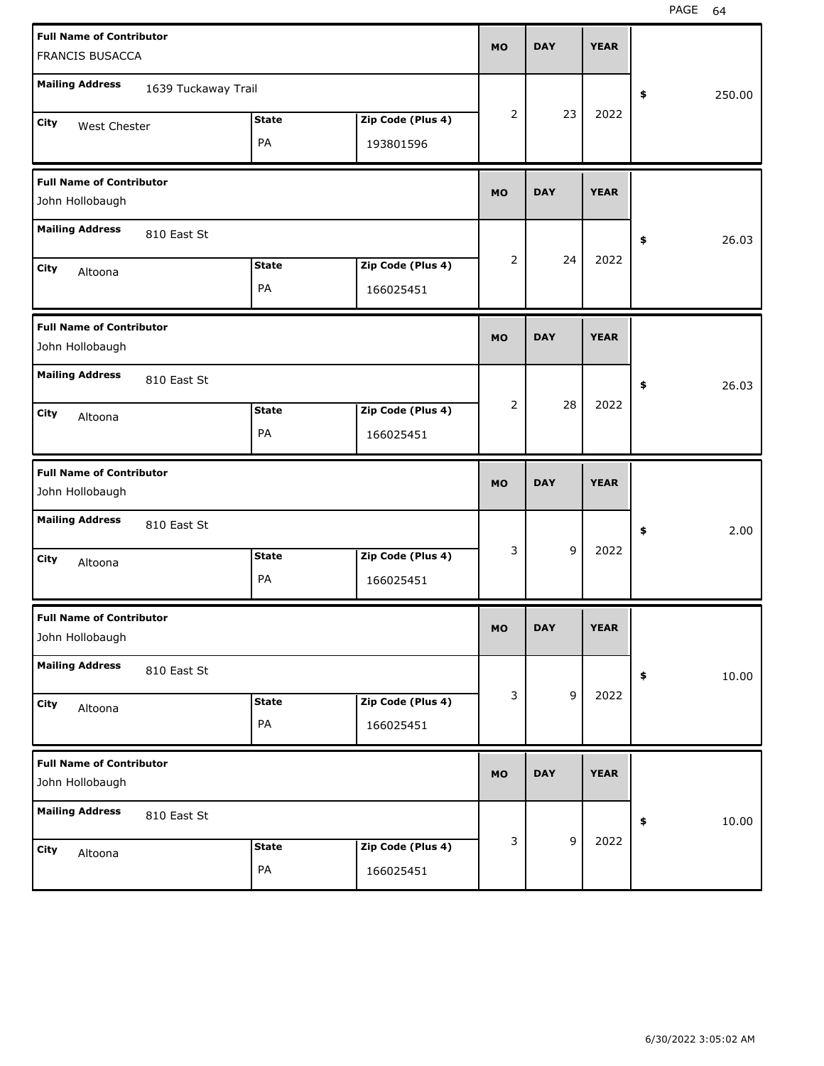| Full Name of Contributor | Mailing Address | City | State | Zip Code (Plus 4) | MO | DAY | YEAR | $ |
|---|---|---|---|---|---|---|---|---|
| FRANCIS BUSACCA | 1639 Tuckaway Trail | West Chester | PA | 193801596 | 2 | 23 | 2022 | 250.00 |
| John Hollobaugh | 810 East St | Altoona | PA | 166025451 | 2 | 24 | 2022 | 26.03 |
| John Hollobaugh | 810 East St | Altoona | PA | 166025451 | 2 | 28 | 2022 | 26.03 |
| John Hollobaugh | 810 East St | Altoona | PA | 166025451 | 3 | 9 | 2022 | 2.00 |
| John Hollobaugh | 810 East St | Altoona | PA | 166025451 | 3 | 9 | 2022 | 10.00 |
| John Hollobaugh | 810 East St | Altoona | PA | 166025451 | 3 | 9 | 2022 | 10.00 |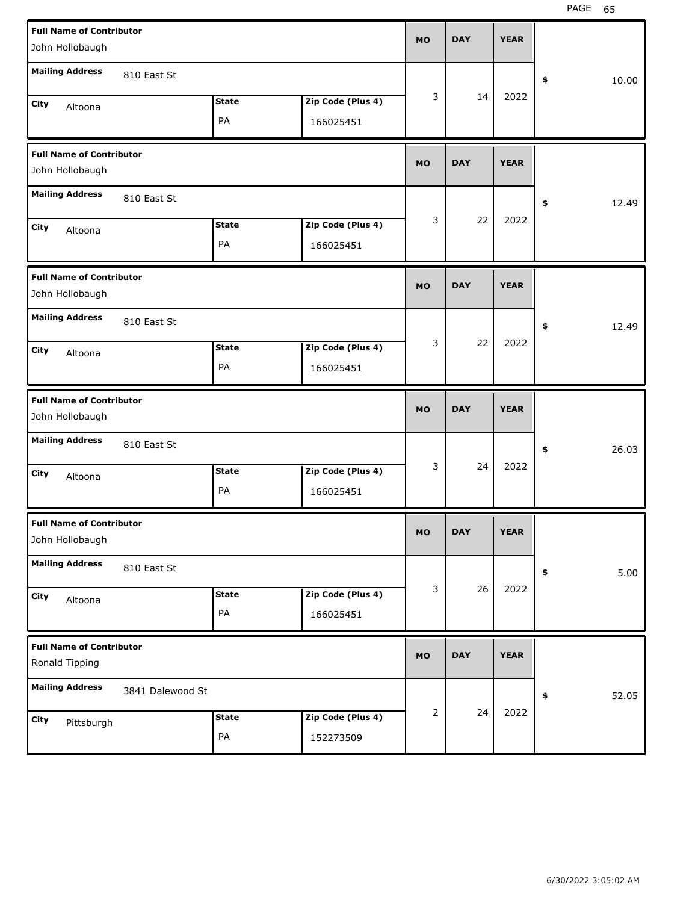| Full Name of Contributor | Mailing Address | City | State | Zip Code (Plus 4) | MO | DAY | YEAR | $ |
|---|---|---|---|---|---|---|---|---|
| John Hollobaugh | 810 East St | Altoona | PA | 166025451 | 3 | 14 | 2022 | 10.00 |
| John Hollobaugh | 810 East St | Altoona | PA | 166025451 | 3 | 22 | 2022 | 12.49 |
| John Hollobaugh | 810 East St | Altoona | PA | 166025451 | 3 | 22 | 2022 | 12.49 |
| John Hollobaugh | 810 East St | Altoona | PA | 166025451 | 3 | 24 | 2022 | 26.03 |
| John Hollobaugh | 810 East St | Altoona | PA | 166025451 | 3 | 26 | 2022 | 5.00 |
| Ronald Tipping | 3841 Dalewood St | Pittsburgh | PA | 152273509 | 2 | 24 | 2022 | 52.05 |

6/30/2022 3:05:02 AM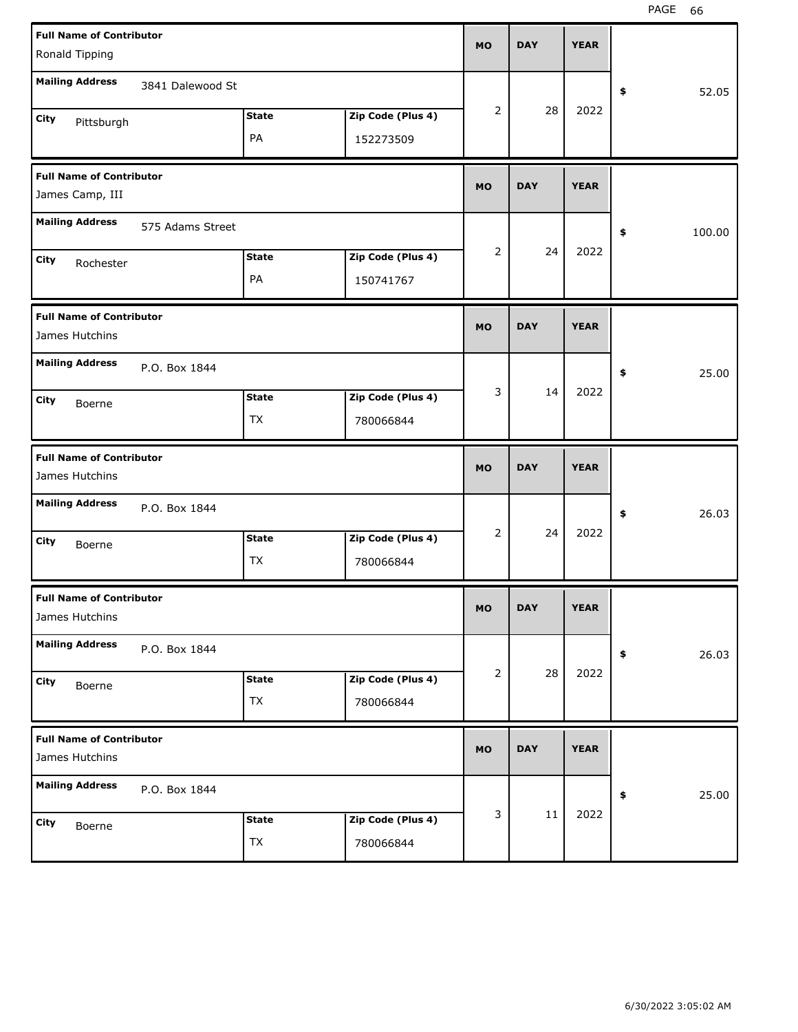| Full Name of Contributor | Mailing Address | City | State | Zip Code (Plus 4) | MO | DAY | YEAR | $ |
|---|---|---|---|---|---|---|---|---|
| Ronald Tipping | 3841 Dalewood St | Pittsburgh | PA | 152273509 | 2 | 28 | 2022 | 52.05 |
| James Camp, III | 575 Adams Street | Rochester | PA | 150741767 | 2 | 24 | 2022 | 100.00 |
| James Hutchins | P.O. Box 1844 | Boerne | TX | 780066844 | 3 | 14 | 2022 | 25.00 |
| James Hutchins | P.O. Box 1844 | Boerne | TX | 780066844 | 2 | 24 | 2022 | 26.03 |
| James Hutchins | P.O. Box 1844 | Boerne | TX | 780066844 | 2 | 28 | 2022 | 26.03 |
| James Hutchins | P.O. Box 1844 | Boerne | TX | 780066844 | 3 | 11 | 2022 | 25.00 |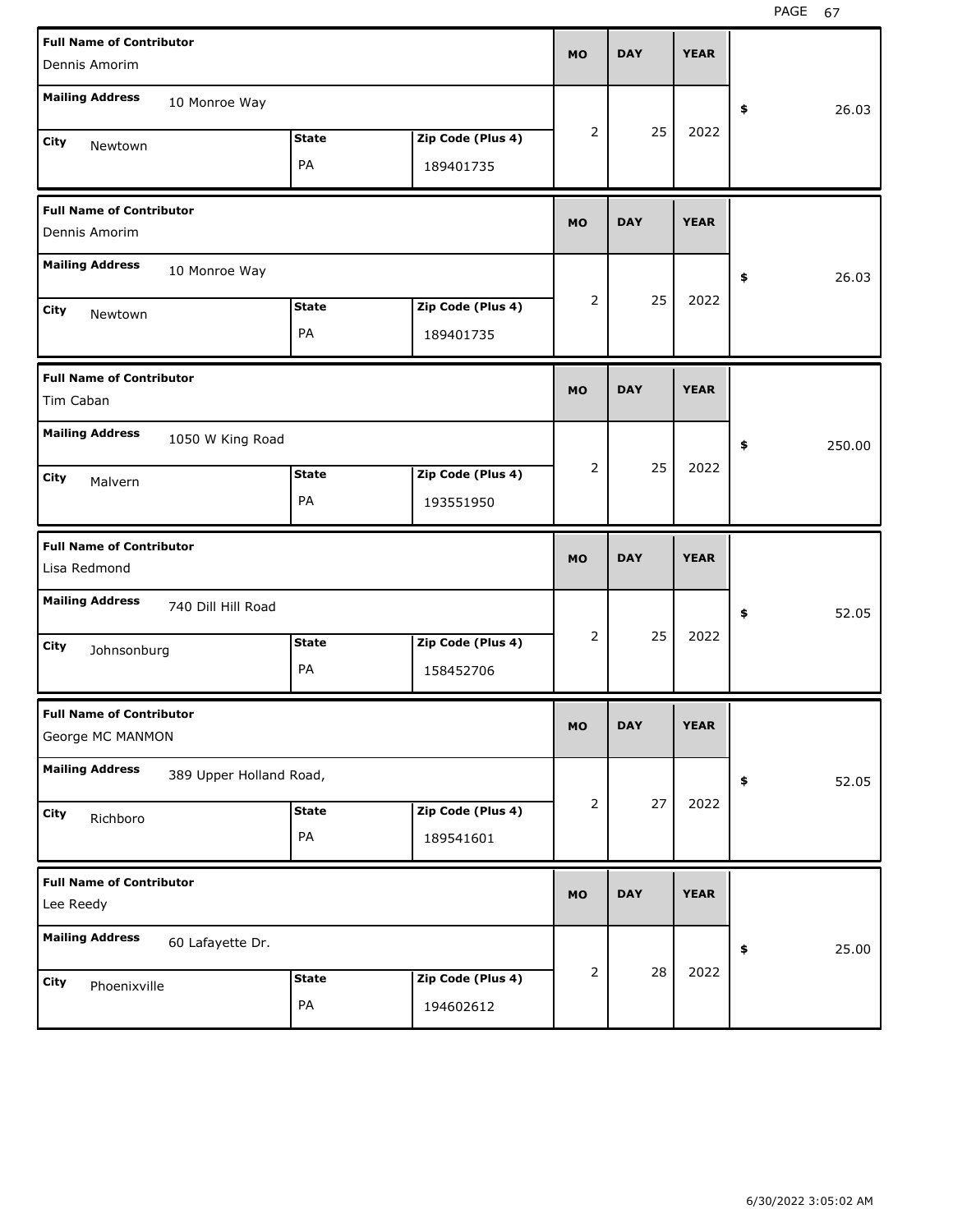| Full Name of Contributor | Mailing Address | City | State | Zip Code (Plus 4) | MO | DAY | YEAR | $ |
|---|---|---|---|---|---|---|---|---|
| Dennis Amorim | 10 Monroe Way | Newtown | PA | 189401735 | 2 | 25 | 2022 | 26.03 |
| Dennis Amorim | 10 Monroe Way | Newtown | PA | 189401735 | 2 | 25 | 2022 | 26.03 |
| Tim Caban | 1050 W King Road | Malvern | PA | 193551950 | 2 | 25 | 2022 | 250.00 |
| Lisa Redmond | 740 Dill Hill Road | Johnsonburg | PA | 158452706 | 2 | 25 | 2022 | 52.05 |
| George MC MANMON | 389 Upper Holland Road, | Richboro | PA | 189541601 | 2 | 27 | 2022 | 52.05 |
| Lee Reedy | 60 Lafayette Dr. | Phoenixville | PA | 194602612 | 2 | 28 | 2022 | 25.00 |

6/30/2022 3:05:02 AM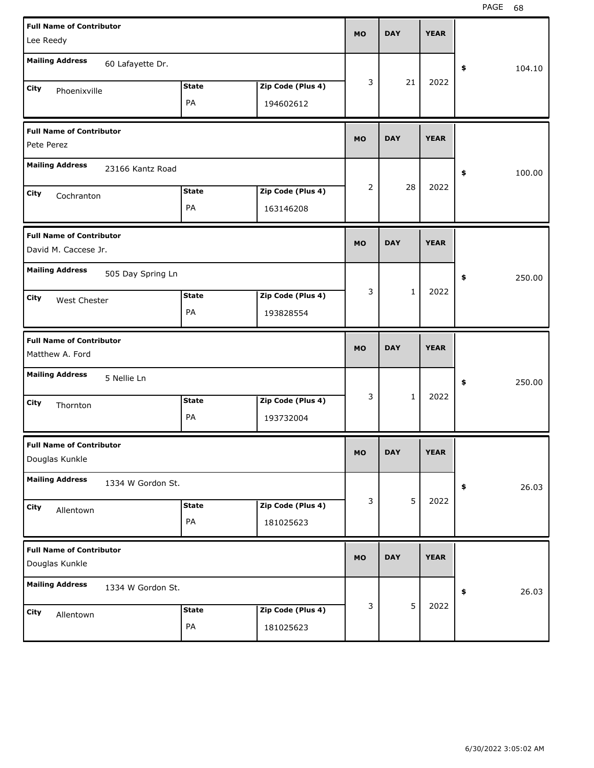| Full Name of Contributor | Mailing Address | City | State | Zip Code (Plus 4) | MO | DAY | YEAR | $ |
|---|---|---|---|---|---|---|---|---|
| Lee Reedy | 60 Lafayette Dr. | Phoenixville | PA | 194602612 | 3 | 21 | 2022 | 104.10 |
| Pete Perez | 23166 Kantz Road | Cochranton | PA | 163146208 | 2 | 28 | 2022 | 100.00 |
| David M. Caccese Jr. | 505 Day Spring Ln | West Chester | PA | 193828554 | 3 | 1 | 2022 | 250.00 |
| Matthew A. Ford | 5 Nellie Ln | Thornton | PA | 193732004 | 3 | 1 | 2022 | 250.00 |
| Douglas Kunkle | 1334 W Gordon St. | Allentown | PA | 181025623 | 3 | 5 | 2022 | 26.03 |
| Douglas Kunkle | 1334 W Gordon St. | Allentown | PA | 181025623 | 3 | 5 | 2022 | 26.03 |

6/30/2022 3:05:02 AM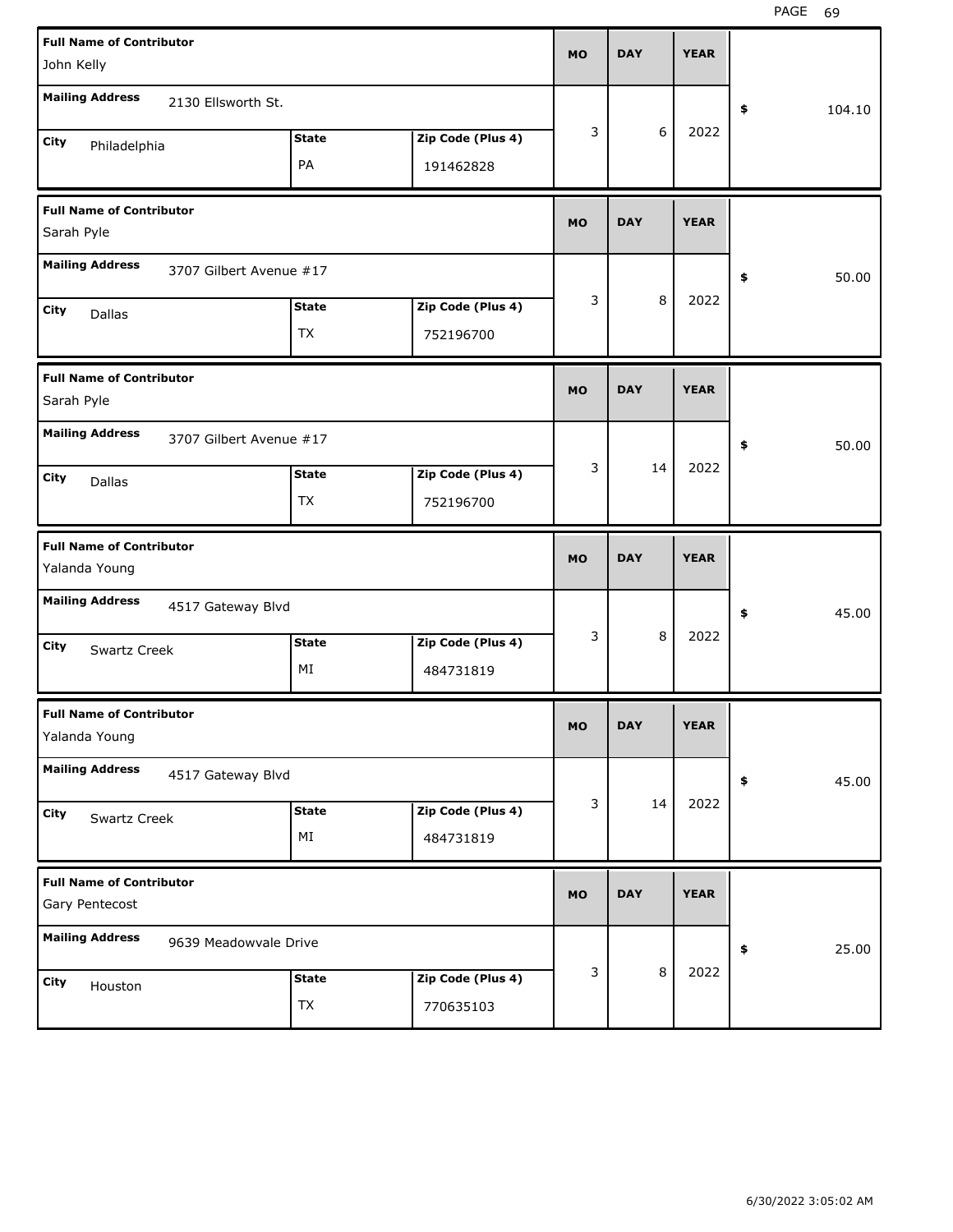| Full Name of Contributor | Mailing Address | City | State | Zip Code (Plus 4) | MO | DAY | YEAR | $ |
|---|---|---|---|---|---|---|---|---|
| John Kelly | 2130 Ellsworth St. | Philadelphia | PA | 191462828 | 3 | 6 | 2022 | 104.10 |
| Sarah Pyle | 3707 Gilbert Avenue #17 | Dallas | TX | 752196700 | 3 | 8 | 2022 | 50.00 |
| Sarah Pyle | 3707 Gilbert Avenue #17 | Dallas | TX | 752196700 | 3 | 14 | 2022 | 50.00 |
| Yalanda Young | 4517 Gateway Blvd | Swartz Creek | MI | 484731819 | 3 | 8 | 2022 | 45.00 |
| Yalanda Young | 4517 Gateway Blvd | Swartz Creek | MI | 484731819 | 3 | 14 | 2022 | 45.00 |
| Gary Pentecost | 9639 Meadowvale Drive | Houston | TX | 770635103 | 3 | 8 | 2022 | 25.00 |

6/30/2022 3:05:02 AM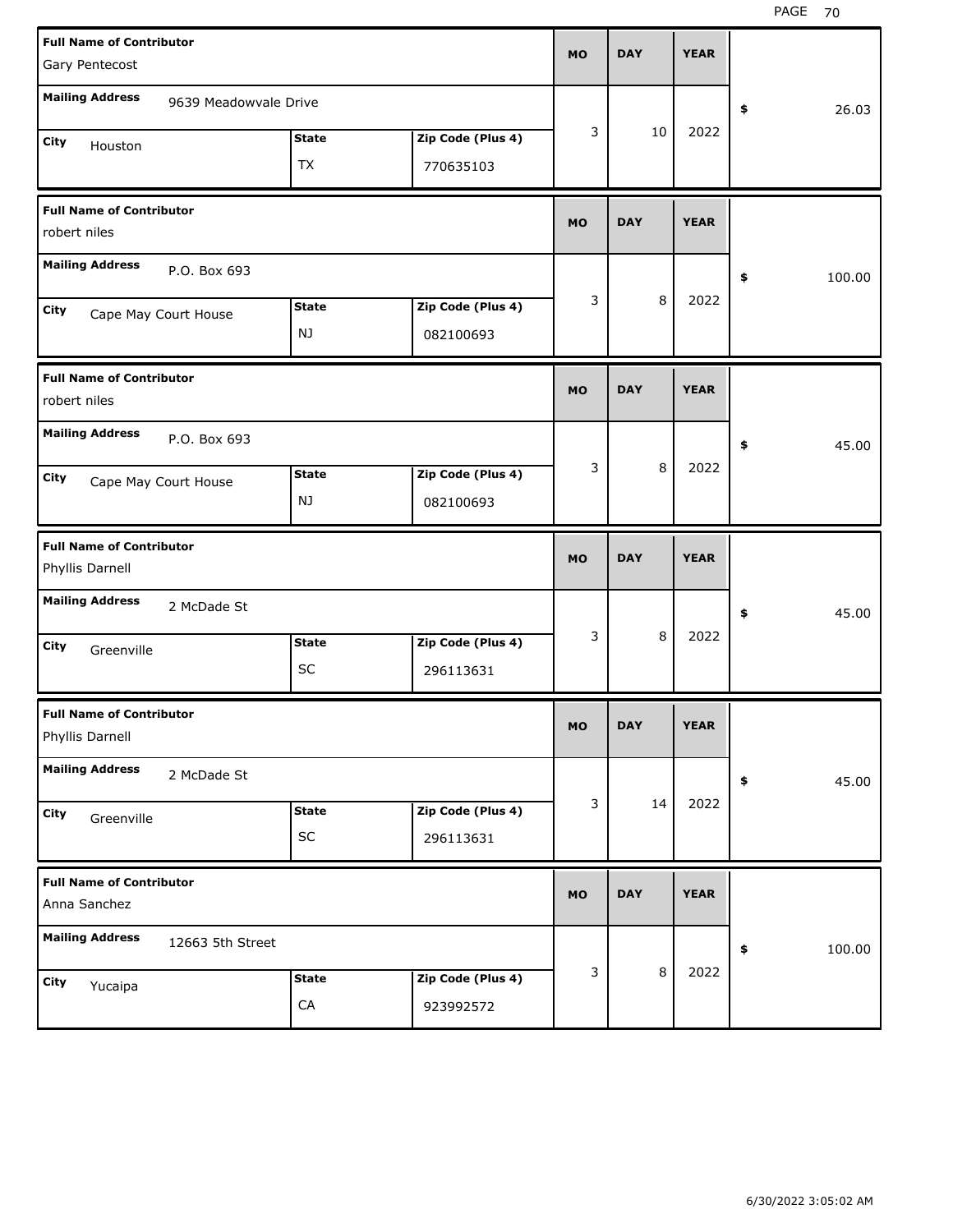| Full Name of Contributor | Mailing Address | City | State | Zip Code (Plus 4) | MO | DAY | YEAR | $ |
|---|---|---|---|---|---|---|---|---|
| Gary Pentecost | 9639 Meadowvale Drive | Houston | TX | 770635103 | 3 | 10 | 2022 | 26.03 |
| robert niles | P.O. Box 693 | Cape May Court House | NJ | 082100693 | 3 | 8 | 2022 | 100.00 |
| robert niles | P.O. Box 693 | Cape May Court House | NJ | 082100693 | 3 | 8 | 2022 | 45.00 |
| Phyllis Darnell | 2 McDade St | Greenville | SC | 296113631 | 3 | 8 | 2022 | 45.00 |
| Phyllis Darnell | 2 McDade St | Greenville | SC | 296113631 | 3 | 14 | 2022 | 45.00 |
| Anna Sanchez | 12663 5th Street | Yucaipa | CA | 923992572 | 3 | 8 | 2022 | 100.00 |

6/30/2022 3:05:02 AM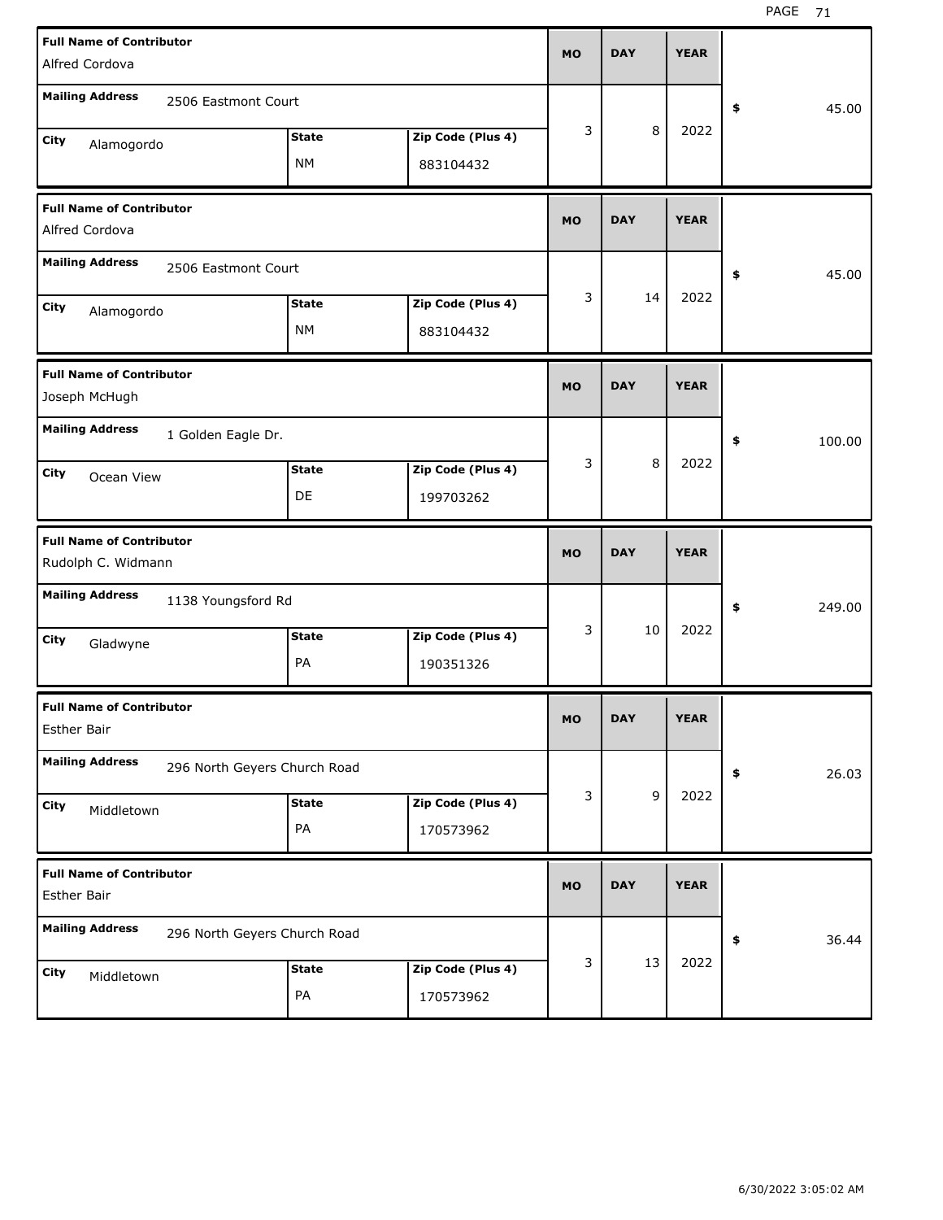| Full Name of Contributor | Mailing Address | City | State | Zip Code (Plus 4) | MO | DAY | YEAR | $ |
|---|---|---|---|---|---|---|---|---|
| Alfred Cordova | 2506 Eastmont Court | Alamogordo | NM | 883104432 | 3 | 8 | 2022 | 45.00 |
| Alfred Cordova | 2506 Eastmont Court | Alamogordo | NM | 883104432 | 3 | 14 | 2022 | 45.00 |
| Joseph McHugh | 1 Golden Eagle Dr. | Ocean View | DE | 199703262 | 3 | 8 | 2022 | 100.00 |
| Rudolph C. Widmann | 1138 Youngsford Rd | Gladwyne | PA | 190351326 | 3 | 10 | 2022 | 249.00 |
| Esther Bair | 296 North Geyers Church Road | Middletown | PA | 170573962 | 3 | 9 | 2022 | 26.03 |
| Esther Bair | 296 North Geyers Church Road | Middletown | PA | 170573962 | 3 | 13 | 2022 | 36.44 |

6/30/2022 3:05:02 AM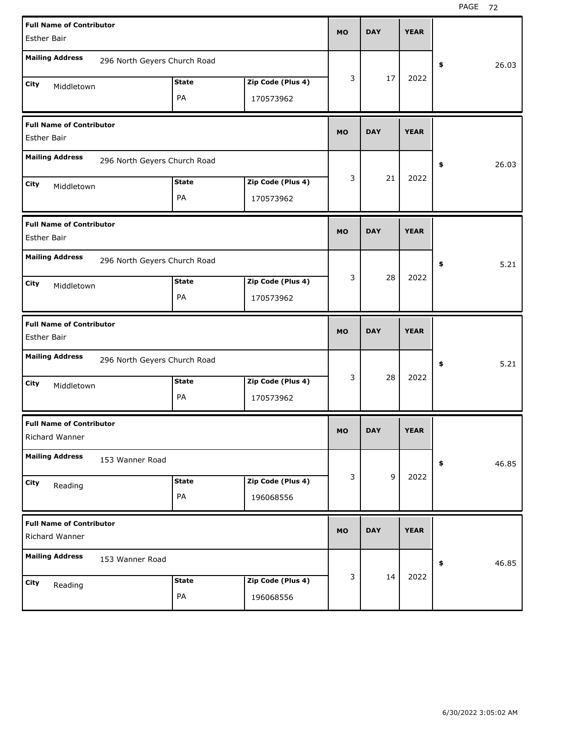| Full Name of Contributor | Mailing Address | City | State | Zip Code (Plus 4) | MO | DAY | YEAR | Amount |
|---|---|---|---|---|---|---|---|---|
| Esther Bair | 296 North Geyers Church Road | Middletown | PA | 170573962 | 3 | 17 | 2022 | $ 26.03 |
| Esther Bair | 296 North Geyers Church Road | Middletown | PA | 170573962 | 3 | 21 | 2022 | $ 26.03 |
| Esther Bair | 296 North Geyers Church Road | Middletown | PA | 170573962 | 3 | 28 | 2022 | $ 5.21 |
| Esther Bair | 296 North Geyers Church Road | Middletown | PA | 170573962 | 3 | 28 | 2022 | $ 5.21 |
| Richard Wanner | 153 Wanner Road | Reading | PA | 196068556 | 3 | 9 | 2022 | $ 46.85 |
| Richard Wanner | 153 Wanner Road | Reading | PA | 196068556 | 3 | 14 | 2022 | $ 46.85 |

6/30/2022 3:05:02 AM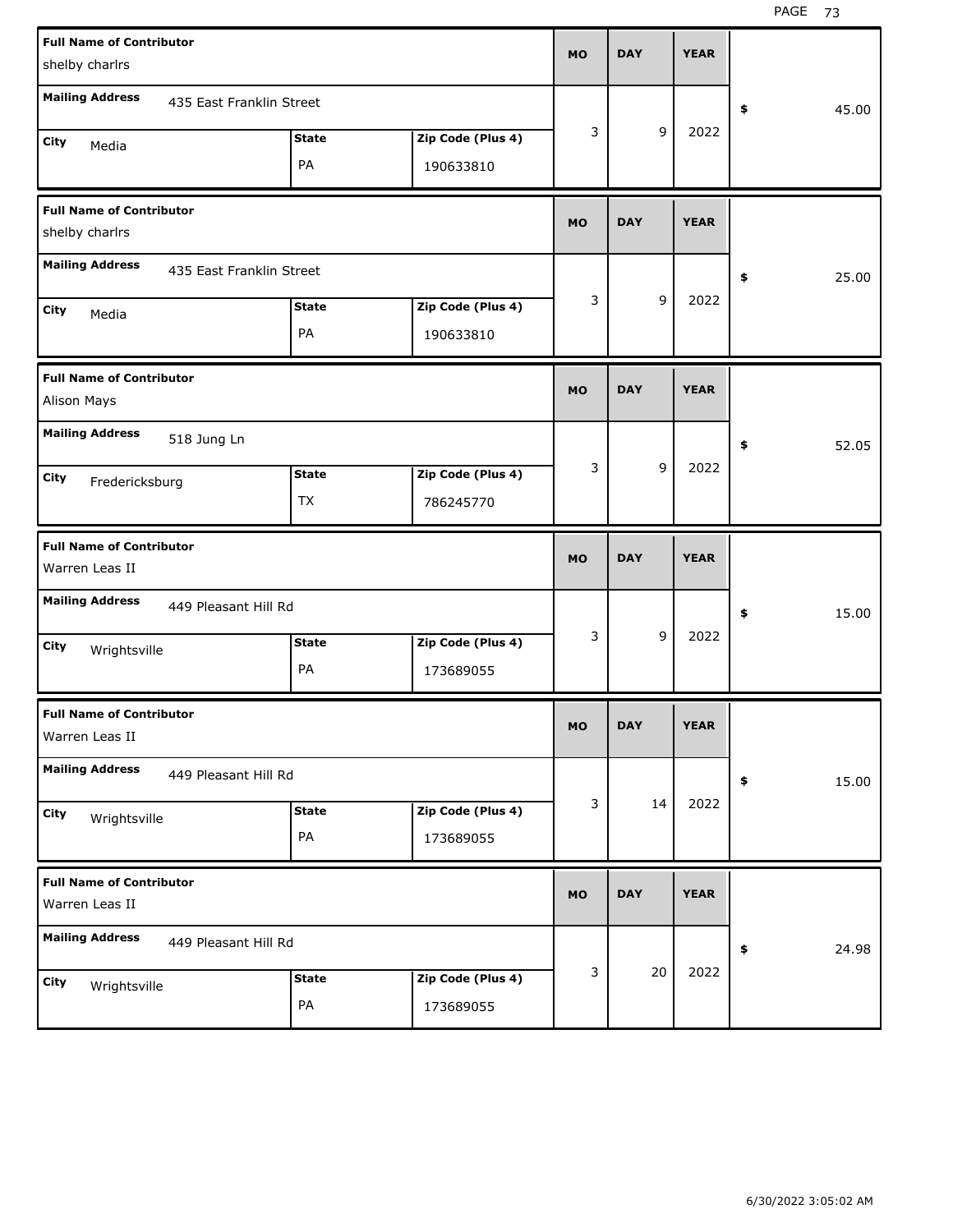| Full Name of Contributor | Mailing Address | City | State | Zip Code (Plus 4) | MO | DAY | YEAR | $ |
|---|---|---|---|---|---|---|---|---|
| shelby charlrs | 435 East Franklin Street | Media | PA | 190633810 | 3 | 9 | 2022 | 45.00 |
| shelby charlrs | 435 East Franklin Street | Media | PA | 190633810 | 3 | 9 | 2022 | 25.00 |
| Alison Mays | 518 Jung Ln | Fredericksburg | TX | 786245770 | 3 | 9 | 2022 | 52.05 |
| Warren Leas II | 449 Pleasant Hill Rd | Wrightsville | PA | 173689055 | 3 | 9 | 2022 | 15.00 |
| Warren Leas II | 449 Pleasant Hill Rd | Wrightsville | PA | 173689055 | 3 | 14 | 2022 | 15.00 |
| Warren Leas II | 449 Pleasant Hill Rd | Wrightsville | PA | 173689055 | 3 | 20 | 2022 | 24.98 |

6/30/2022 3:05:02 AM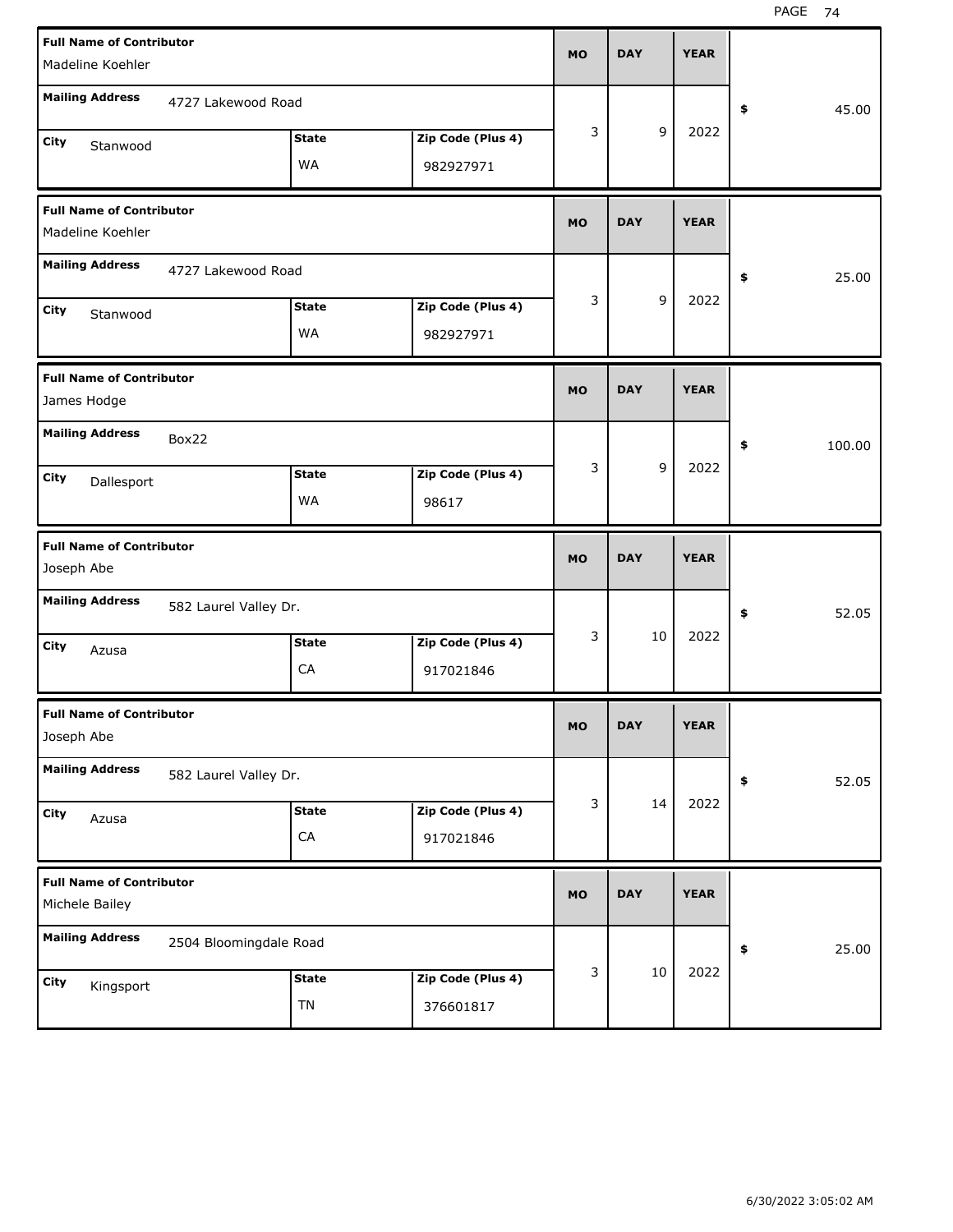| Full Name of Contributor | Mailing Address | City | State | Zip Code (Plus 4) | MO | DAY | YEAR | Amount |
|---|---|---|---|---|---|---|---|---|
| Madeline Koehler | 4727 Lakewood Road | Stanwood | WA | 982927971 | 3 | 9 | 2022 | $ 45.00 |
| Madeline Koehler | 4727 Lakewood Road | Stanwood | WA | 982927971 | 3 | 9 | 2022 | $ 25.00 |
| James Hodge | Box22 | Dallesport | WA | 98617 | 3 | 9 | 2022 | $ 100.00 |
| Joseph Abe | 582 Laurel Valley Dr. | Azusa | CA | 917021846 | 3 | 10 | 2022 | $ 52.05 |
| Joseph Abe | 582 Laurel Valley Dr. | Azusa | CA | 917021846 | 3 | 14 | 2022 | $ 52.05 |
| Michele Bailey | 2504 Bloomingdale Road | Kingsport | TN | 376601817 | 3 | 10 | 2022 | $ 25.00 |

6/30/2022 3:05:02 AM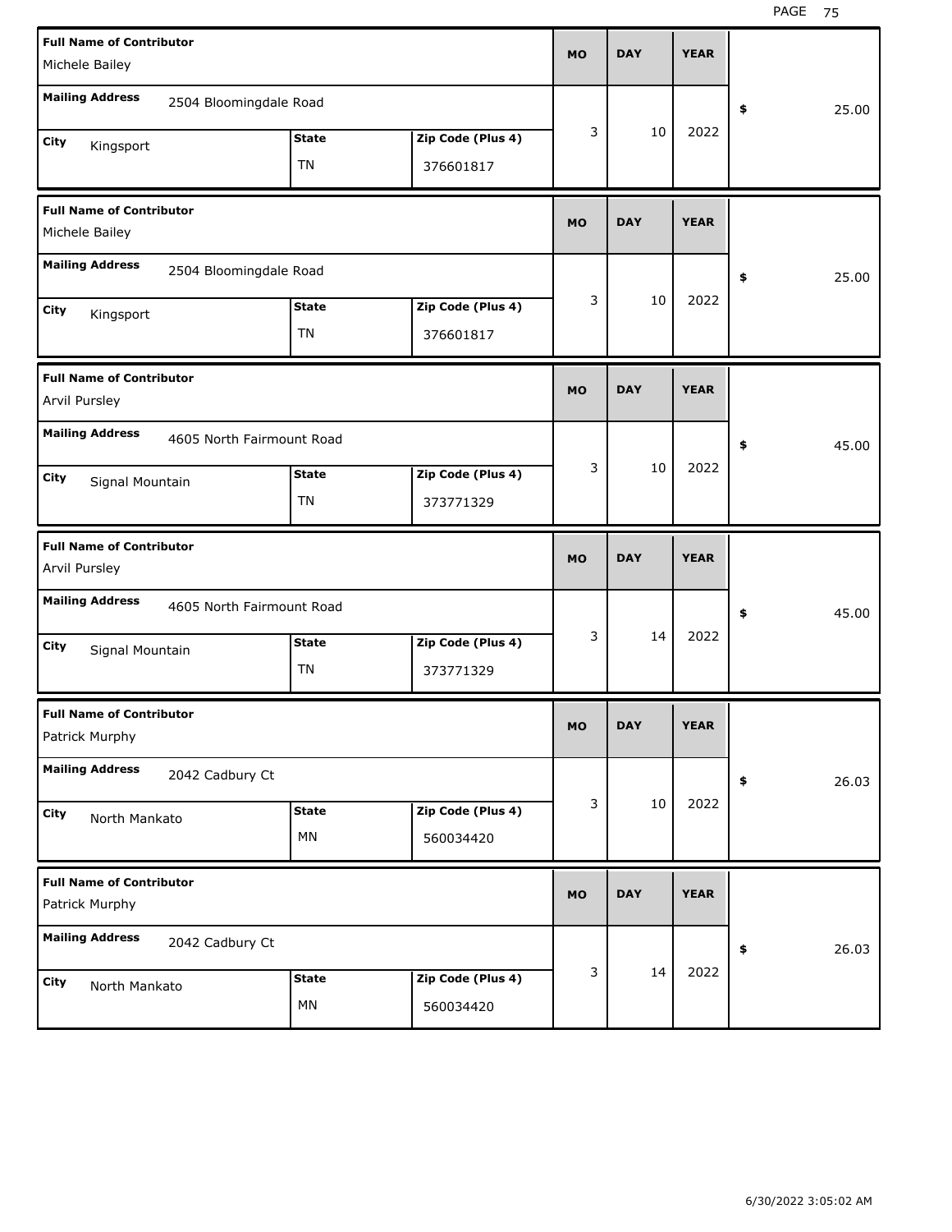| Full Name of Contributor | Mailing Address | City | State | Zip Code (Plus 4) | MO | DAY | YEAR | $ |
|---|---|---|---|---|---|---|---|---|
| Michele Bailey | 2504 Bloomingdale Road | Kingsport | TN | 376601817 | 3 | 10 | 2022 | 25.00 |
| Michele Bailey | 2504 Bloomingdale Road | Kingsport | TN | 376601817 | 3 | 10 | 2022 | 25.00 |
| Arvil Pursley | 4605 North Fairmount Road | Signal Mountain | TN | 373771329 | 3 | 10 | 2022 | 45.00 |
| Arvil Pursley | 4605 North Fairmount Road | Signal Mountain | TN | 373771329 | 3 | 14 | 2022 | 45.00 |
| Patrick Murphy | 2042 Cadbury Ct | North Mankato | MN | 560034420 | 3 | 10 | 2022 | 26.03 |
| Patrick Murphy | 2042 Cadbury Ct | North Mankato | MN | 560034420 | 3 | 14 | 2022 | 26.03 |

6/30/2022 3:05:02 AM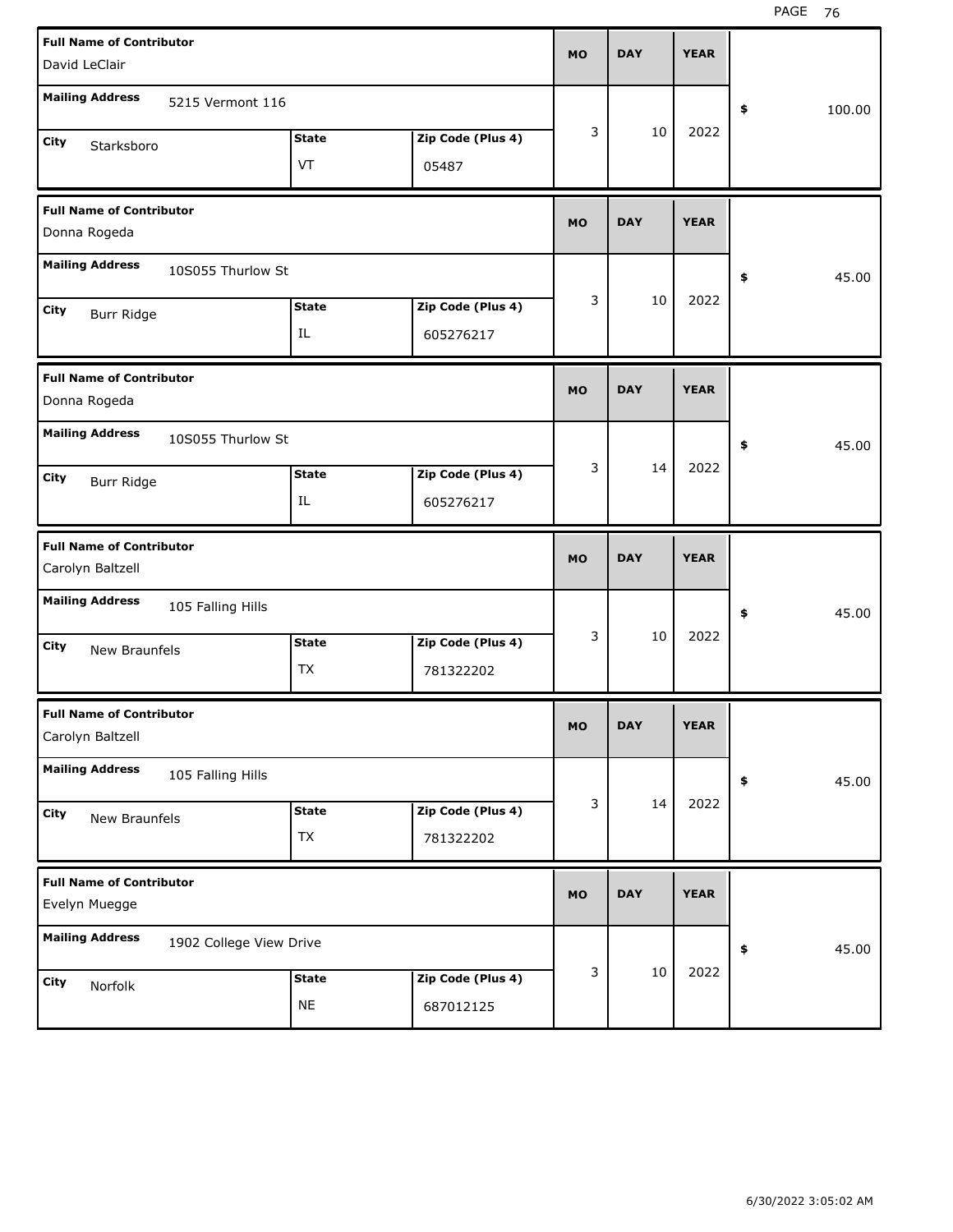| Full Name of Contributor | Mailing Address | City | State | Zip Code (Plus 4) | MO | DAY | YEAR | $ |
|---|---|---|---|---|---|---|---|---|
| David LeClair | 5215 Vermont 116 | Starksboro | VT | 05487 | 3 | 10 | 2022 | 100.00 |
| Donna Rogeda | 10S055 Thurlow St | Burr Ridge | IL | 605276217 | 3 | 10 | 2022 | 45.00 |
| Donna Rogeda | 10S055 Thurlow St | Burr Ridge | IL | 605276217 | 3 | 14 | 2022 | 45.00 |
| Carolyn Baltzell | 105 Falling Hills | New Braunfels | TX | 781322202 | 3 | 10 | 2022 | 45.00 |
| Carolyn Baltzell | 105 Falling Hills | New Braunfels | TX | 781322202 | 3 | 14 | 2022 | 45.00 |
| Evelyn Muegge | 1902 College View Drive | Norfolk | NE | 687012125 | 3 | 10 | 2022 | 45.00 |

6/30/2022 3:05:02 AM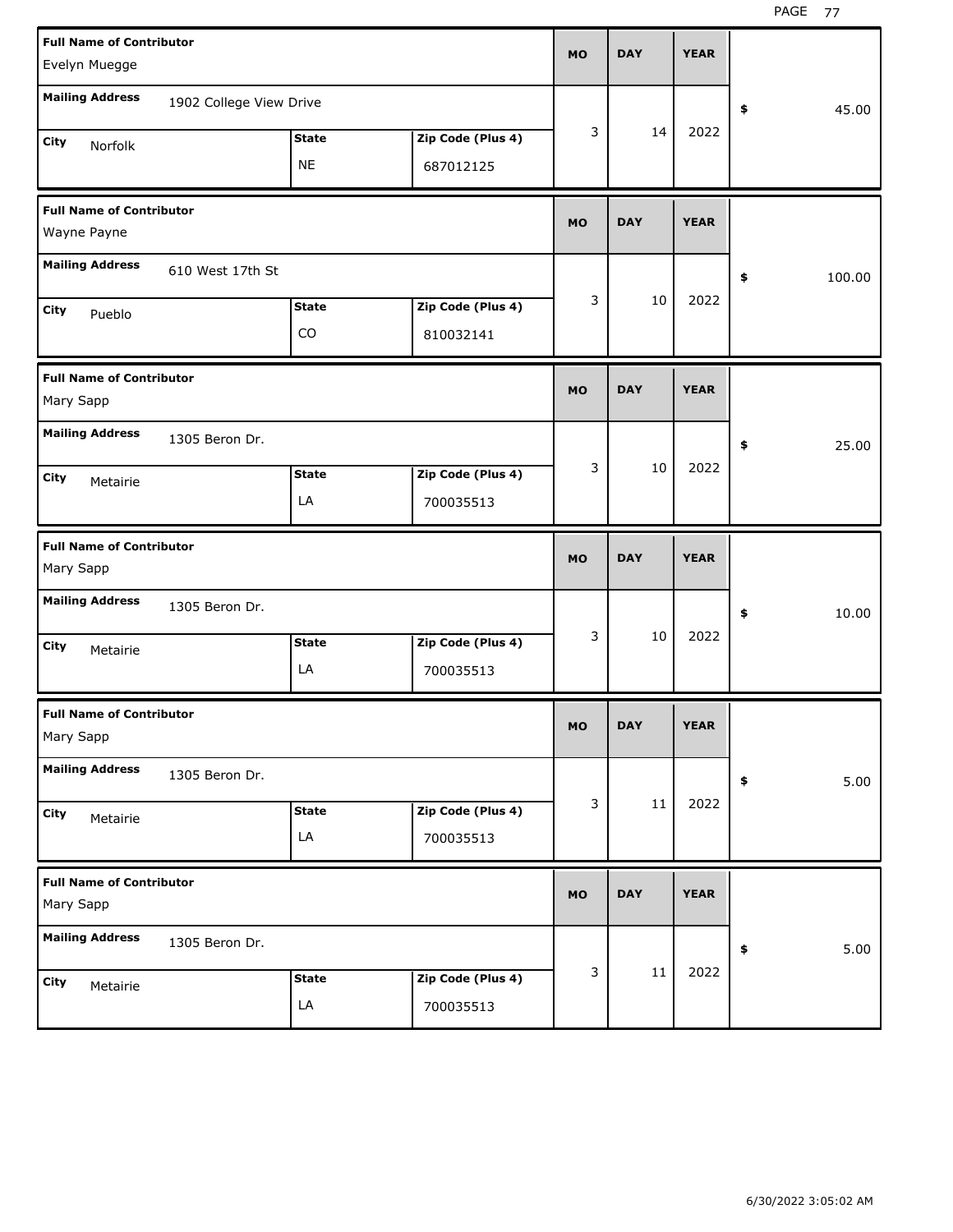| Full Name of Contributor | Mailing Address | City | State | Zip Code (Plus 4) | MO | DAY | YEAR | $ |
|---|---|---|---|---|---|---|---|---|
| Evelyn Muegge | 1902 College View Drive | Norfolk | NE | 687012125 | 3 | 14 | 2022 | 45.00 |
| Wayne Payne | 610 West 17th St | Pueblo | CO | 810032141 | 3 | 10 | 2022 | 100.00 |
| Mary Sapp | 1305 Beron Dr. | Metairie | LA | 700035513 | 3 | 10 | 2022 | 25.00 |
| Mary Sapp | 1305 Beron Dr. | Metairie | LA | 700035513 | 3 | 10 | 2022 | 10.00 |
| Mary Sapp | 1305 Beron Dr. | Metairie | LA | 700035513 | 3 | 11 | 2022 | 5.00 |
| Mary Sapp | 1305 Beron Dr. | Metairie | LA | 700035513 | 3 | 11 | 2022 | 5.00 |

6/30/2022 3:05:02 AM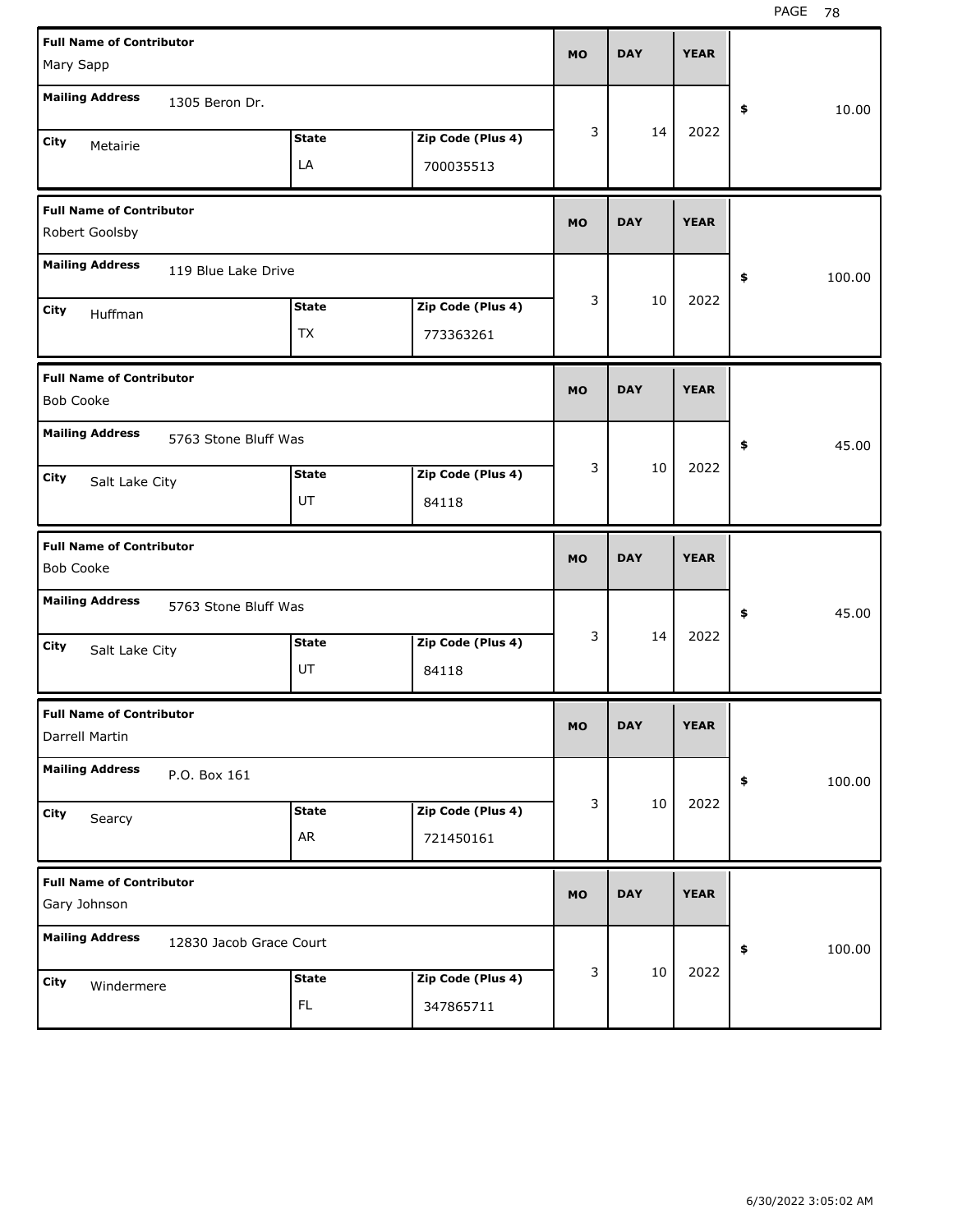| Full Name of Contributor | Mailing Address | City | State | Zip Code (Plus 4) | MO | DAY | YEAR | $ |
|---|---|---|---|---|---|---|---|---|
| Mary Sapp | 1305 Beron Dr. | Metairie | LA | 700035513 | 3 | 14 | 2022 | 10.00 |
| Robert Goolsby | 119 Blue Lake Drive | Huffman | TX | 773363261 | 3 | 10 | 2022 | 100.00 |
| Bob Cooke | 5763 Stone Bluff Was | Salt Lake City | UT | 84118 | 3 | 10 | 2022 | 45.00 |
| Bob Cooke | 5763 Stone Bluff Was | Salt Lake City | UT | 84118 | 3 | 14 | 2022 | 45.00 |
| Darrell Martin | P.O. Box 161 | Searcy | AR | 721450161 | 3 | 10 | 2022 | 100.00 |
| Gary Johnson | 12830 Jacob Grace Court | Windermere | FL | 347865711 | 3 | 10 | 2022 | 100.00 |

6/30/2022 3:05:02 AM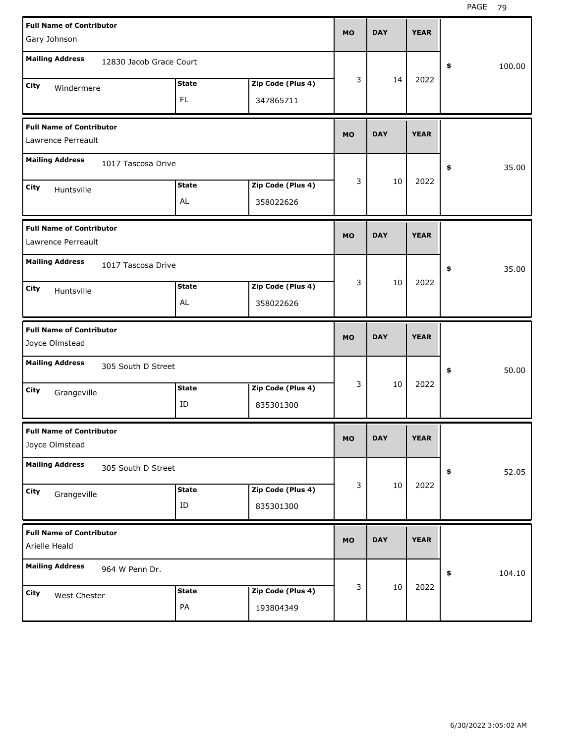| Full Name of Contributor | Mailing Address | City | State | Zip Code (Plus 4) | MO | DAY | YEAR | $ |
|---|---|---|---|---|---|---|---|---|
| Gary Johnson | 12830 Jacob Grace Court | Windermere | FL | 347865711 | 3 | 14 | 2022 | 100.00 |
| Lawrence Perreault | 1017 Tascosa Drive | Huntsville | AL | 358022626 | 3 | 10 | 2022 | 35.00 |
| Lawrence Perreault | 1017 Tascosa Drive | Huntsville | AL | 358022626 | 3 | 10 | 2022 | 35.00 |
| Joyce Olmstead | 305 South D Street | Grangeville | ID | 835301300 | 3 | 10 | 2022 | 50.00 |
| Joyce Olmstead | 305 South D Street | Grangeville | ID | 835301300 | 3 | 10 | 2022 | 52.05 |
| Arielle Heald | 964 W Penn Dr. | West Chester | PA | 193804349 | 3 | 10 | 2022 | 104.10 |

6/30/2022 3:05:02 AM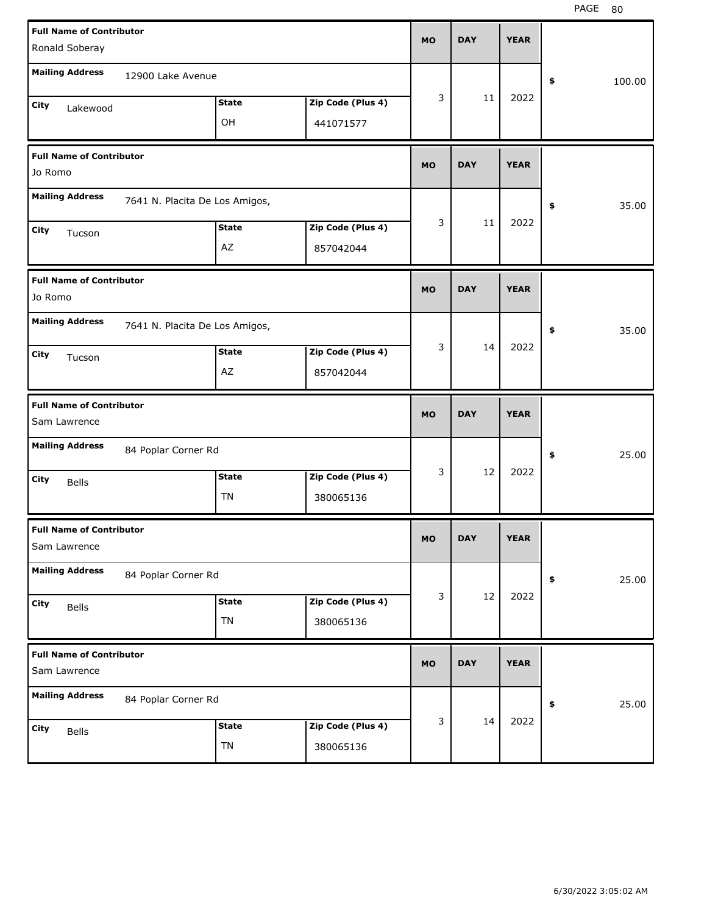| Full Name of Contributor | Mailing Address | City | State | Zip Code (Plus 4) | MO | DAY | YEAR | $ |
|---|---|---|---|---|---|---|---|---|
| Ronald Soberay | 12900 Lake Avenue | Lakewood | OH | 441071577 | 3 | 11 | 2022 | 100.00 |
| Jo Romo | 7641 N. Placita De Los Amigos, | Tucson | AZ | 857042044 | 3 | 11 | 2022 | 35.00 |
| Jo Romo | 7641 N. Placita De Los Amigos, | Tucson | AZ | 857042044 | 3 | 14 | 2022 | 35.00 |
| Sam Lawrence | 84 Poplar Corner Rd | Bells | TN | 380065136 | 3 | 12 | 2022 | 25.00 |
| Sam Lawrence | 84 Poplar Corner Rd | Bells | TN | 380065136 | 3 | 12 | 2022 | 25.00 |
| Sam Lawrence | 84 Poplar Corner Rd | Bells | TN | 380065136 | 3 | 14 | 2022 | 25.00 |

6/30/2022 3:05:02 AM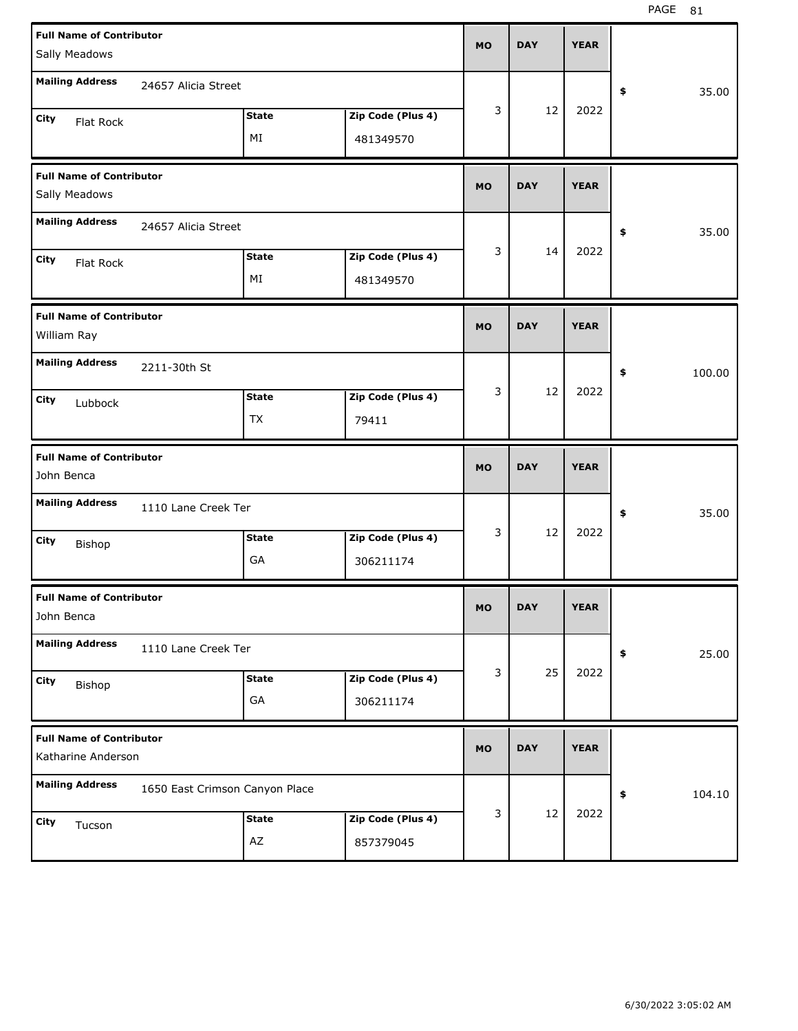| Full Name of Contributor | Mailing Address | City | State | Zip Code (Plus 4) | MO | DAY | YEAR | $ |
|---|---|---|---|---|---|---|---|---|
| Sally Meadows | 24657 Alicia Street | Flat Rock | MI | 481349570 | 3 | 12 | 2022 | 35.00 |
| Sally Meadows | 24657 Alicia Street | Flat Rock | MI | 481349570 | 3 | 14 | 2022 | 35.00 |
| William Ray | 2211-30th St | Lubbock | TX | 79411 | 3 | 12 | 2022 | 100.00 |
| John Benca | 1110 Lane Creek Ter | Bishop | GA | 306211174 | 3 | 12 | 2022 | 35.00 |
| John Benca | 1110 Lane Creek Ter | Bishop | GA | 306211174 | 3 | 25 | 2022 | 25.00 |
| Katharine Anderson | 1650 East Crimson Canyon Place | Tucson | AZ | 857379045 | 3 | 12 | 2022 | 104.10 |

6/30/2022 3:05:02 AM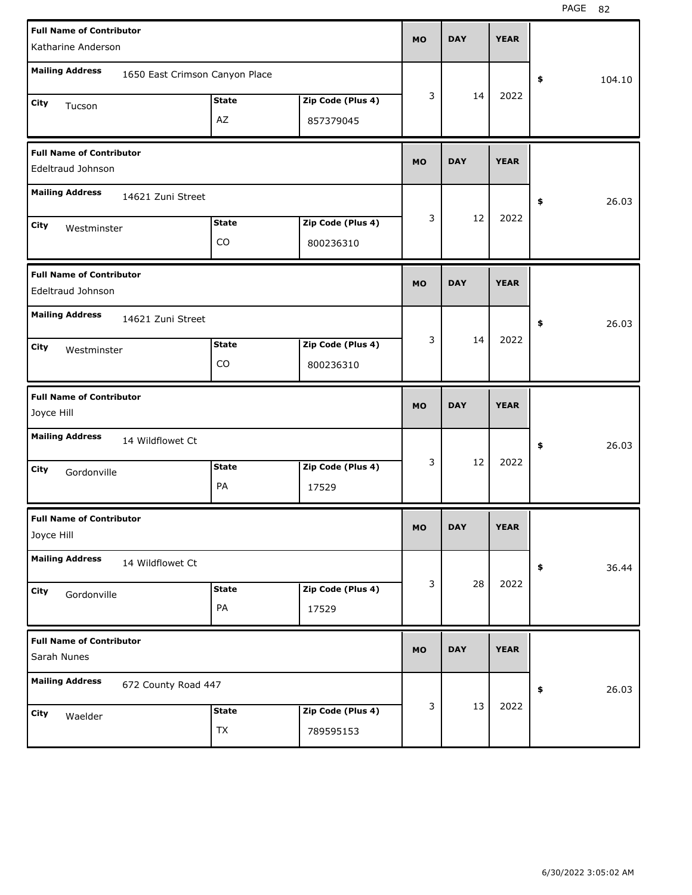| Full Name of Contributor | Mailing Address | City | State | Zip Code (Plus 4) | MO | DAY | YEAR | $ |
|---|---|---|---|---|---|---|---|---|
| Katharine Anderson | 1650 East Crimson Canyon Place | Tucson | AZ | 857379045 | 3 | 14 | 2022 | 104.10 |
| Edeltraud Johnson | 14621 Zuni Street | Westminster | CO | 800236310 | 3 | 12 | 2022 | 26.03 |
| Edeltraud Johnson | 14621 Zuni Street | Westminster | CO | 800236310 | 3 | 14 | 2022 | 26.03 |
| Joyce Hill | 14 Wildflowet Ct | Gordonville | PA | 17529 | 3 | 12 | 2022 | 26.03 |
| Joyce Hill | 14 Wildflowet Ct | Gordonville | PA | 17529 | 3 | 28 | 2022 | 36.44 |
| Sarah Nunes | 672 County Road 447 | Waelder | TX | 789595153 | 3 | 13 | 2022 | 26.03 |

6/30/2022 3:05:02 AM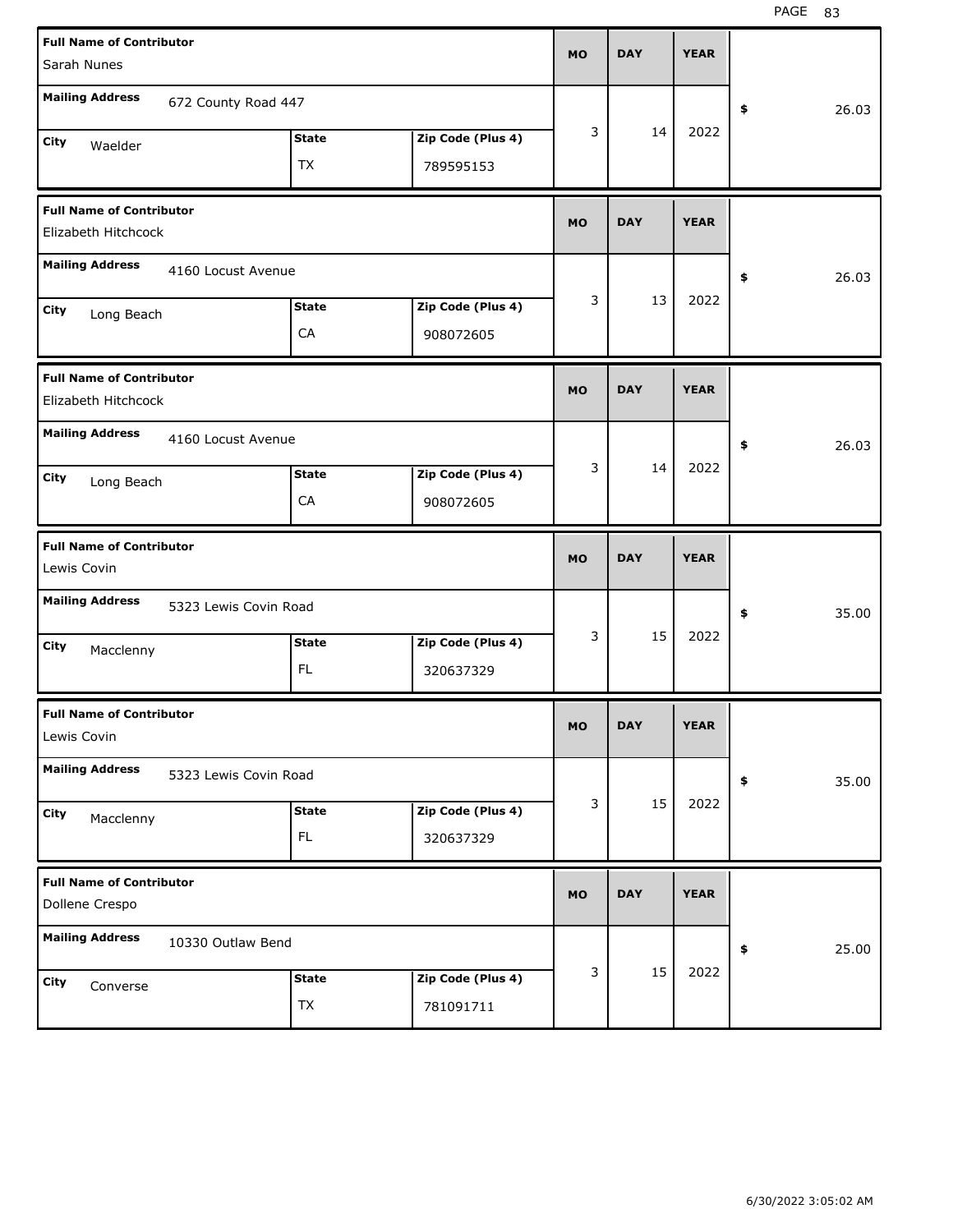| Full Name of Contributor | Mailing Address | City | State | Zip Code (Plus 4) | MO | DAY | YEAR | $ |
|---|---|---|---|---|---|---|---|---|
| Sarah Nunes | 672 County Road 447 | Waelder | TX | 789595153 | 3 | 14 | 2022 | 26.03 |
| Elizabeth Hitchcock | 4160 Locust Avenue | Long Beach | CA | 908072605 | 3 | 13 | 2022 | 26.03 |
| Elizabeth Hitchcock | 4160 Locust Avenue | Long Beach | CA | 908072605 | 3 | 14 | 2022 | 26.03 |
| Lewis Covin | 5323 Lewis Covin Road | Macclenny | FL | 320637329 | 3 | 15 | 2022 | 35.00 |
| Lewis Covin | 5323 Lewis Covin Road | Macclenny | FL | 320637329 | 3 | 15 | 2022 | 35.00 |
| Dollene Crespo | 10330 Outlaw Bend | Converse | TX | 781091711 | 3 | 15 | 2022 | 25.00 |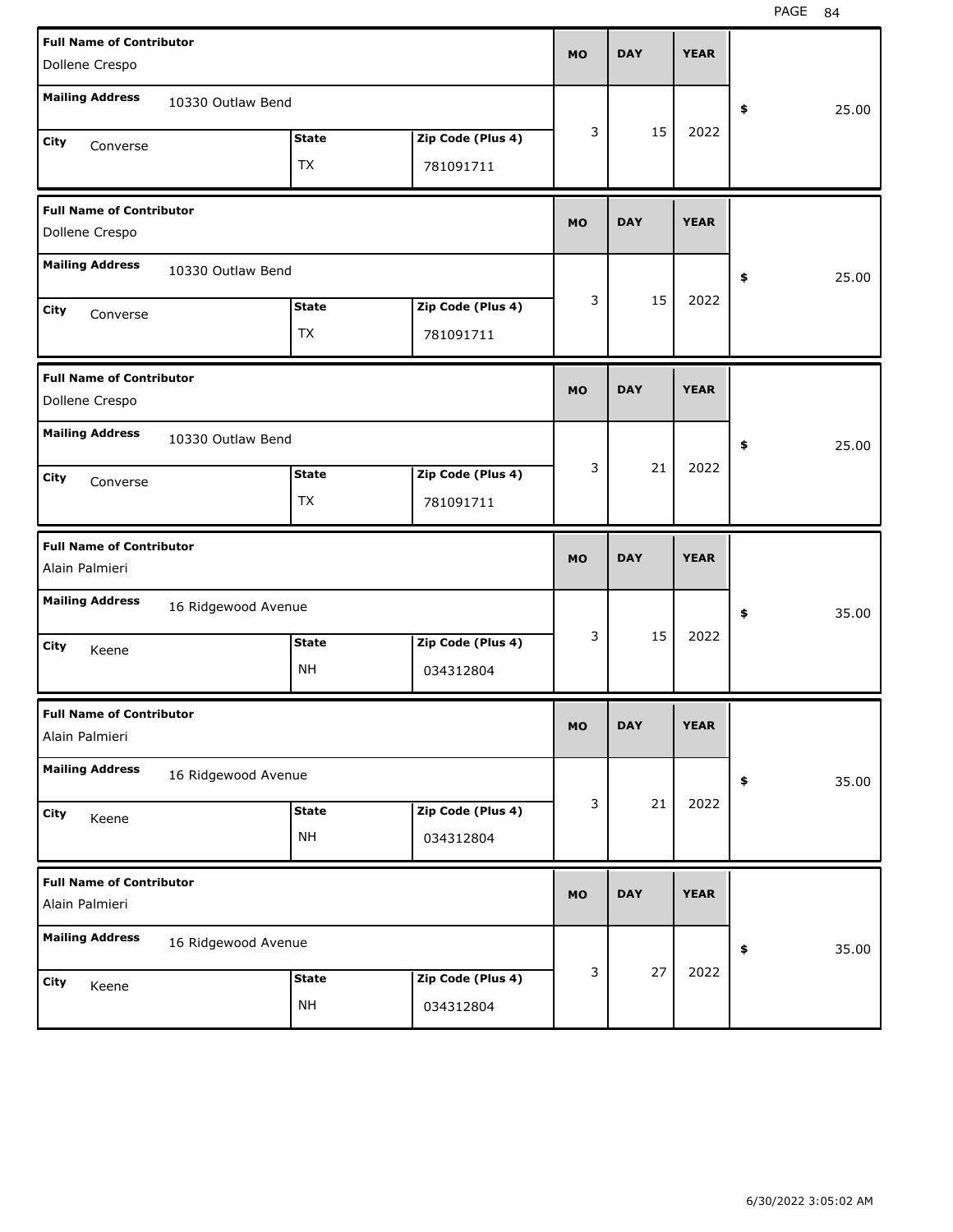| Full Name of Contributor | Mailing Address | City | State | Zip Code (Plus 4) | MO | DAY | YEAR | $ |
|---|---|---|---|---|---|---|---|---|
| Dollene Crespo | 10330 Outlaw Bend | Converse | TX | 781091711 | 3 | 15 | 2022 | 25.00 |
| Dollene Crespo | 10330 Outlaw Bend | Converse | TX | 781091711 | 3 | 15 | 2022 | 25.00 |
| Dollene Crespo | 10330 Outlaw Bend | Converse | TX | 781091711 | 3 | 21 | 2022 | 25.00 |
| Alain Palmieri | 16 Ridgewood Avenue | Keene | NH | 034312804 | 3 | 15 | 2022 | 35.00 |
| Alain Palmieri | 16 Ridgewood Avenue | Keene | NH | 034312804 | 3 | 21 | 2022 | 35.00 |
| Alain Palmieri | 16 Ridgewood Avenue | Keene | NH | 034312804 | 3 | 27 | 2022 | 35.00 |

6/30/2022 3:05:02 AM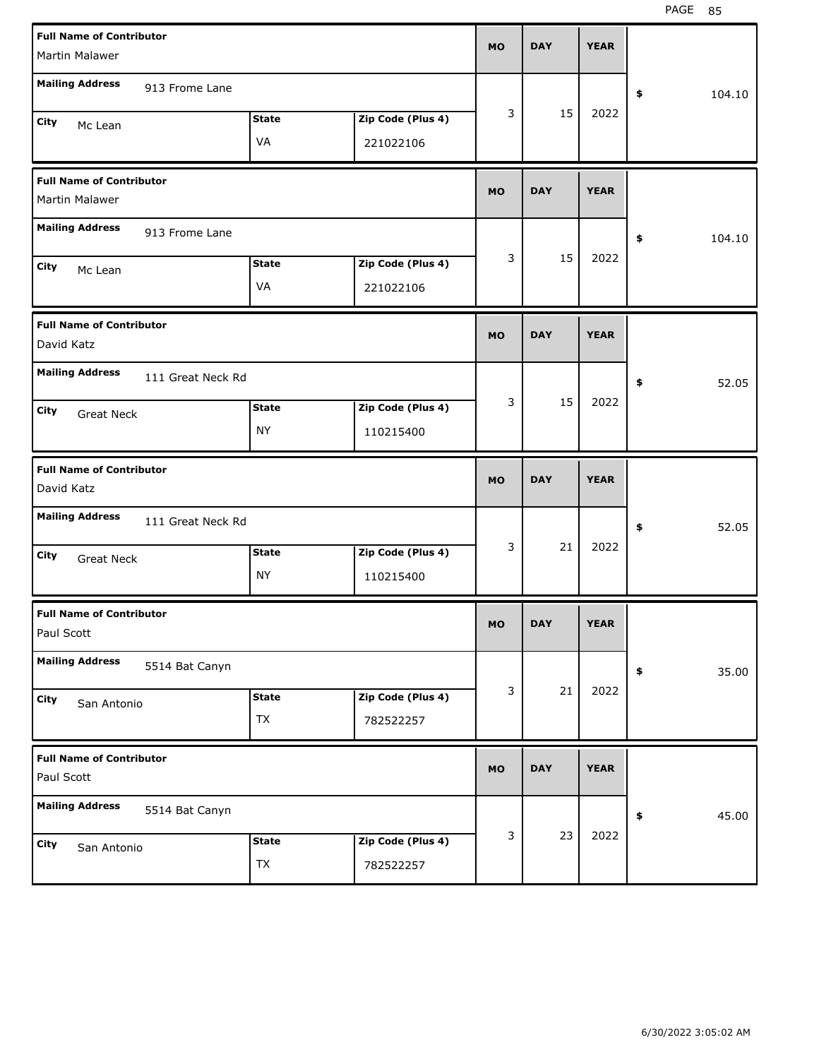| Full Name of Contributor | Mailing Address | City | State | Zip Code (Plus 4) | MO | DAY | YEAR | $ |
|---|---|---|---|---|---|---|---|---|
| Martin Malawer | 913 Frome Lane | Mc Lean | VA | 221022106 | 3 | 15 | 2022 | 104.10 |
| Martin Malawer | 913 Frome Lane | Mc Lean | VA | 221022106 | 3 | 15 | 2022 | 104.10 |
| David Katz | 111 Great Neck Rd | Great Neck | NY | 110215400 | 3 | 15 | 2022 | 52.05 |
| David Katz | 111 Great Neck Rd | Great Neck | NY | 110215400 | 3 | 21 | 2022 | 52.05 |
| Paul Scott | 5514 Bat Canyn | San Antonio | TX | 782522257 | 3 | 21 | 2022 | 35.00 |
| Paul Scott | 5514 Bat Canyn | San Antonio | TX | 782522257 | 3 | 23 | 2022 | 45.00 |

6/30/2022 3:05:02 AM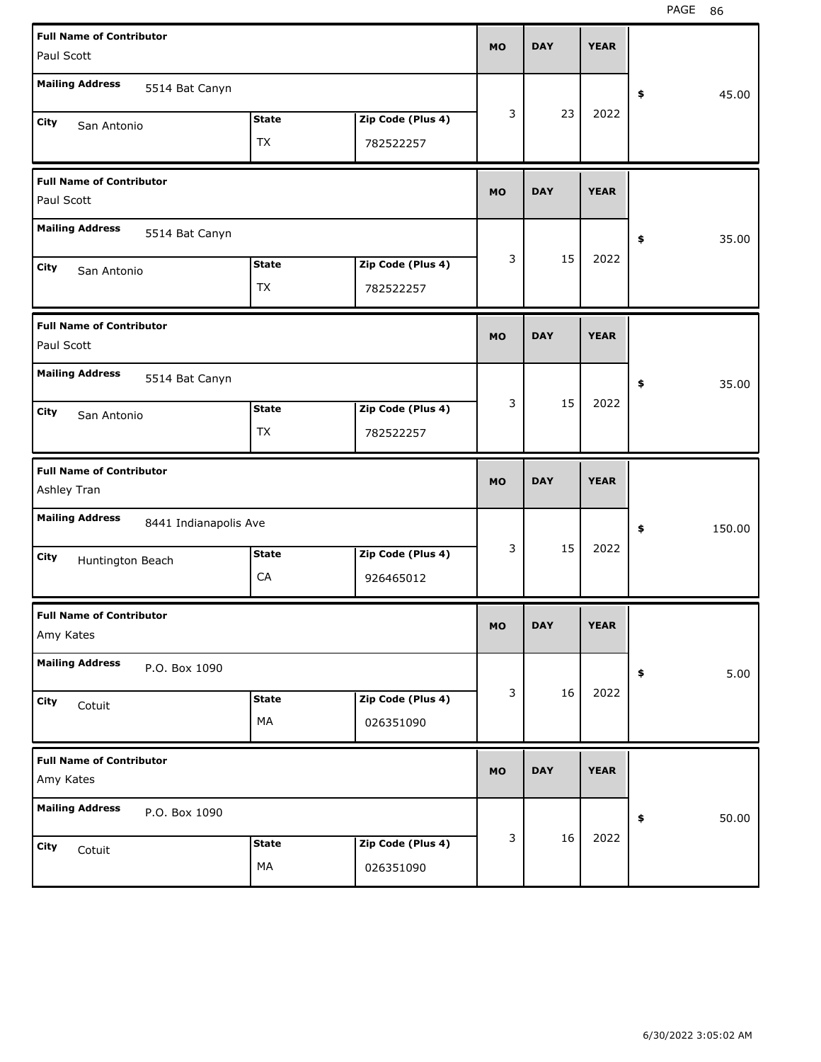| Full Name of Contributor | Mailing Address | City | State | Zip Code (Plus 4) | MO | DAY | YEAR | Amount |
|---|---|---|---|---|---|---|---|---|
| Paul Scott | 5514 Bat Canyn | San Antonio | TX | 782522257 | 3 | 23 | 2022 | $ 45.00 |
| Paul Scott | 5514 Bat Canyn | San Antonio | TX | 782522257 | 3 | 15 | 2022 | $ 35.00 |
| Paul Scott | 5514 Bat Canyn | San Antonio | TX | 782522257 | 3 | 15 | 2022 | $ 35.00 |
| Ashley Tran | 8441 Indianapolis Ave | Huntington Beach | CA | 926465012 | 3 | 15 | 2022 | $ 150.00 |
| Amy Kates | P.O. Box 1090 | Cotuit | MA | 026351090 | 3 | 16 | 2022 | $ 5.00 |
| Amy Kates | P.O. Box 1090 | Cotuit | MA | 026351090 | 3 | 16 | 2022 | $ 50.00 |

6/30/2022 3:05:02 AM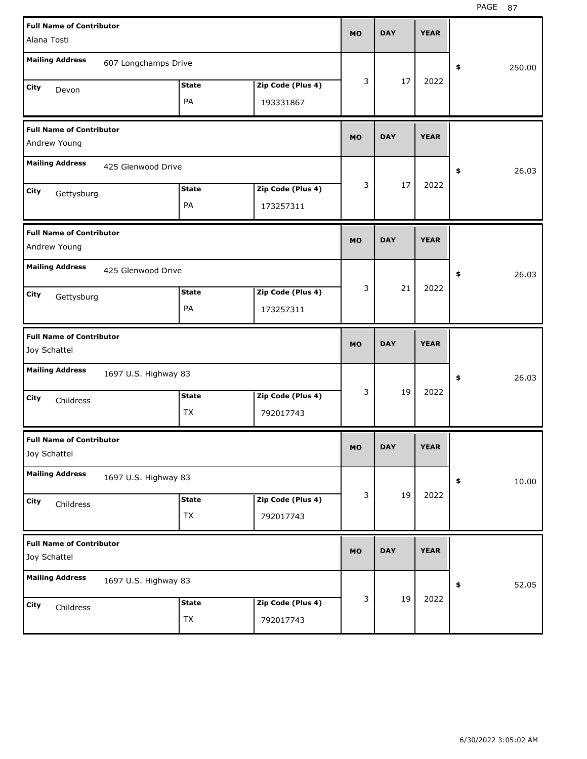| Full Name of Contributor | Mailing Address | City | State | Zip Code (Plus 4) | MO | DAY | YEAR | $ |
|---|---|---|---|---|---|---|---|---|
| Alana Tosti | 607 Longchamps Drive | Devon | PA | 193331867 | 3 | 17 | 2022 | 250.00 |
| Andrew Young | 425 Glenwood Drive | Gettysburg | PA | 173257311 | 3 | 17 | 2022 | 26.03 |
| Andrew Young | 425 Glenwood Drive | Gettysburg | PA | 173257311 | 3 | 21 | 2022 | 26.03 |
| Joy Schattel | 1697 U.S. Highway 83 | Childress | TX | 792017743 | 3 | 19 | 2022 | 26.03 |
| Joy Schattel | 1697 U.S. Highway 83 | Childress | TX | 792017743 | 3 | 19 | 2022 | 10.00 |
| Joy Schattel | 1697 U.S. Highway 83 | Childress | TX | 792017743 | 3 | 19 | 2022 | 52.05 |

6/30/2022 3:05:02 AM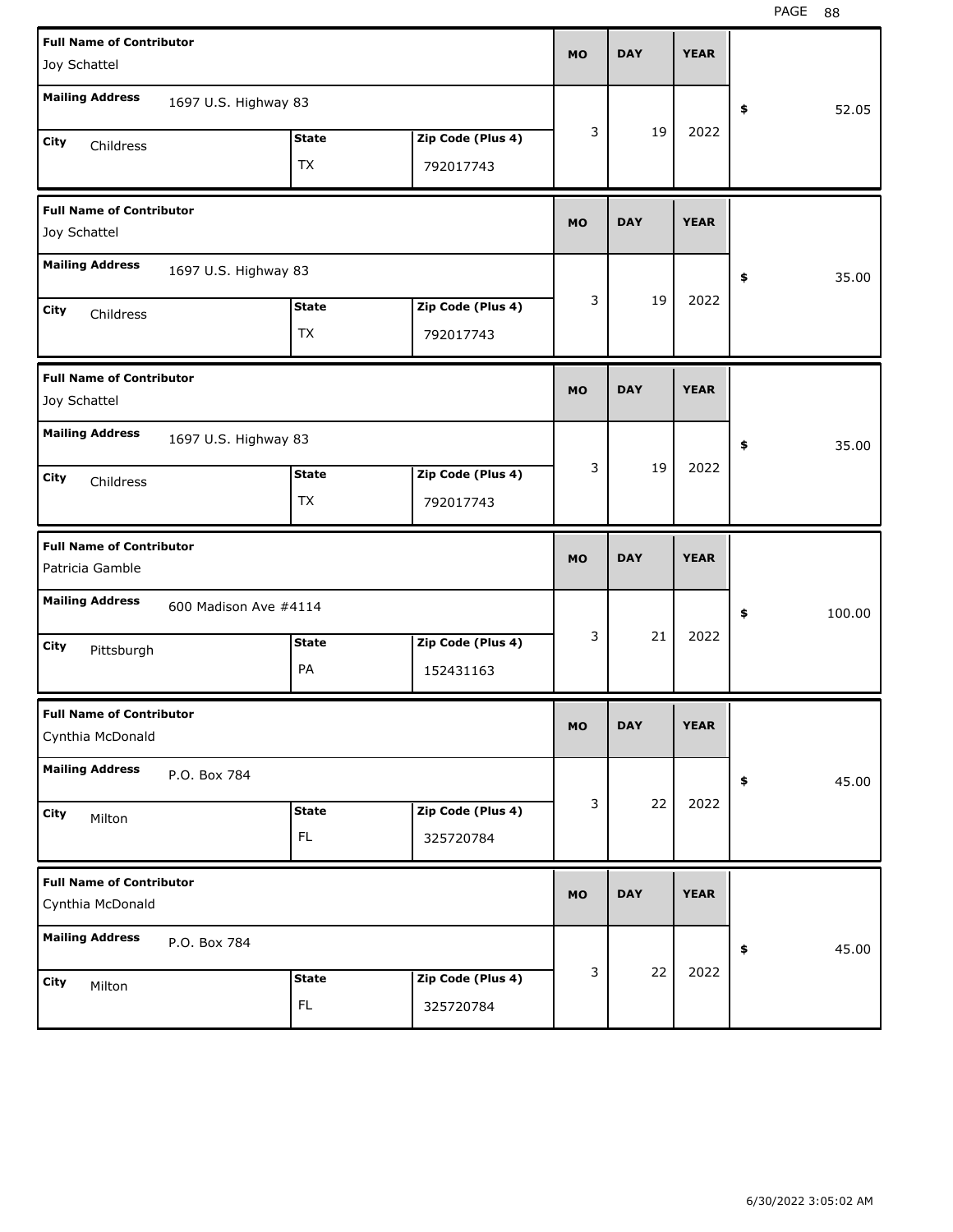| Full Name of Contributor | Mailing Address | City | State | Zip Code (Plus 4) | MO | DAY | YEAR | $ |
|---|---|---|---|---|---|---|---|---|
| Joy Schattel | 1697 U.S. Highway 83 | Childress | TX | 792017743 | 3 | 19 | 2022 | 52.05 |
| Joy Schattel | 1697 U.S. Highway 83 | Childress | TX | 792017743 | 3 | 19 | 2022 | 35.00 |
| Joy Schattel | 1697 U.S. Highway 83 | Childress | TX | 792017743 | 3 | 19 | 2022 | 35.00 |
| Patricia Gamble | 600 Madison Ave #4114 | Pittsburgh | PA | 152431163 | 3 | 21 | 2022 | 100.00 |
| Cynthia McDonald | P.O. Box 784 | Milton | FL | 325720784 | 3 | 22 | 2022 | 45.00 |
| Cynthia McDonald | P.O. Box 784 | Milton | FL | 325720784 | 3 | 22 | 2022 | 45.00 |

6/30/2022 3:05:02 AM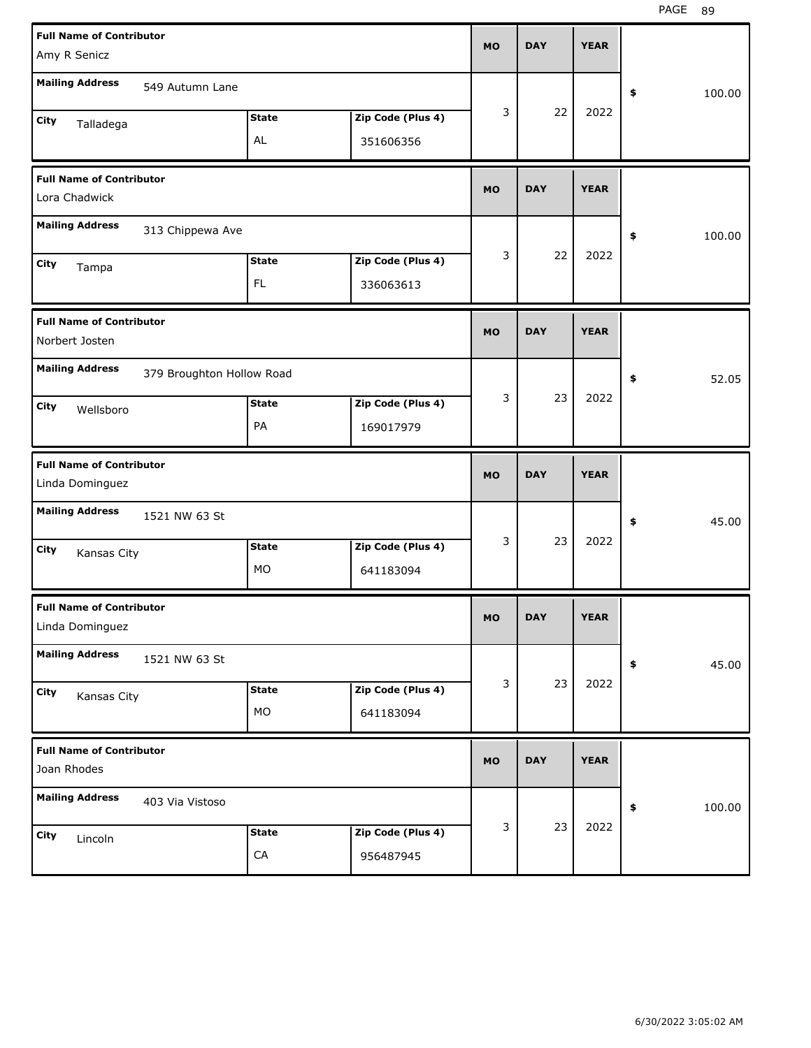| Full Name of Contributor | Mailing Address | City | State | Zip Code (Plus 4) | MO | DAY | YEAR | $ |
|---|---|---|---|---|---|---|---|---|
| Amy R Senicz | 549 Autumn Lane | Talladega | AL | 351606356 | 3 | 22 | 2022 | 100.00 |
| Lora Chadwick | 313 Chippewa Ave | Tampa | FL | 336063613 | 3 | 22 | 2022 | 100.00 |
| Norbert Josten | 379 Broughton Hollow Road | Wellsboro | PA | 169017979 | 3 | 23 | 2022 | 52.05 |
| Linda Dominguez | 1521 NW 63 St | Kansas City | MO | 641183094 | 3 | 23 | 2022 | 45.00 |
| Linda Dominguez | 1521 NW 63 St | Kansas City | MO | 641183094 | 3 | 23 | 2022 | 45.00 |
| Joan Rhodes | 403 Via Vistoso | Lincoln | CA | 956487945 | 3 | 23 | 2022 | 100.00 |

6/30/2022 3:05:02 AM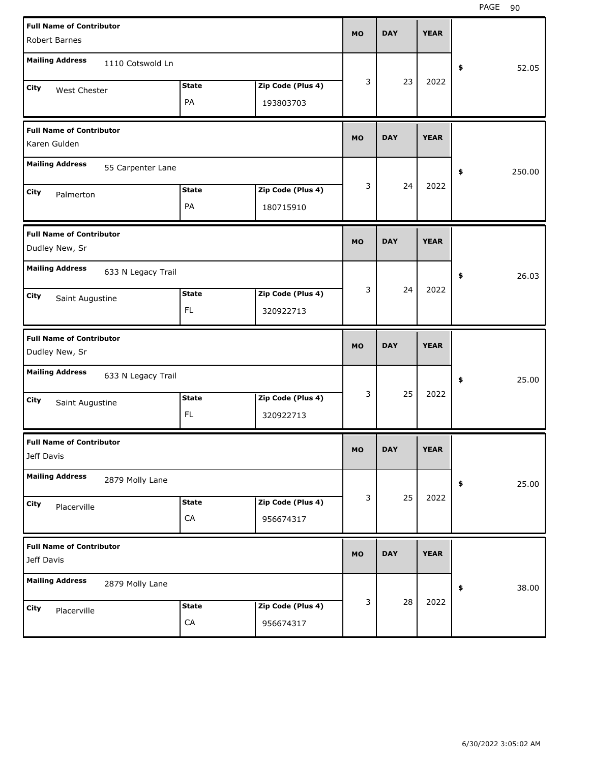| Full Name of Contributor | Mailing Address | City | State | Zip Code (Plus 4) | MO | DAY | YEAR | $ |
|---|---|---|---|---|---|---|---|---|
| Robert Barnes | 1110 Cotswold Ln | West Chester | PA | 193803703 | 3 | 23 | 2022 | 52.05 |
| Karen Gulden | 55 Carpenter Lane | Palmerton | PA | 180715910 | 3 | 24 | 2022 | 250.00 |
| Dudley New, Sr | 633 N Legacy Trail | Saint Augustine | FL | 320922713 | 3 | 24 | 2022 | 26.03 |
| Dudley New, Sr | 633 N Legacy Trail | Saint Augustine | FL | 320922713 | 3 | 25 | 2022 | 25.00 |
| Jeff Davis | 2879 Molly Lane | Placerville | CA | 956674317 | 3 | 25 | 2022 | 25.00 |
| Jeff Davis | 2879 Molly Lane | Placerville | CA | 956674317 | 3 | 28 | 2022 | 38.00 |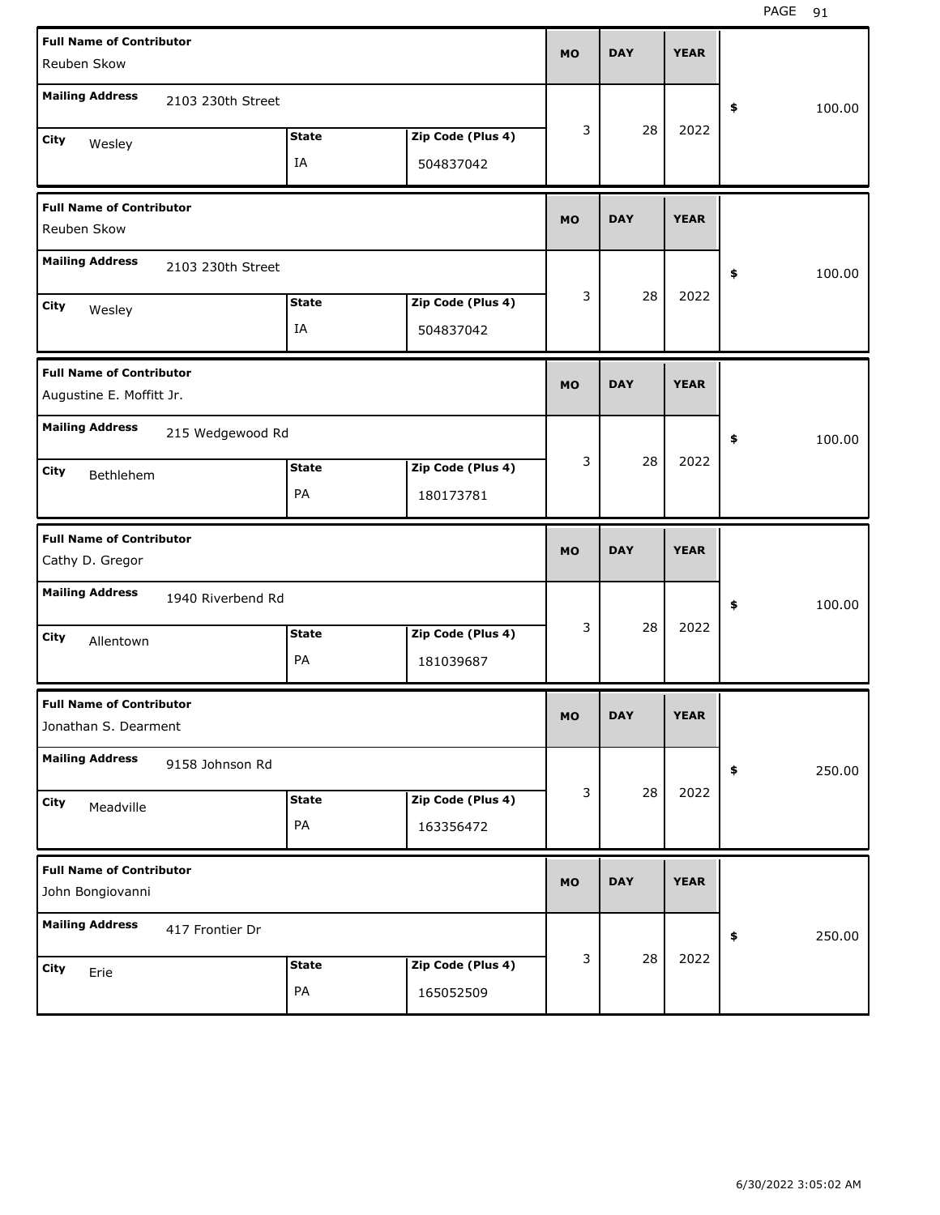| Full Name of Contributor | Mailing Address | City | State | Zip Code (Plus 4) | MO | DAY | YEAR | $ |
|---|---|---|---|---|---|---|---|---|
| Reuben Skow | 2103 230th Street | Wesley | IA | 504837042 | 3 | 28 | 2022 | 100.00 |
| Reuben Skow | 2103 230th Street | Wesley | IA | 504837042 | 3 | 28 | 2022 | 100.00 |
| Augustine E. Moffitt Jr. | 215 Wedgewood Rd | Bethlehem | PA | 180173781 | 3 | 28 | 2022 | 100.00 |
| Cathy D. Gregor | 1940 Riverbend Rd | Allentown | PA | 181039687 | 3 | 28 | 2022 | 100.00 |
| Jonathan S. Dearment | 9158 Johnson Rd | Meadville | PA | 163356472 | 3 | 28 | 2022 | 250.00 |
| John Bongiovanni | 417 Frontier Dr | Erie | PA | 165052509 | 3 | 28 | 2022 | 250.00 |

6/30/2022 3:05:02 AM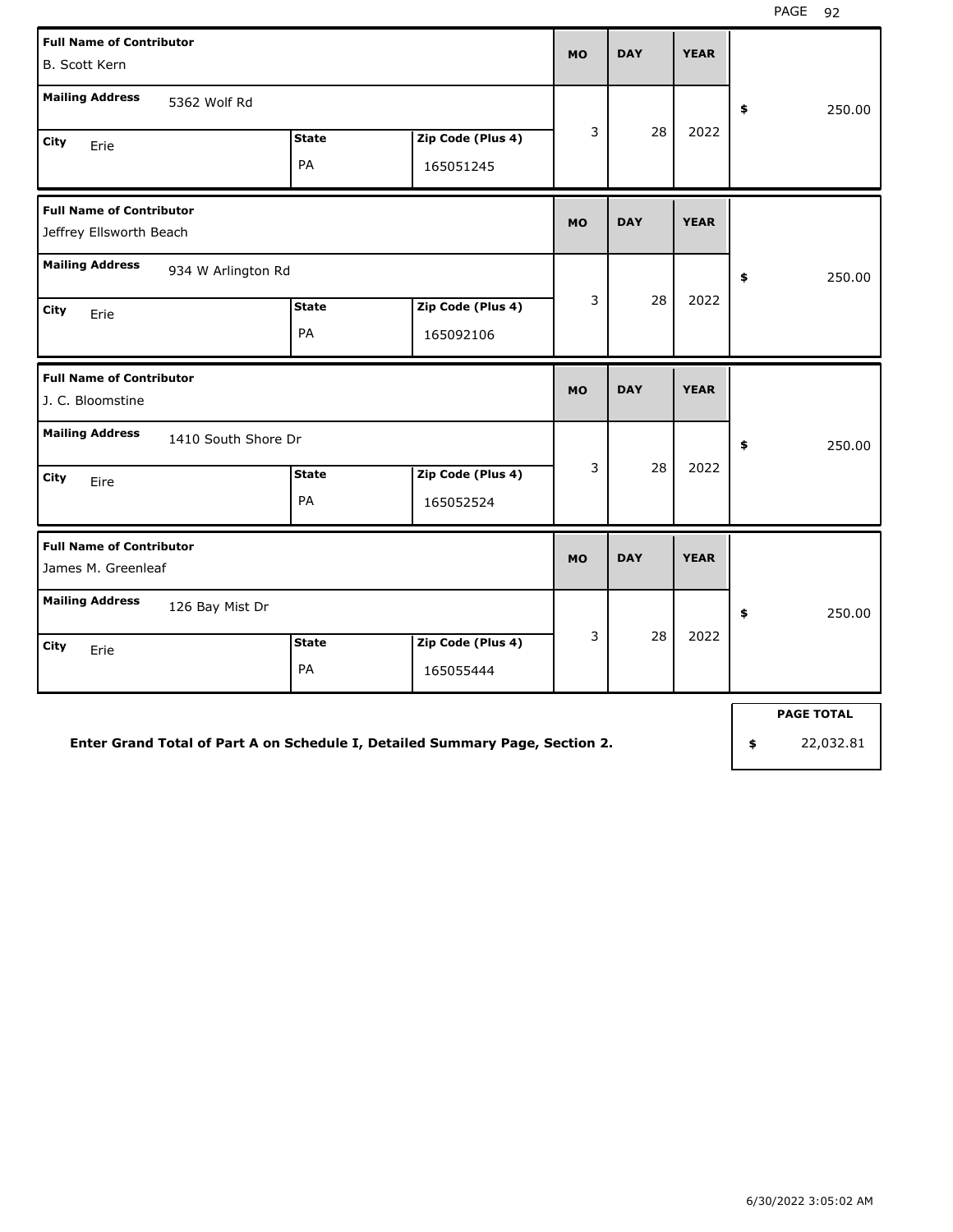| Full Name of Contributor | Mailing Address | City | State | Zip Code (Plus 4) | MO | DAY | YEAR | $ |
|---|---|---|---|---|---|---|---|---|
| B. Scott Kern | 5362 Wolf Rd | Erie | PA | 165051245 | 3 | 28 | 2022 | 250.00 |
| Jeffrey Ellsworth Beach | 934 W Arlington Rd | Erie | PA | 165092106 | 3 | 28 | 2022 | 250.00 |
| J. C. Bloomstine | 1410 South Shore Dr | Eire | PA | 165052524 | 3 | 28 | 2022 | 250.00 |
| James M. Greenleaf | 126 Bay Mist Dr | Erie | PA | 165055444 | 3 | 28 | 2022 | 250.00 |

**Enter Grand Total of Part A on Schedule I, Detailed Summary Page, Section 2.**

| PAGE TOTAL |
|---|
| $ 22,032.81 |

6/30/2022 3:05:02 AM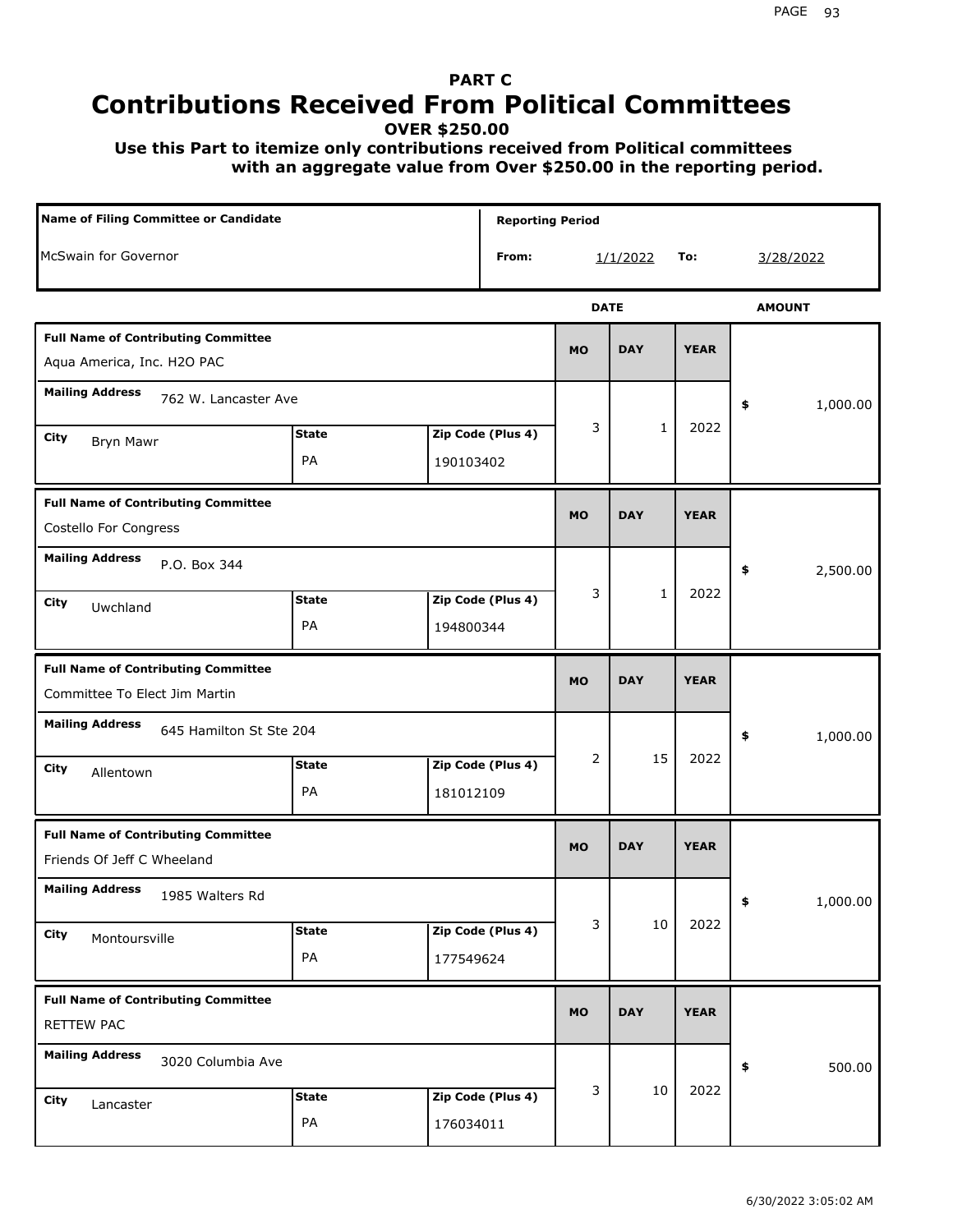# PART C
# Contributions Received From Political Committees
### OVER $250.00

**Use this Part to itemize only contributions received from Political committees with an aggregate value from Over $250.00 in the reporting period.**

| Name of Filing Committee or Candidate | Reporting Period From | To |
|---|---|---|
| McSwain for Governor | 1/1/2022 | 3/28/2022 |

| Full Name of Contributing Committee | Mailing Address | City | State | Zip Code (Plus 4) | MO | DAY | YEAR | AMOUNT |
|---|---|---|---|---|---|---|---|---|
| Aqua America, Inc. H2O PAC | 762 W. Lancaster Ave | Bryn Mawr | PA | 190103402 | 3 | 1 | 2022 | $ 1,000.00 |
| Costello For Congress | P.O. Box 344 | Uwchland | PA | 194800344 | 3 | 1 | 2022 | $ 2,500.00 |
| Committee To Elect Jim Martin | 645 Hamilton St Ste 204 | Allentown | PA | 181012109 | 2 | 15 | 2022 | $ 1,000.00 |
| Friends Of Jeff C Wheeland | 1985 Walters Rd | Montoursville | PA | 177549624 | 3 | 10 | 2022 | $ 1,000.00 |
| RETTEW PAC | 3020 Columbia Ave | Lancaster | PA | 176034011 | 3 | 10 | 2022 | $ 500.00 |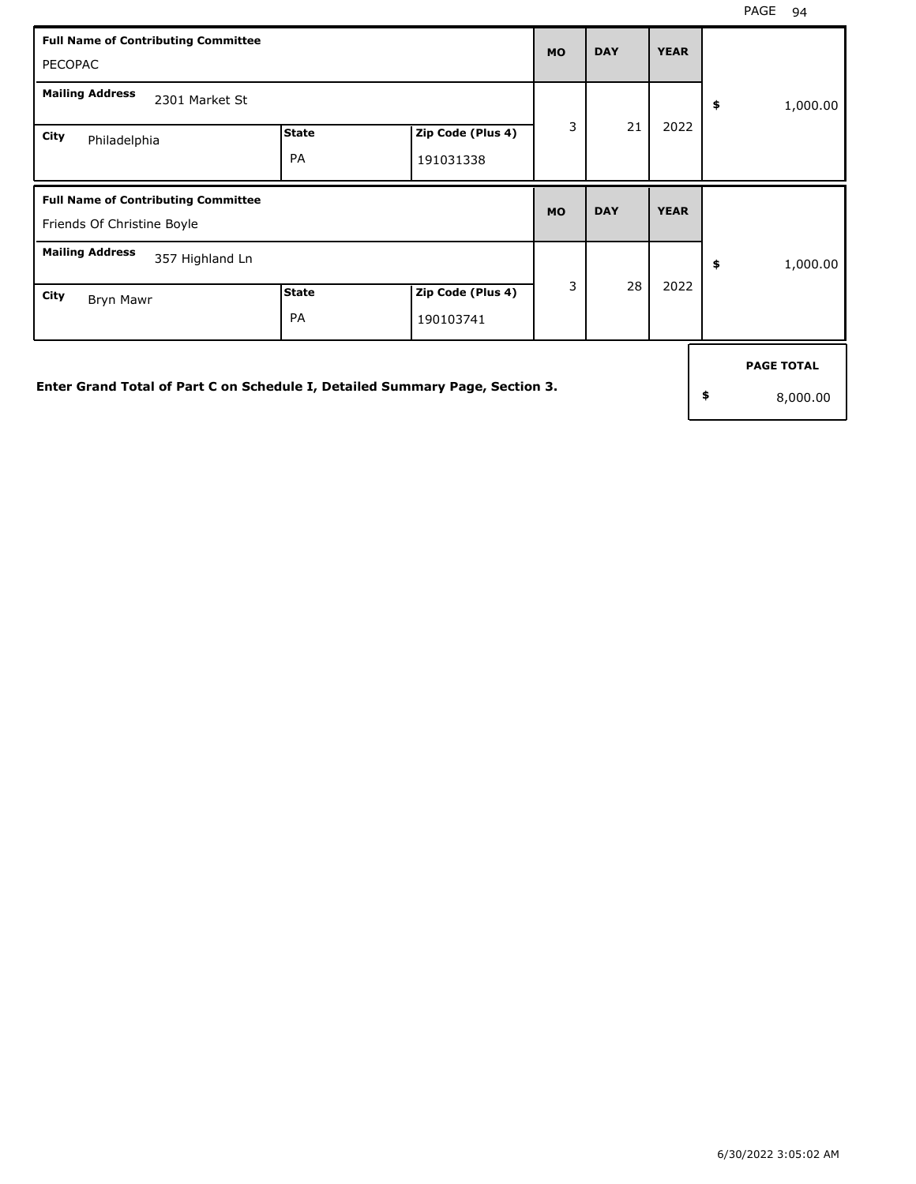| Full Name of Contributing Committee | | | MO | DAY | YEAR | |
|---|---|---|---|---|---|---|
| PECOPAC | | | | | | |
| **Mailing Address** 2301 Market St | | | 3 | 21 | 2022 | $ 1,000.00 |
| **City** Philadelphia | **State** PA | **Zip Code (Plus 4)** 191031338 | | | | |

| Full Name of Contributing Committee | | | MO | DAY | YEAR | |
|---|---|---|---|---|---|---|
| Friends Of Christine Boyle | | | | | | |
| **Mailing Address** 357 Highland Ln | | | 3 | 28 | 2022 | $ 1,000.00 |
| **City** Bryn Mawr | **State** PA | **Zip Code (Plus 4)** 190103741 | | | | |

**Enter Grand Total of Part C on Schedule I, Detailed Summary Page, Section 3.**

| PAGE TOTAL |
|---|
| $ 8,000.00 |

6/30/2022 3:05:02 AM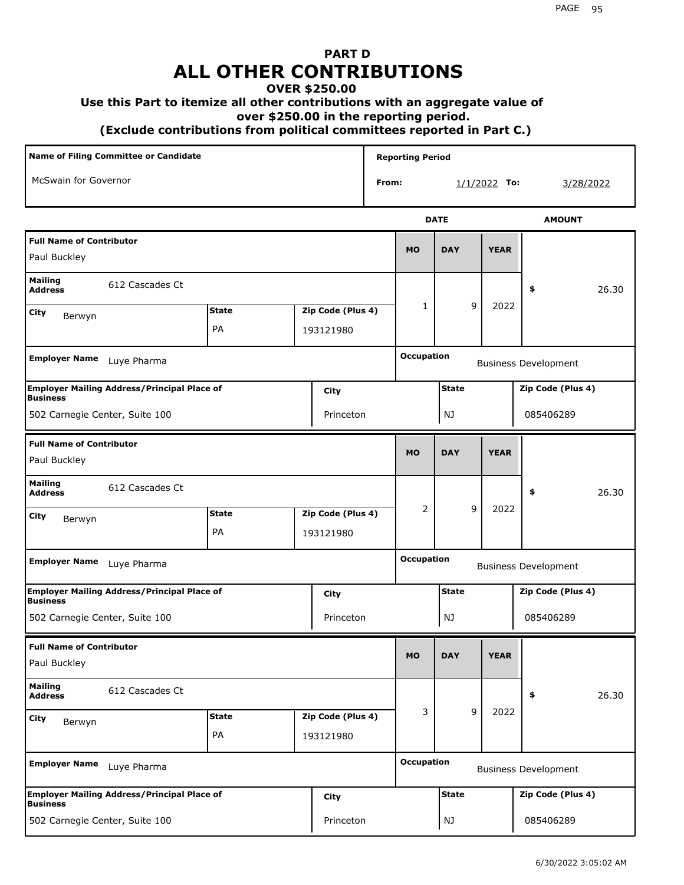# PART D
# ALL OTHER CONTRIBUTIONS
### OVER $250.00
### Use this Part to itemize all other contributions with an aggregate value of over $250.00 in the reporting period.
### (Exclude contributions from political committees reported in Part C.)

| Name of Filing Committee or Candidate | Reporting Period |
|---|---|
| McSwain for Governor | From: 1/1/2022 To: 3/28/2022 |

| Full Name of Contributor | Mailing Address | City | State | Zip Code (Plus 4) | MO | DAY | YEAR | AMOUNT | Employer Name | Occupation | Employer Mailing Address/Principal Place of Business | City | State | Zip Code (Plus 4) |
|---|---|---|---|---|---|---|---|---|---|---|---|---|---|---|
| Paul Buckley | 612 Cascades Ct | Berwyn | PA | 193121980 | 1 | 9 | 2022 | $ 26.30 | Luye Pharma | Business Development | 502 Carnegie Center, Suite 100 | Princeton | NJ | 085406289 |
| Paul Buckley | 612 Cascades Ct | Berwyn | PA | 193121980 | 2 | 9 | 2022 | $ 26.30 | Luye Pharma | Business Development | 502 Carnegie Center, Suite 100 | Princeton | NJ | 085406289 |
| Paul Buckley | 612 Cascades Ct | Berwyn | PA | 193121980 | 3 | 9 | 2022 | $ 26.30 | Luye Pharma | Business Development | 502 Carnegie Center, Suite 100 | Princeton | NJ | 085406289 |

6/30/2022 3:05:02 AM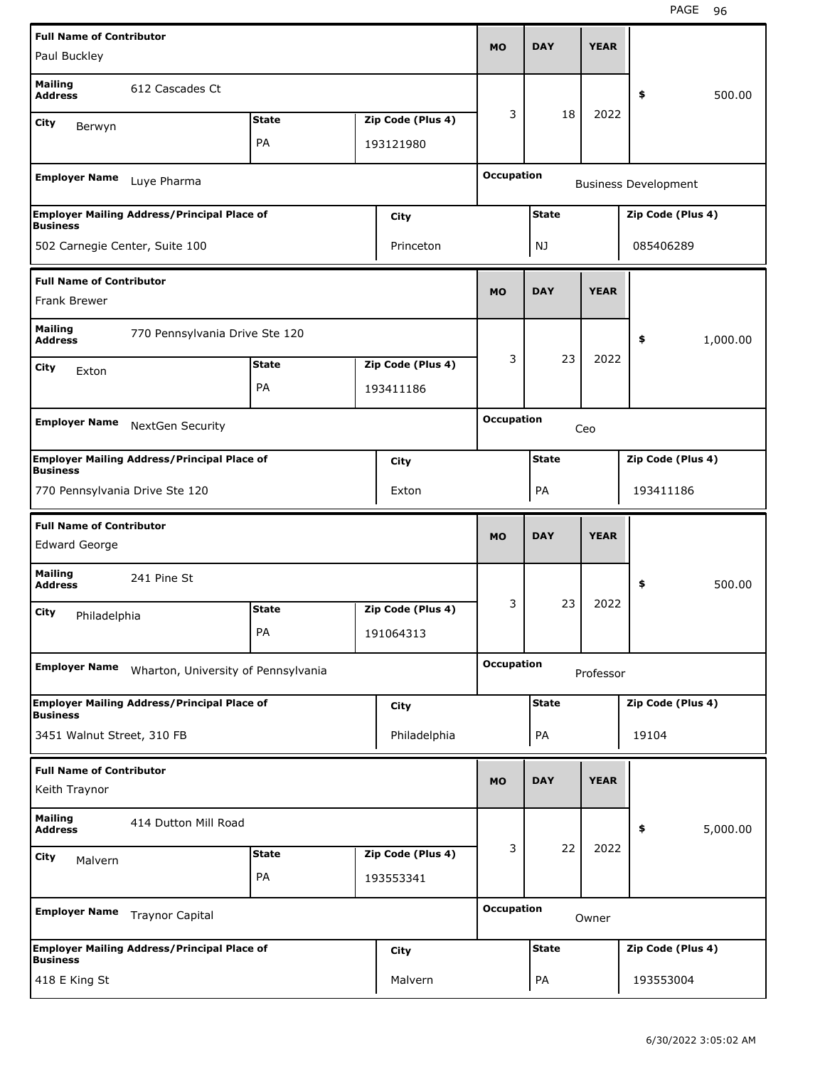| Full Name of Contributor | | | MO | DAY | YEAR | |
|---|---|---|---|---|---|---|
| Paul Buckley | | | 3 | 18 | 2022 | $ 500.00 |
| Mailing Address: 612 Cascades Ct | | | | | | |
| City: Berwyn | State: PA | Zip Code (Plus 4): 193121980 | | | | |
| Employer Name: Luye Pharma | | | Occupation: Business Development | | | |
| Employer Mailing Address/Principal Place of Business: 502 Carnegie Center, Suite 100 | City: Princeton | | State: NJ | | Zip Code (Plus 4): 085406289 | |

| Full Name of Contributor | | | MO | DAY | YEAR | |
|---|---|---|---|---|---|---|
| Frank Brewer | | | 3 | 23 | 2022 | $ 1,000.00 |
| Mailing Address: 770 Pennsylvania Drive Ste 120 | | | | | | |
| City: Exton | State: PA | Zip Code (Plus 4): 193411186 | | | | |
| Employer Name: NextGen Security | | | Occupation: Ceo | | | |
| Employer Mailing Address/Principal Place of Business: 770 Pennsylvania Drive Ste 120 | City: Exton | | State: PA | | Zip Code (Plus 4): 193411186 | |

| Full Name of Contributor | | | MO | DAY | YEAR | |
|---|---|---|---|---|---|---|
| Edward George | | | 3 | 23 | 2022 | $ 500.00 |
| Mailing Address: 241 Pine St | | | | | | |
| City: Philadelphia | State: PA | Zip Code (Plus 4): 191064313 | | | | |
| Employer Name: Wharton, University of Pennsylvania | | | Occupation: Professor | | | |
| Employer Mailing Address/Principal Place of Business: 3451 Walnut Street, 310 FB | City: Philadelphia | | State: PA | | Zip Code (Plus 4): 19104 | |

| Full Name of Contributor | | | MO | DAY | YEAR | |
|---|---|---|---|---|---|---|
| Keith Traynor | | | 3 | 22 | 2022 | $ 5,000.00 |
| Mailing Address: 414 Dutton Mill Road | | | | | | |
| City: Malvern | State: PA | Zip Code (Plus 4): 193553341 | | | | |
| Employer Name: Traynor Capital | | | Occupation: Owner | | | |
| Employer Mailing Address/Principal Place of Business: 418 E King St | City: Malvern | | State: PA | | Zip Code (Plus 4): 193553004 | |

6/30/2022 3:05:02 AM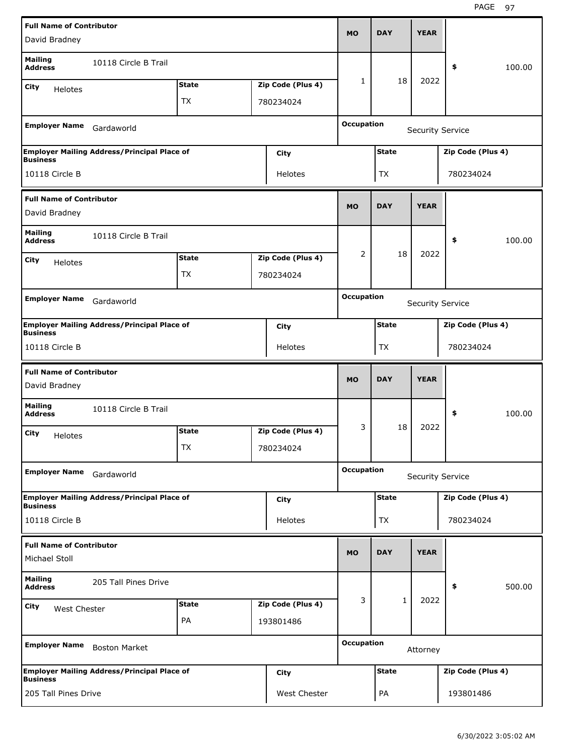| Full Name of Contributor | | | MO | DAY | YEAR | |
|---|---|---|---|---|---|---|
| David Bradney | | | | | | |
| Mailing Address | 10118 Circle B Trail | | 1 | 18 | 2022 | $ 100.00 |
| City: Helotes | State: TX | Zip Code (Plus 4): 780234024 | | | | |
| Employer Name: Gardaworld | | | Occupation: Security Service | | | |
| Employer Mailing Address/Principal Place of Business: 10118 Circle B | City: Helotes | | State: TX | | Zip Code (Plus 4): 780234024 | |

| Full Name of Contributor | | | MO | DAY | YEAR | |
|---|---|---|---|---|---|---|
| David Bradney | | | | | | |
| Mailing Address | 10118 Circle B Trail | | 2 | 18 | 2022 | $ 100.00 |
| City: Helotes | State: TX | Zip Code (Plus 4): 780234024 | | | | |
| Employer Name: Gardaworld | | | Occupation: Security Service | | | |
| Employer Mailing Address/Principal Place of Business: 10118 Circle B | City: Helotes | | State: TX | | Zip Code (Plus 4): 780234024 | |

| Full Name of Contributor | | | MO | DAY | YEAR | |
|---|---|---|---|---|---|---|
| David Bradney | | | | | | |
| Mailing Address | 10118 Circle B Trail | | 3 | 18 | 2022 | $ 100.00 |
| City: Helotes | State: TX | Zip Code (Plus 4): 780234024 | | | | |
| Employer Name: Gardaworld | | | Occupation: Security Service | | | |
| Employer Mailing Address/Principal Place of Business: 10118 Circle B | City: Helotes | | State: TX | | Zip Code (Plus 4): 780234024 | |

| Full Name of Contributor | | | MO | DAY | YEAR | |
|---|---|---|---|---|---|---|
| Michael Stoll | | | | | | |
| Mailing Address | 205 Tall Pines Drive | | 3 | 1 | 2022 | $ 500.00 |
| City: West Chester | State: PA | Zip Code (Plus 4): 193801486 | | | | |
| Employer Name: Boston Market | | | Occupation: Attorney | | | |
| Employer Mailing Address/Principal Place of Business: 205 Tall Pines Drive | City: West Chester | | State: PA | | Zip Code (Plus 4): 193801486 | |

6/30/2022 3:05:02 AM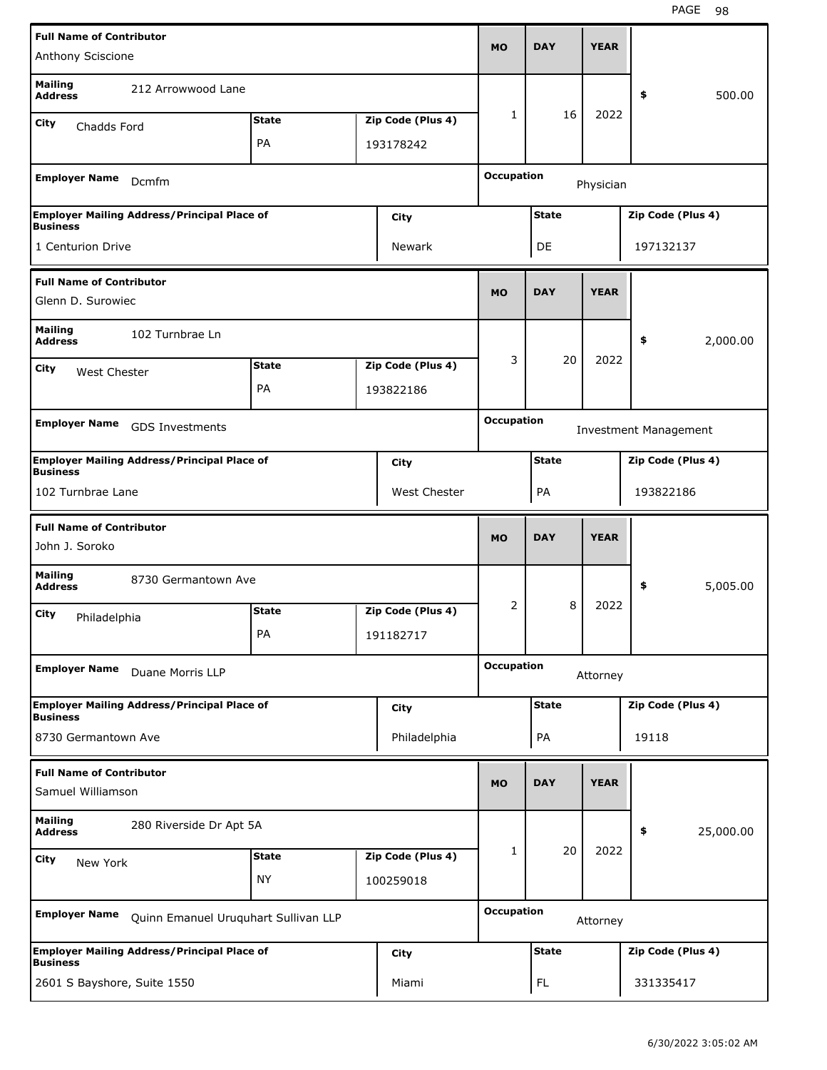| Full Name of Contributor | | | MO | DAY | YEAR | |
|---|---|---|---|---|---|---|
| Anthony Sciscione | | | | | | |
| **Mailing Address** 212 Arrowwood Lane | | | 1 | 16 | 2022 | $ 500.00 |
| **City** Chadds Ford | **State** PA | **Zip Code (Plus 4)** 193178242 | | | | |
| **Employer Name** Dcmfm | | | **Occupation** Physician | | | |
| **Employer Mailing Address/Principal Place of Business** 1 Centurion Drive | | **City** Newark | | **State** DE | | **Zip Code (Plus 4)** 197132137 |

| Full Name of Contributor | | | MO | DAY | YEAR | |
|---|---|---|---|---|---|---|
| Glenn D. Surowiec | | | | | | |
| **Mailing Address** 102 Turnbrae Ln | | | 3 | 20 | 2022 | $ 2,000.00 |
| **City** West Chester | **State** PA | **Zip Code (Plus 4)** 193822186 | | | | |
| **Employer Name** GDS Investments | | | **Occupation** Investment Management | | | |
| **Employer Mailing Address/Principal Place of Business** 102 Turnbrae Lane | | **City** West Chester | | **State** PA | | **Zip Code (Plus 4)** 193822186 |

| Full Name of Contributor | | | MO | DAY | YEAR | |
|---|---|---|---|---|---|---|
| John J. Soroko | | | | | | |
| **Mailing Address** 8730 Germantown Ave | | | 2 | 8 | 2022 | $ 5,005.00 |
| **City** Philadelphia | **State** PA | **Zip Code (Plus 4)** 191182717 | | | | |
| **Employer Name** Duane Morris LLP | | | **Occupation** Attorney | | | |
| **Employer Mailing Address/Principal Place of Business** 8730 Germantown Ave | | **City** Philadelphia | | **State** PA | | **Zip Code (Plus 4)** 19118 |

| Full Name of Contributor | | | MO | DAY | YEAR | |
|---|---|---|---|---|---|---|
| Samuel Williamson | | | | | | |
| **Mailing Address** 280 Riverside Dr Apt 5A | | | 1 | 20 | 2022 | $ 25,000.00 |
| **City** New York | **State** NY | **Zip Code (Plus 4)** 100259018 | | | | |
| **Employer Name** Quinn Emanuel Uruquhart Sullivan LLP | | | **Occupation** Attorney | | | |
| **Employer Mailing Address/Principal Place of Business** 2601 S Bayshore, Suite 1550 | | **City** Miami | | **State** FL | | **Zip Code (Plus 4)** 331335417 |

6/30/2022 3:05:02 AM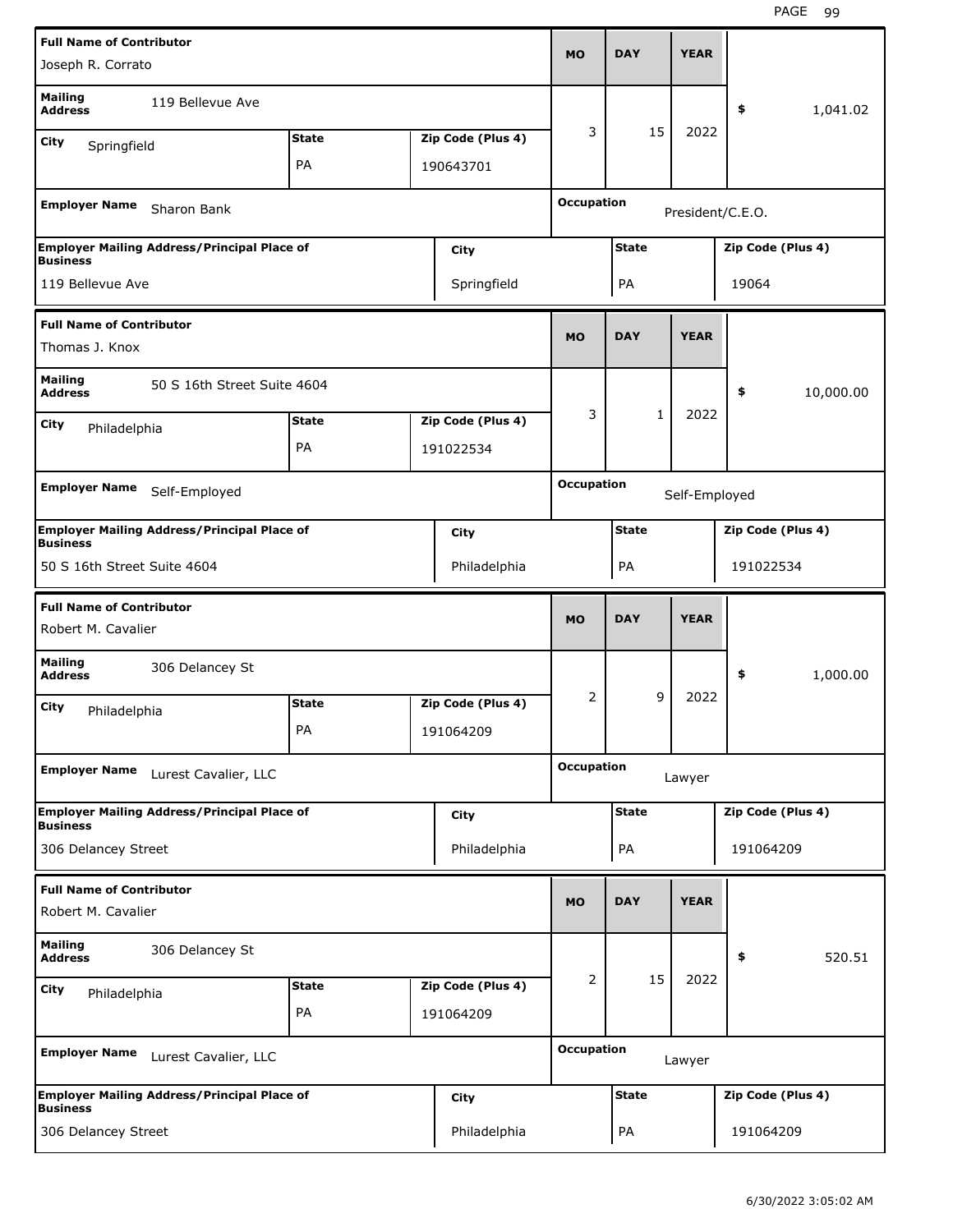| Full Name of Contributor | | | MO | DAY | YEAR | |
|---|---|---|---|---|---|---|
| Joseph R. Corrato | | | | | | |
| **Mailing Address** 119 Bellevue Ave | | | 3 | 15 | 2022 | $ 1,041.02 |
| **City** Springfield | **State** PA | **Zip Code (Plus 4)** 190643701 | | | | |
| **Employer Name** Sharon Bank | | | **Occupation** President/C.E.O. | | | |
| **Employer Mailing Address/Principal Place of Business** 119 Bellevue Ave | **City** Springfield | | **State** PA | | **Zip Code (Plus 4)** 19064 | |

| Full Name of Contributor | | | MO | DAY | YEAR | |
|---|---|---|---|---|---|---|
| Thomas J. Knox | | | | | | |
| **Mailing Address** 50 S 16th Street Suite 4604 | | | 3 | 1 | 2022 | $ 10,000.00 |
| **City** Philadelphia | **State** PA | **Zip Code (Plus 4)** 191022534 | | | | |
| **Employer Name** Self-Employed | | | **Occupation** Self-Employed | | | |
| **Employer Mailing Address/Principal Place of Business** 50 S 16th Street Suite 4604 | **City** Philadelphia | | **State** PA | | **Zip Code (Plus 4)** 191022534 | |

| Full Name of Contributor | | | MO | DAY | YEAR | |
|---|---|---|---|---|---|---|
| Robert M. Cavalier | | | | | | |
| **Mailing Address** 306 Delancey St | | | 2 | 9 | 2022 | $ 1,000.00 |
| **City** Philadelphia | **State** PA | **Zip Code (Plus 4)** 191064209 | | | | |
| **Employer Name** Lurest Cavalier, LLC | | | **Occupation** Lawyer | | | |
| **Employer Mailing Address/Principal Place of Business** 306 Delancey Street | **City** Philadelphia | | **State** PA | | **Zip Code (Plus 4)** 191064209 | |

| Full Name of Contributor | | | MO | DAY | YEAR | |
|---|---|---|---|---|---|---|
| Robert M. Cavalier | | | | | | |
| **Mailing Address** 306 Delancey St | | | 2 | 15 | 2022 | $ 520.51 |
| **City** Philadelphia | **State** PA | **Zip Code (Plus 4)** 191064209 | | | | |
| **Employer Name** Lurest Cavalier, LLC | | | **Occupation** Lawyer | | | |
| **Employer Mailing Address/Principal Place of Business** 306 Delancey Street | **City** Philadelphia | | **State** PA | | **Zip Code (Plus 4)** 191064209 | |

6/30/2022 3:05:02 AM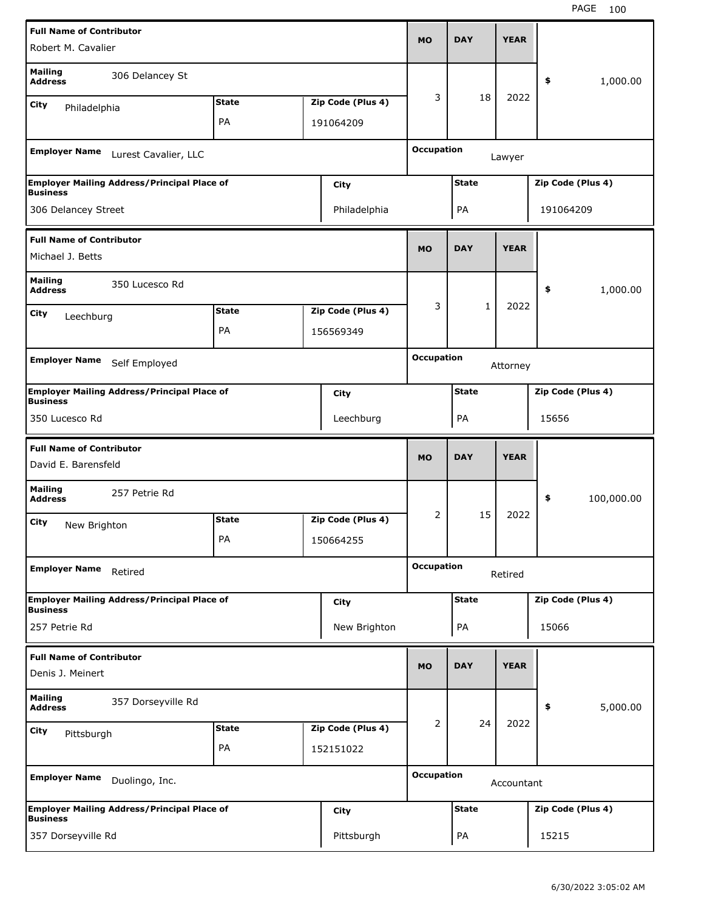| Full Name of Contributor | | | MO | DAY | YEAR | |
|---|---|---|---|---|---|---|
| Robert M. Cavalier | | | | | | |
| Mailing Address: 306 Delancey St | | | 3 | 18 | 2022 | $ 1,000.00 |
| City: Philadelphia | State: PA | Zip Code (Plus 4): 191064209 | | | | |
| Employer Name: Lurest Cavalier, LLC | | | Occupation: Lawyer | | | |
| Employer Mailing Address/Principal Place of Business: 306 Delancey Street | | City: Philadelphia | State: PA | | Zip Code (Plus 4): 191064209 | |

| Full Name of Contributor | | | MO | DAY | YEAR | |
|---|---|---|---|---|---|---|
| Michael J. Betts | | | | | | |
| Mailing Address: 350 Lucesco Rd | | | 3 | 1 | 2022 | $ 1,000.00 |
| City: Leechburg | State: PA | Zip Code (Plus 4): 156569349 | | | | |
| Employer Name: Self Employed | | | Occupation: Attorney | | | |
| Employer Mailing Address/Principal Place of Business: 350 Lucesco Rd | | City: Leechburg | State: PA | | Zip Code (Plus 4): 15656 | |

| Full Name of Contributor | | | MO | DAY | YEAR | |
|---|---|---|---|---|---|---|
| David E. Barensfeld | | | | | | |
| Mailing Address: 257 Petrie Rd | | | 2 | 15 | 2022 | $ 100,000.00 |
| City: New Brighton | State: PA | Zip Code (Plus 4): 150664255 | | | | |
| Employer Name: Retired | | | Occupation: Retired | | | |
| Employer Mailing Address/Principal Place of Business: 257 Petrie Rd | | City: New Brighton | State: PA | | Zip Code (Plus 4): 15066 | |

| Full Name of Contributor | | | MO | DAY | YEAR | |
|---|---|---|---|---|---|---|
| Denis J. Meinert | | | | | | |
| Mailing Address: 357 Dorseyville Rd | | | 2 | 24 | 2022 | $ 5,000.00 |
| City: Pittsburgh | State: PA | Zip Code (Plus 4): 152151022 | | | | |
| Employer Name: Duolingo, Inc. | | | Occupation: Accountant | | | |
| Employer Mailing Address/Principal Place of Business: 357 Dorseyville Rd | | City: Pittsburgh | State: PA | | Zip Code (Plus 4): 15215 | |

6/30/2022 3:05:02 AM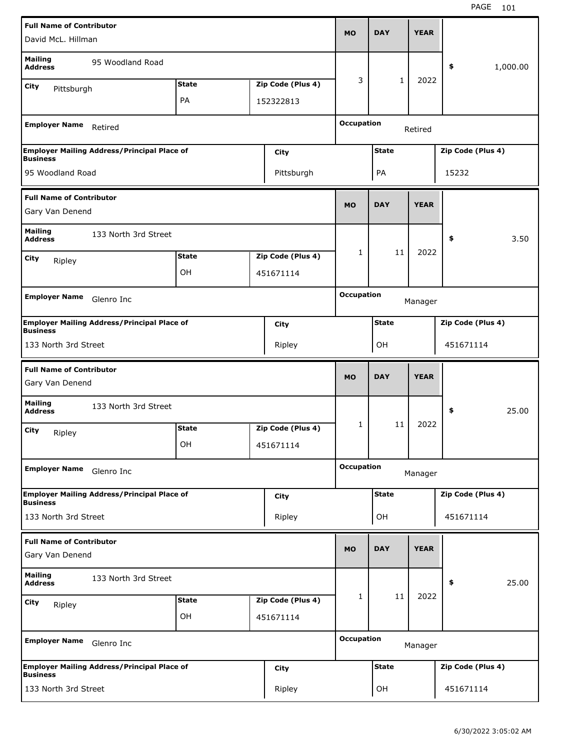| Full Name of Contributor | | | MO | DAY | YEAR | |
|---|---|---|---|---|---|---|
| David McL. Hillman | | | 3 | 1 | 2022 | $ 1,000.00 |
| Mailing Address: 95 Woodland Road | | | | | | |
| City: Pittsburgh | State: PA | Zip Code (Plus 4): 152322813 | | | | |
| Employer Name: Retired | | | Occupation: Retired | | | |
| Employer Mailing Address/Principal Place of Business: 95 Woodland Road | | City: Pittsburgh | State: PA | | Zip Code (Plus 4): 15232 | |

| Full Name of Contributor | | | MO | DAY | YEAR | |
|---|---|---|---|---|---|---|
| Gary Van Denend | | | 1 | 11 | 2022 | $ 3.50 |
| Mailing Address: 133 North 3rd Street | | | | | | |
| City: Ripley | State: OH | Zip Code (Plus 4): 451671114 | | | | |
| Employer Name: Glenro Inc | | | Occupation: Manager | | | |
| Employer Mailing Address/Principal Place of Business: 133 North 3rd Street | | City: Ripley | State: OH | | Zip Code (Plus 4): 451671114 | |

| Full Name of Contributor | | | MO | DAY | YEAR | |
|---|---|---|---|---|---|---|
| Gary Van Denend | | | 1 | 11 | 2022 | $ 25.00 |
| Mailing Address: 133 North 3rd Street | | | | | | |
| City: Ripley | State: OH | Zip Code (Plus 4): 451671114 | | | | |
| Employer Name: Glenro Inc | | | Occupation: Manager | | | |
| Employer Mailing Address/Principal Place of Business: 133 North 3rd Street | | City: Ripley | State: OH | | Zip Code (Plus 4): 451671114 | |

| Full Name of Contributor | | | MO | DAY | YEAR | |
|---|---|---|---|---|---|---|
| Gary Van Denend | | | 1 | 11 | 2022 | $ 25.00 |
| Mailing Address: 133 North 3rd Street | | | | | | |
| City: Ripley | State: OH | Zip Code (Plus 4): 451671114 | | | | |
| Employer Name: Glenro Inc | | | Occupation: Manager | | | |
| Employer Mailing Address/Principal Place of Business: 133 North 3rd Street | | City: Ripley | State: OH | | Zip Code (Plus 4): 451671114 | |

6/30/2022 3:05:02 AM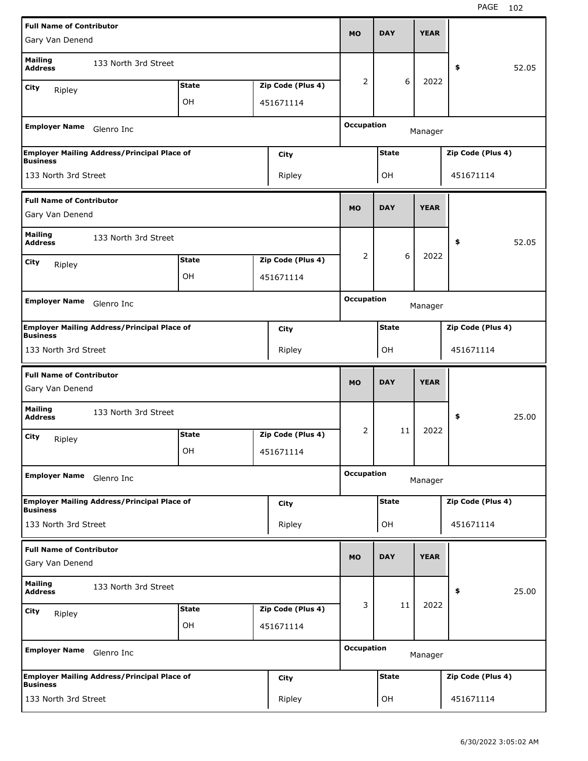| Full Name of Contributor | Mailing Address | City | State | Zip Code (Plus 4) | MO | DAY | YEAR | $ | Employer Name | Occupation | Employer Mailing Address/Principal Place of Business | City | State | Zip Code (Plus 4) |
|---|---|---|---|---|---|---|---|---|---|---|---|---|---|---|
| Gary Van Denend | 133 North 3rd Street | Ripley | OH | 451671114 | 2 | 6 | 2022 | 52.05 | Glenro Inc | Manager | 133 North 3rd Street | Ripley | OH | 451671114 |
| Gary Van Denend | 133 North 3rd Street | Ripley | OH | 451671114 | 2 | 6 | 2022 | 52.05 | Glenro Inc | Manager | 133 North 3rd Street | Ripley | OH | 451671114 |
| Gary Van Denend | 133 North 3rd Street | Ripley | OH | 451671114 | 2 | 11 | 2022 | 25.00 | Glenro Inc | Manager | 133 North 3rd Street | Ripley | OH | 451671114 |
| Gary Van Denend | 133 North 3rd Street | Ripley | OH | 451671114 | 3 | 11 | 2022 | 25.00 | Glenro Inc | Manager | 133 North 3rd Street | Ripley | OH | 451671114 |

6/30/2022 3:05:02 AM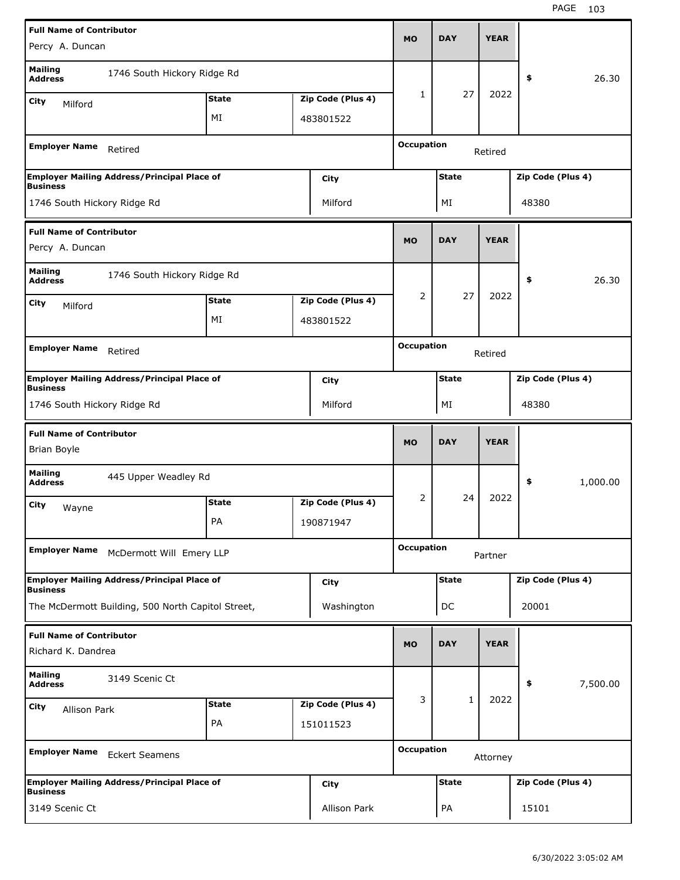| Full Name of Contributor | | | MO | DAY | YEAR | |
|---|---|---|---|---|---|---|
| Percy A. Duncan | | | | | | |
| Mailing Address | 1746 South Hickory Ridge Rd | | 1 | 27 | 2022 | $ 26.30 |
| City: Milford | State: MI | Zip Code (Plus 4): 483801522 | | | | |
| Employer Name: Retired | | | Occupation: Retired | | | |
| Employer Mailing Address/Principal Place of Business: 1746 South Hickory Ridge Rd | | City: Milford | State: MI | | Zip Code (Plus 4): 48380 | |

| Full Name of Contributor | | | MO | DAY | YEAR | |
|---|---|---|---|---|---|---|
| Percy A. Duncan | | | | | | |
| Mailing Address | 1746 South Hickory Ridge Rd | | 2 | 27 | 2022 | $ 26.30 |
| City: Milford | State: MI | Zip Code (Plus 4): 483801522 | | | | |
| Employer Name: Retired | | | Occupation: Retired | | | |
| Employer Mailing Address/Principal Place of Business: 1746 South Hickory Ridge Rd | | City: Milford | State: MI | | Zip Code (Plus 4): 48380 | |

| Full Name of Contributor | | | MO | DAY | YEAR | |
|---|---|---|---|---|---|---|
| Brian Boyle | | | | | | |
| Mailing Address | 445 Upper Weadley Rd | | 2 | 24 | 2022 | $ 1,000.00 |
| City: Wayne | State: PA | Zip Code (Plus 4): 190871947 | | | | |
| Employer Name: McDermott Will Emery LLP | | | Occupation: Partner | | | |
| Employer Mailing Address/Principal Place of Business: The McDermott Building, 500 North Capitol Street, | | City: Washington | State: DC | | Zip Code (Plus 4): 20001 | |

| Full Name of Contributor | | | MO | DAY | YEAR | |
|---|---|---|---|---|---|---|
| Richard K. Dandrea | | | | | | |
| Mailing Address | 3149 Scenic Ct | | 3 | 1 | 2022 | $ 7,500.00 |
| City: Allison Park | State: PA | Zip Code (Plus 4): 151011523 | | | | |
| Employer Name: Eckert Seamens | | | Occupation: Attorney | | | |
| Employer Mailing Address/Principal Place of Business: 3149 Scenic Ct | | City: Allison Park | State: PA | | Zip Code (Plus 4): 15101 | |

6/30/2022 3:05:02 AM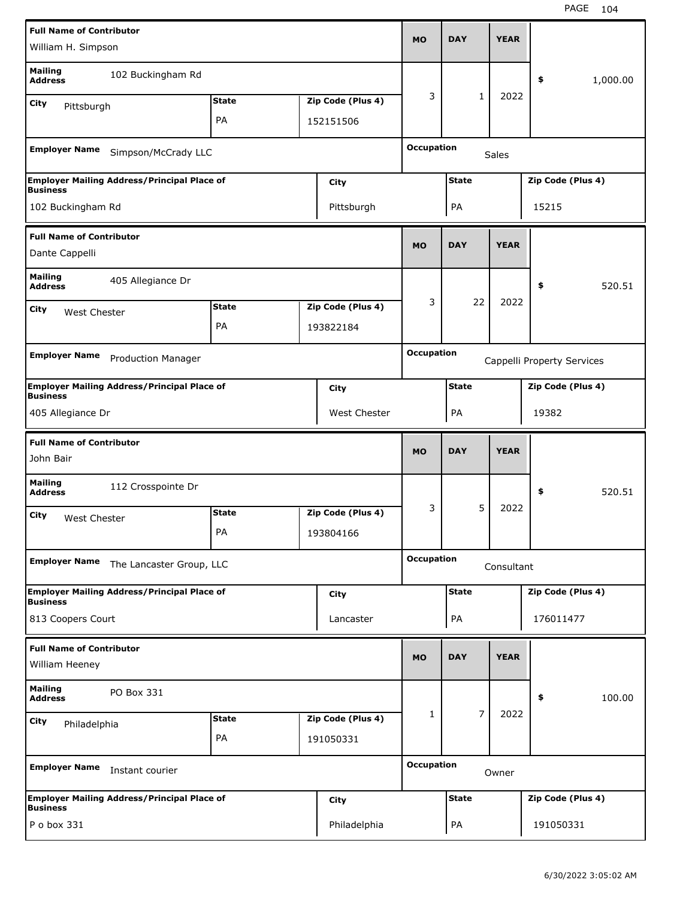| Full Name of Contributor | | | MO | DAY | YEAR | |
|---|---|---|---|---|---|---|
| William H. Simpson | | | | | | |
| Mailing Address: 102 Buckingham Rd | | | 3 | 1 | 2022 | $ 1,000.00 |
| City: Pittsburgh | State: PA | Zip Code (Plus 4): 152151506 | | | | |
| Employer Name: Simpson/McCrady LLC | | | Occupation: Sales | | | |
| Employer Mailing Address/Principal Place of Business: 102 Buckingham Rd | City: Pittsburgh | | State: PA | | Zip Code (Plus 4): 15215 | |

| Full Name of Contributor | | | MO | DAY | YEAR | |
|---|---|---|---|---|---|---|
| Dante Cappelli | | | | | | |
| Mailing Address: 405 Allegiance Dr | | | 3 | 22 | 2022 | $ 520.51 |
| City: West Chester | State: PA | Zip Code (Plus 4): 193822184 | | | | |
| Employer Name: Production Manager | | | Occupation: Cappelli Property Services | | | |
| Employer Mailing Address/Principal Place of Business: 405 Allegiance Dr | City: West Chester | | State: PA | | Zip Code (Plus 4): 19382 | |

| Full Name of Contributor | | | MO | DAY | YEAR | |
|---|---|---|---|---|---|---|
| John Bair | | | | | | |
| Mailing Address: 112 Crosspointe Dr | | | 3 | 5 | 2022 | $ 520.51 |
| City: West Chester | State: PA | Zip Code (Plus 4): 193804166 | | | | |
| Employer Name: The Lancaster Group, LLC | | | Occupation: Consultant | | | |
| Employer Mailing Address/Principal Place of Business: 813 Coopers Court | City: Lancaster | | State: PA | | Zip Code (Plus 4): 176011477 | |

| Full Name of Contributor | | | MO | DAY | YEAR | |
|---|---|---|---|---|---|---|
| William Heeney | | | | | | |
| Mailing Address: PO Box 331 | | | 1 | 7 | 2022 | $ 100.00 |
| City: Philadelphia | State: PA | Zip Code (Plus 4): 191050331 | | | | |
| Employer Name: Instant courier | | | Occupation: Owner | | | |
| Employer Mailing Address/Principal Place of Business: P o box 331 | City: Philadelphia | | State: PA | | Zip Code (Plus 4): 191050331 | |

6/30/2022 3:05:02 AM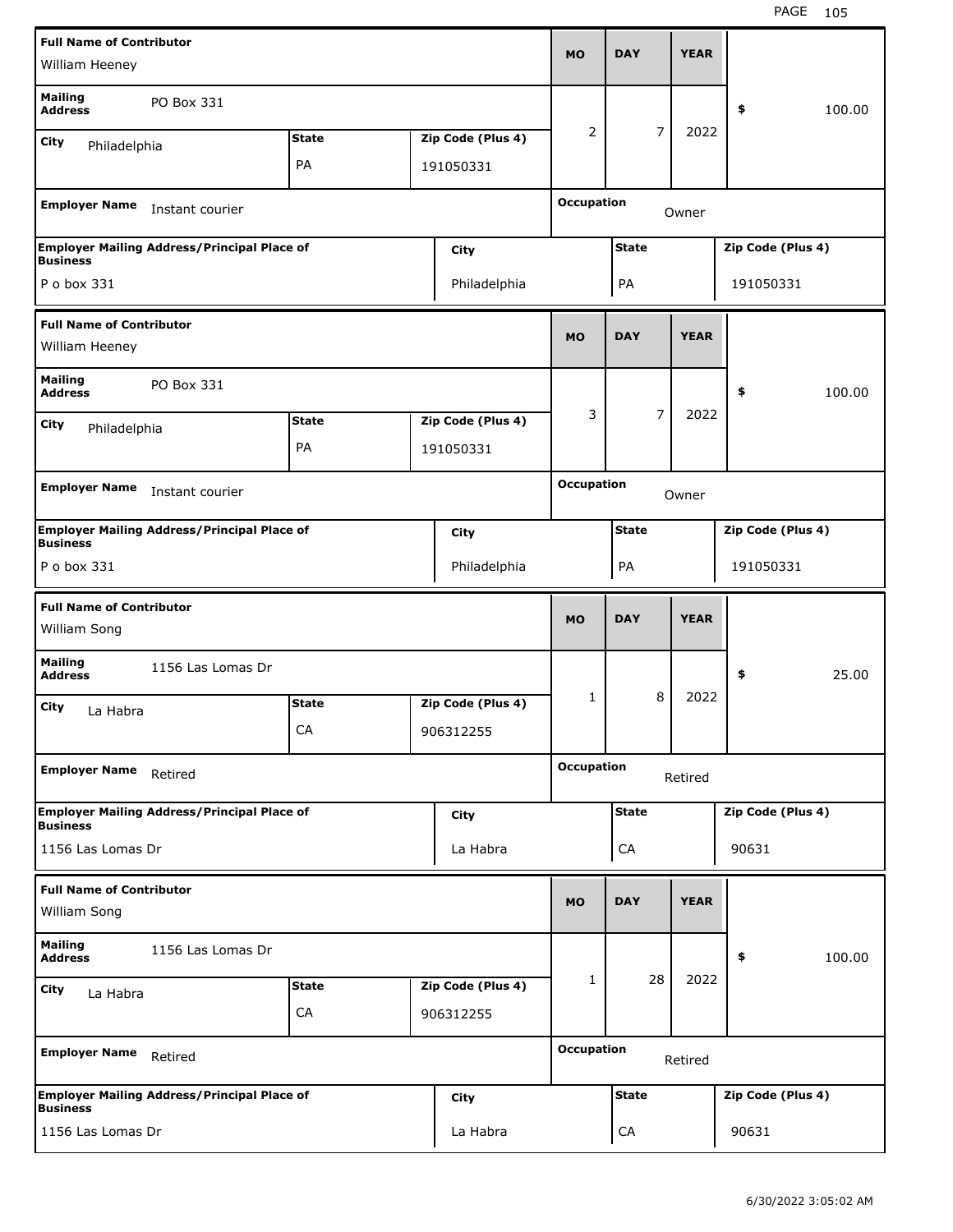| Full Name of Contributor | | | MO | DAY | YEAR | |
|---|---|---|---|---|---|---|
| William Heeney | | | | | | |
| Mailing Address | PO Box 331 | | 2 | 7 | 2022 | $ 100.00 |
| City: Philadelphia | State: PA | Zip Code (Plus 4): 191050331 | | | | |
| Employer Name: Instant courier | | | Occupation: Owner | | | |
| Employer Mailing Address/Principal Place of Business: P o box 331 | | City: Philadelphia | State: PA | | Zip Code (Plus 4): 191050331 | |

| Full Name of Contributor | | | MO | DAY | YEAR | |
|---|---|---|---|---|---|---|
| William Heeney | | | | | | |
| Mailing Address | PO Box 331 | | 3 | 7 | 2022 | $ 100.00 |
| City: Philadelphia | State: PA | Zip Code (Plus 4): 191050331 | | | | |
| Employer Name: Instant courier | | | Occupation: Owner | | | |
| Employer Mailing Address/Principal Place of Business: P o box 331 | | City: Philadelphia | State: PA | | Zip Code (Plus 4): 191050331 | |

| Full Name of Contributor | | | MO | DAY | YEAR | |
|---|---|---|---|---|---|---|
| William Song | | | | | | |
| Mailing Address | 1156 Las Lomas Dr | | 1 | 8 | 2022 | $ 25.00 |
| City: La Habra | State: CA | Zip Code (Plus 4): 906312255 | | | | |
| Employer Name: Retired | | | Occupation: Retired | | | |
| Employer Mailing Address/Principal Place of Business: 1156 Las Lomas Dr | | City: La Habra | State: CA | | Zip Code (Plus 4): 90631 | |

| Full Name of Contributor | | | MO | DAY | YEAR | |
|---|---|---|---|---|---|---|
| William Song | | | | | | |
| Mailing Address | 1156 Las Lomas Dr | | 1 | 28 | 2022 | $ 100.00 |
| City: La Habra | State: CA | Zip Code (Plus 4): 906312255 | | | | |
| Employer Name: Retired | | | Occupation: Retired | | | |
| Employer Mailing Address/Principal Place of Business: 1156 Las Lomas Dr | | City: La Habra | State: CA | | Zip Code (Plus 4): 90631 | |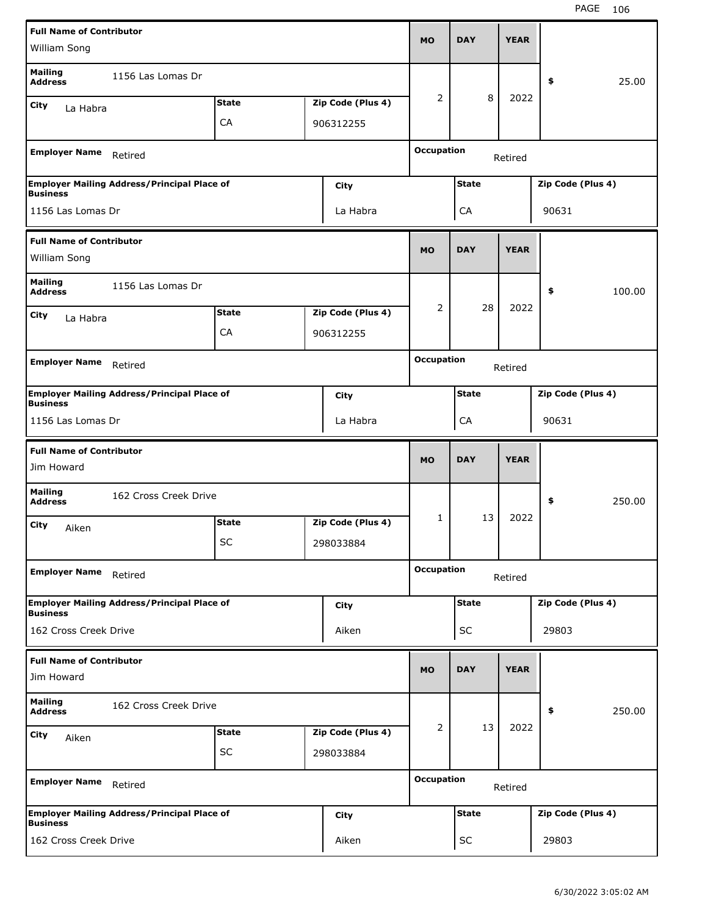| Full Name of Contributor | | | MO | DAY | YEAR | |
|---|---|---|---|---|---|---|
| William Song | | | | | | |
| Mailing Address | 1156 Las Lomas Dr | | 2 | 8 | 2022 | $ 25.00 |
| City: La Habra | State: CA | Zip Code (Plus 4): 906312255 | | | | |
| Employer Name: Retired | | | Occupation: Retired | | | |
| Employer Mailing Address/Principal Place of Business: 1156 Las Lomas Dr | | City: La Habra | State: CA | | Zip Code (Plus 4): 90631 | |

| Full Name of Contributor | | | MO | DAY | YEAR | |
|---|---|---|---|---|---|---|
| William Song | | | | | | |
| Mailing Address | 1156 Las Lomas Dr | | 2 | 28 | 2022 | $ 100.00 |
| City: La Habra | State: CA | Zip Code (Plus 4): 906312255 | | | | |
| Employer Name: Retired | | | Occupation: Retired | | | |
| Employer Mailing Address/Principal Place of Business: 1156 Las Lomas Dr | | City: La Habra | State: CA | | Zip Code (Plus 4): 90631 | |

| Full Name of Contributor | | | MO | DAY | YEAR | |
|---|---|---|---|---|---|---|
| Jim Howard | | | | | | |
| Mailing Address | 162 Cross Creek Drive | | 1 | 13 | 2022 | $ 250.00 |
| City: Aiken | State: SC | Zip Code (Plus 4): 298033884 | | | | |
| Employer Name: Retired | | | Occupation: Retired | | | |
| Employer Mailing Address/Principal Place of Business: 162 Cross Creek Drive | | City: Aiken | State: SC | | Zip Code (Plus 4): 29803 | |

| Full Name of Contributor | | | MO | DAY | YEAR | |
|---|---|---|---|---|---|---|
| Jim Howard | | | | | | |
| Mailing Address | 162 Cross Creek Drive | | 2 | 13 | 2022 | $ 250.00 |
| City: Aiken | State: SC | Zip Code (Plus 4): 298033884 | | | | |
| Employer Name: Retired | | | Occupation: Retired | | | |
| Employer Mailing Address/Principal Place of Business: 162 Cross Creek Drive | | City: Aiken | State: SC | | Zip Code (Plus 4): 29803 | |

6/30/2022 3:05:02 AM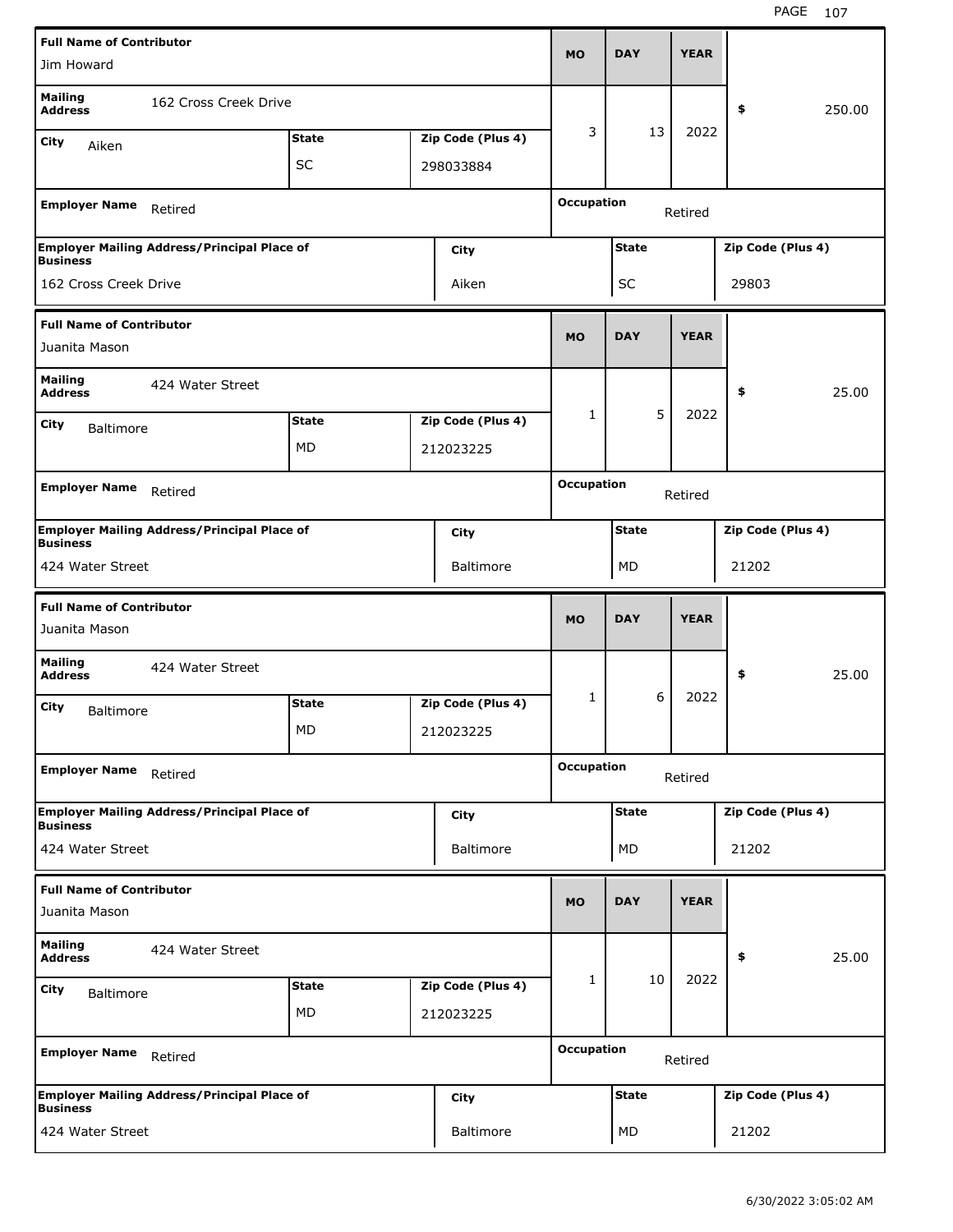| Full Name of Contributor | | | MO | DAY | YEAR | |
|---|---|---|---|---|---|---|
| Jim Howard | | | | | | |
| Mailing Address: 162 Cross Creek Drive | | | 3 | 13 | 2022 | $ 250.00 |
| City: Aiken | State: SC | Zip Code (Plus 4): 298033884 | | | | |
| Employer Name: Retired | | | Occupation: Retired | | | |
| Employer Mailing Address/Principal Place of Business: 162 Cross Creek Drive | | City: Aiken | | State: SC | | Zip Code (Plus 4): 29803 |

| Full Name of Contributor | | | MO | DAY | YEAR | |
|---|---|---|---|---|---|---|
| Juanita Mason | | | | | | |
| Mailing Address: 424 Water Street | | | 1 | 5 | 2022 | $ 25.00 |
| City: Baltimore | State: MD | Zip Code (Plus 4): 212023225 | | | | |
| Employer Name: Retired | | | Occupation: Retired | | | |
| Employer Mailing Address/Principal Place of Business: 424 Water Street | | City: Baltimore | | State: MD | | Zip Code (Plus 4): 21202 |

| Full Name of Contributor | | | MO | DAY | YEAR | |
|---|---|---|---|---|---|---|
| Juanita Mason | | | | | | |
| Mailing Address: 424 Water Street | | | 1 | 6 | 2022 | $ 25.00 |
| City: Baltimore | State: MD | Zip Code (Plus 4): 212023225 | | | | |
| Employer Name: Retired | | | Occupation: Retired | | | |
| Employer Mailing Address/Principal Place of Business: 424 Water Street | | City: Baltimore | | State: MD | | Zip Code (Plus 4): 21202 |

| Full Name of Contributor | | | MO | DAY | YEAR | |
|---|---|---|---|---|---|---|
| Juanita Mason | | | | | | |
| Mailing Address: 424 Water Street | | | 1 | 10 | 2022 | $ 25.00 |
| City: Baltimore | State: MD | Zip Code (Plus 4): 212023225 | | | | |
| Employer Name: Retired | | | Occupation: Retired | | | |
| Employer Mailing Address/Principal Place of Business: 424 Water Street | | City: Baltimore | | State: MD | | Zip Code (Plus 4): 21202 |

6/30/2022 3:05:02 AM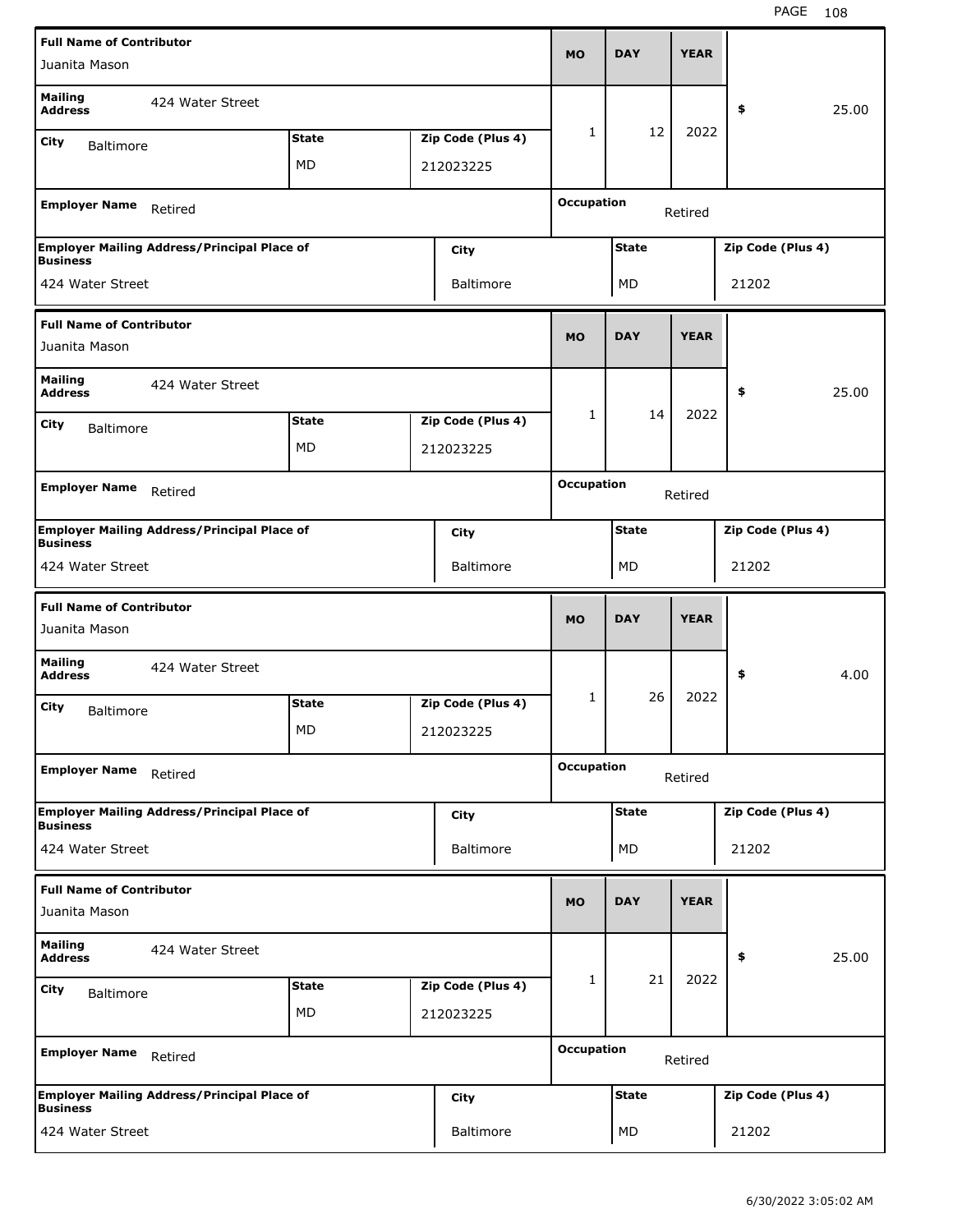| Full Name of Contributor | | | MO | DAY | YEAR | |
|---|---|---|---|---|---|---|
| Juanita Mason | | | 1 | 12 | 2022 | $ 25.00 |
| **Mailing Address** 424 Water Street | | | | | | |
| **City** Baltimore | **State** MD | **Zip Code (Plus 4)** 212023225 | | | | |
| **Employer Name** Retired | | | **Occupation** Retired | | | |
| **Employer Mailing Address/Principal Place of Business** | **City** | | **State** | | **Zip Code (Plus 4)** | |
| 424 Water Street | Baltimore | | MD | | 21202 | |

| Full Name of Contributor | | | MO | DAY | YEAR | |
|---|---|---|---|---|---|---|
| Juanita Mason | | | 1 | 14 | 2022 | $ 25.00 |
| **Mailing Address** 424 Water Street | | | | | | |
| **City** Baltimore | **State** MD | **Zip Code (Plus 4)** 212023225 | | | | |
| **Employer Name** Retired | | | **Occupation** Retired | | | |
| **Employer Mailing Address/Principal Place of Business** | **City** | | **State** | | **Zip Code (Plus 4)** | |
| 424 Water Street | Baltimore | | MD | | 21202 | |

| Full Name of Contributor | | | MO | DAY | YEAR | |
|---|---|---|---|---|---|---|
| Juanita Mason | | | 1 | 26 | 2022 | $ 4.00 |
| **Mailing Address** 424 Water Street | | | | | | |
| **City** Baltimore | **State** MD | **Zip Code (Plus 4)** 212023225 | | | | |
| **Employer Name** Retired | | | **Occupation** Retired | | | |
| **Employer Mailing Address/Principal Place of Business** | **City** | | **State** | | **Zip Code (Plus 4)** | |
| 424 Water Street | Baltimore | | MD | | 21202 | |

| Full Name of Contributor | | | MO | DAY | YEAR | |
|---|---|---|---|---|---|---|
| Juanita Mason | | | 1 | 21 | 2022 | $ 25.00 |
| **Mailing Address** 424 Water Street | | | | | | |
| **City** Baltimore | **State** MD | **Zip Code (Plus 4)** 212023225 | | | | |
| **Employer Name** Retired | | | **Occupation** Retired | | | |
| **Employer Mailing Address/Principal Place of Business** | **City** | | **State** | | **Zip Code (Plus 4)** | |
| 424 Water Street | Baltimore | | MD | | 21202 | |

6/30/2022 3:05:02 AM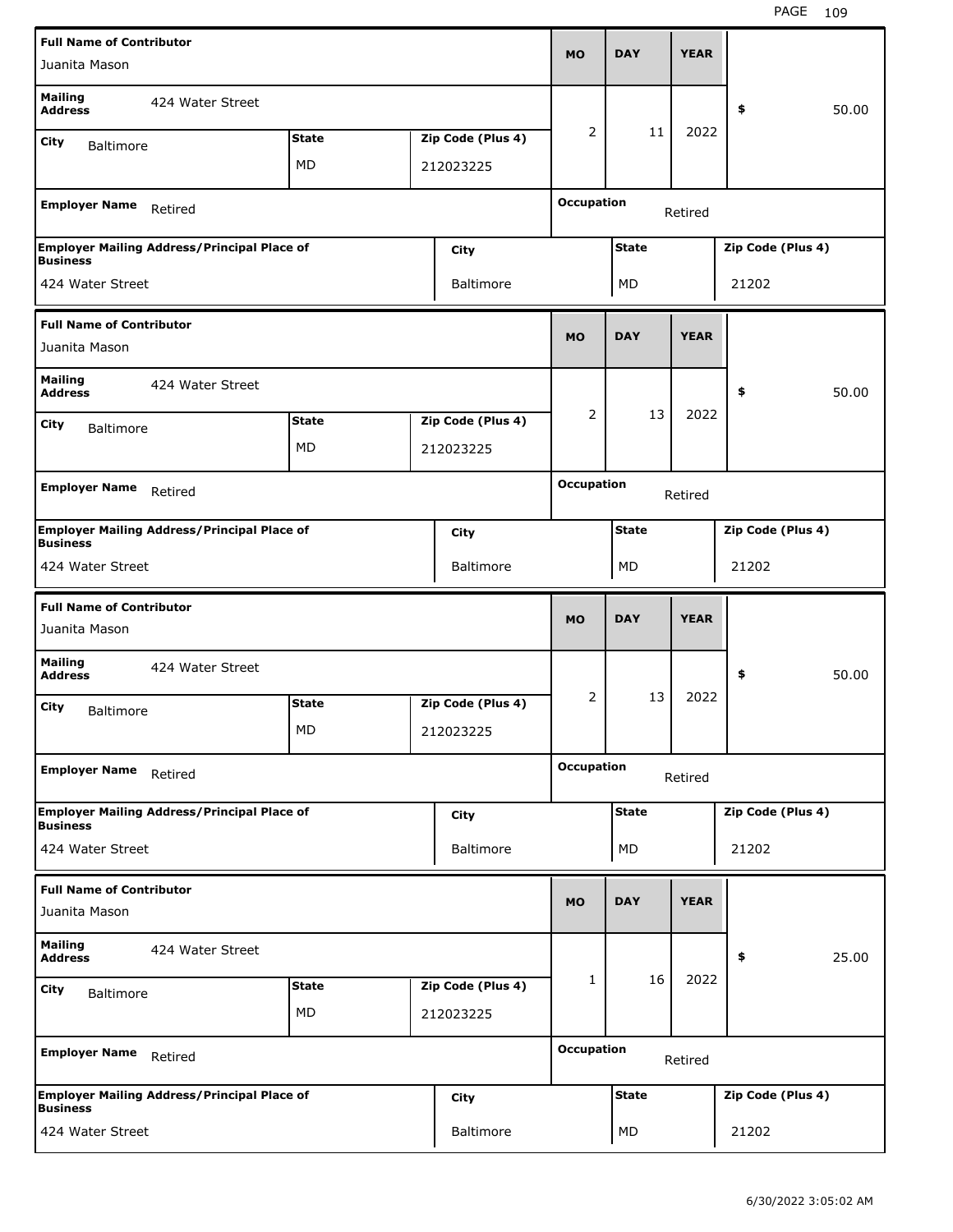| Full Name of Contributor | | | MO | DAY | YEAR | |
|---|---|---|---|---|---|---|
| Juanita Mason | | | | | | |
| Mailing Address: 424 Water Street | | | 2 | 11 | 2022 | $ 50.00 |
| City: Baltimore | State: MD | Zip Code (Plus 4): 212023225 | | | | |
| Employer Name: Retired | | | Occupation: Retired | | | |
| Employer Mailing Address/Principal Place of Business: 424 Water Street | City: Baltimore | | State: MD | | Zip Code (Plus 4): 21202 | |

| Full Name of Contributor | | | MO | DAY | YEAR | |
|---|---|---|---|---|---|---|
| Juanita Mason | | | | | | |
| Mailing Address: 424 Water Street | | | 2 | 13 | 2022 | $ 50.00 |
| City: Baltimore | State: MD | Zip Code (Plus 4): 212023225 | | | | |
| Employer Name: Retired | | | Occupation: Retired | | | |
| Employer Mailing Address/Principal Place of Business: 424 Water Street | City: Baltimore | | State: MD | | Zip Code (Plus 4): 21202 | |

| Full Name of Contributor | | | MO | DAY | YEAR | |
|---|---|---|---|---|---|---|
| Juanita Mason | | | | | | |
| Mailing Address: 424 Water Street | | | 2 | 13 | 2022 | $ 50.00 |
| City: Baltimore | State: MD | Zip Code (Plus 4): 212023225 | | | | |
| Employer Name: Retired | | | Occupation: Retired | | | |
| Employer Mailing Address/Principal Place of Business: 424 Water Street | City: Baltimore | | State: MD | | Zip Code (Plus 4): 21202 | |

| Full Name of Contributor | | | MO | DAY | YEAR | |
|---|---|---|---|---|---|---|
| Juanita Mason | | | | | | |
| Mailing Address: 424 Water Street | | | 1 | 16 | 2022 | $ 25.00 |
| City: Baltimore | State: MD | Zip Code (Plus 4): 212023225 | | | | |
| Employer Name: Retired | | | Occupation: Retired | | | |
| Employer Mailing Address/Principal Place of Business: 424 Water Street | City: Baltimore | | State: MD | | Zip Code (Plus 4): 21202 | |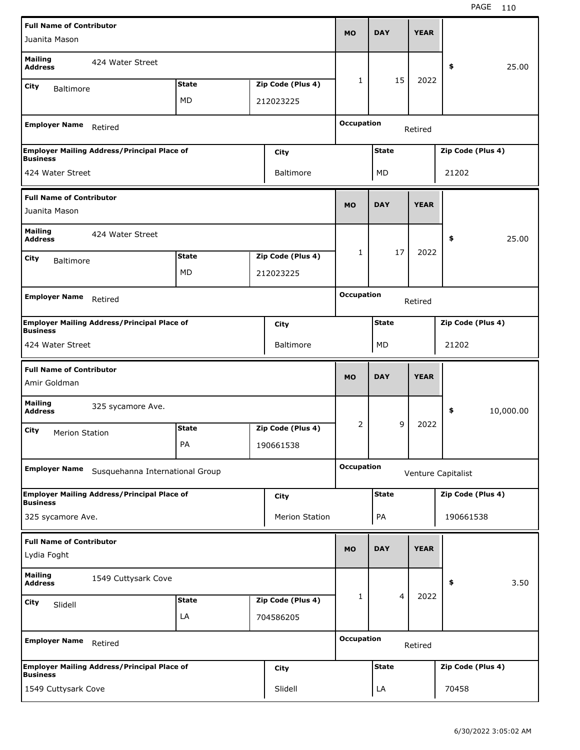| Full Name of Contributor | | | MO | DAY | YEAR | |
|---|---|---|---|---|---|---|
| Juanita Mason | | | 1 | 15 | 2022 | $ 25.00 |
| Mailing Address: 424 Water Street | | | | | | |
| City: Baltimore | State: MD | Zip Code (Plus 4): 212023225 | | | | |
| Employer Name: Retired | | | Occupation: Retired | | | |
| Employer Mailing Address/Principal Place of Business: 424 Water Street | City: Baltimore | | State: MD | | Zip Code (Plus 4): 21202 | |

| Full Name of Contributor | | | MO | DAY | YEAR | |
|---|---|---|---|---|---|---|
| Juanita Mason | | | 1 | 17 | 2022 | $ 25.00 |
| Mailing Address: 424 Water Street | | | | | | |
| City: Baltimore | State: MD | Zip Code (Plus 4): 212023225 | | | | |
| Employer Name: Retired | | | Occupation: Retired | | | |
| Employer Mailing Address/Principal Place of Business: 424 Water Street | City: Baltimore | | State: MD | | Zip Code (Plus 4): 21202 | |

| Full Name of Contributor | | | MO | DAY | YEAR | |
|---|---|---|---|---|---|---|
| Amir Goldman | | | 2 | 9 | 2022 | $ 10,000.00 |
| Mailing Address: 325 sycamore Ave. | | | | | | |
| City: Merion Station | State: PA | Zip Code (Plus 4): 190661538 | | | | |
| Employer Name: Susquehanna International Group | | | Occupation: Venture Capitalist | | | |
| Employer Mailing Address/Principal Place of Business: 325 sycamore Ave. | City: Merion Station | | State: PA | | Zip Code (Plus 4): 190661538 | |

| Full Name of Contributor | | | MO | DAY | YEAR | |
|---|---|---|---|---|---|---|
| Lydia Foght | | | 1 | 4 | 2022 | $ 3.50 |
| Mailing Address: 1549 Cuttysark Cove | | | | | | |
| City: Slidell | State: LA | Zip Code (Plus 4): 704586205 | | | | |
| Employer Name: Retired | | | Occupation: Retired | | | |
| Employer Mailing Address/Principal Place of Business: 1549 Cuttysark Cove | City: Slidell | | State: LA | | Zip Code (Plus 4): 70458 | |

6/30/2022 3:05:02 AM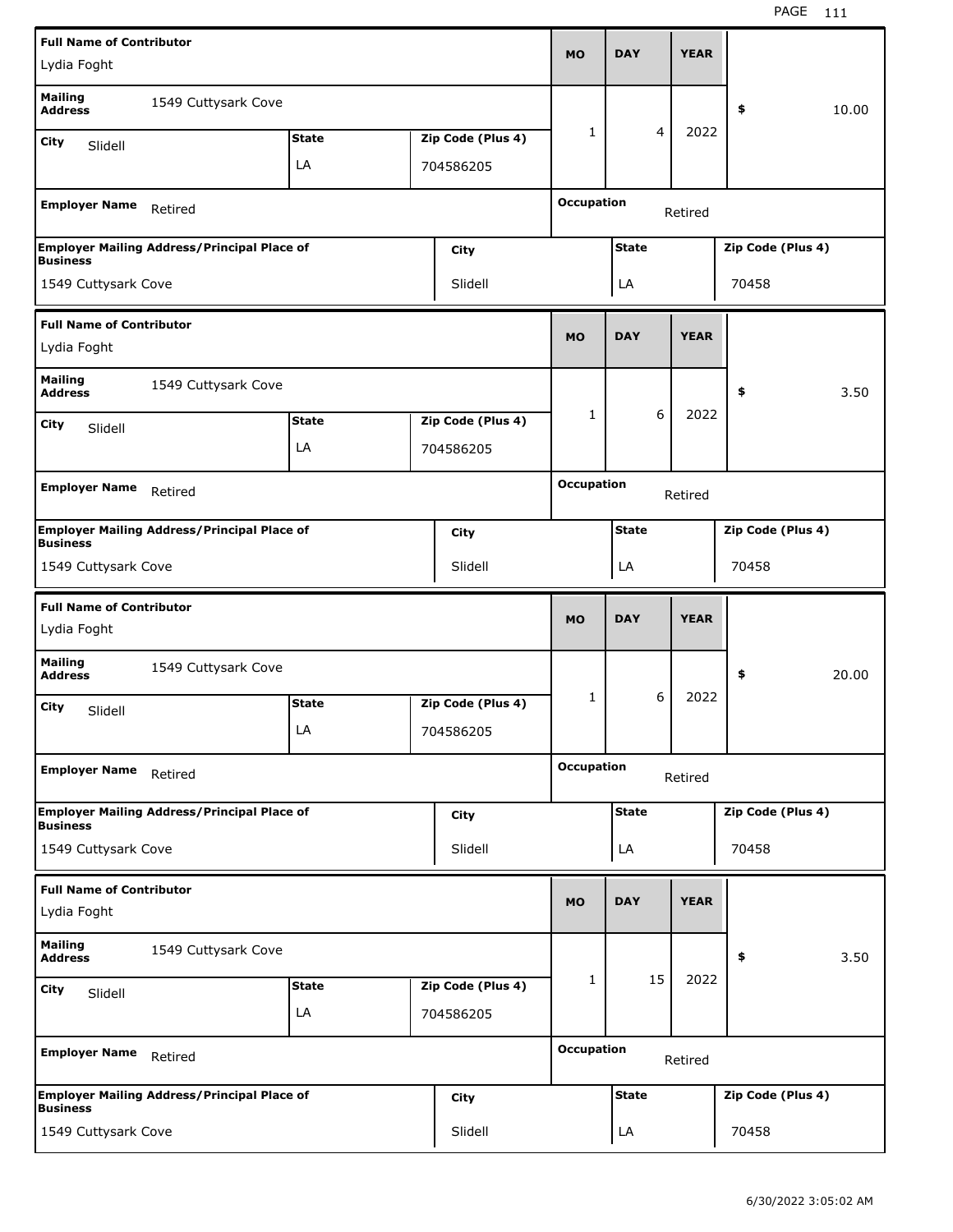| Full Name of Contributor | | | MO | DAY | YEAR | |
|---|---|---|---|---|---|---|
| Lydia Foght | | | | | | |
| Mailing Address | 1549 Cuttysark Cove | | 1 | 4 | 2022 | $ 10.00 |
| City: Slidell | State: LA | Zip Code (Plus 4): 704586205 | | | | |
| Employer Name: Retired | | | Occupation: Retired | | | |
| Employer Mailing Address/Principal Place of Business: 1549 Cuttysark Cove | City: Slidell | | State: LA | | Zip Code (Plus 4): 70458 | |

| Full Name of Contributor | | | MO | DAY | YEAR | |
|---|---|---|---|---|---|---|
| Lydia Foght | | | | | | |
| Mailing Address | 1549 Cuttysark Cove | | 1 | 6 | 2022 | $ 3.50 |
| City: Slidell | State: LA | Zip Code (Plus 4): 704586205 | | | | |
| Employer Name: Retired | | | Occupation: Retired | | | |
| Employer Mailing Address/Principal Place of Business: 1549 Cuttysark Cove | City: Slidell | | State: LA | | Zip Code (Plus 4): 70458 | |

| Full Name of Contributor | | | MO | DAY | YEAR | |
|---|---|---|---|---|---|---|
| Lydia Foght | | | | | | |
| Mailing Address | 1549 Cuttysark Cove | | 1 | 6 | 2022 | $ 20.00 |
| City: Slidell | State: LA | Zip Code (Plus 4): 704586205 | | | | |
| Employer Name: Retired | | | Occupation: Retired | | | |
| Employer Mailing Address/Principal Place of Business: 1549 Cuttysark Cove | City: Slidell | | State: LA | | Zip Code (Plus 4): 70458 | |

| Full Name of Contributor | | | MO | DAY | YEAR | |
|---|---|---|---|---|---|---|
| Lydia Foght | | | | | | |
| Mailing Address | 1549 Cuttysark Cove | | 1 | 15 | 2022 | $ 3.50 |
| City: Slidell | State: LA | Zip Code (Plus 4): 704586205 | | | | |
| Employer Name: Retired | | | Occupation: Retired | | | |
| Employer Mailing Address/Principal Place of Business: 1549 Cuttysark Cove | City: Slidell | | State: LA | | Zip Code (Plus 4): 70458 | |

6/30/2022 3:05:02 AM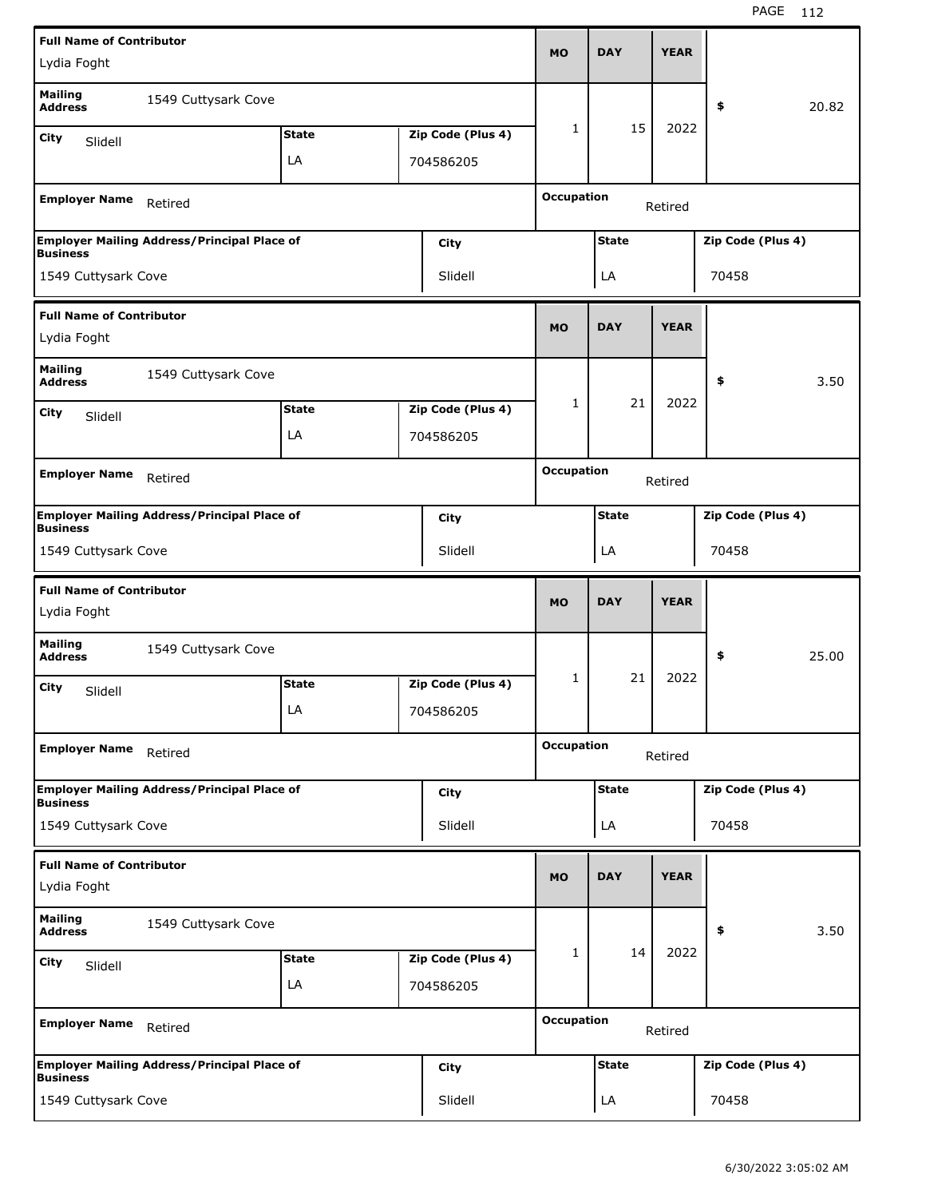| Full Name of Contributor | | | MO | DAY | YEAR | |
|---|---|---|---|---|---|---|
| Lydia Foght | | | | | | |
| Mailing Address | 1549 Cuttysark Cove | | 1 | 15 | 2022 | $ 20.82 |
| City: Slidell | State: LA | Zip Code (Plus 4): 704586205 | | | | |
| Employer Name: Retired | | | Occupation: Retired | | | |
| Employer Mailing Address/Principal Place of Business | | City | State | | Zip Code (Plus 4) | |
| 1549 Cuttysark Cove | | Slidell | LA | | 70458 | |

| Full Name of Contributor | | | MO | DAY | YEAR | |
|---|---|---|---|---|---|---|
| Lydia Foght | | | | | | |
| Mailing Address | 1549 Cuttysark Cove | | 1 | 21 | 2022 | $ 3.50 |
| City: Slidell | State: LA | Zip Code (Plus 4): 704586205 | | | | |
| Employer Name: Retired | | | Occupation: Retired | | | |
| Employer Mailing Address/Principal Place of Business | | City | State | | Zip Code (Plus 4) | |
| 1549 Cuttysark Cove | | Slidell | LA | | 70458 | |

| Full Name of Contributor | | | MO | DAY | YEAR | |
|---|---|---|---|---|---|---|
| Lydia Foght | | | | | | |
| Mailing Address | 1549 Cuttysark Cove | | 1 | 21 | 2022 | $ 25.00 |
| City: Slidell | State: LA | Zip Code (Plus 4): 704586205 | | | | |
| Employer Name: Retired | | | Occupation: Retired | | | |
| Employer Mailing Address/Principal Place of Business | | City | State | | Zip Code (Plus 4) | |
| 1549 Cuttysark Cove | | Slidell | LA | | 70458 | |

| Full Name of Contributor | | | MO | DAY | YEAR | |
|---|---|---|---|---|---|---|
| Lydia Foght | | | | | | |
| Mailing Address | 1549 Cuttysark Cove | | 1 | 14 | 2022 | $ 3.50 |
| City: Slidell | State: LA | Zip Code (Plus 4): 704586205 | | | | |
| Employer Name: Retired | | | Occupation: Retired | | | |
| Employer Mailing Address/Principal Place of Business | | City | State | | Zip Code (Plus 4) | |
| 1549 Cuttysark Cove | | Slidell | LA | | 70458 | |

6/30/2022 3:05:02 AM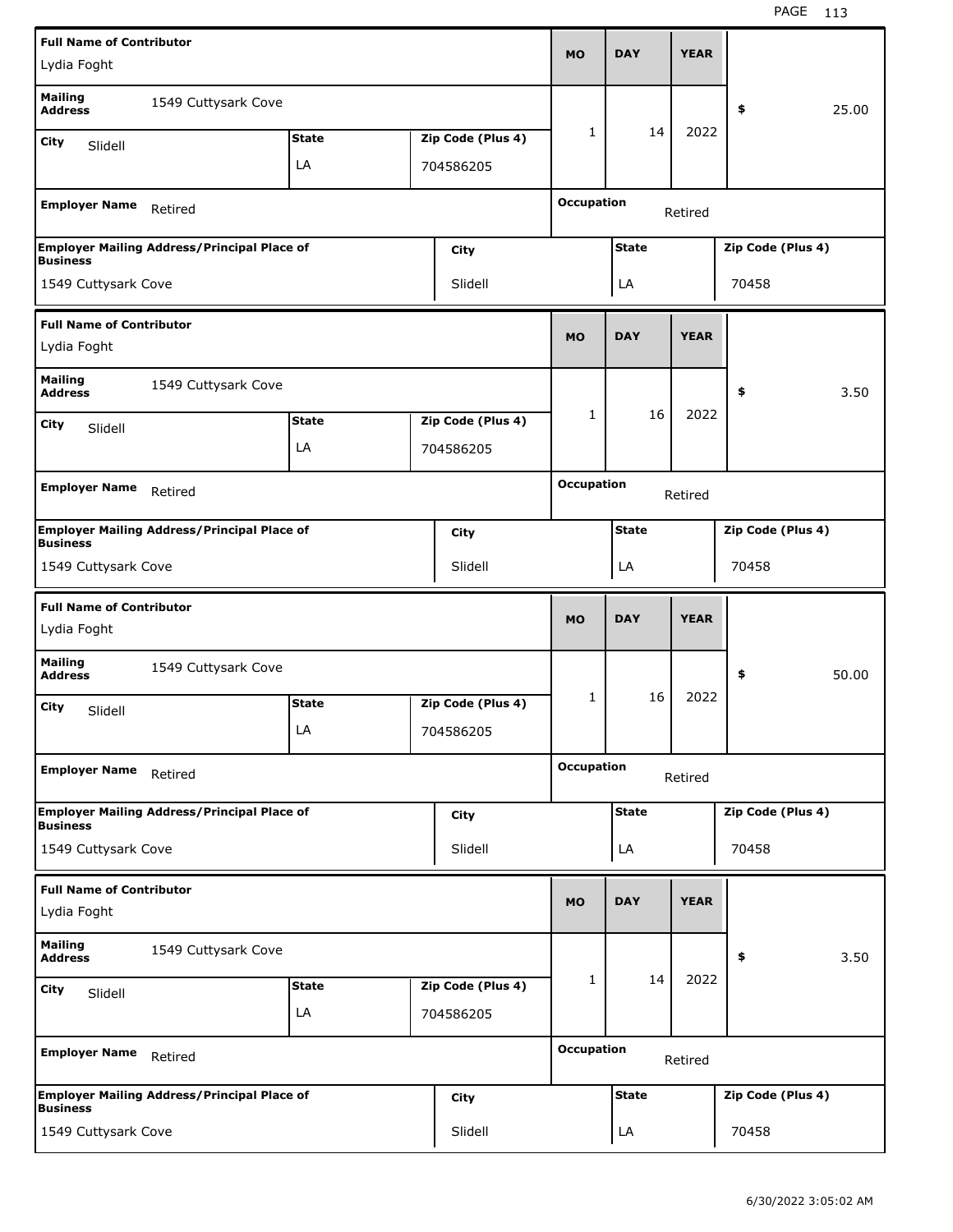| Full Name of Contributor | | | MO | DAY | YEAR | |
|---|---|---|---|---|---|---|
| Lydia Foght | | | | | | |
| Mailing Address | 1549 Cuttysark Cove | | 1 | 14 | 2022 | $ 25.00 |
| City: Slidell | State: LA | Zip Code (Plus 4): 704586205 | | | | |
| Employer Name | Retired | | Occupation | Retired | | |
| Employer Mailing Address/Principal Place of Business | | City | | State | | Zip Code (Plus 4) |
| 1549 Cuttysark Cove | | Slidell | | LA | | 70458 |

| Full Name of Contributor | | | MO | DAY | YEAR | |
|---|---|---|---|---|---|---|
| Lydia Foght | | | | | | |
| Mailing Address | 1549 Cuttysark Cove | | 1 | 16 | 2022 | $ 3.50 |
| City: Slidell | State: LA | Zip Code (Plus 4): 704586205 | | | | |
| Employer Name | Retired | | Occupation | Retired | | |
| Employer Mailing Address/Principal Place of Business | | City | | State | | Zip Code (Plus 4) |
| 1549 Cuttysark Cove | | Slidell | | LA | | 70458 |

| Full Name of Contributor | | | MO | DAY | YEAR | |
|---|---|---|---|---|---|---|
| Lydia Foght | | | | | | |
| Mailing Address | 1549 Cuttysark Cove | | 1 | 16 | 2022 | $ 50.00 |
| City: Slidell | State: LA | Zip Code (Plus 4): 704586205 | | | | |
| Employer Name | Retired | | Occupation | Retired | | |
| Employer Mailing Address/Principal Place of Business | | City | | State | | Zip Code (Plus 4) |
| 1549 Cuttysark Cove | | Slidell | | LA | | 70458 |

| Full Name of Contributor | | | MO | DAY | YEAR | |
|---|---|---|---|---|---|---|
| Lydia Foght | | | | | | |
| Mailing Address | 1549 Cuttysark Cove | | 1 | 14 | 2022 | $ 3.50 |
| City: Slidell | State: LA | Zip Code (Plus 4): 704586205 | | | | |
| Employer Name | Retired | | Occupation | Retired | | |
| Employer Mailing Address/Principal Place of Business | | City | | State | | Zip Code (Plus 4) |
| 1549 Cuttysark Cove | | Slidell | | LA | | 70458 |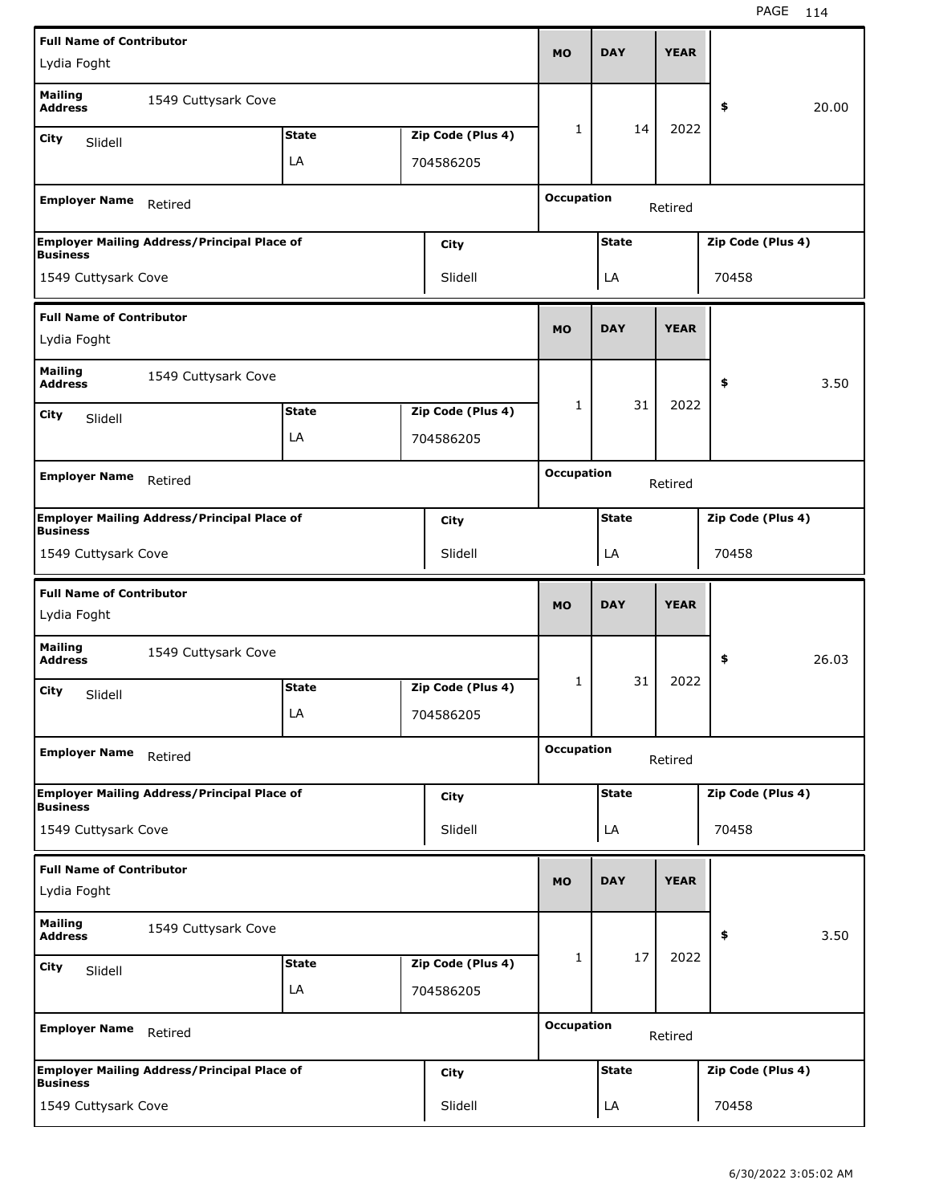| Full Name of Contributor | | | MO | DAY | YEAR | |
|---|---|---|---|---|---|---|
| Lydia Foght | | | | | | |
| Mailing Address: 1549 Cuttysark Cove | | | 1 | 14 | 2022 | $ 20.00 |
| City: Slidell | State: LA | Zip Code (Plus 4): 704586205 | | | | |
| Employer Name: Retired | | | Occupation: Retired | | | |
| Employer Mailing Address/Principal Place of Business: 1549 Cuttysark Cove | City: Slidell | | State: LA | | Zip Code (Plus 4): 70458 | |

| Full Name of Contributor | | | MO | DAY | YEAR | |
|---|---|---|---|---|---|---|
| Lydia Foght | | | | | | |
| Mailing Address: 1549 Cuttysark Cove | | | 1 | 31 | 2022 | $ 3.50 |
| City: Slidell | State: LA | Zip Code (Plus 4): 704586205 | | | | |
| Employer Name: Retired | | | Occupation: Retired | | | |
| Employer Mailing Address/Principal Place of Business: 1549 Cuttysark Cove | City: Slidell | | State: LA | | Zip Code (Plus 4): 70458 | |

| Full Name of Contributor | | | MO | DAY | YEAR | |
|---|---|---|---|---|---|---|
| Lydia Foght | | | | | | |
| Mailing Address: 1549 Cuttysark Cove | | | 1 | 31 | 2022 | $ 26.03 |
| City: Slidell | State: LA | Zip Code (Plus 4): 704586205 | | | | |
| Employer Name: Retired | | | Occupation: Retired | | | |
| Employer Mailing Address/Principal Place of Business: 1549 Cuttysark Cove | City: Slidell | | State: LA | | Zip Code (Plus 4): 70458 | |

| Full Name of Contributor | | | MO | DAY | YEAR | |
|---|---|---|---|---|---|---|
| Lydia Foght | | | | | | |
| Mailing Address: 1549 Cuttysark Cove | | | 1 | 17 | 2022 | $ 3.50 |
| City: Slidell | State: LA | Zip Code (Plus 4): 704586205 | | | | |
| Employer Name: Retired | | | Occupation: Retired | | | |
| Employer Mailing Address/Principal Place of Business: 1549 Cuttysark Cove | City: Slidell | | State: LA | | Zip Code (Plus 4): 70458 | |

6/30/2022 3:05:02 AM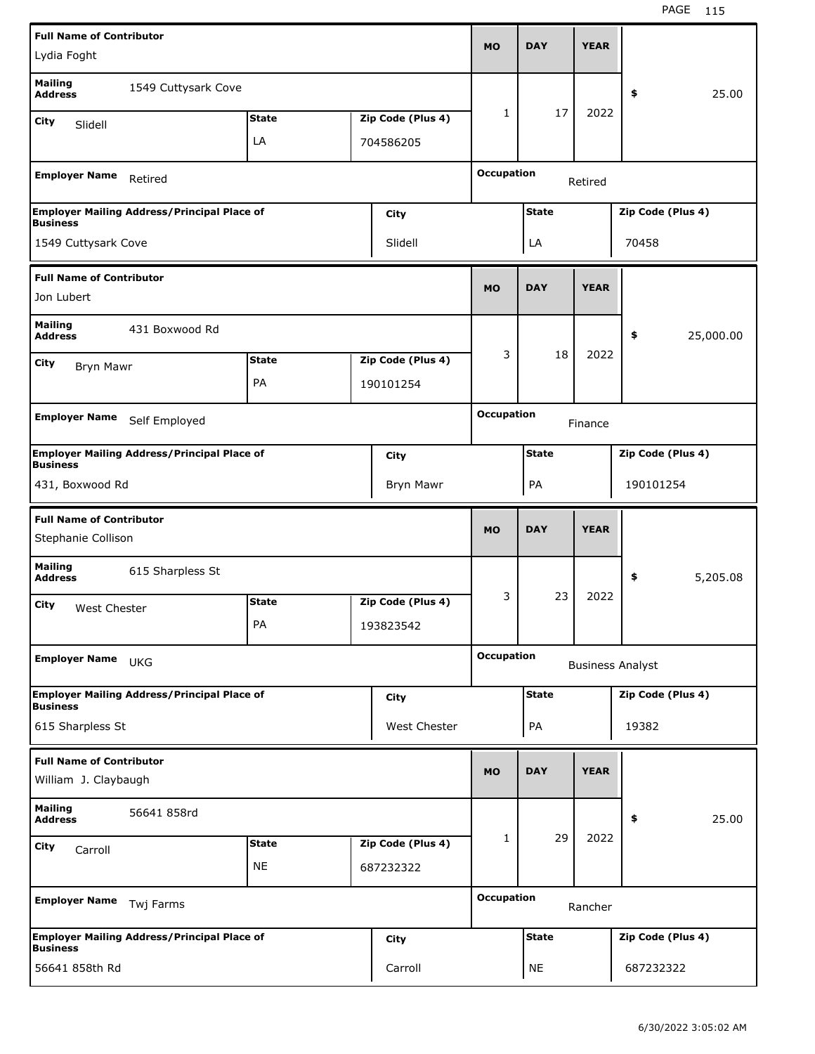| Full Name of Contributor | | | MO | DAY | YEAR | |
|---|---|---|---|---|---|---|
| Lydia Foght | | | | | | |
| **Mailing Address** 1549 Cuttysark Cove | | | 1 | 17 | 2022 | $ 25.00 |
| **City** Slidell | **State** LA | **Zip Code (Plus 4)** 704586205 | | | | |
| **Employer Name** Retired | | | **Occupation** Retired | | | |
| **Employer Mailing Address/Principal Place of Business** 1549 Cuttysark Cove | | **City** Slidell | **State** LA | | **Zip Code (Plus 4)** 70458 | |

| Full Name of Contributor | | | MO | DAY | YEAR | |
|---|---|---|---|---|---|---|
| Jon Lubert | | | | | | |
| **Mailing Address** 431 Boxwood Rd | | | 3 | 18 | 2022 | $ 25,000.00 |
| **City** Bryn Mawr | **State** PA | **Zip Code (Plus 4)** 190101254 | | | | |
| **Employer Name** Self Employed | | | **Occupation** Finance | | | |
| **Employer Mailing Address/Principal Place of Business** 431, Boxwood Rd | | **City** Bryn Mawr | **State** PA | | **Zip Code (Plus 4)** 190101254 | |

| Full Name of Contributor | | | MO | DAY | YEAR | |
|---|---|---|---|---|---|---|
| Stephanie Collison | | | | | | |
| **Mailing Address** 615 Sharpless St | | | 3 | 23 | 2022 | $ 5,205.08 |
| **City** West Chester | **State** PA | **Zip Code (Plus 4)** 193823542 | | | | |
| **Employer Name** UKG | | | **Occupation** Business Analyst | | | |
| **Employer Mailing Address/Principal Place of Business** 615 Sharpless St | | **City** West Chester | **State** PA | | **Zip Code (Plus 4)** 19382 | |

| Full Name of Contributor | | | MO | DAY | YEAR | |
|---|---|---|---|---|---|---|
| William J. Claybaugh | | | | | | |
| **Mailing Address** 56641 858rd | | | 1 | 29 | 2022 | $ 25.00 |
| **City** Carroll | **State** NE | **Zip Code (Plus 4)** 687232322 | | | | |
| **Employer Name** Twj Farms | | | **Occupation** Rancher | | | |
| **Employer Mailing Address/Principal Place of Business** 56641 858th Rd | | **City** Carroll | **State** NE | | **Zip Code (Plus 4)** 687232322 | |

6/30/2022 3:05:02 AM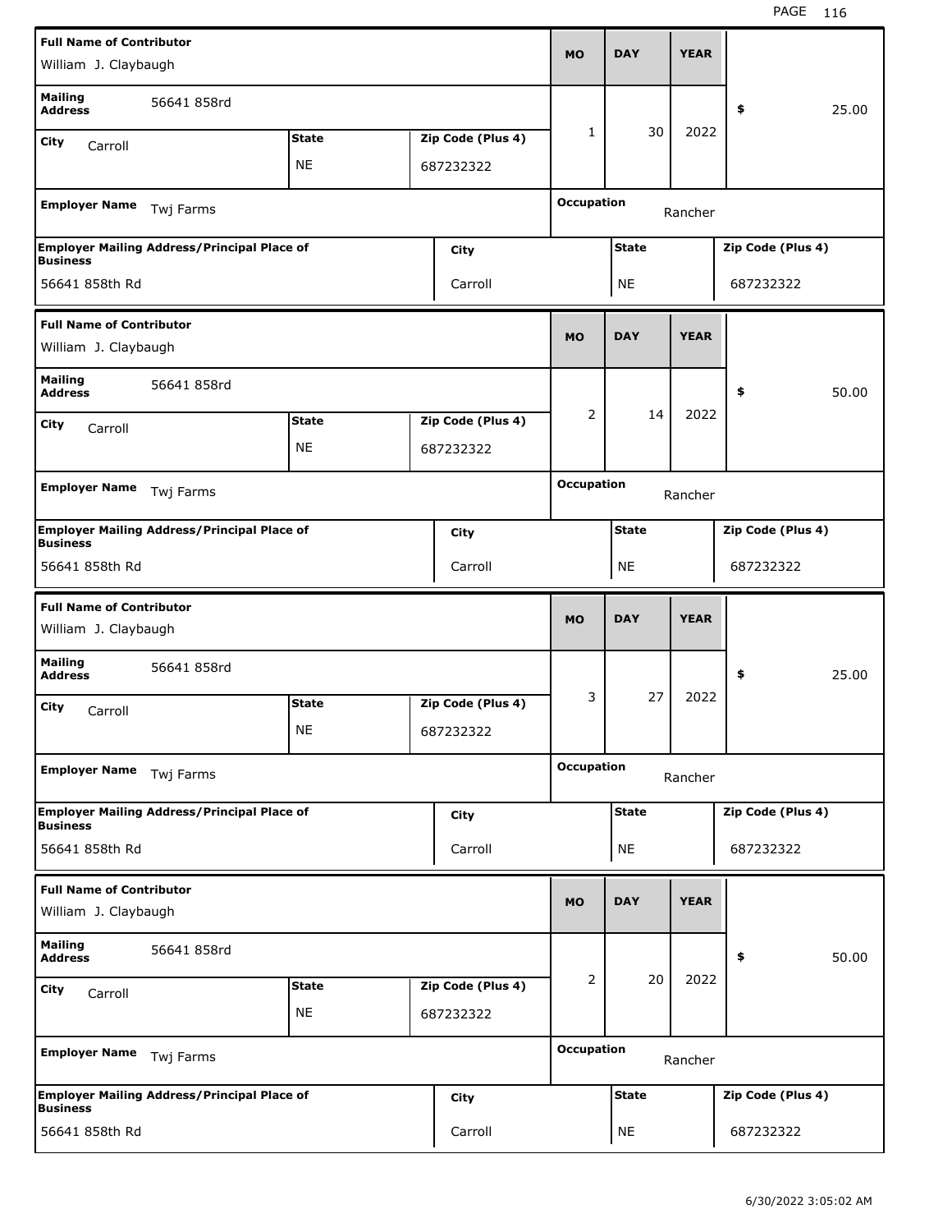| Full Name of Contributor | | | MO | DAY | YEAR | |
| --- | --- | --- | --- | --- | --- | --- |
| William J. Claybaugh | | | | | | |
| Mailing Address | 56641 858rd | | 1 | 30 | 2022 | $ 25.00 |
| City: Carroll | State: NE | Zip Code (Plus 4): 687232322 | | | | |
| Employer Name: Twj Farms | | | Occupation: Rancher | | | |
| Employer Mailing Address/Principal Place of Business: 56641 858th Rd | City: Carroll | | State: NE | | Zip Code (Plus 4): 687232322 | |

| Full Name of Contributor | | | MO | DAY | YEAR | |
| --- | --- | --- | --- | --- | --- | --- |
| William J. Claybaugh | | | | | | |
| Mailing Address | 56641 858rd | | 2 | 14 | 2022 | $ 50.00 |
| City: Carroll | State: NE | Zip Code (Plus 4): 687232322 | | | | |
| Employer Name: Twj Farms | | | Occupation: Rancher | | | |
| Employer Mailing Address/Principal Place of Business: 56641 858th Rd | City: Carroll | | State: NE | | Zip Code (Plus 4): 687232322 | |

| Full Name of Contributor | | | MO | DAY | YEAR | |
| --- | --- | --- | --- | --- | --- | --- |
| William J. Claybaugh | | | | | | |
| Mailing Address | 56641 858rd | | 3 | 27 | 2022 | $ 25.00 |
| City: Carroll | State: NE | Zip Code (Plus 4): 687232322 | | | | |
| Employer Name: Twj Farms | | | Occupation: Rancher | | | |
| Employer Mailing Address/Principal Place of Business: 56641 858th Rd | City: Carroll | | State: NE | | Zip Code (Plus 4): 687232322 | |

| Full Name of Contributor | | | MO | DAY | YEAR | |
| --- | --- | --- | --- | --- | --- | --- |
| William J. Claybaugh | | | | | | |
| Mailing Address | 56641 858rd | | 2 | 20 | 2022 | $ 50.00 |
| City: Carroll | State: NE | Zip Code (Plus 4): 687232322 | | | | |
| Employer Name: Twj Farms | | | Occupation: Rancher | | | |
| Employer Mailing Address/Principal Place of Business: 56641 858th Rd | City: Carroll | | State: NE | | Zip Code (Plus 4): 687232322 | |

6/30/2022 3:05:02 AM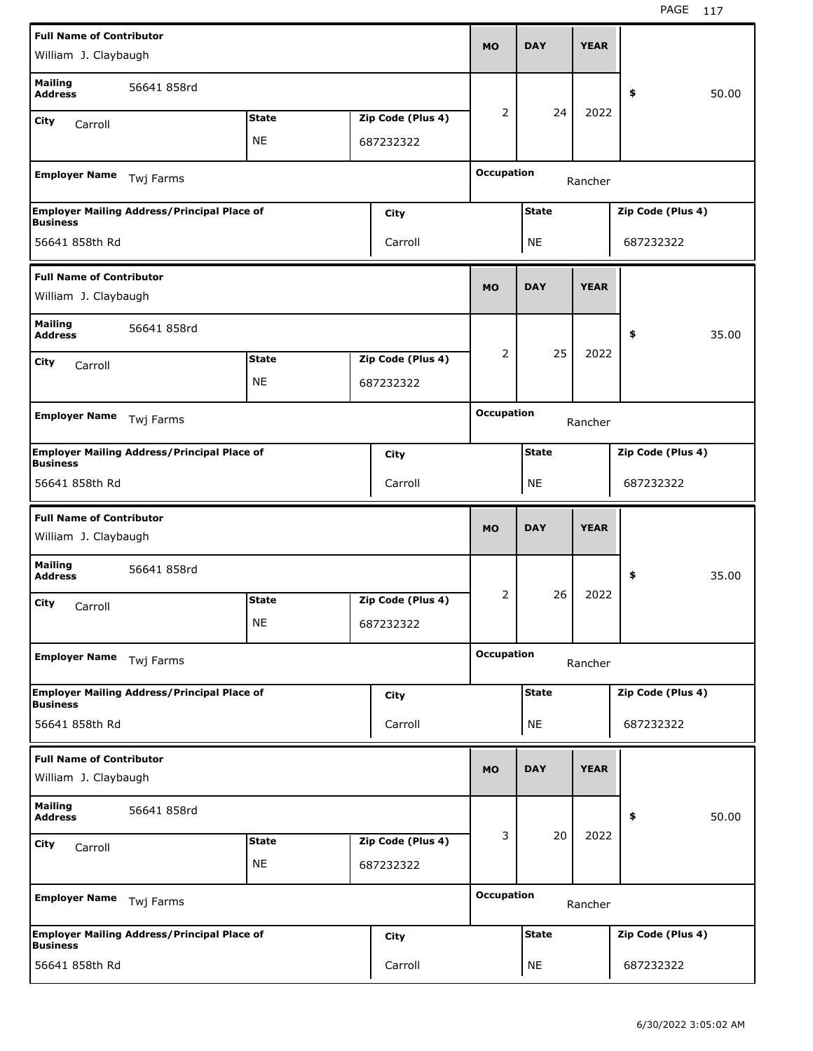| Full Name of Contributor | | | MO | DAY | YEAR | |
|---|---|---|---|---|---|---|
| William J. Claybaugh | | | 2 | 24 | 2022 | $ 50.00 |
| **Mailing Address** 56641 858rd | | | | | | |
| **City** Carroll | **State** NE | **Zip Code (Plus 4)** 687232322 | | | | |
| **Employer Name** Twj Farms | | | **Occupation** Rancher | | | |
| **Employer Mailing Address/Principal Place of Business** | **City** | | **State** | | **Zip Code (Plus 4)** | |
| 56641 858th Rd | Carroll | | NE | | 687232322 | |

| Full Name of Contributor | | | MO | DAY | YEAR | |
|---|---|---|---|---|---|---|
| William J. Claybaugh | | | 2 | 25 | 2022 | $ 35.00 |
| **Mailing Address** 56641 858rd | | | | | | |
| **City** Carroll | **State** NE | **Zip Code (Plus 4)** 687232322 | | | | |
| **Employer Name** Twj Farms | | | **Occupation** Rancher | | | |
| **Employer Mailing Address/Principal Place of Business** | **City** | | **State** | | **Zip Code (Plus 4)** | |
| 56641 858th Rd | Carroll | | NE | | 687232322 | |

| Full Name of Contributor | | | MO | DAY | YEAR | |
|---|---|---|---|---|---|---|
| William J. Claybaugh | | | 2 | 26 | 2022 | $ 35.00 |
| **Mailing Address** 56641 858rd | | | | | | |
| **City** Carroll | **State** NE | **Zip Code (Plus 4)** 687232322 | | | | |
| **Employer Name** Twj Farms | | | **Occupation** Rancher | | | |
| **Employer Mailing Address/Principal Place of Business** | **City** | | **State** | | **Zip Code (Plus 4)** | |
| 56641 858th Rd | Carroll | | NE | | 687232322 | |

| Full Name of Contributor | | | MO | DAY | YEAR | |
|---|---|---|---|---|---|---|
| William J. Claybaugh | | | 3 | 20 | 2022 | $ 50.00 |
| **Mailing Address** 56641 858rd | | | | | | |
| **City** Carroll | **State** NE | **Zip Code (Plus 4)** 687232322 | | | | |
| **Employer Name** Twj Farms | | | **Occupation** Rancher | | | |
| **Employer Mailing Address/Principal Place of Business** | **City** | | **State** | | **Zip Code (Plus 4)** | |
| 56641 858th Rd | Carroll | | NE | | 687232322 | |

6/30/2022 3:05:02 AM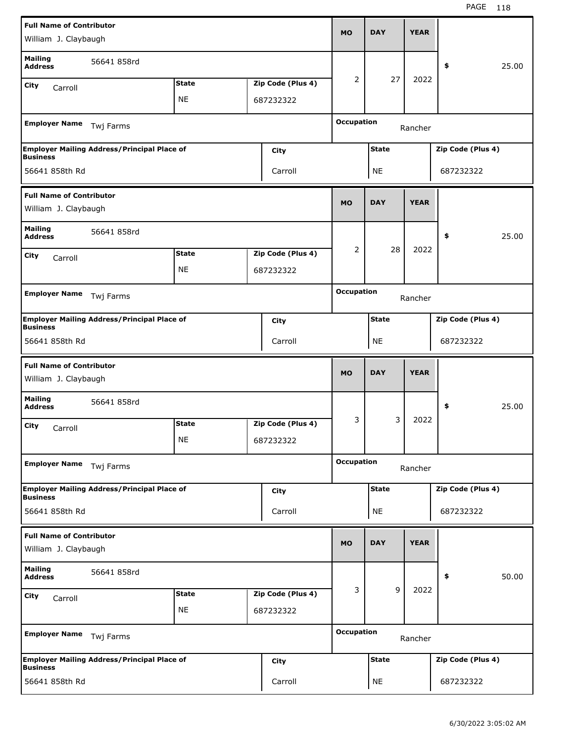| Full Name of Contributor | | | MO | DAY | YEAR | |
|---|---|---|---|---|---|---|
| William J. Claybaugh | | | 2 | 27 | 2022 | $ 25.00 |
| Mailing Address: 56641 858rd | | | | | | |
| City: Carroll | State: NE | Zip Code (Plus 4): 687232322 | | | | |
| Employer Name: Twj Farms | | | Occupation: Rancher | | | |
| Employer Mailing Address/Principal Place of Business: 56641 858th Rd | City: Carroll | | State: NE | | Zip Code (Plus 4): 687232322 | |

| Full Name of Contributor | | | MO | DAY | YEAR | |
|---|---|---|---|---|---|---|
| William J. Claybaugh | | | 2 | 28 | 2022 | $ 25.00 |
| Mailing Address: 56641 858rd | | | | | | |
| City: Carroll | State: NE | Zip Code (Plus 4): 687232322 | | | | |
| Employer Name: Twj Farms | | | Occupation: Rancher | | | |
| Employer Mailing Address/Principal Place of Business: 56641 858th Rd | City: Carroll | | State: NE | | Zip Code (Plus 4): 687232322 | |

| Full Name of Contributor | | | MO | DAY | YEAR | |
|---|---|---|---|---|---|---|
| William J. Claybaugh | | | 3 | 3 | 2022 | $ 25.00 |
| Mailing Address: 56641 858rd | | | | | | |
| City: Carroll | State: NE | Zip Code (Plus 4): 687232322 | | | | |
| Employer Name: Twj Farms | | | Occupation: Rancher | | | |
| Employer Mailing Address/Principal Place of Business: 56641 858th Rd | City: Carroll | | State: NE | | Zip Code (Plus 4): 687232322 | |

| Full Name of Contributor | | | MO | DAY | YEAR | |
|---|---|---|---|---|---|---|
| William J. Claybaugh | | | 3 | 9 | 2022 | $ 50.00 |
| Mailing Address: 56641 858rd | | | | | | |
| City: Carroll | State: NE | Zip Code (Plus 4): 687232322 | | | | |
| Employer Name: Twj Farms | | | Occupation: Rancher | | | |
| Employer Mailing Address/Principal Place of Business: 56641 858th Rd | City: Carroll | | State: NE | | Zip Code (Plus 4): 687232322 | |

6/30/2022 3:05:02 AM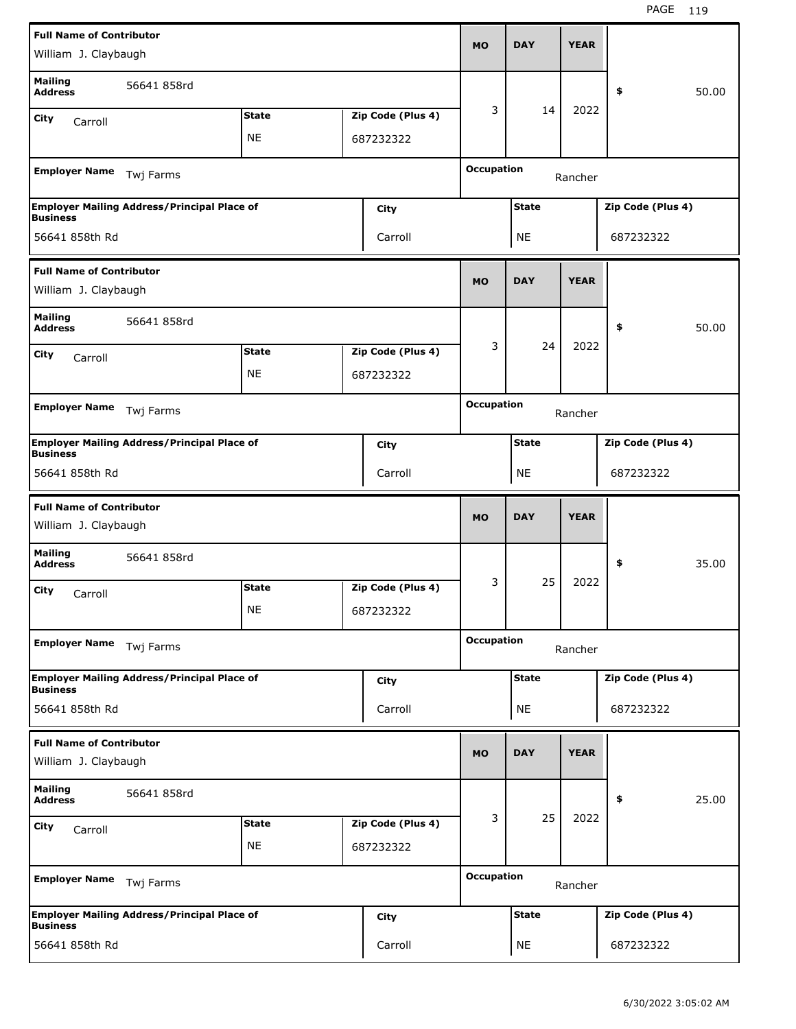| Full Name of Contributor | MO | DAY | YEAR | Amount |
|---|---|---|---|---|
| William J. Claybaugh | 3 | 14 | 2022 | $ 50.00 |

| Field | Value |
|---|---|
| Mailing Address | 56641 858rd |
| City | Carroll |
| State | NE |
| Zip Code (Plus 4) | 687232322 |
| Employer Name | Twj Farms |
| Occupation | Rancher |
| Employer Mailing Address/Principal Place of Business | 56641 858th Rd |
| City | Carroll |
| State | NE |
| Zip Code (Plus 4) | 687232322 |

| Full Name of Contributor | MO | DAY | YEAR | Amount |
|---|---|---|---|---|
| William J. Claybaugh | 3 | 24 | 2022 | $ 50.00 |

| Field | Value |
|---|---|
| Mailing Address | 56641 858rd |
| City | Carroll |
| State | NE |
| Zip Code (Plus 4) | 687232322 |
| Employer Name | Twj Farms |
| Occupation | Rancher |
| Employer Mailing Address/Principal Place of Business | 56641 858th Rd |
| City | Carroll |
| State | NE |
| Zip Code (Plus 4) | 687232322 |

| Full Name of Contributor | MO | DAY | YEAR | Amount |
|---|---|---|---|---|
| William J. Claybaugh | 3 | 25 | 2022 | $ 35.00 |

| Field | Value |
|---|---|
| Mailing Address | 56641 858rd |
| City | Carroll |
| State | NE |
| Zip Code (Plus 4) | 687232322 |
| Employer Name | Twj Farms |
| Occupation | Rancher |
| Employer Mailing Address/Principal Place of Business | 56641 858th Rd |
| City | Carroll |
| State | NE |
| Zip Code (Plus 4) | 687232322 |

| Full Name of Contributor | MO | DAY | YEAR | Amount |
|---|---|---|---|---|
| William J. Claybaugh | 3 | 25 | 2022 | $ 25.00 |

| Field | Value |
|---|---|
| Mailing Address | 56641 858rd |
| City | Carroll |
| State | NE |
| Zip Code (Plus 4) | 687232322 |
| Employer Name | Twj Farms |
| Occupation | Rancher |
| Employer Mailing Address/Principal Place of Business | 56641 858th Rd |
| City | Carroll |
| State | NE |
| Zip Code (Plus 4) | 687232322 |

6/30/2022 3:05:02 AM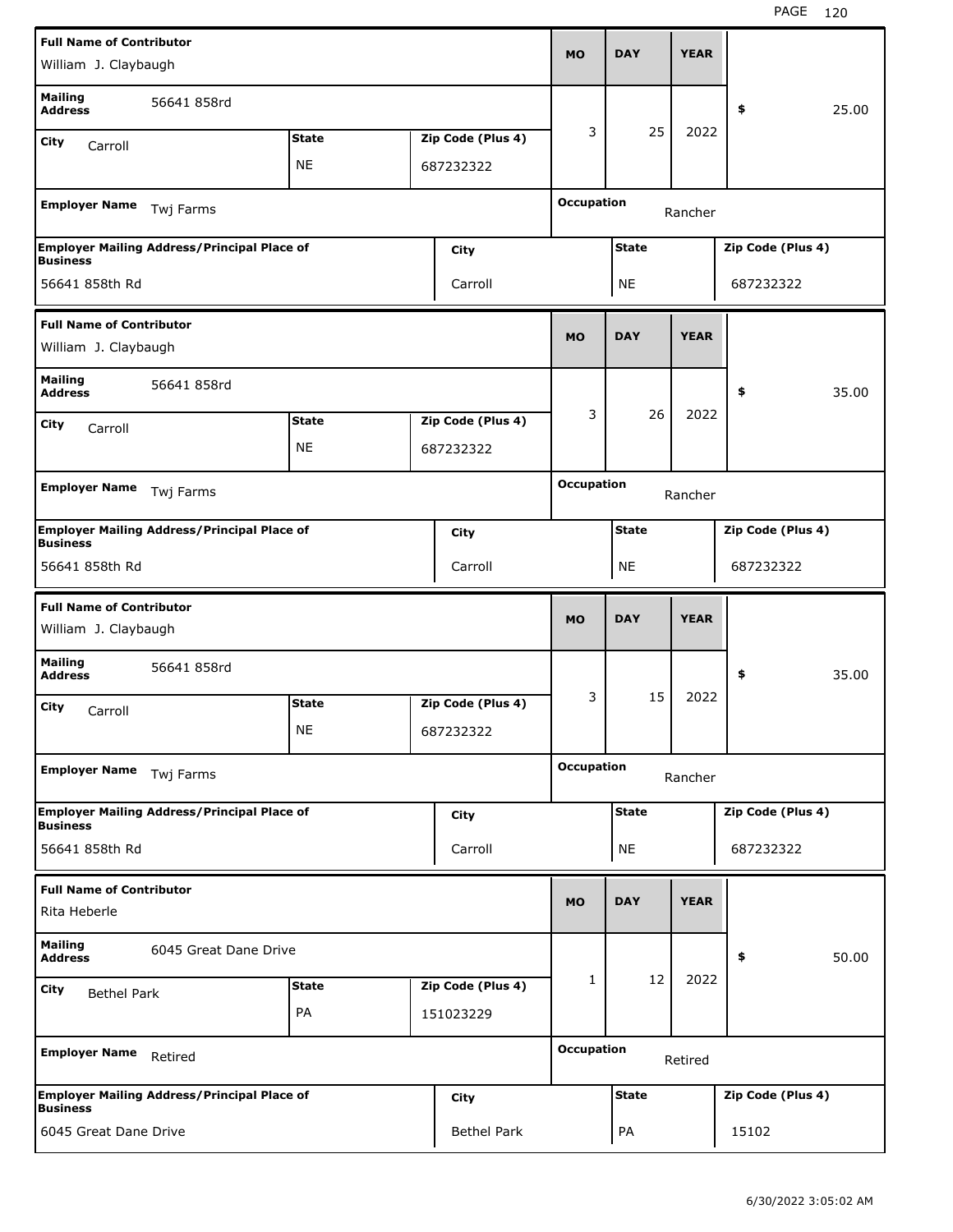| Full Name of Contributor | | | MO | DAY | YEAR | |
|---|---|---|---|---|---|---|
| William J. Claybaugh | | | 3 | 25 | 2022 | $ 25.00 |
| Mailing Address: 56641 858rd | | | | | | |
| City: Carroll | State: NE | Zip Code (Plus 4): 687232322 | | | | |
| Employer Name: Twj Farms | | | Occupation: Rancher | | | |
| Employer Mailing Address/Principal Place of Business: 56641 858th Rd | City: Carroll | | State: NE | | Zip Code (Plus 4): 687232322 | |

| Full Name of Contributor | | | MO | DAY | YEAR | |
|---|---|---|---|---|---|---|
| William J. Claybaugh | | | 3 | 26 | 2022 | $ 35.00 |
| Mailing Address: 56641 858rd | | | | | | |
| City: Carroll | State: NE | Zip Code (Plus 4): 687232322 | | | | |
| Employer Name: Twj Farms | | | Occupation: Rancher | | | |
| Employer Mailing Address/Principal Place of Business: 56641 858th Rd | City: Carroll | | State: NE | | Zip Code (Plus 4): 687232322 | |

| Full Name of Contributor | | | MO | DAY | YEAR | |
|---|---|---|---|---|---|---|
| William J. Claybaugh | | | 3 | 15 | 2022 | $ 35.00 |
| Mailing Address: 56641 858rd | | | | | | |
| City: Carroll | State: NE | Zip Code (Plus 4): 687232322 | | | | |
| Employer Name: Twj Farms | | | Occupation: Rancher | | | |
| Employer Mailing Address/Principal Place of Business: 56641 858th Rd | City: Carroll | | State: NE | | Zip Code (Plus 4): 687232322 | |

| Full Name of Contributor | | | MO | DAY | YEAR | |
|---|---|---|---|---|---|---|
| Rita Heberle | | | 1 | 12 | 2022 | $ 50.00 |
| Mailing Address: 6045 Great Dane Drive | | | | | | |
| City: Bethel Park | State: PA | Zip Code (Plus 4): 151023229 | | | | |
| Employer Name: Retired | | | Occupation: Retired | | | |
| Employer Mailing Address/Principal Place of Business: 6045 Great Dane Drive | City: Bethel Park | | State: PA | | Zip Code (Plus 4): 15102 | |

6/30/2022 3:05:02 AM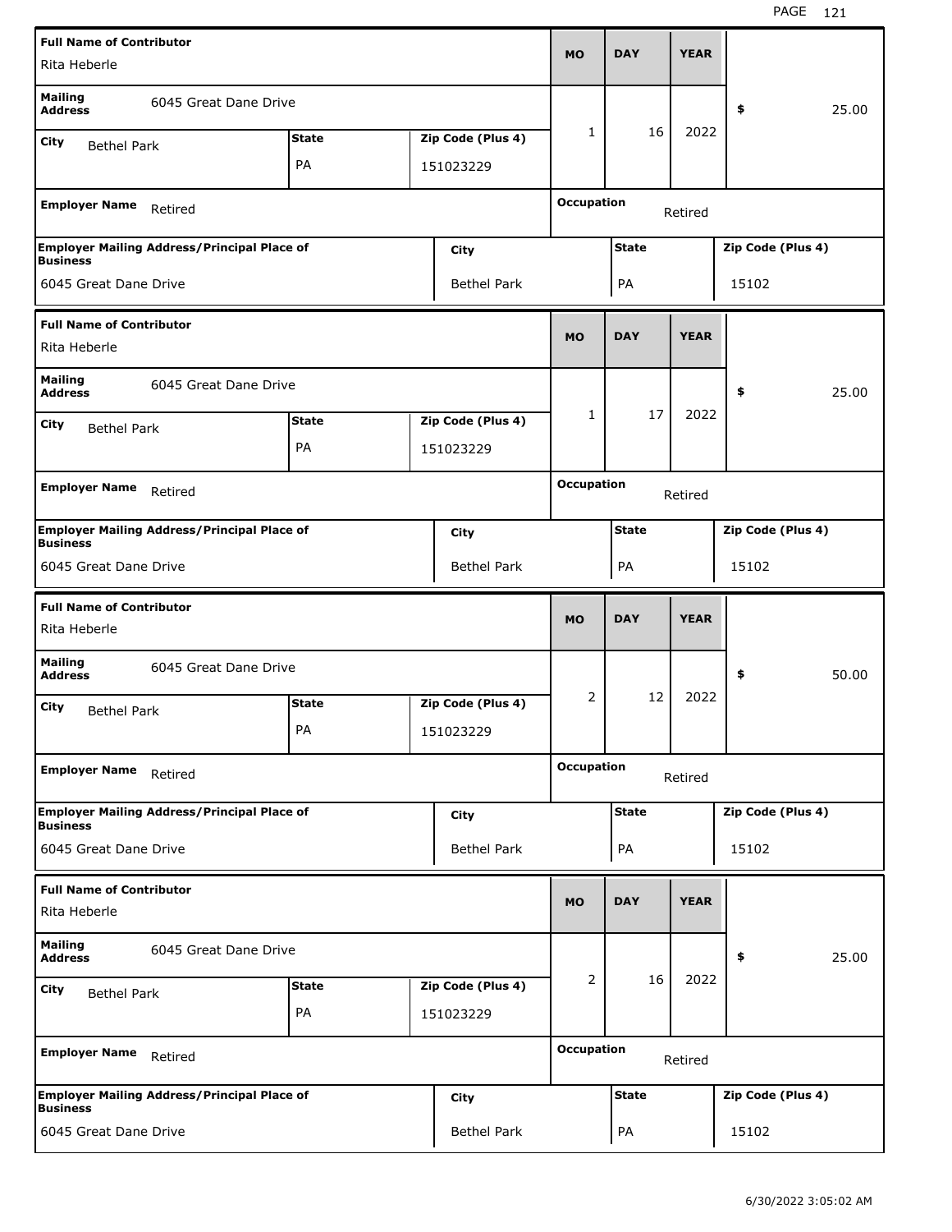| Full Name of Contributor | | | MO | DAY | YEAR | $ |
|---|---|---|---|---|---|---|
| Rita Heberle | | | 1 | 16 | 2022 | 25.00 |
| Mailing Address: 6045 Great Dane Drive | | | | | | |
| City: Bethel Park | State: PA | Zip Code (Plus 4): 151023229 | | | | |
| Employer Name: Retired | | | Occupation: Retired | | | |
| Employer Mailing Address/Principal Place of Business: 6045 Great Dane Drive | City: Bethel Park | | State: PA | | Zip Code (Plus 4): 15102 | |

| Full Name of Contributor | | | MO | DAY | YEAR | $ |
|---|---|---|---|---|---|---|
| Rita Heberle | | | 1 | 17 | 2022 | 25.00 |
| Mailing Address: 6045 Great Dane Drive | | | | | | |
| City: Bethel Park | State: PA | Zip Code (Plus 4): 151023229 | | | | |
| Employer Name: Retired | | | Occupation: Retired | | | |
| Employer Mailing Address/Principal Place of Business: 6045 Great Dane Drive | City: Bethel Park | | State: PA | | Zip Code (Plus 4): 15102 | |

| Full Name of Contributor | | | MO | DAY | YEAR | $ |
|---|---|---|---|---|---|---|
| Rita Heberle | | | 2 | 12 | 2022 | 50.00 |
| Mailing Address: 6045 Great Dane Drive | | | | | | |
| City: Bethel Park | State: PA | Zip Code (Plus 4): 151023229 | | | | |
| Employer Name: Retired | | | Occupation: Retired | | | |
| Employer Mailing Address/Principal Place of Business: 6045 Great Dane Drive | City: Bethel Park | | State: PA | | Zip Code (Plus 4): 15102 | |

| Full Name of Contributor | | | MO | DAY | YEAR | $ |
|---|---|---|---|---|---|---|
| Rita Heberle | | | 2 | 16 | 2022 | 25.00 |
| Mailing Address: 6045 Great Dane Drive | | | | | | |
| City: Bethel Park | State: PA | Zip Code (Plus 4): 151023229 | | | | |
| Employer Name: Retired | | | Occupation: Retired | | | |
| Employer Mailing Address/Principal Place of Business: 6045 Great Dane Drive | City: Bethel Park | | State: PA | | Zip Code (Plus 4): 15102 | |

6/30/2022 3:05:02 AM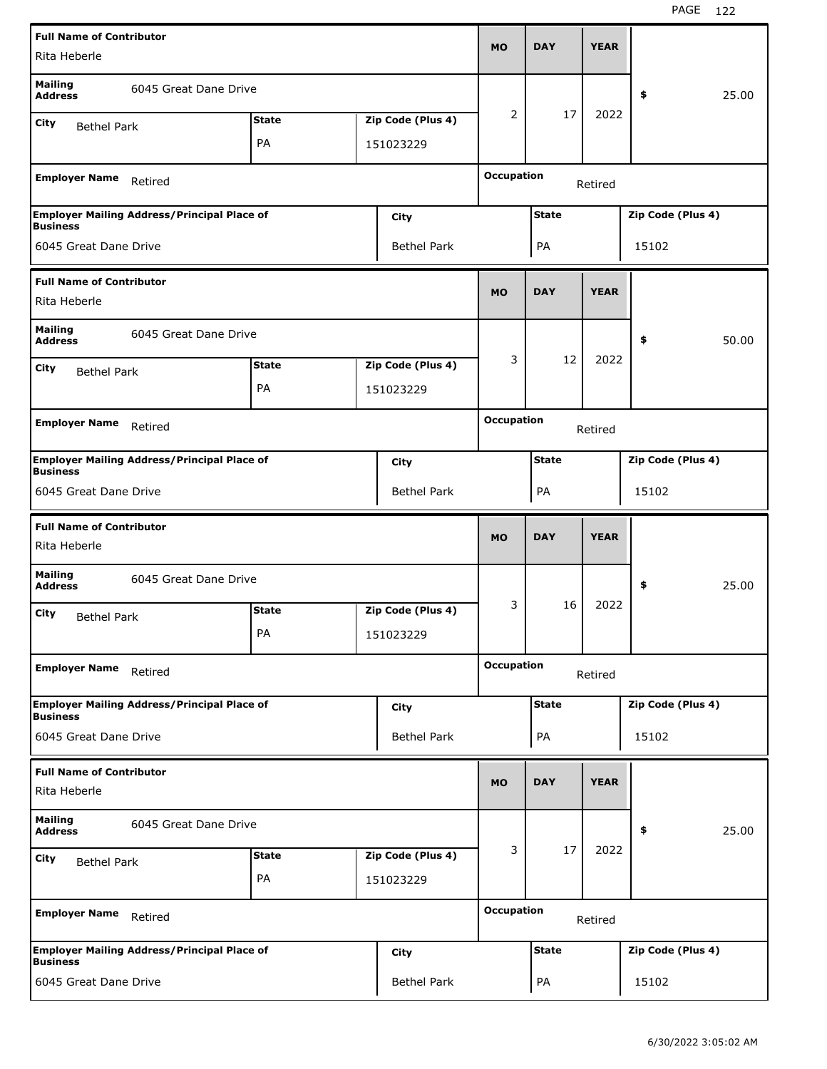| Full Name of Contributor | | | MO | DAY | YEAR | |
|---|---|---|---|---|---|---|
| Rita Heberle | | | | | | |
| Mailing Address | 6045 Great Dane Drive | | 2 | 17 | 2022 | $ 25.00 |
| City: Bethel Park | State: PA | Zip Code (Plus 4): 151023229 | | | | |
| Employer Name: Retired | | | Occupation: Retired | | | |
| Employer Mailing Address/Principal Place of Business: 6045 Great Dane Drive | | City: Bethel Park | State: PA | | Zip Code (Plus 4): 15102 | |

| Full Name of Contributor | | | MO | DAY | YEAR | |
|---|---|---|---|---|---|---|
| Rita Heberle | | | | | | |
| Mailing Address | 6045 Great Dane Drive | | 3 | 12 | 2022 | $ 50.00 |
| City: Bethel Park | State: PA | Zip Code (Plus 4): 151023229 | | | | |
| Employer Name: Retired | | | Occupation: Retired | | | |
| Employer Mailing Address/Principal Place of Business: 6045 Great Dane Drive | | City: Bethel Park | State: PA | | Zip Code (Plus 4): 15102 | |

| Full Name of Contributor | | | MO | DAY | YEAR | |
|---|---|---|---|---|---|---|
| Rita Heberle | | | | | | |
| Mailing Address | 6045 Great Dane Drive | | 3 | 16 | 2022 | $ 25.00 |
| City: Bethel Park | State: PA | Zip Code (Plus 4): 151023229 | | | | |
| Employer Name: Retired | | | Occupation: Retired | | | |
| Employer Mailing Address/Principal Place of Business: 6045 Great Dane Drive | | City: Bethel Park | State: PA | | Zip Code (Plus 4): 15102 | |

| Full Name of Contributor | | | MO | DAY | YEAR | |
|---|---|---|---|---|---|---|
| Rita Heberle | | | | | | |
| Mailing Address | 6045 Great Dane Drive | | 3 | 17 | 2022 | $ 25.00 |
| City: Bethel Park | State: PA | Zip Code (Plus 4): 151023229 | | | | |
| Employer Name: Retired | | | Occupation: Retired | | | |
| Employer Mailing Address/Principal Place of Business: 6045 Great Dane Drive | | City: Bethel Park | State: PA | | Zip Code (Plus 4): 15102 | |

6/30/2022 3:05:02 AM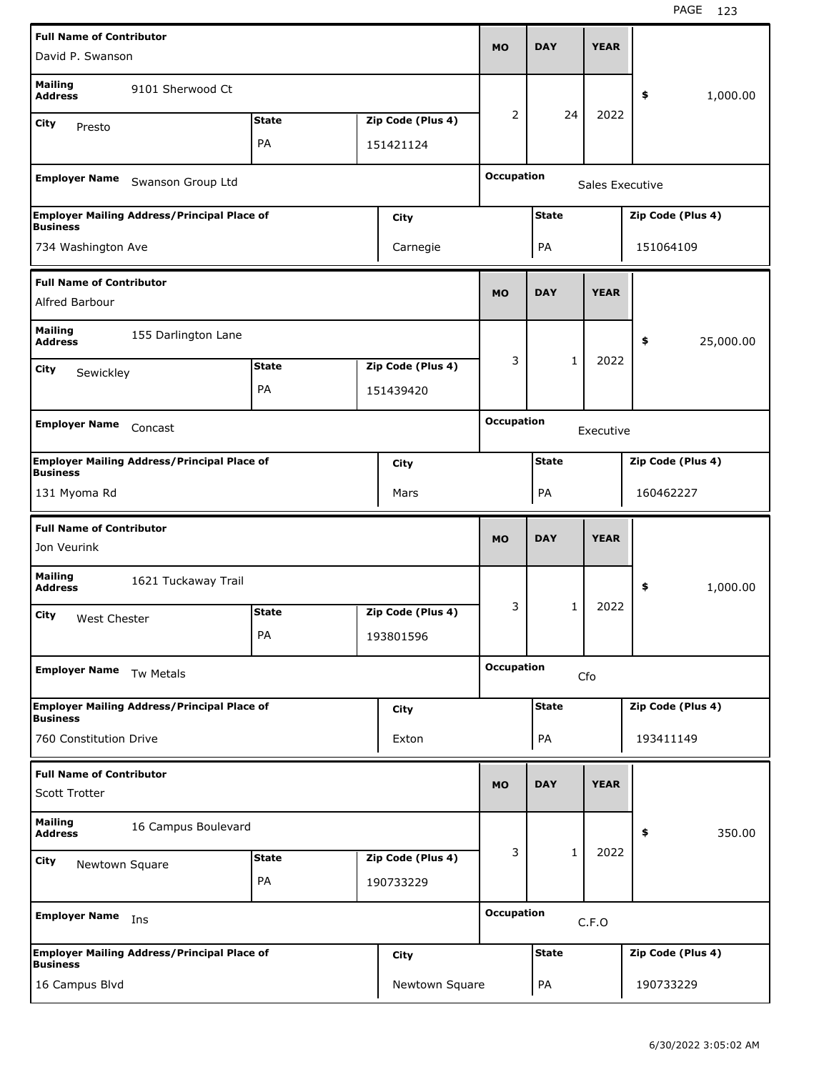| Full Name of Contributor | Mailing Address | City | State | Zip Code (Plus 4) | MO | DAY | YEAR | $ | Employer Name | Occupation | Employer Mailing Address/Principal Place of Business | City | State | Zip Code (Plus 4) |
|---|---|---|---|---|---|---|---|---|---|---|---|---|---|---|
| David P. Swanson | 9101 Sherwood Ct | Presto | PA | 151421124 | 2 | 24 | 2022 | 1,000.00 | Swanson Group Ltd | Sales Executive | 734 Washington Ave | Carnegie | PA | 151064109 |
| Alfred Barbour | 155 Darlington Lane | Sewickley | PA | 151439420 | 3 | 1 | 2022 | 25,000.00 | Concast | Executive | 131 Myoma Rd | Mars | PA | 160462227 |
| Jon Veurink | 1621 Tuckaway Trail | West Chester | PA | 193801596 | 3 | 1 | 2022 | 1,000.00 | Tw Metals | Cfo | 760 Constitution Drive | Exton | PA | 193411149 |
| Scott Trotter | 16 Campus Boulevard | Newtown Square | PA | 190733229 | 3 | 1 | 2022 | 350.00 | Ins | C.F.O | 16 Campus Blvd | Newtown Square | PA | 190733229 |

6/30/2022 3:05:02 AM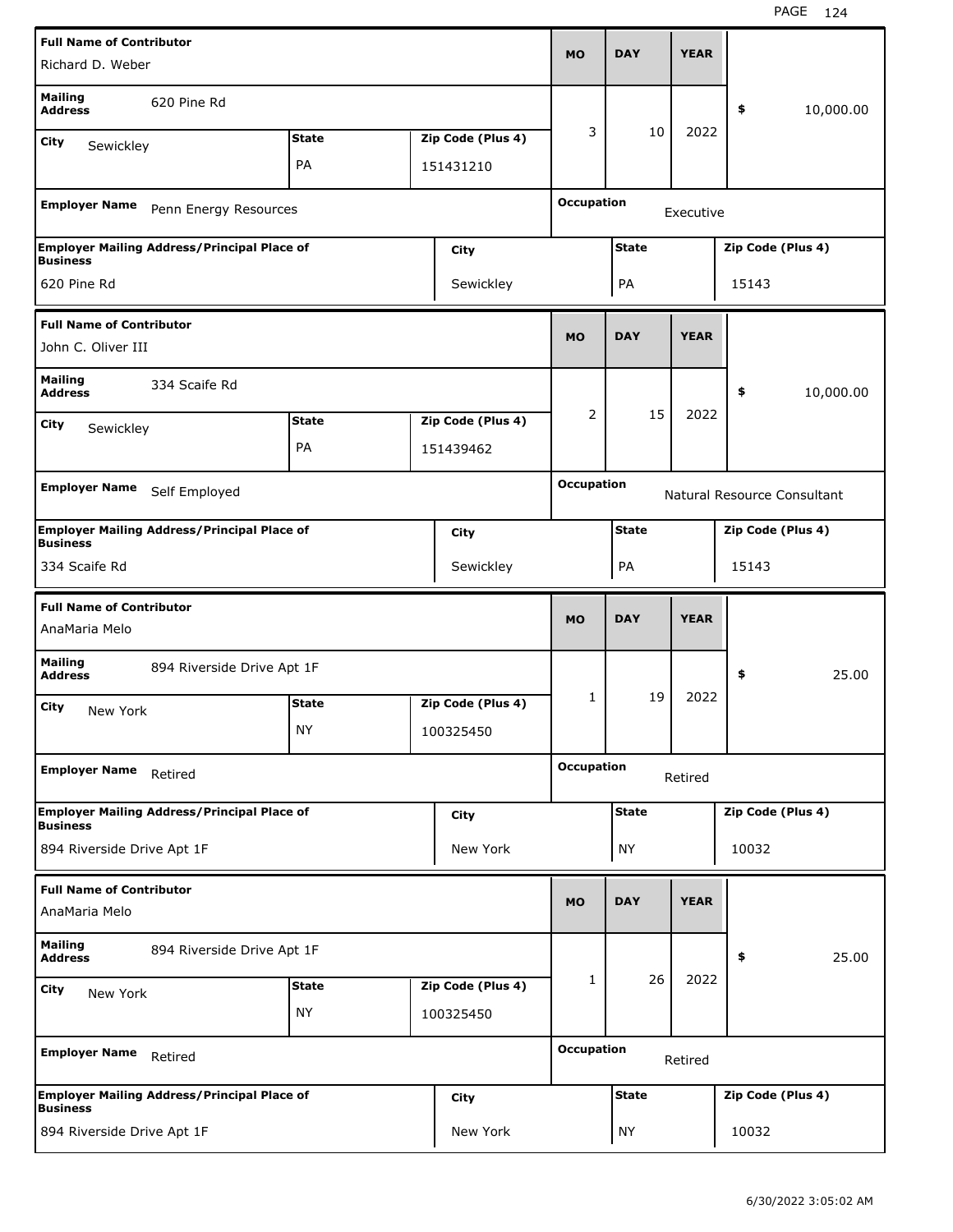| Full Name of Contributor | | | MO | DAY | YEAR | |
|---|---|---|---|---|---|---|
| Richard D. Weber | | | | | | |
| Mailing Address: 620 Pine Rd | | | 3 | 10 | 2022 | $ 10,000.00 |
| City: Sewickley | State: PA | Zip Code (Plus 4): 151431210 | | | | |
| Employer Name: Penn Energy Resources | | | Occupation: Executive | | | |
| Employer Mailing Address/Principal Place of Business: 620 Pine Rd | | City: Sewickley | State: PA | | Zip Code (Plus 4): 15143 | |

| Full Name of Contributor | | | MO | DAY | YEAR | |
|---|---|---|---|---|---|---|
| John C. Oliver III | | | | | | |
| Mailing Address: 334 Scaife Rd | | | 2 | 15 | 2022 | $ 10,000.00 |
| City: Sewickley | State: PA | Zip Code (Plus 4): 151439462 | | | | |
| Employer Name: Self Employed | | | Occupation: Natural Resource Consultant | | | |
| Employer Mailing Address/Principal Place of Business: 334 Scaife Rd | | City: Sewickley | State: PA | | Zip Code (Plus 4): 15143 | |

| Full Name of Contributor | | | MO | DAY | YEAR | |
|---|---|---|---|---|---|---|
| AnaMaria Melo | | | | | | |
| Mailing Address: 894 Riverside Drive Apt 1F | | | 1 | 19 | 2022 | $ 25.00 |
| City: New York | State: NY | Zip Code (Plus 4): 100325450 | | | | |
| Employer Name: Retired | | | Occupation: Retired | | | |
| Employer Mailing Address/Principal Place of Business: 894 Riverside Drive Apt 1F | | City: New York | State: NY | | Zip Code (Plus 4): 10032 | |

| Full Name of Contributor | | | MO | DAY | YEAR | |
|---|---|---|---|---|---|---|
| AnaMaria Melo | | | | | | |
| Mailing Address: 894 Riverside Drive Apt 1F | | | 1 | 26 | 2022 | $ 25.00 |
| City: New York | State: NY | Zip Code (Plus 4): 100325450 | | | | |
| Employer Name: Retired | | | Occupation: Retired | | | |
| Employer Mailing Address/Principal Place of Business: 894 Riverside Drive Apt 1F | | City: New York | State: NY | | Zip Code (Plus 4): 10032 | |

6/30/2022 3:05:02 AM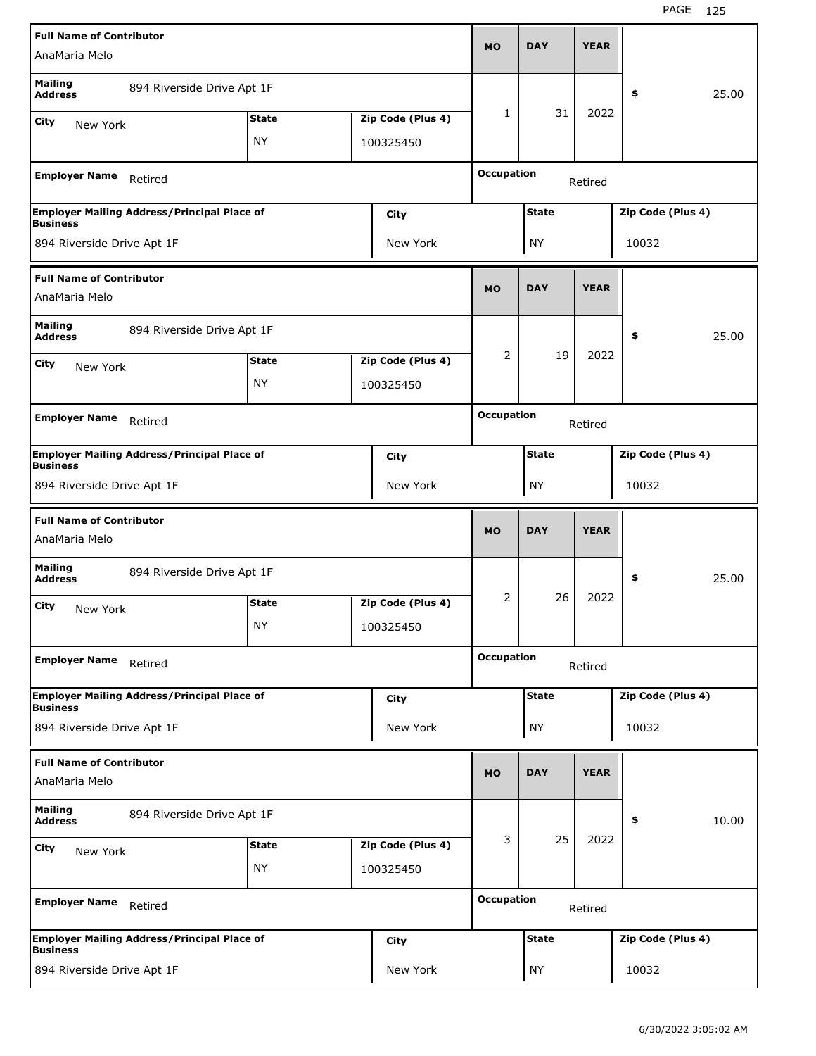| Full Name of Contributor | | | MO | DAY | YEAR | |
|---|---|---|---|---|---|---|
| AnaMaria Melo | | | | | | |
| Mailing Address: 894 Riverside Drive Apt 1F | | | 1 | 31 | 2022 | $ 25.00 |
| City: New York | State: NY | Zip Code (Plus 4): 100325450 | | | | |
| Employer Name: Retired | | | Occupation: Retired | | | |
| Employer Mailing Address/Principal Place of Business: 894 Riverside Drive Apt 1F | City: New York | | State: NY | | Zip Code (Plus 4): 10032 | |

| Full Name of Contributor | | | MO | DAY | YEAR | |
|---|---|---|---|---|---|---|
| AnaMaria Melo | | | | | | |
| Mailing Address: 894 Riverside Drive Apt 1F | | | 2 | 19 | 2022 | $ 25.00 |
| City: New York | State: NY | Zip Code (Plus 4): 100325450 | | | | |
| Employer Name: Retired | | | Occupation: Retired | | | |
| Employer Mailing Address/Principal Place of Business: 894 Riverside Drive Apt 1F | City: New York | | State: NY | | Zip Code (Plus 4): 10032 | |

| Full Name of Contributor | | | MO | DAY | YEAR | |
|---|---|---|---|---|---|---|
| AnaMaria Melo | | | | | | |
| Mailing Address: 894 Riverside Drive Apt 1F | | | 2 | 26 | 2022 | $ 25.00 |
| City: New York | State: NY | Zip Code (Plus 4): 100325450 | | | | |
| Employer Name: Retired | | | Occupation: Retired | | | |
| Employer Mailing Address/Principal Place of Business: 894 Riverside Drive Apt 1F | City: New York | | State: NY | | Zip Code (Plus 4): 10032 | |

| Full Name of Contributor | | | MO | DAY | YEAR | |
|---|---|---|---|---|---|---|
| AnaMaria Melo | | | | | | |
| Mailing Address: 894 Riverside Drive Apt 1F | | | 3 | 25 | 2022 | $ 10.00 |
| City: New York | State: NY | Zip Code (Plus 4): 100325450 | | | | |
| Employer Name: Retired | | | Occupation: Retired | | | |
| Employer Mailing Address/Principal Place of Business: 894 Riverside Drive Apt 1F | City: New York | | State: NY | | Zip Code (Plus 4): 10032 | |

6/30/2022 3:05:02 AM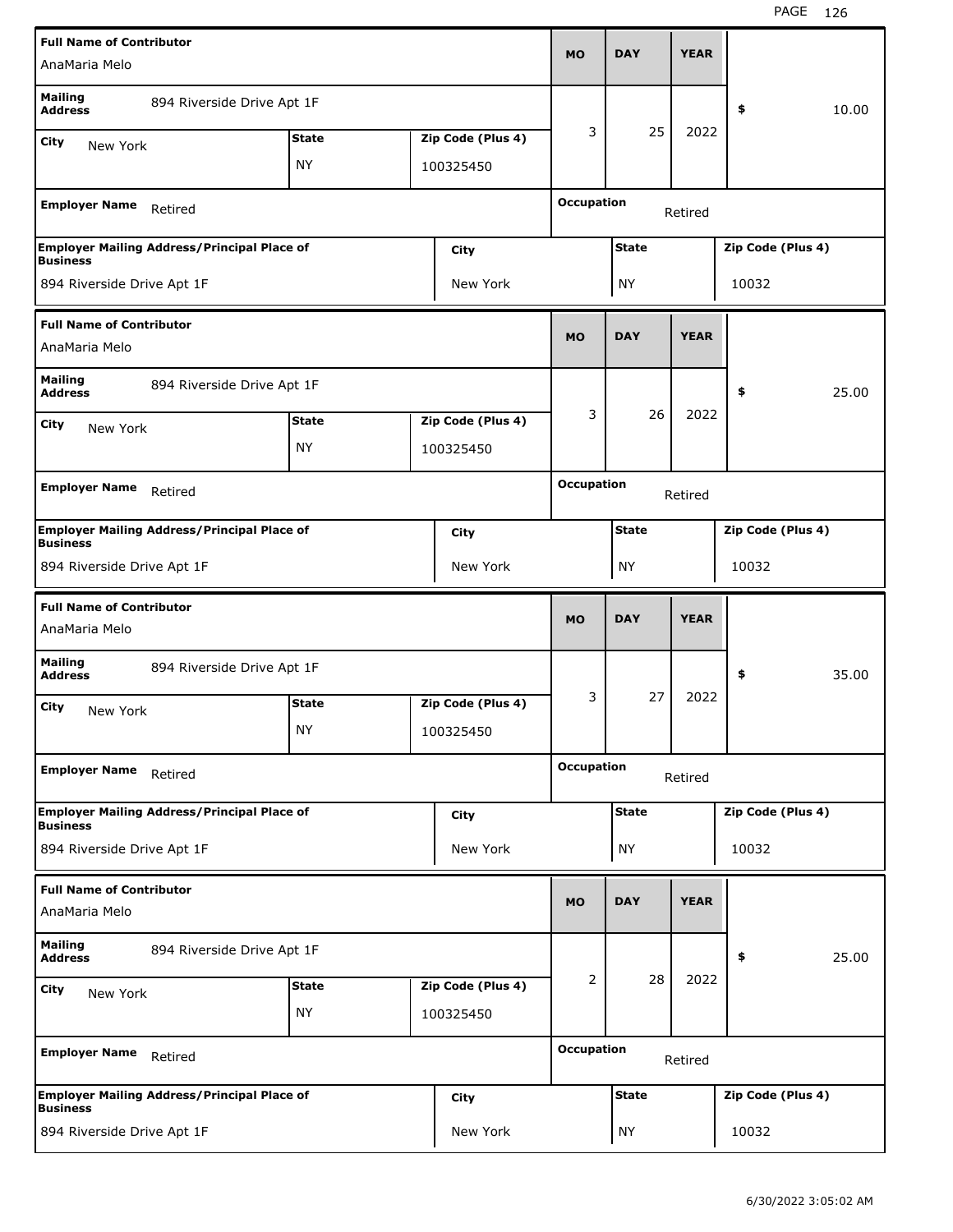| Full Name of Contributor | Mailing Address | City | State | Zip Code (Plus 4) | MO | DAY | YEAR | $ | Employer Name | Occupation | Employer Mailing Address/Principal Place of Business | City | State | Zip Code (Plus 4) |
|---|---|---|---|---|---|---|---|---|---|---|---|---|---|---|
| AnaMaria Melo | 894 Riverside Drive Apt 1F | New York | NY | 100325450 | 3 | 25 | 2022 | 10.00 | Retired | Retired | 894 Riverside Drive Apt 1F | New York | NY | 10032 |
| AnaMaria Melo | 894 Riverside Drive Apt 1F | New York | NY | 100325450 | 3 | 26 | 2022 | 25.00 | Retired | Retired | 894 Riverside Drive Apt 1F | New York | NY | 10032 |
| AnaMaria Melo | 894 Riverside Drive Apt 1F | New York | NY | 100325450 | 3 | 27 | 2022 | 35.00 | Retired | Retired | 894 Riverside Drive Apt 1F | New York | NY | 10032 |
| AnaMaria Melo | 894 Riverside Drive Apt 1F | New York | NY | 100325450 | 2 | 28 | 2022 | 25.00 | Retired | Retired | 894 Riverside Drive Apt 1F | New York | NY | 10032 |

6/30/2022 3:05:02 AM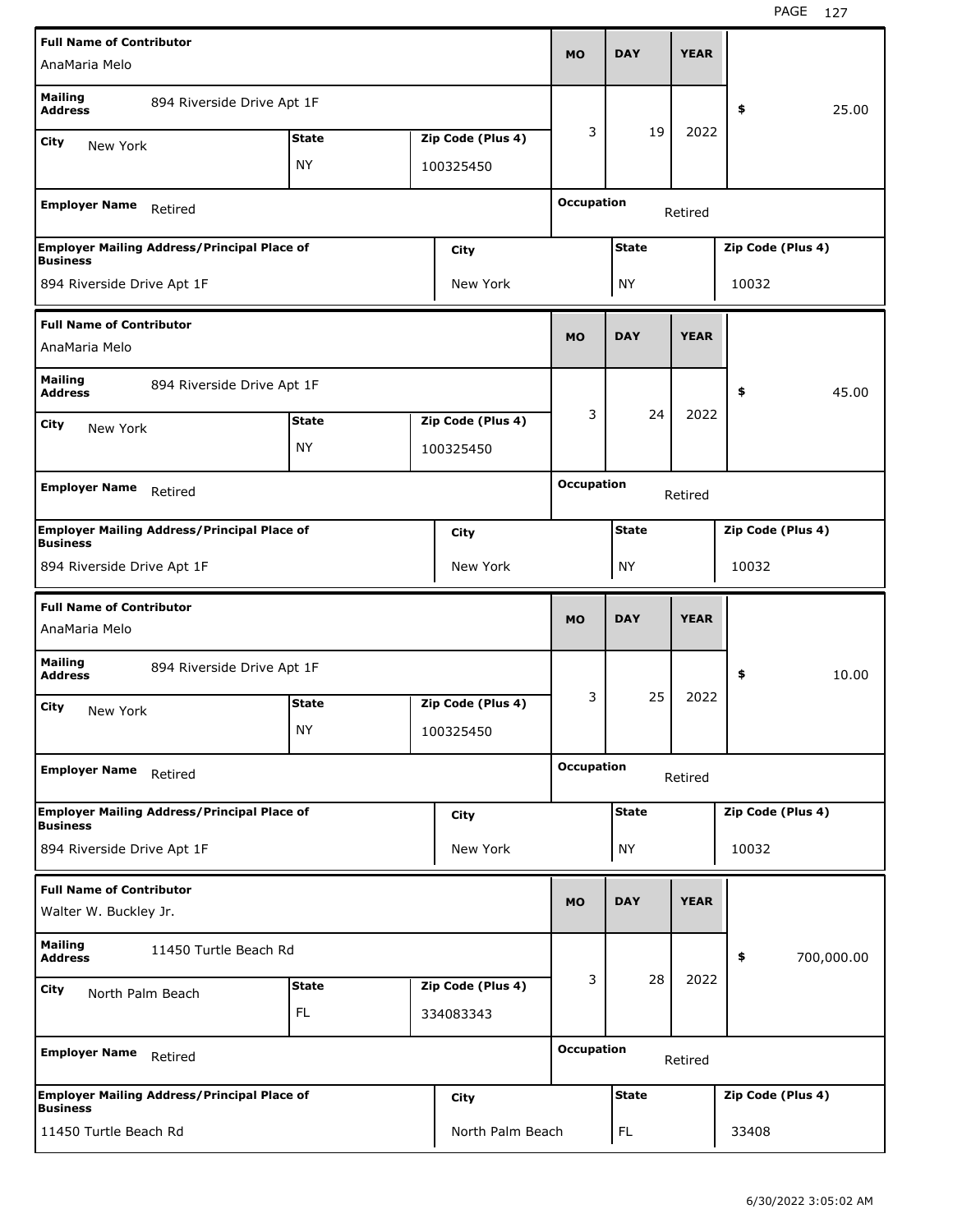| Full Name of Contributor | | | MO | DAY | YEAR | |
|---|---|---|---|---|---|---|
| AnaMaria Melo | | | 3 | 19 | 2022 | $ 25.00 |
| Mailing Address: 894 Riverside Drive Apt 1F | | | | | | |
| City: New York | State: NY | Zip Code (Plus 4): 100325450 | | | | |
| Employer Name: Retired | | | Occupation: Retired | | | |
| Employer Mailing Address/Principal Place of Business: 894 Riverside Drive Apt 1F | City: New York | | State: NY | | Zip Code (Plus 4): 10032 | |

| Full Name of Contributor | | | MO | DAY | YEAR | |
|---|---|---|---|---|---|---|
| AnaMaria Melo | | | 3 | 24 | 2022 | $ 45.00 |
| Mailing Address: 894 Riverside Drive Apt 1F | | | | | | |
| City: New York | State: NY | Zip Code (Plus 4): 100325450 | | | | |
| Employer Name: Retired | | | Occupation: Retired | | | |
| Employer Mailing Address/Principal Place of Business: 894 Riverside Drive Apt 1F | City: New York | | State: NY | | Zip Code (Plus 4): 10032 | |

| Full Name of Contributor | | | MO | DAY | YEAR | |
|---|---|---|---|---|---|---|
| AnaMaria Melo | | | 3 | 25 | 2022 | $ 10.00 |
| Mailing Address: 894 Riverside Drive Apt 1F | | | | | | |
| City: New York | State: NY | Zip Code (Plus 4): 100325450 | | | | |
| Employer Name: Retired | | | Occupation: Retired | | | |
| Employer Mailing Address/Principal Place of Business: 894 Riverside Drive Apt 1F | City: New York | | State: NY | | Zip Code (Plus 4): 10032 | |

| Full Name of Contributor | | | MO | DAY | YEAR | |
|---|---|---|---|---|---|---|
| Walter W. Buckley Jr. | | | 3 | 28 | 2022 | $ 700,000.00 |
| Mailing Address: 11450 Turtle Beach Rd | | | | | | |
| City: North Palm Beach | State: FL | Zip Code (Plus 4): 334083343 | | | | |
| Employer Name: Retired | | | Occupation: Retired | | | |
| Employer Mailing Address/Principal Place of Business: 11450 Turtle Beach Rd | City: North Palm Beach | | State: FL | | Zip Code (Plus 4): 33408 | |

6/30/2022 3:05:02 AM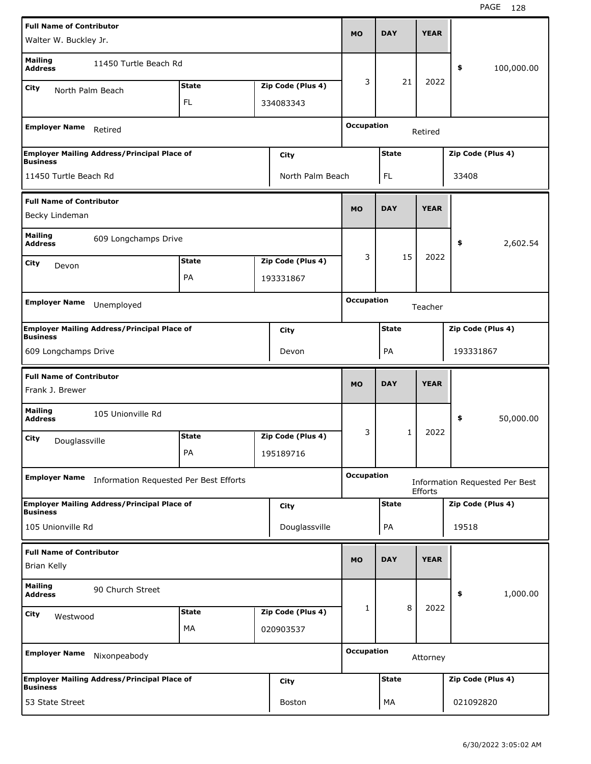| Full Name of Contributor | | | MO | DAY | YEAR | |
| --- | --- | --- | --- | --- | --- | --- |
| Walter W. Buckley Jr. | | | | | | |
| Mailing Address: 11450 Turtle Beach Rd | | | 3 | 21 | 2022 | $ 100,000.00 |
| City: North Palm Beach | State: FL | Zip Code (Plus 4): 334083343 | | | | |
| Employer Name: Retired | | | Occupation: Retired | | | |
| Employer Mailing Address/Principal Place of Business: 11450 Turtle Beach Rd | City: North Palm Beach | | State: FL | | Zip Code (Plus 4): 33408 | |

| Full Name of Contributor | | | MO | DAY | YEAR | |
| --- | --- | --- | --- | --- | --- | --- |
| Becky Lindeman | | | | | | |
| Mailing Address: 609 Longchamps Drive | | | 3 | 15 | 2022 | $ 2,602.54 |
| City: Devon | State: PA | Zip Code (Plus 4): 193331867 | | | | |
| Employer Name: Unemployed | | | Occupation: Teacher | | | |
| Employer Mailing Address/Principal Place of Business: 609 Longchamps Drive | City: Devon | | State: PA | | Zip Code (Plus 4): 193331867 | |

| Full Name of Contributor | | | MO | DAY | YEAR | |
| --- | --- | --- | --- | --- | --- | --- |
| Frank J. Brewer | | | | | | |
| Mailing Address: 105 Unionville Rd | | | 3 | 1 | 2022 | $ 50,000.00 |
| City: Douglassville | State: PA | Zip Code (Plus 4): 195189716 | | | | |
| Employer Name: Information Requested Per Best Efforts | | | Occupation: Information Requested Per Best Efforts | | | |
| Employer Mailing Address/Principal Place of Business: 105 Unionville Rd | City: Douglassville | | State: PA | | Zip Code (Plus 4): 19518 | |

| Full Name of Contributor | | | MO | DAY | YEAR | |
| --- | --- | --- | --- | --- | --- | --- |
| Brian Kelly | | | | | | |
| Mailing Address: 90 Church Street | | | 1 | 8 | 2022 | $ 1,000.00 |
| City: Westwood | State: MA | Zip Code (Plus 4): 020903537 | | | | |
| Employer Name: Nixonpeabody | | | Occupation: Attorney | | | |
| Employer Mailing Address/Principal Place of Business: 53 State Street | City: Boston | | State: MA | | Zip Code (Plus 4): 021092820 | |

6/30/2022 3:05:02 AM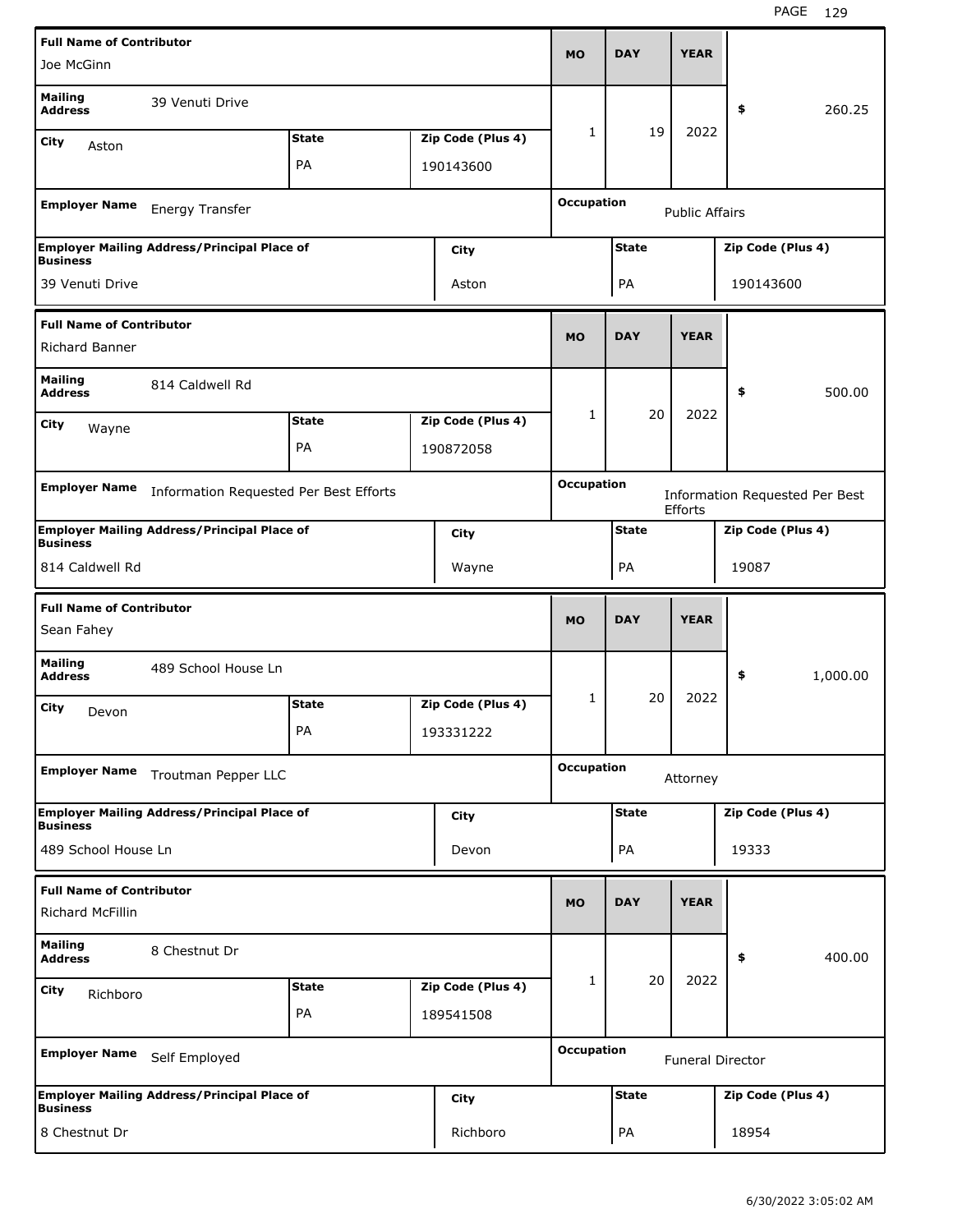| Full Name of Contributor | | | MO | DAY | YEAR | |
|---|---|---|---|---|---|---|
| Joe McGinn | | | 1 | 19 | 2022 | $ 260.25 |
| Mailing Address: 39 Venuti Drive | | | | | | |
| City: Aston | State: PA | Zip Code (Plus 4): 190143600 | | | | |
| Employer Name: Energy Transfer | | | Occupation: Public Affairs | | | |
| Employer Mailing Address/Principal Place of Business: 39 Venuti Drive | City: Aston | | State: PA | | Zip Code (Plus 4): 190143600 | |

| Full Name of Contributor | | | MO | DAY | YEAR | |
|---|---|---|---|---|---|---|
| Richard Banner | | | 1 | 20 | 2022 | $ 500.00 |
| Mailing Address: 814 Caldwell Rd | | | | | | |
| City: Wayne | State: PA | Zip Code (Plus 4): 190872058 | | | | |
| Employer Name: Information Requested Per Best Efforts | | | Occupation: Information Requested Per Best Efforts | | | |
| Employer Mailing Address/Principal Place of Business: 814 Caldwell Rd | City: Wayne | | State: PA | | Zip Code (Plus 4): 19087 | |

| Full Name of Contributor | | | MO | DAY | YEAR | |
|---|---|---|---|---|---|---|
| Sean Fahey | | | 1 | 20 | 2022 | $ 1,000.00 |
| Mailing Address: 489 School House Ln | | | | | | |
| City: Devon | State: PA | Zip Code (Plus 4): 193331222 | | | | |
| Employer Name: Troutman Pepper LLC | | | Occupation: Attorney | | | |
| Employer Mailing Address/Principal Place of Business: 489 School House Ln | City: Devon | | State: PA | | Zip Code (Plus 4): 19333 | |

| Full Name of Contributor | | | MO | DAY | YEAR | |
|---|---|---|---|---|---|---|
| Richard McFillin | | | 1 | 20 | 2022 | $ 400.00 |
| Mailing Address: 8 Chestnut Dr | | | | | | |
| City: Richboro | State: PA | Zip Code (Plus 4): 189541508 | | | | |
| Employer Name: Self Employed | | | Occupation: Funeral Director | | | |
| Employer Mailing Address/Principal Place of Business: 8 Chestnut Dr | City: Richboro | | State: PA | | Zip Code (Plus 4): 18954 | |

6/30/2022 3:05:02 AM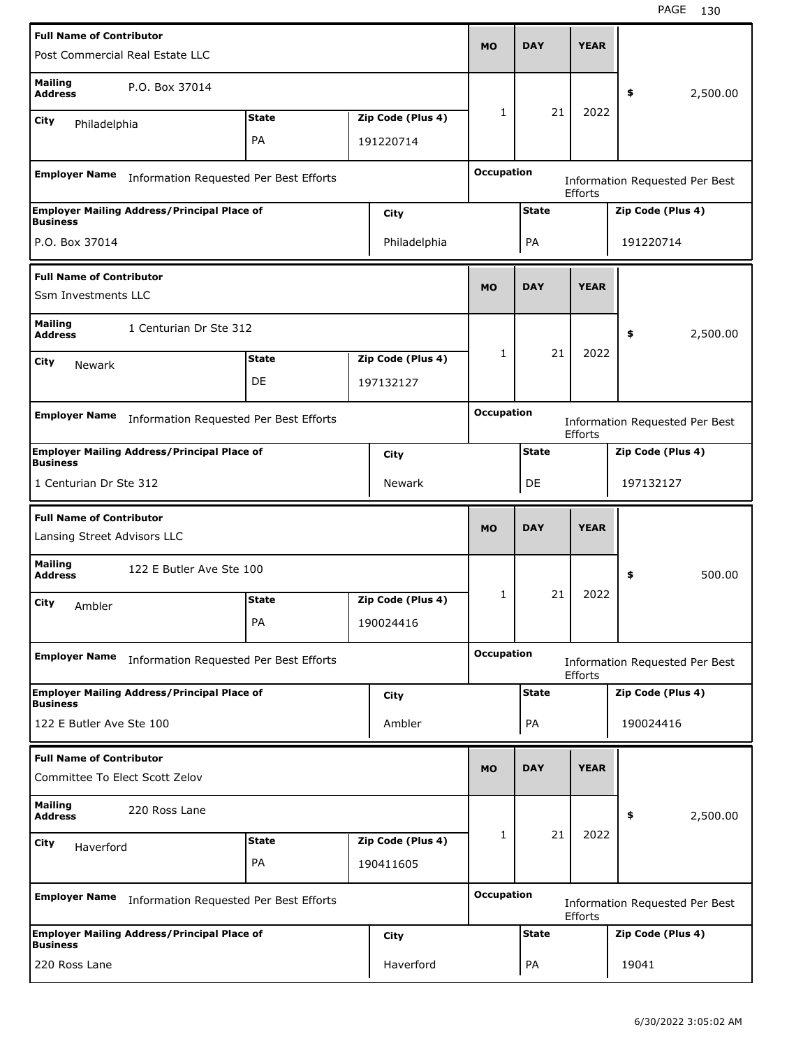| Full Name of Contributor | | | MO | DAY | YEAR | |
|---|---|---|---|---|---|---|
| Post Commercial Real Estate LLC | | | 1 | 21 | 2022 | $ 2,500.00 |
| Mailing Address | P.O. Box 37014 | | | | | |
| City: Philadelphia | State: PA | Zip Code (Plus 4): 191220714 | | | | |
| Employer Name | Information Requested Per Best Efforts | | Occupation | Information Requested Per Best Efforts | | |
| Employer Mailing Address/Principal Place of Business | City | | State | | Zip Code (Plus 4) | |
| P.O. Box 37014 | Philadelphia | | PA | | 191220714 | |

| Full Name of Contributor | | | MO | DAY | YEAR | |
|---|---|---|---|---|---|---|
| Ssm Investments LLC | | | 1 | 21 | 2022 | $ 2,500.00 |
| Mailing Address | 1 Centurian Dr Ste 312 | | | | | |
| City: Newark | State: DE | Zip Code (Plus 4): 197132127 | | | | |
| Employer Name | Information Requested Per Best Efforts | | Occupation | Information Requested Per Best Efforts | | |
| Employer Mailing Address/Principal Place of Business | City | | State | | Zip Code (Plus 4) | |
| 1 Centurian Dr Ste 312 | Newark | | DE | | 197132127 | |

| Full Name of Contributor | | | MO | DAY | YEAR | |
|---|---|---|---|---|---|---|
| Lansing Street Advisors LLC | | | 1 | 21 | 2022 | $ 500.00 |
| Mailing Address | 122 E Butler Ave Ste 100 | | | | | |
| City: Ambler | State: PA | Zip Code (Plus 4): 190024416 | | | | |
| Employer Name | Information Requested Per Best Efforts | | Occupation | Information Requested Per Best Efforts | | |
| Employer Mailing Address/Principal Place of Business | City | | State | | Zip Code (Plus 4) | |
| 122 E Butler Ave Ste 100 | Ambler | | PA | | 190024416 | |

| Full Name of Contributor | | | MO | DAY | YEAR | |
|---|---|---|---|---|---|---|
| Committee To Elect Scott Zelov | | | 1 | 21 | 2022 | $ 2,500.00 |
| Mailing Address | 220 Ross Lane | | | | | |
| City: Haverford | State: PA | Zip Code (Plus 4): 190411605 | | | | |
| Employer Name | Information Requested Per Best Efforts | | Occupation | Information Requested Per Best Efforts | | |
| Employer Mailing Address/Principal Place of Business | City | | State | | Zip Code (Plus 4) | |
| 220 Ross Lane | Haverford | | PA | | 19041 | |

6/30/2022 3:05:02 AM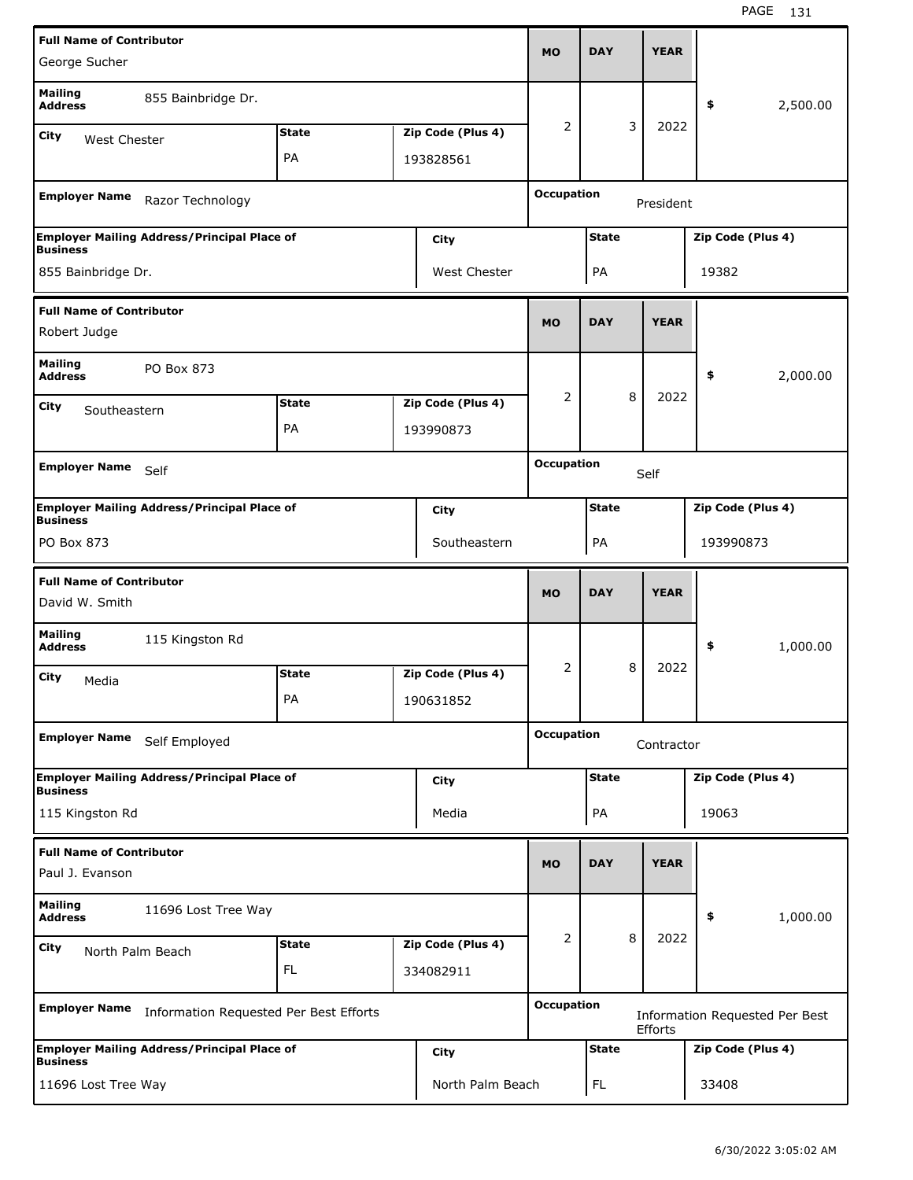| Full Name of Contributor | | | MO | DAY | YEAR | |
|---|---|---|---|---|---|---|
| George Sucher | | | | | | |
| Mailing Address: 855 Bainbridge Dr. | | | 2 | 3 | 2022 | $ 2,500.00 |
| City: West Chester | State: PA | Zip Code (Plus 4): 193828561 | | | | |
| Employer Name: Razor Technology | | | Occupation: President | | | |
| Employer Mailing Address/Principal Place of Business: 855 Bainbridge Dr. | | City: West Chester | State: PA | | Zip Code (Plus 4): 19382 | |

| Full Name of Contributor | | | MO | DAY | YEAR | |
|---|---|---|---|---|---|---|
| Robert Judge | | | | | | |
| Mailing Address: PO Box 873 | | | 2 | 8 | 2022 | $ 2,000.00 |
| City: Southeastern | State: PA | Zip Code (Plus 4): 193990873 | | | | |
| Employer Name: Self | | | Occupation: Self | | | |
| Employer Mailing Address/Principal Place of Business: PO Box 873 | | City: Southeastern | State: PA | | Zip Code (Plus 4): 193990873 | |

| Full Name of Contributor | | | MO | DAY | YEAR | |
|---|---|---|---|---|---|---|
| David W. Smith | | | | | | |
| Mailing Address: 115 Kingston Rd | | | 2 | 8 | 2022 | $ 1,000.00 |
| City: Media | State: PA | Zip Code (Plus 4): 190631852 | | | | |
| Employer Name: Self Employed | | | Occupation: Contractor | | | |
| Employer Mailing Address/Principal Place of Business: 115 Kingston Rd | | City: Media | State: PA | | Zip Code (Plus 4): 19063 | |

| Full Name of Contributor | | | MO | DAY | YEAR | |
|---|---|---|---|---|---|---|
| Paul J. Evanson | | | | | | |
| Mailing Address: 11696 Lost Tree Way | | | 2 | 8 | 2022 | $ 1,000.00 |
| City: North Palm Beach | State: FL | Zip Code (Plus 4): 334082911 | | | | |
| Employer Name: Information Requested Per Best Efforts | | | Occupation: Information Requested Per Best Efforts | | | |
| Employer Mailing Address/Principal Place of Business: 11696 Lost Tree Way | | City: North Palm Beach | State: FL | | Zip Code (Plus 4): 33408 | |

6/30/2022 3:05:02 AM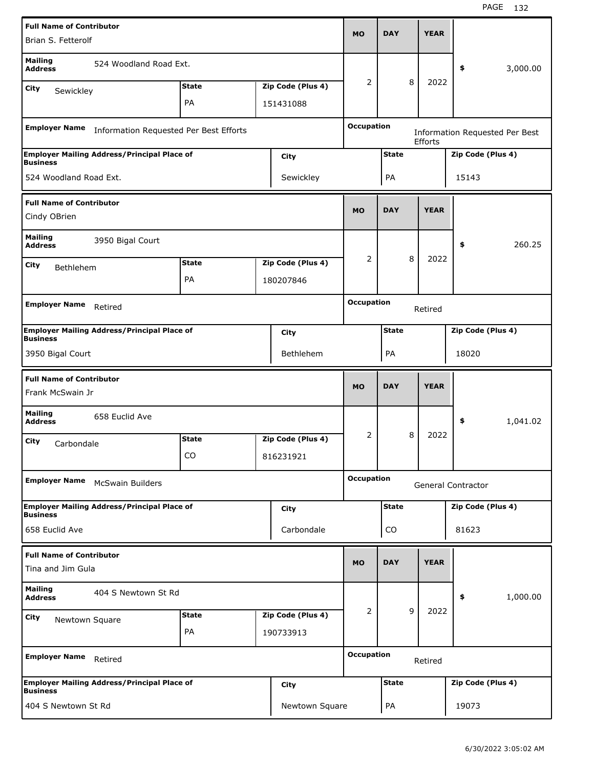| Full Name of Contributor | | | MO | DAY | YEAR | |
|---|---|---|---|---|---|---|
| Brian S. Fetterolf | | | 2 | 8 | 2022 | $ 3,000.00 |
| Mailing Address | 524 Woodland Road Ext. | | | | | |
| City: Sewickley | State: PA | Zip Code (Plus 4): 151431088 | | | | |
| Employer Name | Information Requested Per Best Efforts | | Occupation | Information Requested Per Best Efforts | | |
| Employer Mailing Address/Principal Place of Business | 524 Woodland Road Ext. | City: Sewickley | State: PA | Zip Code (Plus 4): 15143 | | |

| Full Name of Contributor | | | MO | DAY | YEAR | |
|---|---|---|---|---|---|---|
| Cindy OBrien | | | 2 | 8 | 2022 | $ 260.25 |
| Mailing Address | 3950 Bigal Court | | | | | |
| City: Bethlehem | State: PA | Zip Code (Plus 4): 180207846 | | | | |
| Employer Name | Retired | | Occupation | Retired | | |
| Employer Mailing Address/Principal Place of Business | 3950 Bigal Court | City: Bethlehem | State: PA | Zip Code (Plus 4): 18020 | | |

| Full Name of Contributor | | | MO | DAY | YEAR | |
|---|---|---|---|---|---|---|
| Frank McSwain Jr | | | 2 | 8 | 2022 | $ 1,041.02 |
| Mailing Address | 658 Euclid Ave | | | | | |
| City: Carbondale | State: CO | Zip Code (Plus 4): 816231921 | | | | |
| Employer Name | McSwain Builders | | Occupation | General Contractor | | |
| Employer Mailing Address/Principal Place of Business | 658 Euclid Ave | City: Carbondale | State: CO | Zip Code (Plus 4): 81623 | | |

| Full Name of Contributor | | | MO | DAY | YEAR | |
|---|---|---|---|---|---|---|
| Tina and Jim Gula | | | 2 | 9 | 2022 | $ 1,000.00 |
| Mailing Address | 404 S Newtown St Rd | | | | | |
| City: Newtown Square | State: PA | Zip Code (Plus 4): 190733913 | | | | |
| Employer Name | Retired | | Occupation | Retired | | |
| Employer Mailing Address/Principal Place of Business | 404 S Newtown St Rd | City: Newtown Square | State: PA | Zip Code (Plus 4): 19073 | | |

6/30/2022 3:05:02 AM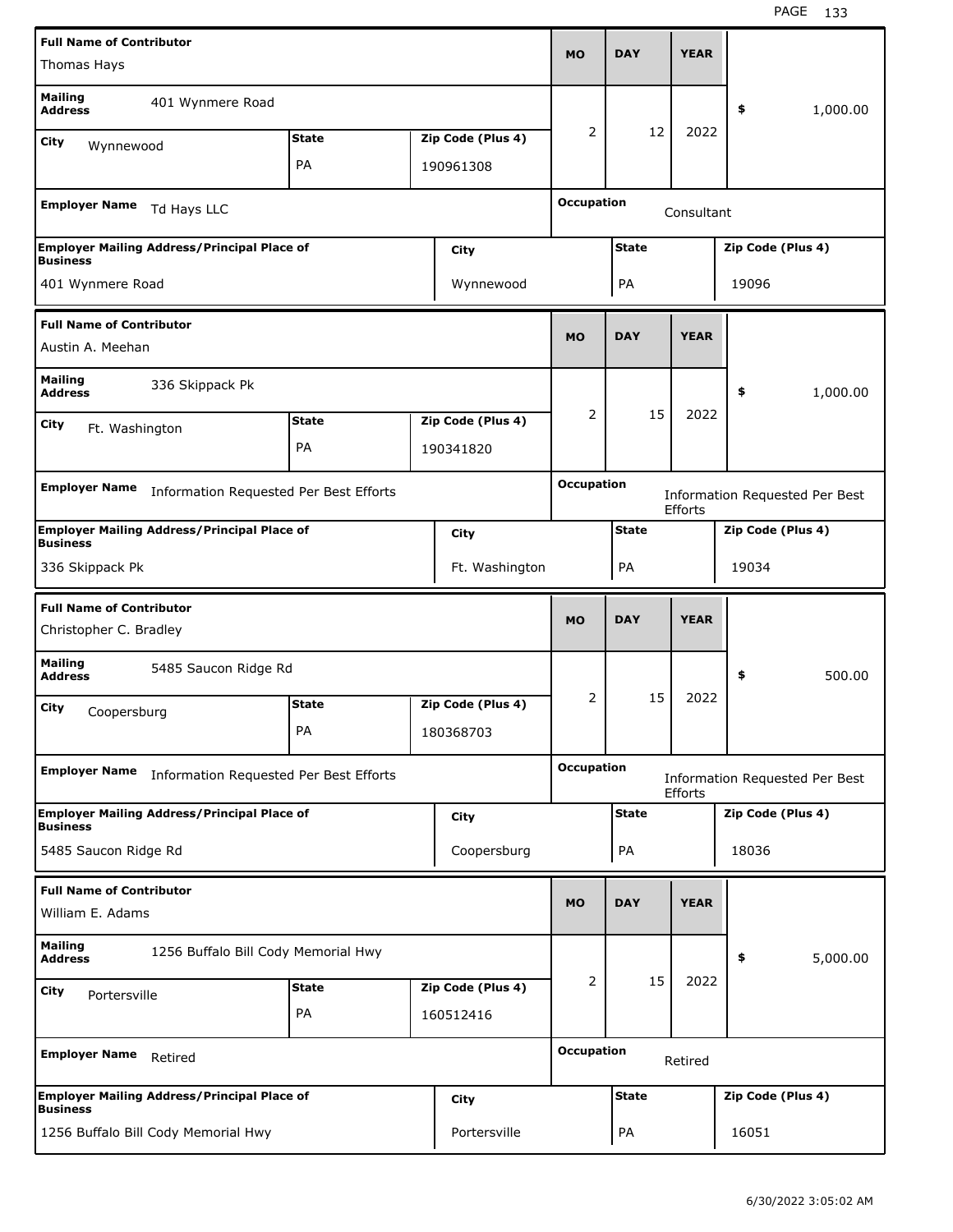| Full Name of Contributor | | | MO | DAY | YEAR | |
|---|---|---|---|---|---|---|
| Thomas Hays | | | 2 | 12 | 2022 | $ 1,000.00 |
| Mailing Address: 401 Wynmere Road | | | | | | |
| City: Wynnewood | State: PA | Zip Code (Plus 4): 190961308 | | | | |
| Employer Name: Td Hays LLC | | | Occupation: Consultant | | | |
| Employer Mailing Address/Principal Place of Business: 401 Wynmere Road | | City: Wynnewood | State: PA | | Zip Code (Plus 4): 19096 | |

| Full Name of Contributor | | | MO | DAY | YEAR | |
|---|---|---|---|---|---|---|
| Austin A. Meehan | | | 2 | 15 | 2022 | $ 1,000.00 |
| Mailing Address: 336 Skippack Pk | | | | | | |
| City: Ft. Washington | State: PA | Zip Code (Plus 4): 190341820 | | | | |
| Employer Name: Information Requested Per Best Efforts | | | Occupation: Information Requested Per Best Efforts | | | |
| Employer Mailing Address/Principal Place of Business: 336 Skippack Pk | | City: Ft. Washington | State: PA | | Zip Code (Plus 4): 19034 | |

| Full Name of Contributor | | | MO | DAY | YEAR | |
|---|---|---|---|---|---|---|
| Christopher C. Bradley | | | 2 | 15 | 2022 | $ 500.00 |
| Mailing Address: 5485 Saucon Ridge Rd | | | | | | |
| City: Coopersburg | State: PA | Zip Code (Plus 4): 180368703 | | | | |
| Employer Name: Information Requested Per Best Efforts | | | Occupation: Information Requested Per Best Efforts | | | |
| Employer Mailing Address/Principal Place of Business: 5485 Saucon Ridge Rd | | City: Coopersburg | State: PA | | Zip Code (Plus 4): 18036 | |

| Full Name of Contributor | | | MO | DAY | YEAR | |
|---|---|---|---|---|---|---|
| William E. Adams | | | 2 | 15 | 2022 | $ 5,000.00 |
| Mailing Address: 1256 Buffalo Bill Cody Memorial Hwy | | | | | | |
| City: Portersville | State: PA | Zip Code (Plus 4): 160512416 | | | | |
| Employer Name: Retired | | | Occupation: Retired | | | |
| Employer Mailing Address/Principal Place of Business: 1256 Buffalo Bill Cody Memorial Hwy | | City: Portersville | State: PA | | Zip Code (Plus 4): 16051 | |

6/30/2022 3:05:02 AM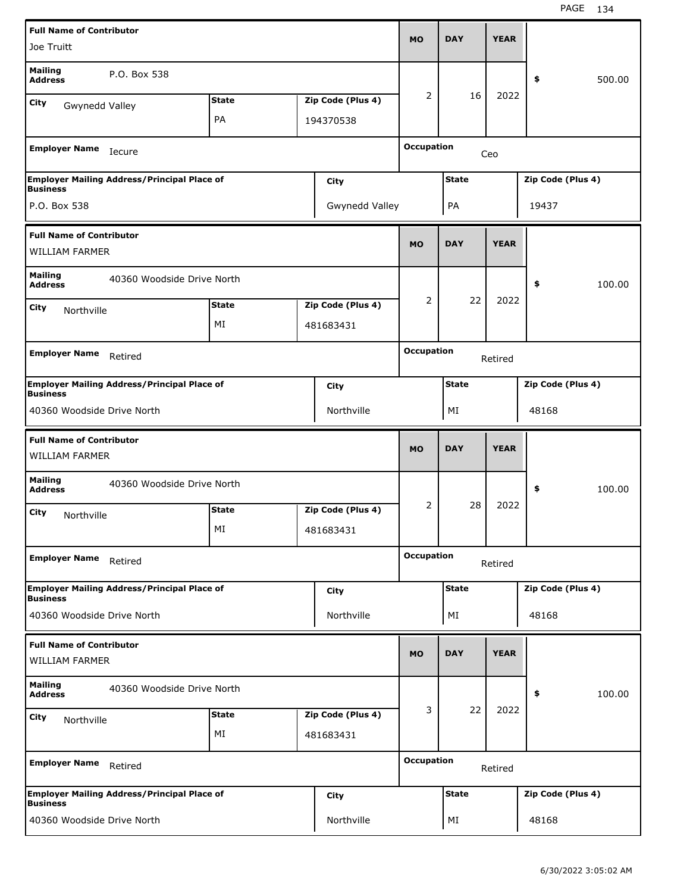| Full Name of Contributor | | | MO | DAY | YEAR | |
|---|---|---|---|---|---|---|
| Joe Truitt | | | | | | |
| Mailing Address | P.O. Box 538 | | 2 | 16 | 2022 | $ 500.00 |
| City: Gwynedd Valley | State: PA | Zip Code (Plus 4): 194370538 | | | | |
| Employer Name: Iecure | | | Occupation: Ceo | | | |
| Employer Mailing Address/Principal Place of Business: P.O. Box 538 | City: Gwynedd Valley | | State: PA | | Zip Code (Plus 4): 19437 | |

| Full Name of Contributor | | | MO | DAY | YEAR | |
|---|---|---|---|---|---|---|
| WILLIAM FARMER | | | | | | |
| Mailing Address | 40360 Woodside Drive North | | 2 | 22 | 2022 | $ 100.00 |
| City: Northville | State: MI | Zip Code (Plus 4): 481683431 | | | | |
| Employer Name: Retired | | | Occupation: Retired | | | |
| Employer Mailing Address/Principal Place of Business: 40360 Woodside Drive North | City: Northville | | State: MI | | Zip Code (Plus 4): 48168 | |

| Full Name of Contributor | | | MO | DAY | YEAR | |
|---|---|---|---|---|---|---|
| WILLIAM FARMER | | | | | | |
| Mailing Address | 40360 Woodside Drive North | | 2 | 28 | 2022 | $ 100.00 |
| City: Northville | State: MI | Zip Code (Plus 4): 481683431 | | | | |
| Employer Name: Retired | | | Occupation: Retired | | | |
| Employer Mailing Address/Principal Place of Business: 40360 Woodside Drive North | City: Northville | | State: MI | | Zip Code (Plus 4): 48168 | |

| Full Name of Contributor | | | MO | DAY | YEAR | |
|---|---|---|---|---|---|---|
| WILLIAM FARMER | | | | | | |
| Mailing Address | 40360 Woodside Drive North | | 3 | 22 | 2022 | $ 100.00 |
| City: Northville | State: MI | Zip Code (Plus 4): 481683431 | | | | |
| Employer Name: Retired | | | Occupation: Retired | | | |
| Employer Mailing Address/Principal Place of Business: 40360 Woodside Drive North | City: Northville | | State: MI | | Zip Code (Plus 4): 48168 | |

6/30/2022 3:05:02 AM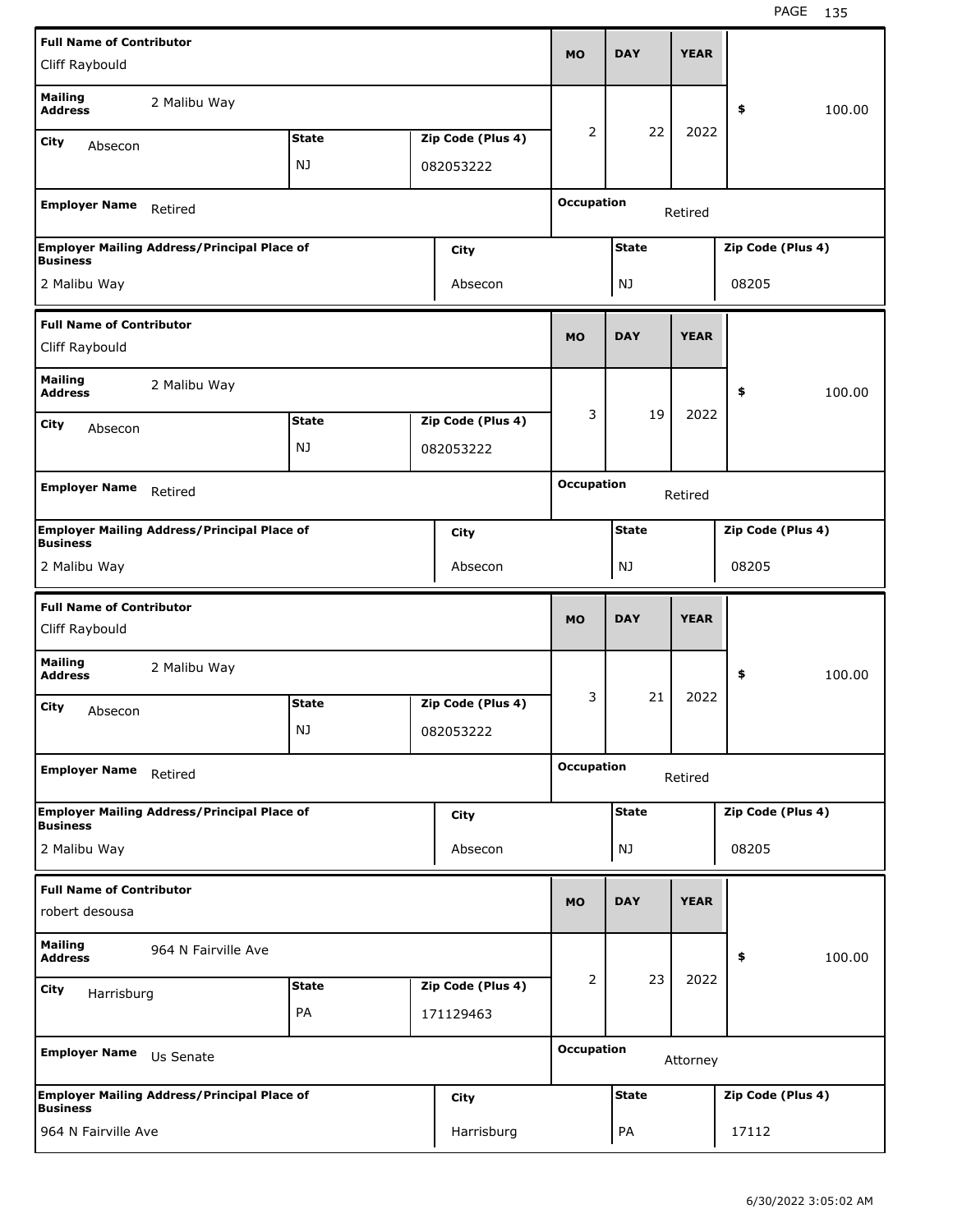| Full Name of Contributor | | | MO | DAY | YEAR | |
|---|---|---|---|---|---|---|
| Cliff Raybould | | | | | | |
| Mailing Address | 2 Malibu Way | | 2 | 22 | 2022 | $ 100.00 |
| City: Absecon | State: NJ | Zip Code (Plus 4): 082053222 | | | | |
| Employer Name: Retired | | | Occupation: Retired | | | |
| Employer Mailing Address/Principal Place of Business: 2 Malibu Way | City: Absecon | | State: NJ | | Zip Code (Plus 4): 08205 | |

| Full Name of Contributor | | | MO | DAY | YEAR | |
|---|---|---|---|---|---|---|
| Cliff Raybould | | | | | | |
| Mailing Address | 2 Malibu Way | | 3 | 19 | 2022 | $ 100.00 |
| City: Absecon | State: NJ | Zip Code (Plus 4): 082053222 | | | | |
| Employer Name: Retired | | | Occupation: Retired | | | |
| Employer Mailing Address/Principal Place of Business: 2 Malibu Way | City: Absecon | | State: NJ | | Zip Code (Plus 4): 08205 | |

| Full Name of Contributor | | | MO | DAY | YEAR | |
|---|---|---|---|---|---|---|
| Cliff Raybould | | | | | | |
| Mailing Address | 2 Malibu Way | | 3 | 21 | 2022 | $ 100.00 |
| City: Absecon | State: NJ | Zip Code (Plus 4): 082053222 | | | | |
| Employer Name: Retired | | | Occupation: Retired | | | |
| Employer Mailing Address/Principal Place of Business: 2 Malibu Way | City: Absecon | | State: NJ | | Zip Code (Plus 4): 08205 | |

| Full Name of Contributor | | | MO | DAY | YEAR | |
|---|---|---|---|---|---|---|
| robert desousa | | | | | | |
| Mailing Address | 964 N Fairville Ave | | 2 | 23 | 2022 | $ 100.00 |
| City: Harrisburg | State: PA | Zip Code (Plus 4): 171129463 | | | | |
| Employer Name: Us Senate | | | Occupation: Attorney | | | |
| Employer Mailing Address/Principal Place of Business: 964 N Fairville Ave | City: Harrisburg | | State: PA | | Zip Code (Plus 4): 17112 | |

6/30/2022 3:05:02 AM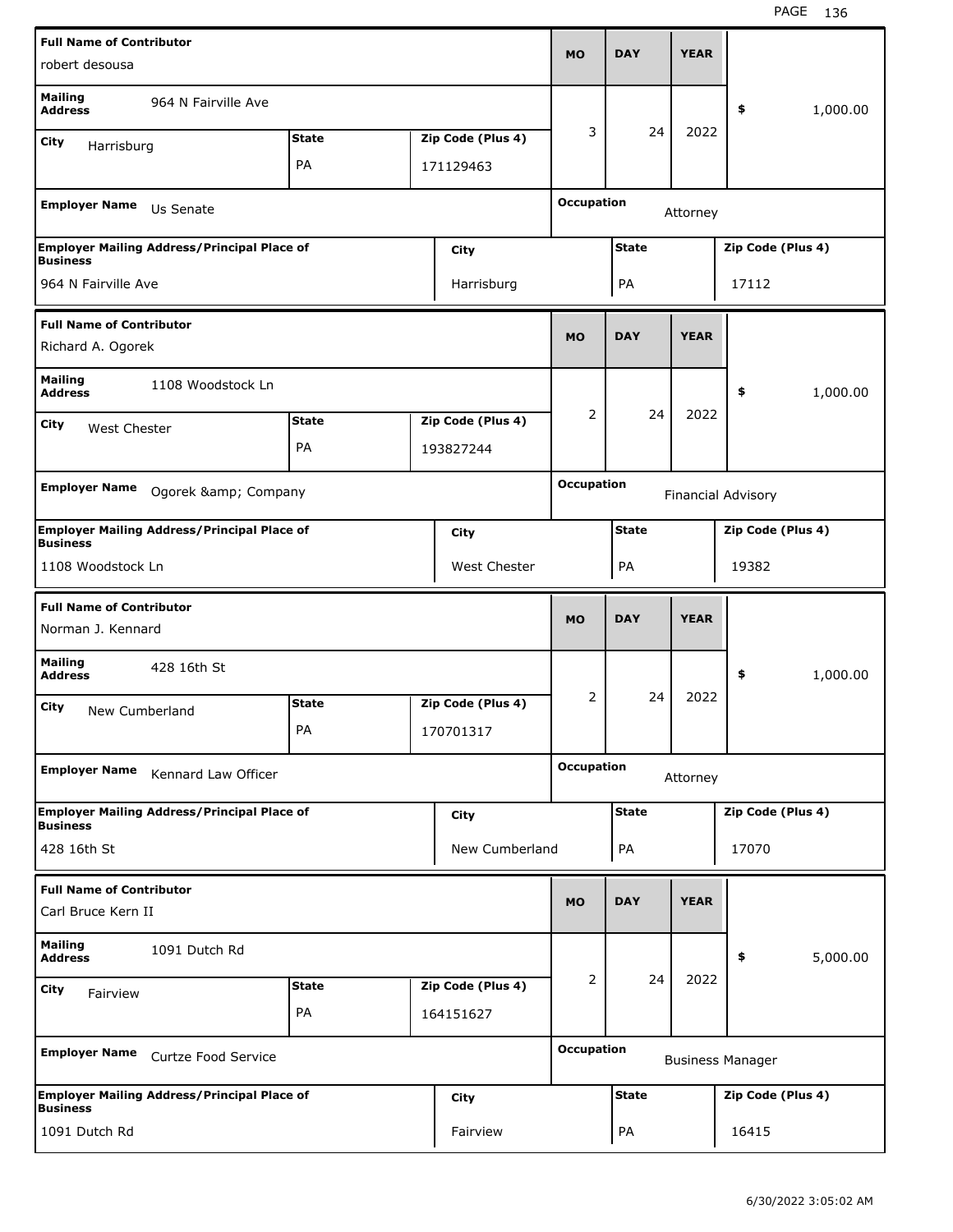| Field | Value |
|---|---|
| **Full Name of Contributor** | robert desousa |
| **Mailing Address** | 964 N Fairville Ave |
| **City** | Harrisburg |
| **State** | PA |
| **Zip Code (Plus 4)** | 171129463 |
| **MO** | 3 |
| **DAY** | 24 |
| **YEAR** | 2022 |
| **$** | 1,000.00 |
| **Employer Name** | Us Senate |
| **Occupation** | Attorney |
| **Employer Mailing Address/Principal Place of Business** | 964 N Fairville Ave |
| **City** | Harrisburg |
| **State** | PA |
| **Zip Code (Plus 4)** | 17112 |

| Field | Value |
|---|---|
| **Full Name of Contributor** | Richard A. Ogorek |
| **Mailing Address** | 1108 Woodstock Ln |
| **City** | West Chester |
| **State** | PA |
| **Zip Code (Plus 4)** | 193827244 |
| **MO** | 2 |
| **DAY** | 24 |
| **YEAR** | 2022 |
| **$** | 1,000.00 |
| **Employer Name** | Ogorek &amp; Company |
| **Occupation** | Financial Advisory |
| **Employer Mailing Address/Principal Place of Business** | 1108 Woodstock Ln |
| **City** | West Chester |
| **State** | PA |
| **Zip Code (Plus 4)** | 19382 |

| Field | Value |
|---|---|
| **Full Name of Contributor** | Norman J. Kennard |
| **Mailing Address** | 428 16th St |
| **City** | New Cumberland |
| **State** | PA |
| **Zip Code (Plus 4)** | 170701317 |
| **MO** | 2 |
| **DAY** | 24 |
| **YEAR** | 2022 |
| **$** | 1,000.00 |
| **Employer Name** | Kennard Law Officer |
| **Occupation** | Attorney |
| **Employer Mailing Address/Principal Place of Business** | 428 16th St |
| **City** | New Cumberland |
| **State** | PA |
| **Zip Code (Plus 4)** | 17070 |

| Field | Value |
|---|---|
| **Full Name of Contributor** | Carl Bruce Kern II |
| **Mailing Address** | 1091 Dutch Rd |
| **City** | Fairview |
| **State** | PA |
| **Zip Code (Plus 4)** | 164151627 |
| **MO** | 2 |
| **DAY** | 24 |
| **YEAR** | 2022 |
| **$** | 5,000.00 |
| **Employer Name** | Curtze Food Service |
| **Occupation** | Business Manager |
| **Employer Mailing Address/Principal Place of Business** | 1091 Dutch Rd |
| **City** | Fairview |
| **State** | PA |
| **Zip Code (Plus 4)** | 16415 |

6/30/2022 3:05:02 AM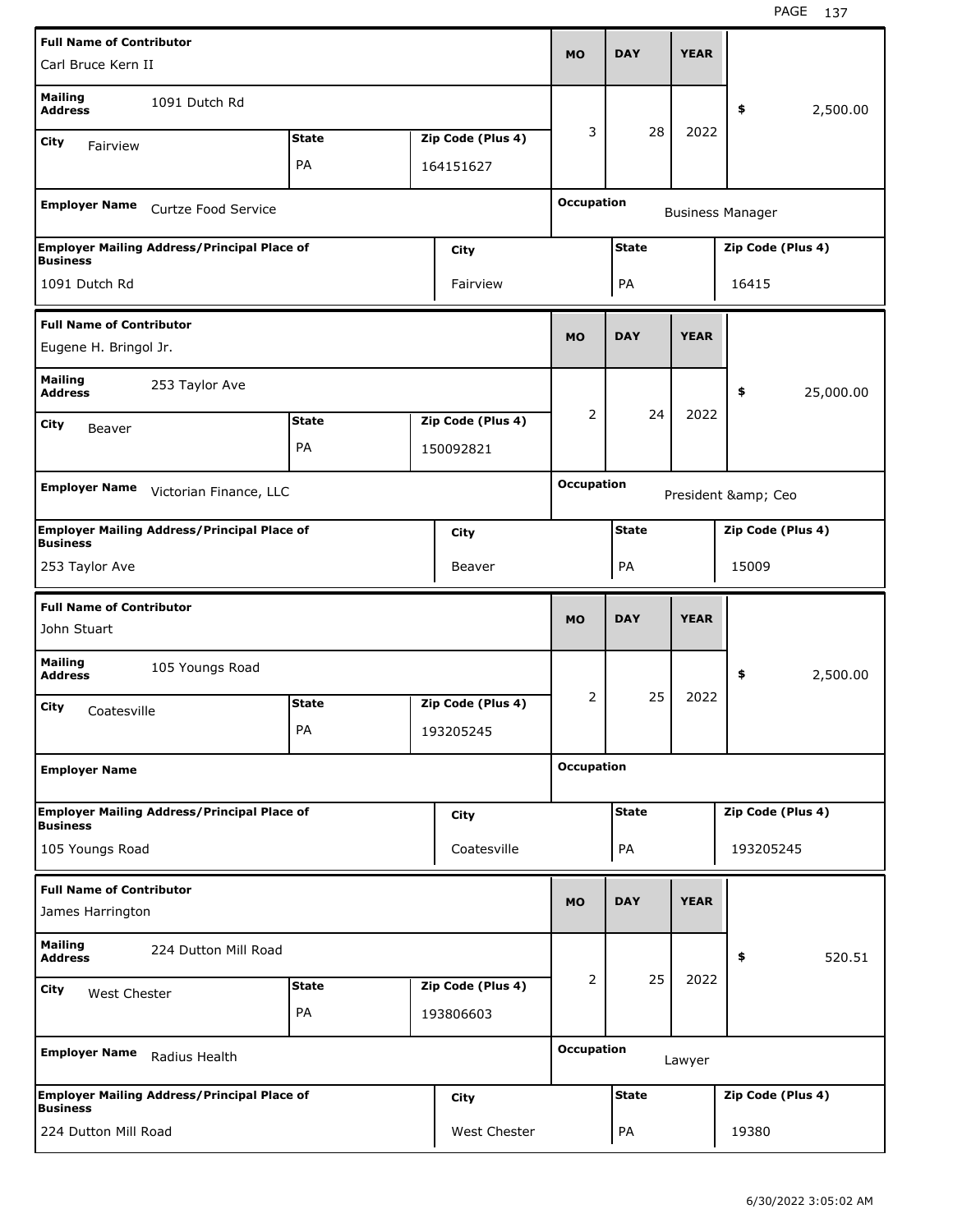| Full Name of Contributor | | | MO | DAY | YEAR | |
|---|---|---|---|---|---|---|
| Carl Bruce Kern II | | | 3 | 28 | 2022 | $ 2,500.00 |
| **Mailing Address** 1091 Dutch Rd | | | | | | |
| **City** Fairview | **State** PA | **Zip Code (Plus 4)** 164151627 | | | | |
| **Employer Name** Curtze Food Service | | | **Occupation** Business Manager | | | |
| **Employer Mailing Address/Principal Place of Business** 1091 Dutch Rd | **City** Fairview | | **State** PA | | **Zip Code (Plus 4)** 16415 | |

| Full Name of Contributor | | | MO | DAY | YEAR | |
|---|---|---|---|---|---|---|
| Eugene H. Bringol Jr. | | | 2 | 24 | 2022 | $ 25,000.00 |
| **Mailing Address** 253 Taylor Ave | | | | | | |
| **City** Beaver | **State** PA | **Zip Code (Plus 4)** 150092821 | | | | |
| **Employer Name** Victorian Finance, LLC | | | **Occupation** President &amp; Ceo | | | |
| **Employer Mailing Address/Principal Place of Business** 253 Taylor Ave | **City** Beaver | | **State** PA | | **Zip Code (Plus 4)** 15009 | |

| Full Name of Contributor | | | MO | DAY | YEAR | |
|---|---|---|---|---|---|---|
| John Stuart | | | 2 | 25 | 2022 | $ 2,500.00 |
| **Mailing Address** 105 Youngs Road | | | | | | |
| **City** Coatesville | **State** PA | **Zip Code (Plus 4)** 193205245 | | | | |
| **Employer Name** | | | **Occupation** | | | |
| **Employer Mailing Address/Principal Place of Business** 105 Youngs Road | **City** Coatesville | | **State** PA | | **Zip Code (Plus 4)** 193205245 | |

| Full Name of Contributor | | | MO | DAY | YEAR | |
|---|---|---|---|---|---|---|
| James Harrington | | | 2 | 25 | 2022 | $ 520.51 |
| **Mailing Address** 224 Dutton Mill Road | | | | | | |
| **City** West Chester | **State** PA | **Zip Code (Plus 4)** 193806603 | | | | |
| **Employer Name** Radius Health | | | **Occupation** Lawyer | | | |
| **Employer Mailing Address/Principal Place of Business** 224 Dutton Mill Road | **City** West Chester | | **State** PA | | **Zip Code (Plus 4)** 19380 | |

6/30/2022 3:05:02 AM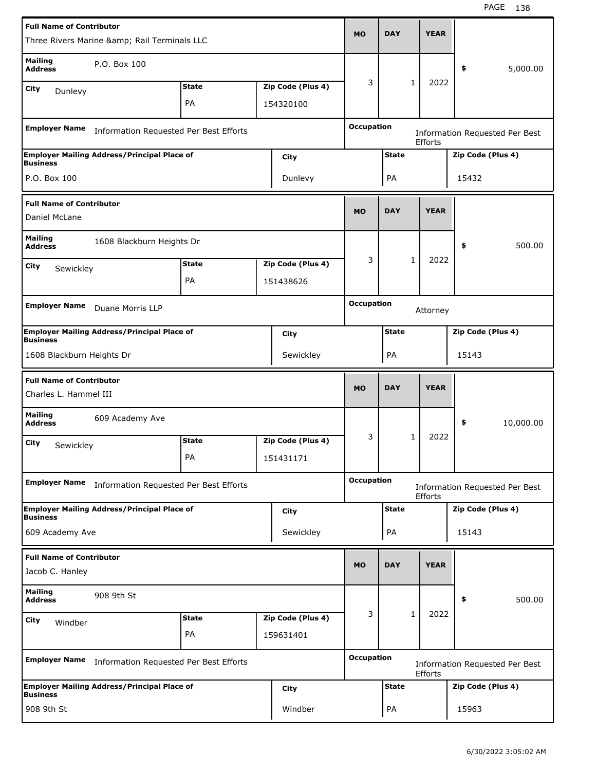| Full Name of Contributor | | | MO | DAY | YEAR | |
|---|---|---|---|---|---|---|
| Three Rivers Marine &amp; Rail Terminals LLC | | | 3 | 1 | 2022 | $ 5,000.00 |
| Mailing Address: P.O. Box 100 | | | | | | |
| City: Dunlevy | State: PA | Zip Code (Plus 4): 154320100 | | | | |
| Employer Name: Information Requested Per Best Efforts | | | Occupation: Information Requested Per Best Efforts | | | |
| Employer Mailing Address/Principal Place of Business: P.O. Box 100 | | City: Dunlevy | State: PA | | Zip Code (Plus 4): 15432 | |

| Full Name of Contributor | | | MO | DAY | YEAR | |
|---|---|---|---|---|---|---|
| Daniel McLane | | | 3 | 1 | 2022 | $ 500.00 |
| Mailing Address: 1608 Blackburn Heights Dr | | | | | | |
| City: Sewickley | State: PA | Zip Code (Plus 4): 151438626 | | | | |
| Employer Name: Duane Morris LLP | | | Occupation: Attorney | | | |
| Employer Mailing Address/Principal Place of Business: 1608 Blackburn Heights Dr | | City: Sewickley | State: PA | | Zip Code (Plus 4): 15143 | |

| Full Name of Contributor | | | MO | DAY | YEAR | |
|---|---|---|---|---|---|---|
| Charles L. Hammel III | | | 3 | 1 | 2022 | $ 10,000.00 |
| Mailing Address: 609 Academy Ave | | | | | | |
| City: Sewickley | State: PA | Zip Code (Plus 4): 151431171 | | | | |
| Employer Name: Information Requested Per Best Efforts | | | Occupation: Information Requested Per Best Efforts | | | |
| Employer Mailing Address/Principal Place of Business: 609 Academy Ave | | City: Sewickley | State: PA | | Zip Code (Plus 4): 15143 | |

| Full Name of Contributor | | | MO | DAY | YEAR | |
|---|---|---|---|---|---|---|
| Jacob C. Hanley | | | 3 | 1 | 2022 | $ 500.00 |
| Mailing Address: 908 9th St | | | | | | |
| City: Windber | State: PA | Zip Code (Plus 4): 159631401 | | | | |
| Employer Name: Information Requested Per Best Efforts | | | Occupation: Information Requested Per Best Efforts | | | |
| Employer Mailing Address/Principal Place of Business: 908 9th St | | City: Windber | State: PA | | Zip Code (Plus 4): 15963 | |

6/30/2022 3:05:02 AM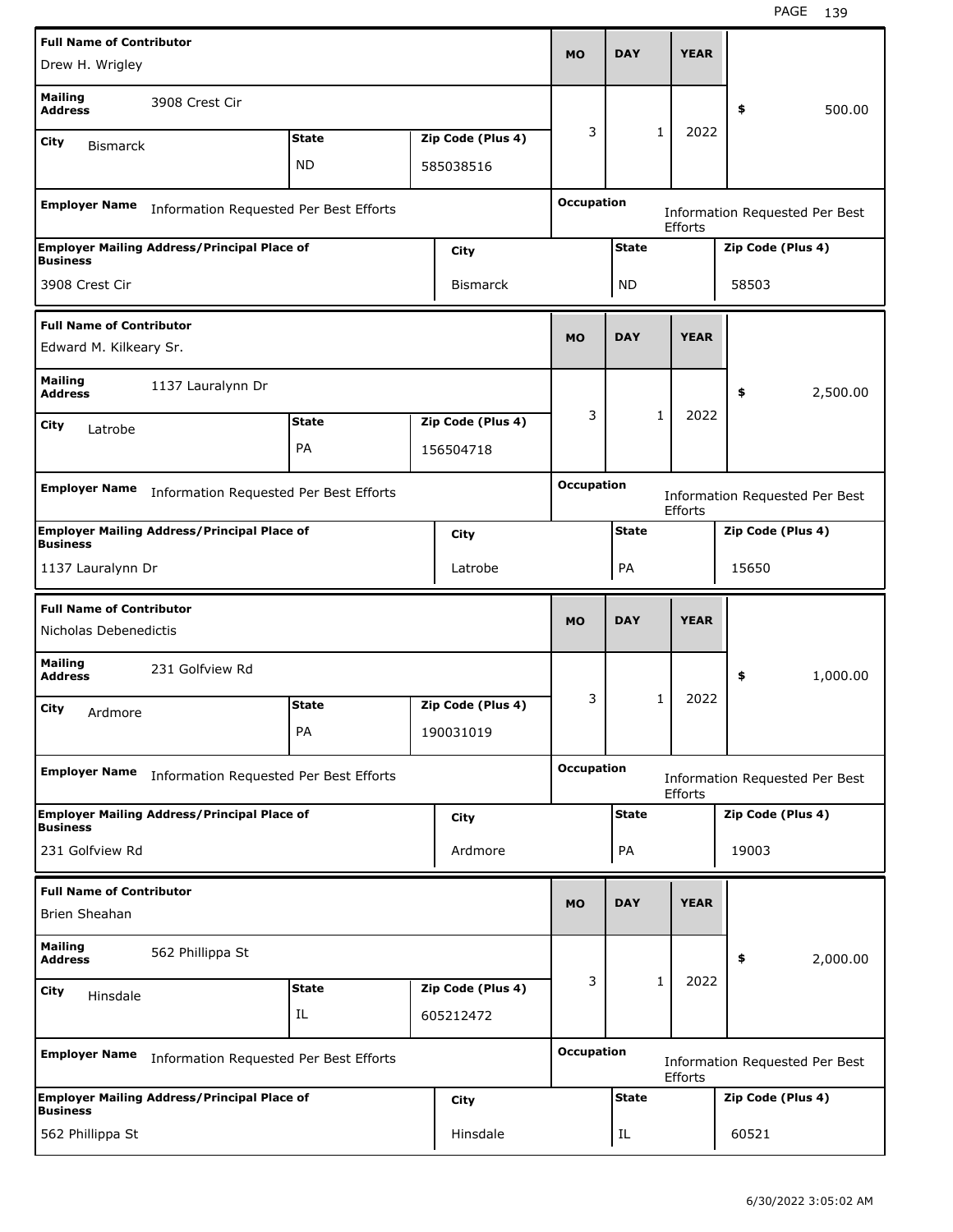| Full Name of Contributor | | | | MO | DAY | YEAR | |
|---|---|---|---|---|---|---|---|
| Drew H. Wrigley | | | | | | | |
| Mailing Address | 3908 Crest Cir | | | 3 | 1 | 2022 | $ 500.00 |
| City | Bismarck | State: ND | Zip Code (Plus 4): 585038516 | | | | |
| Employer Name | Information Requested Per Best Efforts | | | Occupation | | | Information Requested Per Best Efforts |
| Employer Mailing Address/Principal Place of Business | | | City | | State | | Zip Code (Plus 4) |
| 3908 Crest Cir | | | Bismarck | | ND | | 58503 |

| Full Name of Contributor | | | | MO | DAY | YEAR | |
|---|---|---|---|---|---|---|---|
| Edward M. Kilkeary Sr. | | | | | | | |
| Mailing Address | 1137 Lauralynn Dr | | | 3 | 1 | 2022 | $ 2,500.00 |
| City | Latrobe | State: PA | Zip Code (Plus 4): 156504718 | | | | |
| Employer Name | Information Requested Per Best Efforts | | | Occupation | | | Information Requested Per Best Efforts |
| Employer Mailing Address/Principal Place of Business | | | City | | State | | Zip Code (Plus 4) |
| 1137 Lauralynn Dr | | | Latrobe | | PA | | 15650 |

| Full Name of Contributor | | | | MO | DAY | YEAR | |
|---|---|---|---|---|---|---|---|
| Nicholas Debenedictis | | | | | | | |
| Mailing Address | 231 Golfview Rd | | | 3 | 1 | 2022 | $ 1,000.00 |
| City | Ardmore | State: PA | Zip Code (Plus 4): 190031019 | | | | |
| Employer Name | Information Requested Per Best Efforts | | | Occupation | | | Information Requested Per Best Efforts |
| Employer Mailing Address/Principal Place of Business | | | City | | State | | Zip Code (Plus 4) |
| 231 Golfview Rd | | | Ardmore | | PA | | 19003 |

| Full Name of Contributor | | | | MO | DAY | YEAR | |
|---|---|---|---|---|---|---|---|
| Brien Sheahan | | | | | | | |
| Mailing Address | 562 Phillippa St | | | 3 | 1 | 2022 | $ 2,000.00 |
| City | Hinsdale | State: IL | Zip Code (Plus 4): 605212472 | | | | |
| Employer Name | Information Requested Per Best Efforts | | | Occupation | | | Information Requested Per Best Efforts |
| Employer Mailing Address/Principal Place of Business | | | City | | State | | Zip Code (Plus 4) |
| 562 Phillippa St | | | Hinsdale | | IL | | 60521 |

6/30/2022 3:05:02 AM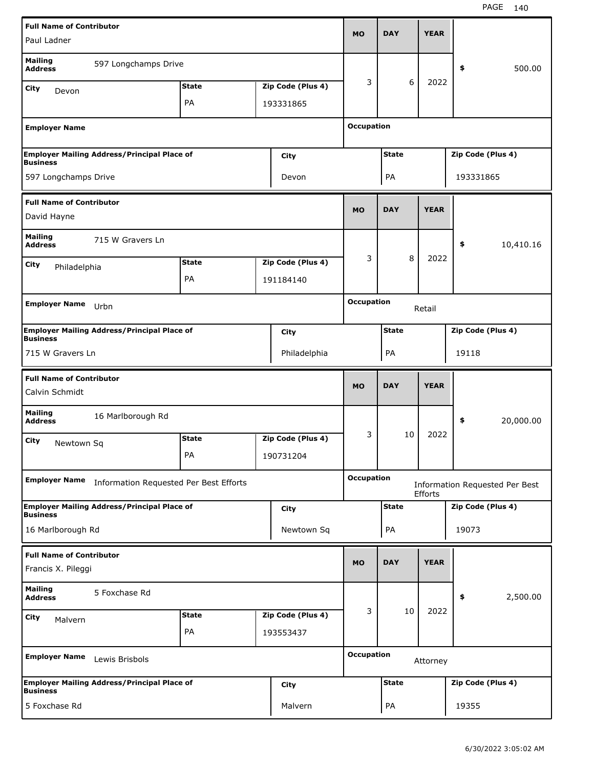| Full Name of Contributor | | | MO | DAY | YEAR | |
|---|---|---|---|---|---|---|
| Paul Ladner | | | | | | |
| Mailing Address: 597 Longchamps Drive | | | 3 | 6 | 2022 | $ 500.00 |
| City: Devon | State: PA | Zip Code (Plus 4): 193331865 | | | | |
| Employer Name: | | | Occupation: | | | |
| Employer Mailing Address/Principal Place of Business: 597 Longchamps Drive | City: Devon | | State: PA | | Zip Code (Plus 4): 193331865 | |

| Full Name of Contributor | | | MO | DAY | YEAR | |
|---|---|---|---|---|---|---|
| David Hayne | | | | | | |
| Mailing Address: 715 W Gravers Ln | | | 3 | 8 | 2022 | $ 10,410.16 |
| City: Philadelphia | State: PA | Zip Code (Plus 4): 191184140 | | | | |
| Employer Name: Urbn | | | Occupation: Retail | | | |
| Employer Mailing Address/Principal Place of Business: 715 W Gravers Ln | City: Philadelphia | | State: PA | | Zip Code (Plus 4): 19118 | |

| Full Name of Contributor | | | MO | DAY | YEAR | |
|---|---|---|---|---|---|---|
| Calvin Schmidt | | | | | | |
| Mailing Address: 16 Marlborough Rd | | | 3 | 10 | 2022 | $ 20,000.00 |
| City: Newtown Sq | State: PA | Zip Code (Plus 4): 190731204 | | | | |
| Employer Name: Information Requested Per Best Efforts | | | Occupation: Information Requested Per Best Efforts | | | |
| Employer Mailing Address/Principal Place of Business: 16 Marlborough Rd | City: Newtown Sq | | State: PA | | Zip Code (Plus 4): 19073 | |

| Full Name of Contributor | | | MO | DAY | YEAR | |
|---|---|---|---|---|---|---|
| Francis X. Pileggi | | | | | | |
| Mailing Address: 5 Foxchase Rd | | | 3 | 10 | 2022 | $ 2,500.00 |
| City: Malvern | State: PA | Zip Code (Plus 4): 193553437 | | | | |
| Employer Name: Lewis Brisbols | | | Occupation: Attorney | | | |
| Employer Mailing Address/Principal Place of Business: 5 Foxchase Rd | City: Malvern | | State: PA | | Zip Code (Plus 4): 19355 | |

6/30/2022 3:05:02 AM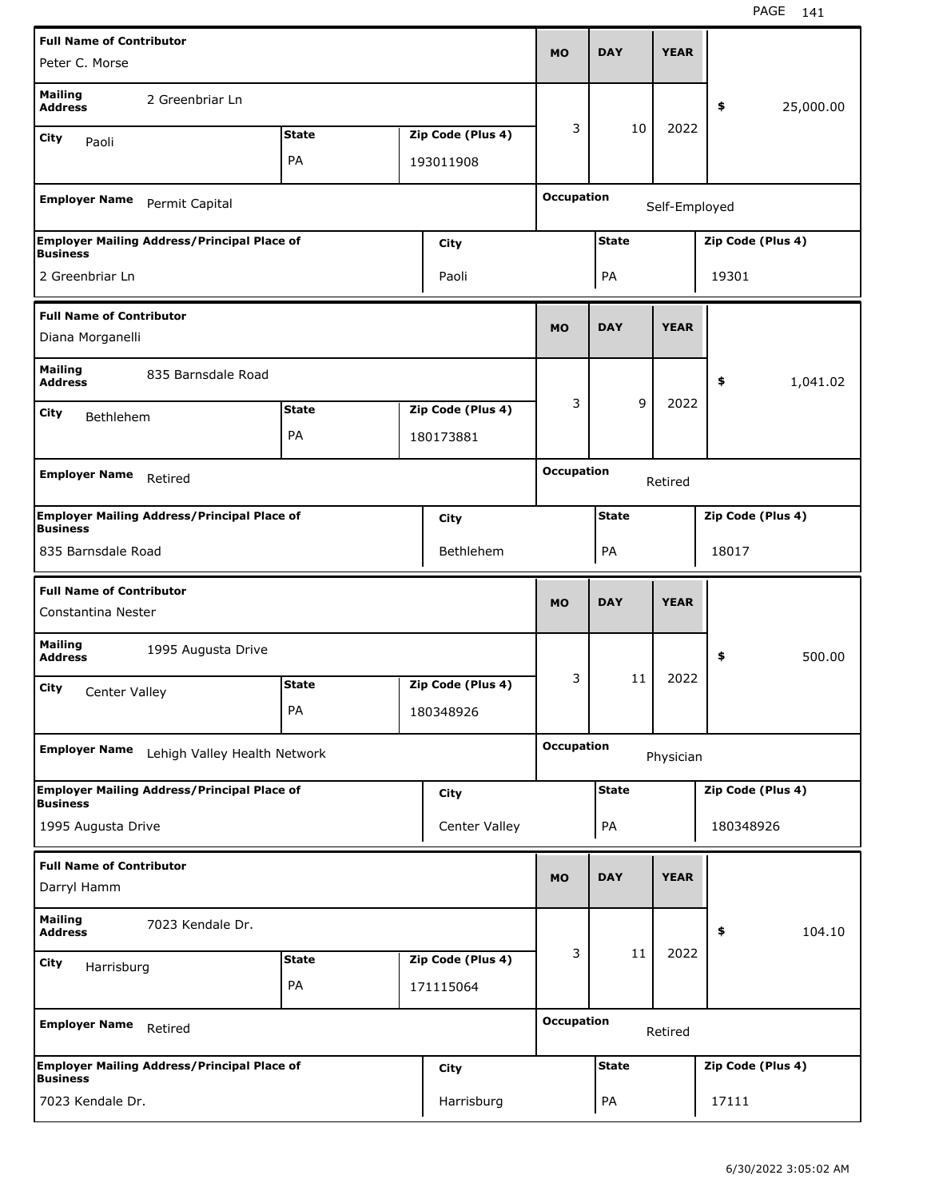| Full Name of Contributor | | | MO | DAY | YEAR | |
|---|---|---|---|---|---|---|
| Peter C. Morse | | | 3 | 10 | 2022 | $ 25,000.00 |
| Mailing Address | 2 Greenbriar Ln | | | | | |
| City: Paoli | State: PA | Zip Code (Plus 4): 193011908 | | | | |
| Employer Name: Permit Capital | | | Occupation: Self-Employed | | | |
| Employer Mailing Address/Principal Place of Business: 2 Greenbriar Ln | City: Paoli | | State: PA | | Zip Code (Plus 4): 19301 | |

| Full Name of Contributor | | | MO | DAY | YEAR | |
|---|---|---|---|---|---|---|
| Diana Morganelli | | | 3 | 9 | 2022 | $ 1,041.02 |
| Mailing Address | 835 Barnsdale Road | | | | | |
| City: Bethlehem | State: PA | Zip Code (Plus 4): 180173881 | | | | |
| Employer Name: Retired | | | Occupation: Retired | | | |
| Employer Mailing Address/Principal Place of Business: 835 Barnsdale Road | City: Bethlehem | | State: PA | | Zip Code (Plus 4): 18017 | |

| Full Name of Contributor | | | MO | DAY | YEAR | |
|---|---|---|---|---|---|---|
| Constantina Nester | | | 3 | 11 | 2022 | $ 500.00 |
| Mailing Address | 1995 Augusta Drive | | | | | |
| City: Center Valley | State: PA | Zip Code (Plus 4): 180348926 | | | | |
| Employer Name: Lehigh Valley Health Network | | | Occupation: Physician | | | |
| Employer Mailing Address/Principal Place of Business: 1995 Augusta Drive | City: Center Valley | | State: PA | | Zip Code (Plus 4): 180348926 | |

| Full Name of Contributor | | | MO | DAY | YEAR | |
|---|---|---|---|---|---|---|
| Darryl Hamm | | | 3 | 11 | 2022 | $ 104.10 |
| Mailing Address | 7023 Kendale Dr. | | | | | |
| City: Harrisburg | State: PA | Zip Code (Plus 4): 171115064 | | | | |
| Employer Name: Retired | | | Occupation: Retired | | | |
| Employer Mailing Address/Principal Place of Business: 7023 Kendale Dr. | City: Harrisburg | | State: PA | | Zip Code (Plus 4): 17111 | |

6/30/2022 3:05:02 AM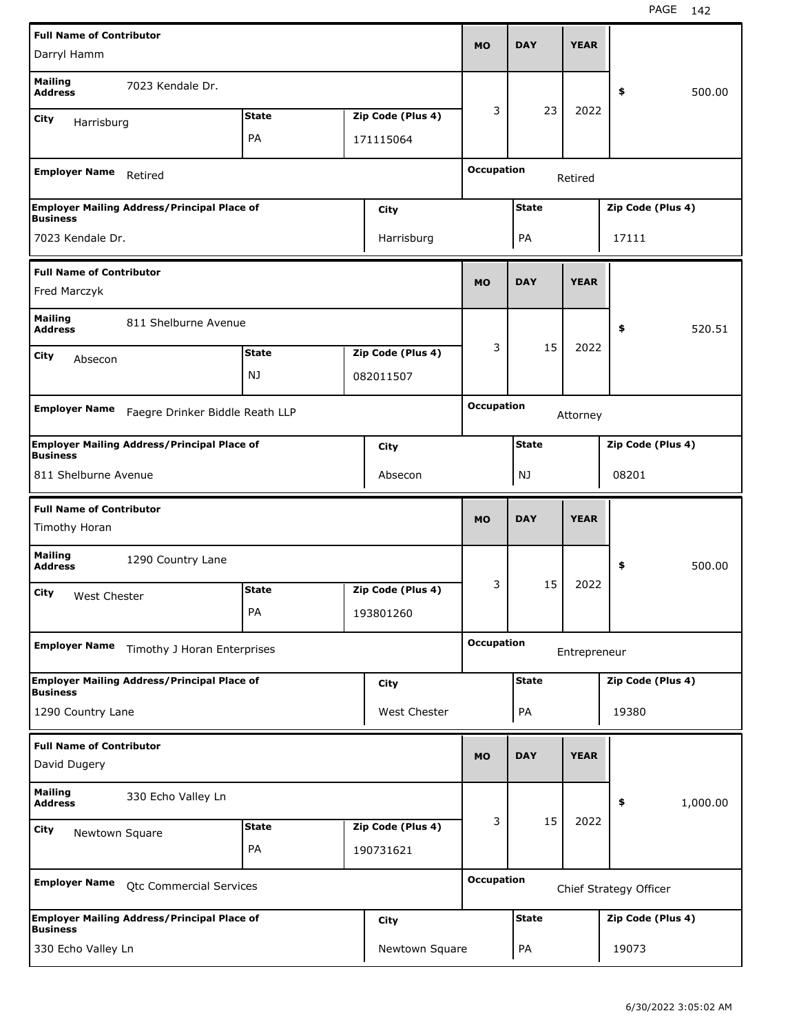| Full Name of Contributor | | | MO | DAY | YEAR | |
|---|---|---|---|---|---|---|
| Darryl Hamm | | | | | | |
| Mailing Address: 7023 Kendale Dr. | | | 3 | 23 | 2022 | $ 500.00 |
| City: Harrisburg | State: PA | Zip Code (Plus 4): 171115064 | | | | |
| Employer Name: Retired | | | Occupation: Retired | | | |
| Employer Mailing Address/Principal Place of Business: 7023 Kendale Dr. | City: Harrisburg | | State: PA | | Zip Code (Plus 4): 17111 | |

| Full Name of Contributor | | | MO | DAY | YEAR | |
|---|---|---|---|---|---|---|
| Fred Marczyk | | | | | | |
| Mailing Address: 811 Shelburne Avenue | | | 3 | 15 | 2022 | $ 520.51 |
| City: Absecon | State: NJ | Zip Code (Plus 4): 082011507 | | | | |
| Employer Name: Faegre Drinker Biddle Reath LLP | | | Occupation: Attorney | | | |
| Employer Mailing Address/Principal Place of Business: 811 Shelburne Avenue | City: Absecon | | State: NJ | | Zip Code (Plus 4): 08201 | |

| Full Name of Contributor | | | MO | DAY | YEAR | |
|---|---|---|---|---|---|---|
| Timothy Horan | | | | | | |
| Mailing Address: 1290 Country Lane | | | 3 | 15 | 2022 | $ 500.00 |
| City: West Chester | State: PA | Zip Code (Plus 4): 193801260 | | | | |
| Employer Name: Timothy J Horan Enterprises | | | Occupation: Entrepreneur | | | |
| Employer Mailing Address/Principal Place of Business: 1290 Country Lane | City: West Chester | | State: PA | | Zip Code (Plus 4): 19380 | |

| Full Name of Contributor | | | MO | DAY | YEAR | |
|---|---|---|---|---|---|---|
| David Dugery | | | | | | |
| Mailing Address: 330 Echo Valley Ln | | | 3 | 15 | 2022 | $ 1,000.00 |
| City: Newtown Square | State: PA | Zip Code (Plus 4): 190731621 | | | | |
| Employer Name: Qtc Commercial Services | | | Occupation: Chief Strategy Officer | | | |
| Employer Mailing Address/Principal Place of Business: 330 Echo Valley Ln | City: Newtown Square | | State: PA | | Zip Code (Plus 4): 19073 | |

6/30/2022 3:05:02 AM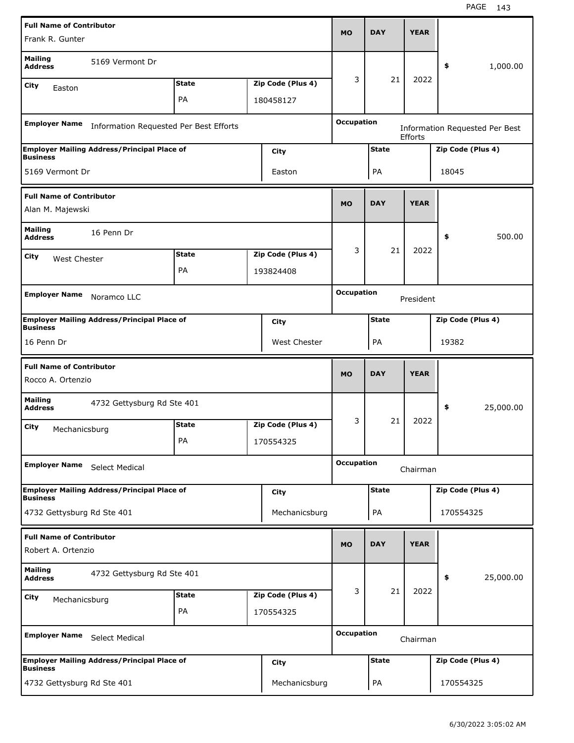| Full Name of Contributor | | | MO | DAY | YEAR | |
|---|---|---|---|---|---|---|
| Frank R. Gunter | | | 3 | 21 | 2022 | $ 1,000.00 |
| Mailing Address: 5169 Vermont Dr | | | | | | |
| City: Easton | State: PA | Zip Code (Plus 4): 180458127 | | | | |
| Employer Name: Information Requested Per Best Efforts | | | Occupation: Information Requested Per Best Efforts | | | |
| Employer Mailing Address/Principal Place of Business: 5169 Vermont Dr | | City: Easton | State: PA | | Zip Code (Plus 4): 18045 | |

| Full Name of Contributor | | | MO | DAY | YEAR | |
|---|---|---|---|---|---|---|
| Alan M. Majewski | | | 3 | 21 | 2022 | $ 500.00 |
| Mailing Address: 16 Penn Dr | | | | | | |
| City: West Chester | State: PA | Zip Code (Plus 4): 193824408 | | | | |
| Employer Name: Noramco LLC | | | Occupation: President | | | |
| Employer Mailing Address/Principal Place of Business: 16 Penn Dr | | City: West Chester | State: PA | | Zip Code (Plus 4): 19382 | |

| Full Name of Contributor | | | MO | DAY | YEAR | |
|---|---|---|---|---|---|---|
| Rocco A. Ortenzio | | | 3 | 21 | 2022 | $ 25,000.00 |
| Mailing Address: 4732 Gettysburg Rd Ste 401 | | | | | | |
| City: Mechanicsburg | State: PA | Zip Code (Plus 4): 170554325 | | | | |
| Employer Name: Select Medical | | | Occupation: Chairman | | | |
| Employer Mailing Address/Principal Place of Business: 4732 Gettysburg Rd Ste 401 | | City: Mechanicsburg | State: PA | | Zip Code (Plus 4): 170554325 | |

| Full Name of Contributor | | | MO | DAY | YEAR | |
|---|---|---|---|---|---|---|
| Robert A. Ortenzio | | | 3 | 21 | 2022 | $ 25,000.00 |
| Mailing Address: 4732 Gettysburg Rd Ste 401 | | | | | | |
| City: Mechanicsburg | State: PA | Zip Code (Plus 4): 170554325 | | | | |
| Employer Name: Select Medical | | | Occupation: Chairman | | | |
| Employer Mailing Address/Principal Place of Business: 4732 Gettysburg Rd Ste 401 | | City: Mechanicsburg | State: PA | | Zip Code (Plus 4): 170554325 | |

6/30/2022 3:05:02 AM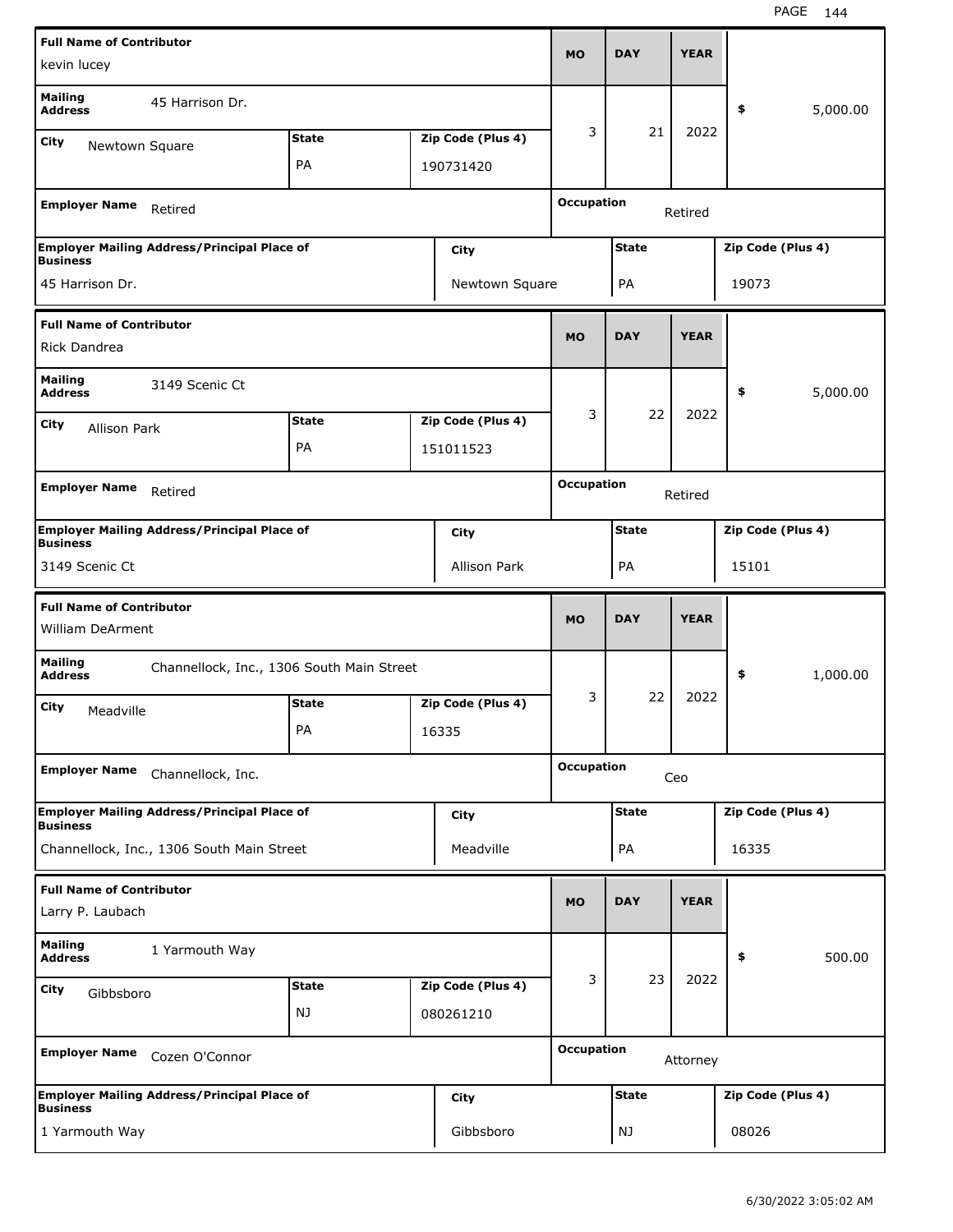| Full Name of Contributor | Mailing Address | City | State | Zip Code (Plus 4) | MO | DAY | YEAR | Amount | Employer Name | Occupation | Employer Mailing Address/Principal Place of Business | City | State | Zip Code (Plus 4) |
|---|---|---|---|---|---|---|---|---|---|---|---|---|---|---|
| kevin lucey | 45 Harrison Dr. | Newtown Square | PA | 190731420 | 3 | 21 | 2022 | $ 5,000.00 | Retired | Retired | 45 Harrison Dr. | Newtown Square | PA | 19073 |
| Rick Dandrea | 3149 Scenic Ct | Allison Park | PA | 151011523 | 3 | 22 | 2022 | $ 5,000.00 | Retired | Retired | 3149 Scenic Ct | Allison Park | PA | 15101 |
| William DeArment | Channellock, Inc., 1306 South Main Street | Meadville | PA | 16335 | 3 | 22 | 2022 | $ 1,000.00 | Channellock, Inc. | Ceo | Channellock, Inc., 1306 South Main Street | Meadville | PA | 16335 |
| Larry P. Laubach | 1 Yarmouth Way | Gibbsboro | NJ | 080261210 | 3 | 23 | 2022 | $ 500.00 | Cozen O'Connor | Attorney | 1 Yarmouth Way | Gibbsboro | NJ | 08026 |

6/30/2022 3:05:02 AM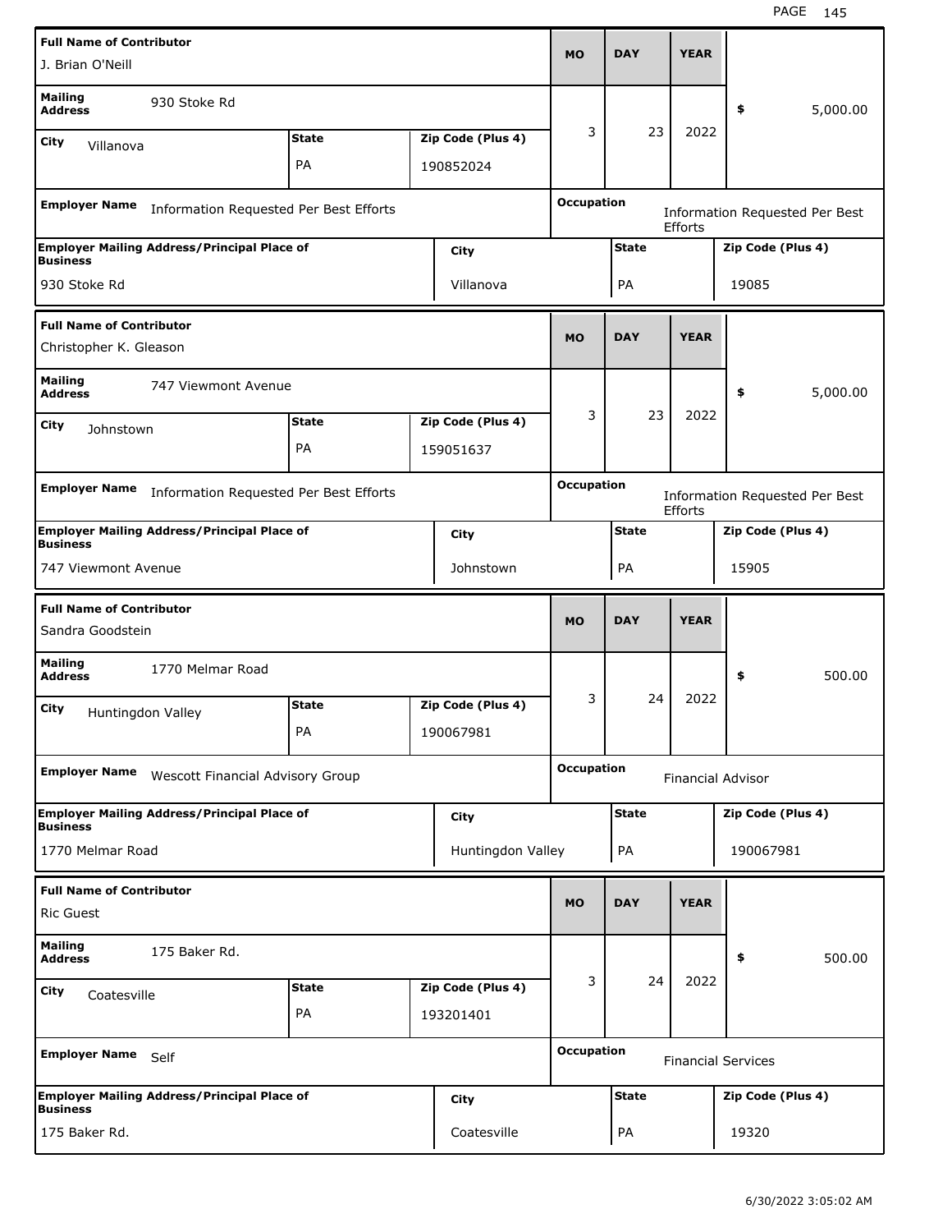| Full Name of Contributor | | | MO | DAY | YEAR | |
|---|---|---|---|---|---|---|
| J. Brian O'Neill | | | 3 | 23 | 2022 | $ 5,000.00 |
| Mailing Address: 930 Stoke Rd | | | | | | |
| City: Villanova | State: PA | Zip Code (Plus 4): 190852024 | | | | |
| Employer Name: Information Requested Per Best Efforts | | | Occupation: Information Requested Per Best Efforts | | | |
| Employer Mailing Address/Principal Place of Business: 930 Stoke Rd | City: Villanova | | State: PA | | Zip Code (Plus 4): 19085 | |

| Full Name of Contributor | | | MO | DAY | YEAR | |
|---|---|---|---|---|---|---|
| Christopher K. Gleason | | | 3 | 23 | 2022 | $ 5,000.00 |
| Mailing Address: 747 Viewmont Avenue | | | | | | |
| City: Johnstown | State: PA | Zip Code (Plus 4): 159051637 | | | | |
| Employer Name: Information Requested Per Best Efforts | | | Occupation: Information Requested Per Best Efforts | | | |
| Employer Mailing Address/Principal Place of Business: 747 Viewmont Avenue | City: Johnstown | | State: PA | | Zip Code (Plus 4): 15905 | |

| Full Name of Contributor | | | MO | DAY | YEAR | |
|---|---|---|---|---|---|---|
| Sandra Goodstein | | | 3 | 24 | 2022 | $ 500.00 |
| Mailing Address: 1770 Melmar Road | | | | | | |
| City: Huntingdon Valley | State: PA | Zip Code (Plus 4): 190067981 | | | | |
| Employer Name: Wescott Financial Advisory Group | | | Occupation: Financial Advisor | | | |
| Employer Mailing Address/Principal Place of Business: 1770 Melmar Road | City: Huntingdon Valley | | State: PA | | Zip Code (Plus 4): 190067981 | |

| Full Name of Contributor | | | MO | DAY | YEAR | |
|---|---|---|---|---|---|---|
| Ric Guest | | | 3 | 24 | 2022 | $ 500.00 |
| Mailing Address: 175 Baker Rd. | | | | | | |
| City: Coatesville | State: PA | Zip Code (Plus 4): 193201401 | | | | |
| Employer Name: Self | | | Occupation: Financial Services | | | |
| Employer Mailing Address/Principal Place of Business: 175 Baker Rd. | City: Coatesville | | State: PA | | Zip Code (Plus 4): 19320 | |

6/30/2022 3:05:02 AM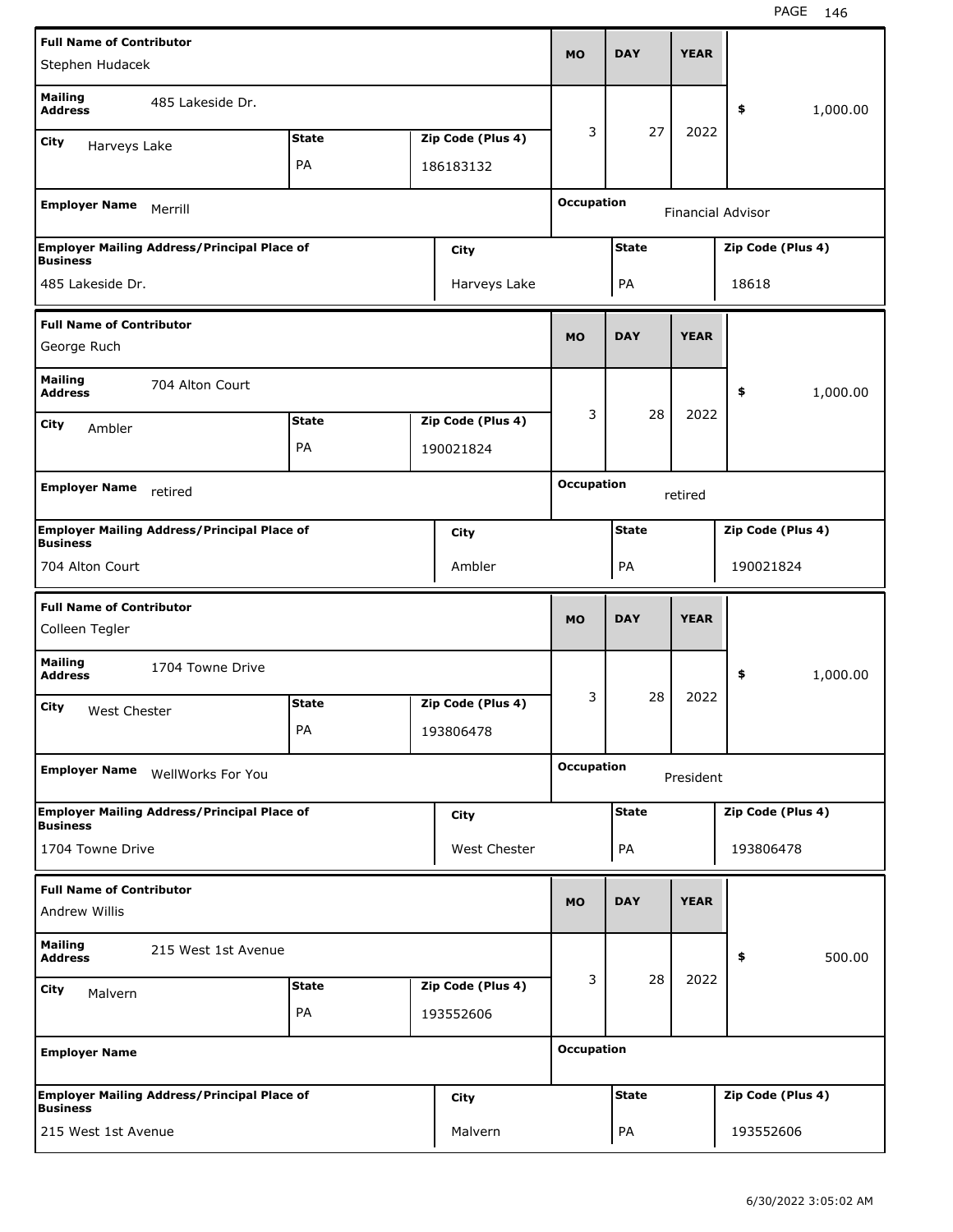| Full Name of Contributor | Mailing Address | City | State | Zip Code (Plus 4) | MO | DAY | YEAR | Amount | Employer Name | Occupation | Employer Mailing Address/Principal Place of Business | City | State | Zip Code (Plus 4) |
|---|---|---|---|---|---|---|---|---|---|---|---|---|---|---|
| Stephen Hudacek | 485 Lakeside Dr. | Harveys Lake | PA | 186183132 | 3 | 27 | 2022 | $ 1,000.00 | Merrill | Financial Advisor | 485 Lakeside Dr. | Harveys Lake | PA | 18618 |
| George Ruch | 704 Alton Court | Ambler | PA | 190021824 | 3 | 28 | 2022 | $ 1,000.00 | retired | retired | 704 Alton Court | Ambler | PA | 190021824 |
| Colleen Tegler | 1704 Towne Drive | West Chester | PA | 193806478 | 3 | 28 | 2022 | $ 1,000.00 | WellWorks For You | President | 1704 Towne Drive | West Chester | PA | 193806478 |
| Andrew Willis | 215 West 1st Avenue | Malvern | PA | 193552606 | 3 | 28 | 2022 | $ 500.00 | | | 215 West 1st Avenue | Malvern | PA | 193552606 |

6/30/2022 3:05:02 AM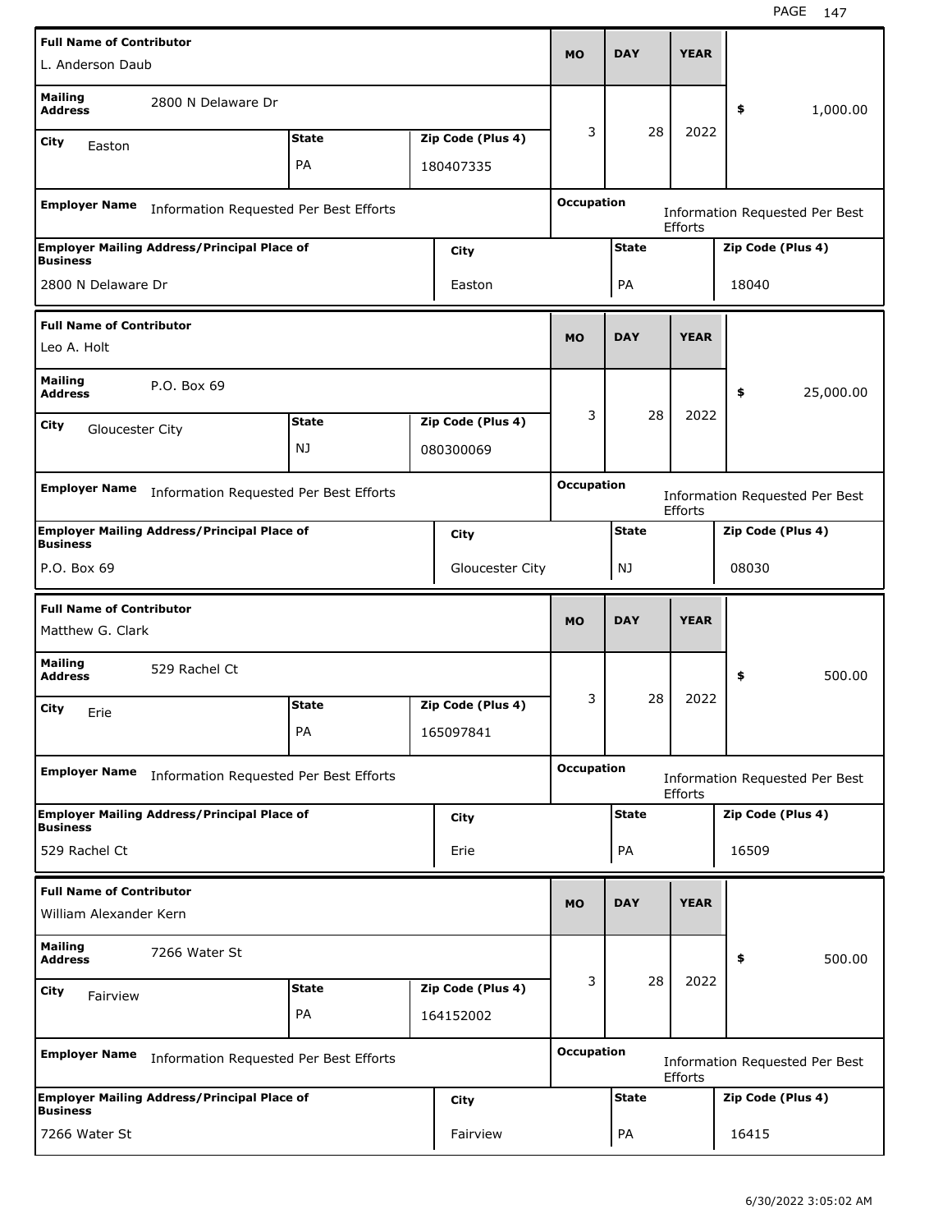| Full Name of Contributor | | | MO | DAY | YEAR | |
|---|---|---|---|---|---|---|
| L. Anderson Daub | | | | | | |
| Mailing Address: 2800 N Delaware Dr | | | 3 | 28 | 2022 | $ 1,000.00 |
| City: Easton | State: PA | Zip Code (Plus 4): 180407335 | | | | |
| Employer Name: Information Requested Per Best Efforts | | | Occupation: Information Requested Per Best Efforts | | | |
| Employer Mailing Address/Principal Place of Business: 2800 N Delaware Dr | | City: Easton | State: PA | | Zip Code (Plus 4): 18040 | |

| Full Name of Contributor | | | MO | DAY | YEAR | |
|---|---|---|---|---|---|---|
| Leo A. Holt | | | | | | |
| Mailing Address: P.O. Box 69 | | | 3 | 28 | 2022 | $ 25,000.00 |
| City: Gloucester City | State: NJ | Zip Code (Plus 4): 080300069 | | | | |
| Employer Name: Information Requested Per Best Efforts | | | Occupation: Information Requested Per Best Efforts | | | |
| Employer Mailing Address/Principal Place of Business: P.O. Box 69 | | City: Gloucester City | State: NJ | | Zip Code (Plus 4): 08030 | |

| Full Name of Contributor | | | MO | DAY | YEAR | |
|---|---|---|---|---|---|---|
| Matthew G. Clark | | | | | | |
| Mailing Address: 529 Rachel Ct | | | 3 | 28 | 2022 | $ 500.00 |
| City: Erie | State: PA | Zip Code (Plus 4): 165097841 | | | | |
| Employer Name: Information Requested Per Best Efforts | | | Occupation: Information Requested Per Best Efforts | | | |
| Employer Mailing Address/Principal Place of Business: 529 Rachel Ct | | City: Erie | State: PA | | Zip Code (Plus 4): 16509 | |

| Full Name of Contributor | | | MO | DAY | YEAR | |
|---|---|---|---|---|---|---|
| William Alexander Kern | | | | | | |
| Mailing Address: 7266 Water St | | | 3 | 28 | 2022 | $ 500.00 |
| City: Fairview | State: PA | Zip Code (Plus 4): 164152002 | | | | |
| Employer Name: Information Requested Per Best Efforts | | | Occupation: Information Requested Per Best Efforts | | | |
| Employer Mailing Address/Principal Place of Business: 7266 Water St | | City: Fairview | State: PA | | Zip Code (Plus 4): 16415 | |

6/30/2022 3:05:02 AM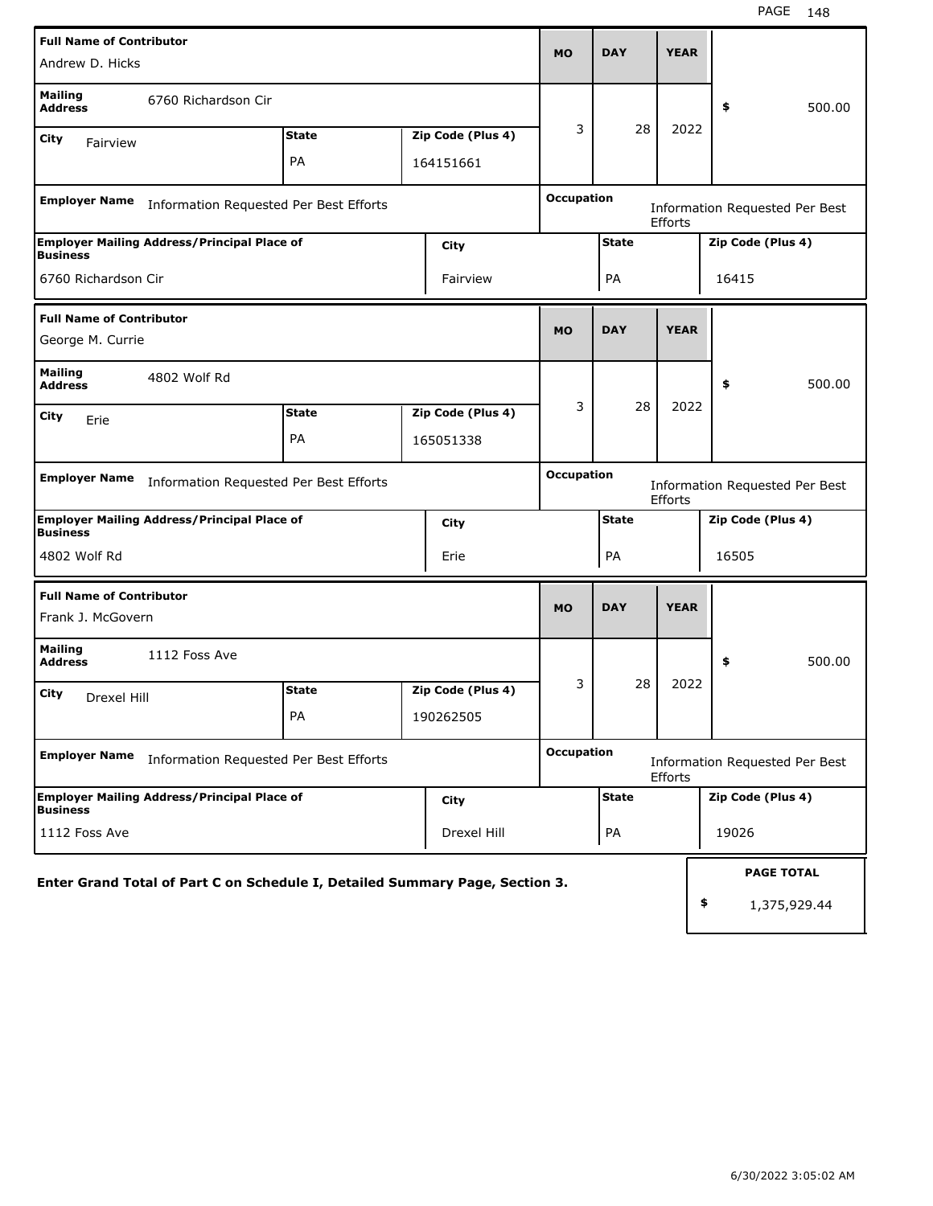| Full Name of Contributor | | | MO | DAY | YEAR | |
|---|---|---|---|---|---|---|
| Andrew D. Hicks | | | 3 | 28 | 2022 | $ 500.00 |
| **Mailing Address** 6760 Richardson Cir | | | | | | |
| **City** Fairview | **State** PA | **Zip Code (Plus 4)** 164151661 | | | | |
| **Employer Name** Information Requested Per Best Efforts | | | **Occupation** Information Requested Per Best Efforts | | | |
| **Employer Mailing Address/Principal Place of Business** 6760 Richardson Cir | | **City** Fairview | | **State** PA | | **Zip Code (Plus 4)** 16415 |

| Full Name of Contributor | | | MO | DAY | YEAR | |
|---|---|---|---|---|---|---|
| George M. Currie | | | 3 | 28 | 2022 | $ 500.00 |
| **Mailing Address** 4802 Wolf Rd | | | | | | |
| **City** Erie | **State** PA | **Zip Code (Plus 4)** 165051338 | | | | |
| **Employer Name** Information Requested Per Best Efforts | | | **Occupation** Information Requested Per Best Efforts | | | |
| **Employer Mailing Address/Principal Place of Business** 4802 Wolf Rd | | **City** Erie | | **State** PA | | **Zip Code (Plus 4)** 16505 |

| Full Name of Contributor | | | MO | DAY | YEAR | |
|---|---|---|---|---|---|---|
| Frank J. McGovern | | | 3 | 28 | 2022 | $ 500.00 |
| **Mailing Address** 1112 Foss Ave | | | | | | |
| **City** Drexel Hill | **State** PA | **Zip Code (Plus 4)** 190262505 | | | | |
| **Employer Name** Information Requested Per Best Efforts | | | **Occupation** Information Requested Per Best Efforts | | | |
| **Employer Mailing Address/Principal Place of Business** 1112 Foss Ave | | **City** Drexel Hill | | **State** PA | | **Zip Code (Plus 4)** 19026 |

**Enter Grand Total of Part C on Schedule I, Detailed Summary Page, Section 3.**

**PAGE TOTAL**

$ 1,375,929.44

6/30/2022 3:05:02 AM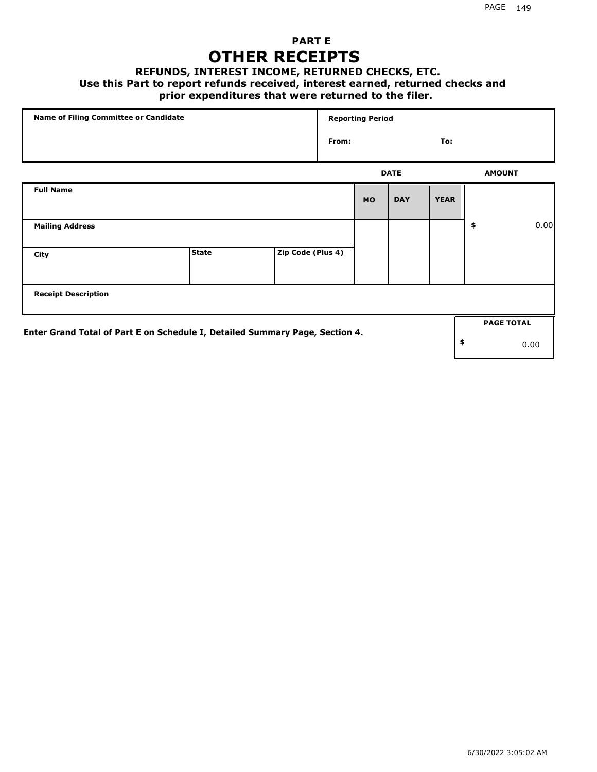# PART E
# OTHER RECEIPTS

### REFUNDS, INTEREST INCOME, RETURNED CHECKS, ETC.

**Use this Part to report refunds received, interest earned, returned checks and prior expenditures that were returned to the filer.**

| Name of Filing Committee or Candidate | Reporting Period | |
|---|---|---|
| | From: | To: |

| Full Name | | | DATE MO | DAY | YEAR | AMOUNT |
|---|---|---|---|---|---|---|
| Mailing Address | | | | | | $ 0.00 |
| City | State | Zip Code (Plus 4) | | | | |
| Receipt Description | | | | | | |

**Enter Grand Total of Part E on Schedule I, Detailed Summary Page, Section 4.**

| PAGE TOTAL |
|---|
| $ 0.00 |

6/30/2022 3:05:02 AM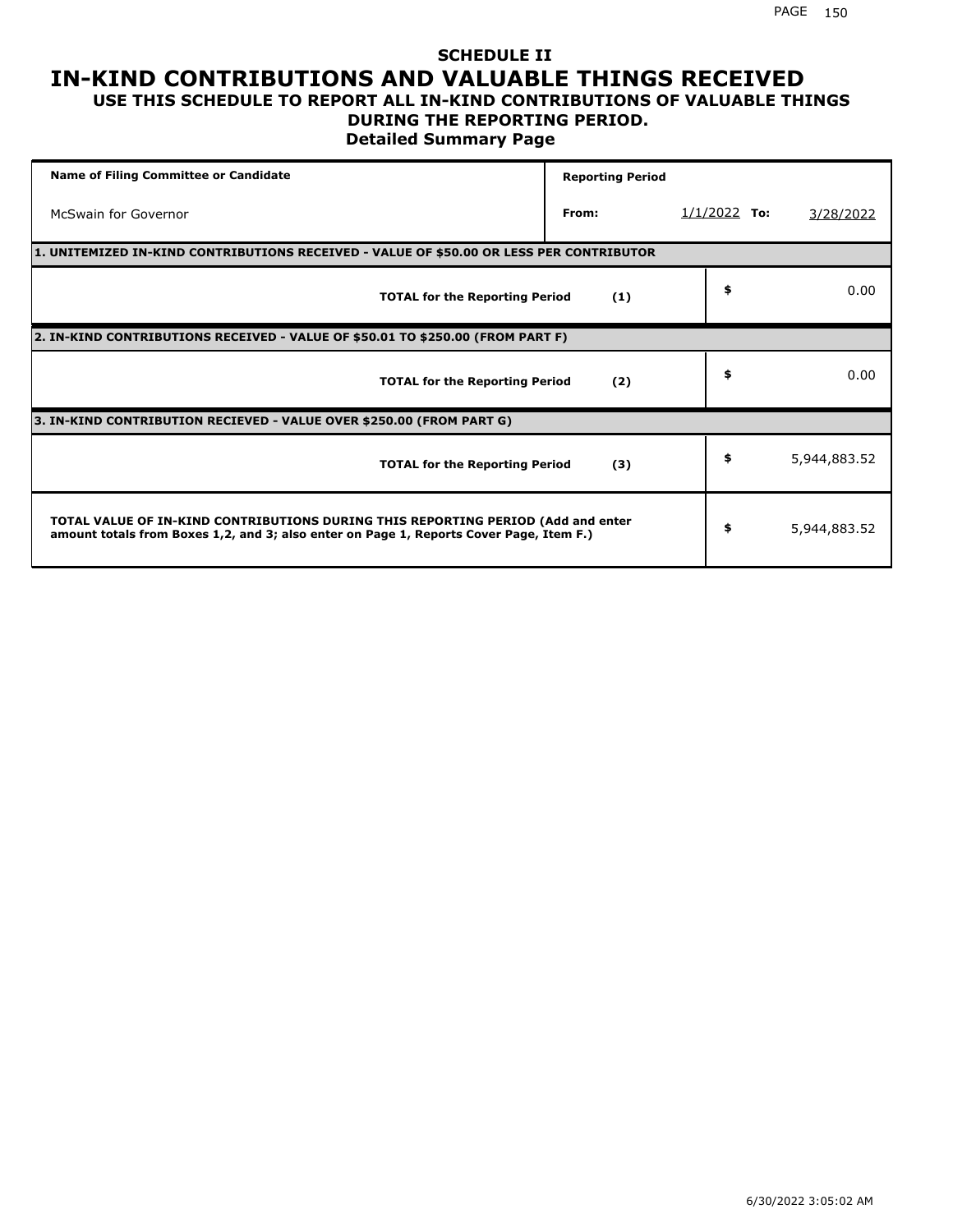# SCHEDULE II

# IN-KIND CONTRIBUTIONS AND VALUABLE THINGS RECEIVED

## USE THIS SCHEDULE TO REPORT ALL IN-KIND CONTRIBUTIONS OF VALUABLE THINGS DURING THE REPORTING PERIOD.

### Detailed Summary Page

| Name of Filing Committee or Candidate | Reporting Period | | | |
|---|---|---|---|---|
| McSwain for Governor | From: | 1/1/2022 | To: | 3/28/2022 |

| 1. UNITEMIZED IN-KIND CONTRIBUTIONS RECEIVED - VALUE OF $50.00 OR LESS PER CONTRIBUTOR | | | |
|---|---|---|---|
| TOTAL for the Reporting Period | (1) | $ | 0.00 |
| **2. IN-KIND CONTRIBUTIONS RECEIVED - VALUE OF $50.01 TO $250.00 (FROM PART F)** | | | |
| TOTAL for the Reporting Period | (2) | $ | 0.00 |
| **3. IN-KIND CONTRIBUTION RECIEVED - VALUE OVER $250.00 (FROM PART G)** | | | |
| TOTAL for the Reporting Period | (3) | $ | 5,944,883.52 |
| **TOTAL VALUE OF IN-KIND CONTRIBUTIONS DURING THIS REPORTING PERIOD (Add and enter amount totals from Boxes 1,2, and 3; also enter on Page 1, Reports Cover Page, Item F.)** | | $ | 5,944,883.52 |

6/30/2022 3:05:02 AM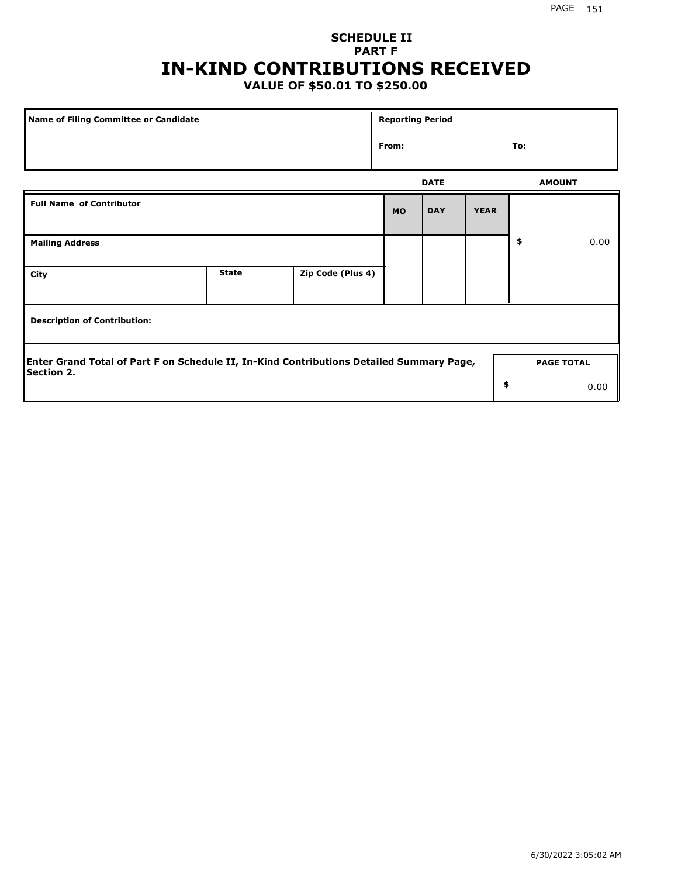# SCHEDULE II
## PART F
# IN-KIND CONTRIBUTIONS RECEIVED
### VALUE OF $50.01 TO $250.00

| Name of Filing Committee or Candidate | Reporting Period | |
|---|---|---|
| | From: | To: |

| Full Name of Contributor | | | DATE | | | AMOUNT |
|---|---|---|---|---|---|---|
| | | | MO | DAY | YEAR | |
| Mailing Address | | | | | | $ 0.00 |
| City | State | Zip Code (Plus 4) | | | | |
| Description of Contribution: | | | | | | |

| Enter Grand Total of Part F on Schedule II, In-Kind Contributions Detailed Summary Page, Section 2. | PAGE TOTAL |
|---|---|
| | $ 0.00 |

6/30/2022 3:05:02 AM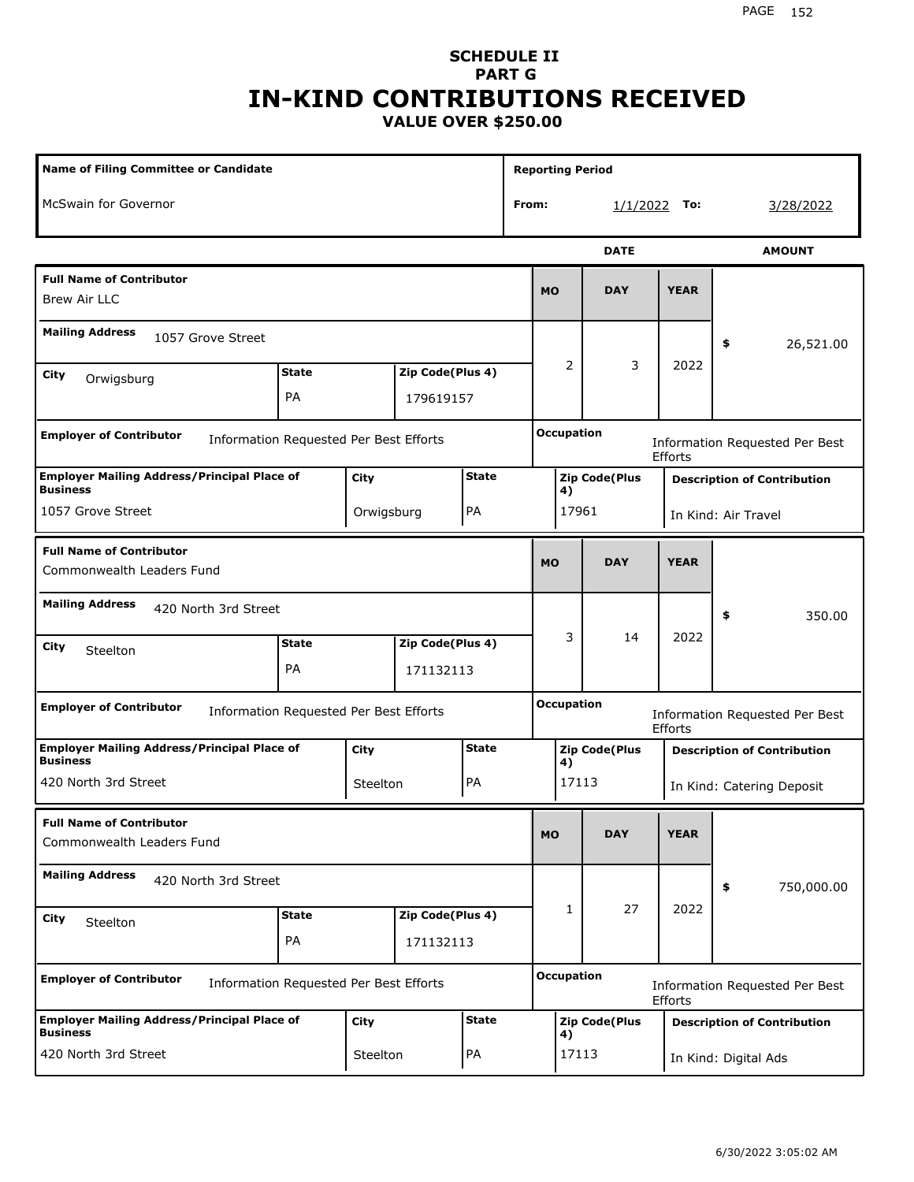# SCHEDULE II
## PART G
# IN-KIND CONTRIBUTIONS RECEIVED
### VALUE OVER $250.00

| Name of Filing Committee or Candidate | Reporting Period | | | |
|---|---|---|---|---|
| McSwain for Governor | From: | 1/1/2022 | To: | 3/28/2022 |

| Full Name of Contributor | Mailing Address | City | State | Zip Code(Plus 4) | Date (MO/DAY/YEAR) | Amount | Employer of Contributor | Occupation | Employer Mailing Address/Principal Place of Business | City | State | Zip Code(Plus 4) | Description of Contribution |
|---|---|---|---|---|---|---|---|---|---|---|---|---|---|
| Brew Air LLC | 1057 Grove Street | Orwigsburg | PA | 179619157 | 2/3/2022 | $ 26,521.00 | Information Requested Per Best Efforts | Information Requested Per Best Efforts | 1057 Grove Street | Orwigsburg | PA | 17961 | In Kind: Air Travel |
| Commonwealth Leaders Fund | 420 North 3rd Street | Steelton | PA | 171132113 | 3/14/2022 | $ 350.00 | Information Requested Per Best Efforts | Information Requested Per Best Efforts | 420 North 3rd Street | Steelton | PA | 17113 | In Kind: Catering Deposit |
| Commonwealth Leaders Fund | 420 North 3rd Street | Steelton | PA | 171132113 | 1/27/2022 | $ 750,000.00 | Information Requested Per Best Efforts | Information Requested Per Best Efforts | 420 North 3rd Street | Steelton | PA | 17113 | In Kind: Digital Ads |

6/30/2022 3:05:02 AM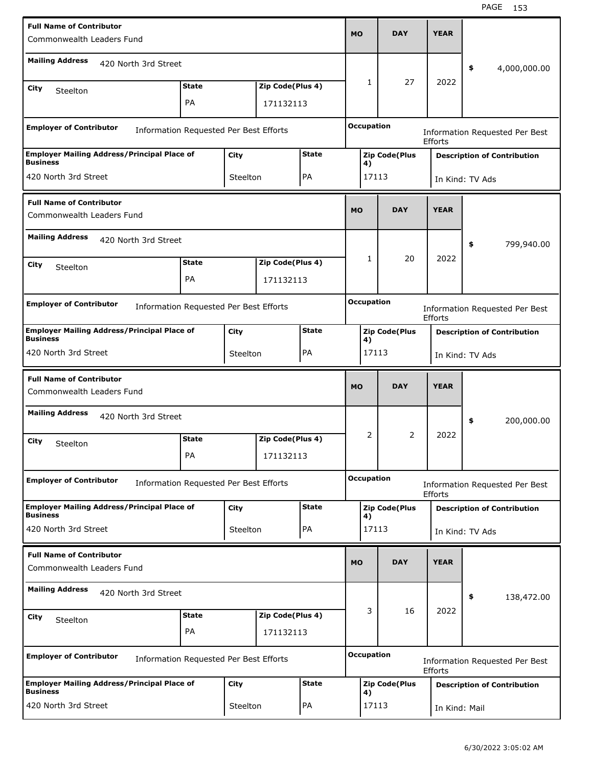| Full Name of Contributor | Mailing Address | City | State | Zip Code(Plus 4) | MO | DAY | YEAR | Amount | Employer of Contributor | Occupation | Employer Mailing Address/Principal Place of Business | City | State | Zip Code(Plus 4) | Description of Contribution |
|---|---|---|---|---|---|---|---|---|---|---|---|---|---|---|---|
| Commonwealth Leaders Fund | 420 North 3rd Street | Steelton | PA | 171132113 | 1 | 27 | 2022 | $ 4,000,000.00 | Information Requested Per Best Efforts | Information Requested Per Best Efforts | 420 North 3rd Street | Steelton | PA | 17113 | In Kind: TV Ads |
| Commonwealth Leaders Fund | 420 North 3rd Street | Steelton | PA | 171132113 | 1 | 20 | 2022 | $ 799,940.00 | Information Requested Per Best Efforts | Information Requested Per Best Efforts | 420 North 3rd Street | Steelton | PA | 17113 | In Kind: TV Ads |
| Commonwealth Leaders Fund | 420 North 3rd Street | Steelton | PA | 171132113 | 2 | 2 | 2022 | $ 200,000.00 | Information Requested Per Best Efforts | Information Requested Per Best Efforts | 420 North 3rd Street | Steelton | PA | 17113 | In Kind: TV Ads |
| Commonwealth Leaders Fund | 420 North 3rd Street | Steelton | PA | 171132113 | 3 | 16 | 2022 | $ 138,472.00 | Information Requested Per Best Efforts | Information Requested Per Best Efforts | 420 North 3rd Street | Steelton | PA | 17113 | In Kind: Mail |

6/30/2022 3:05:02 AM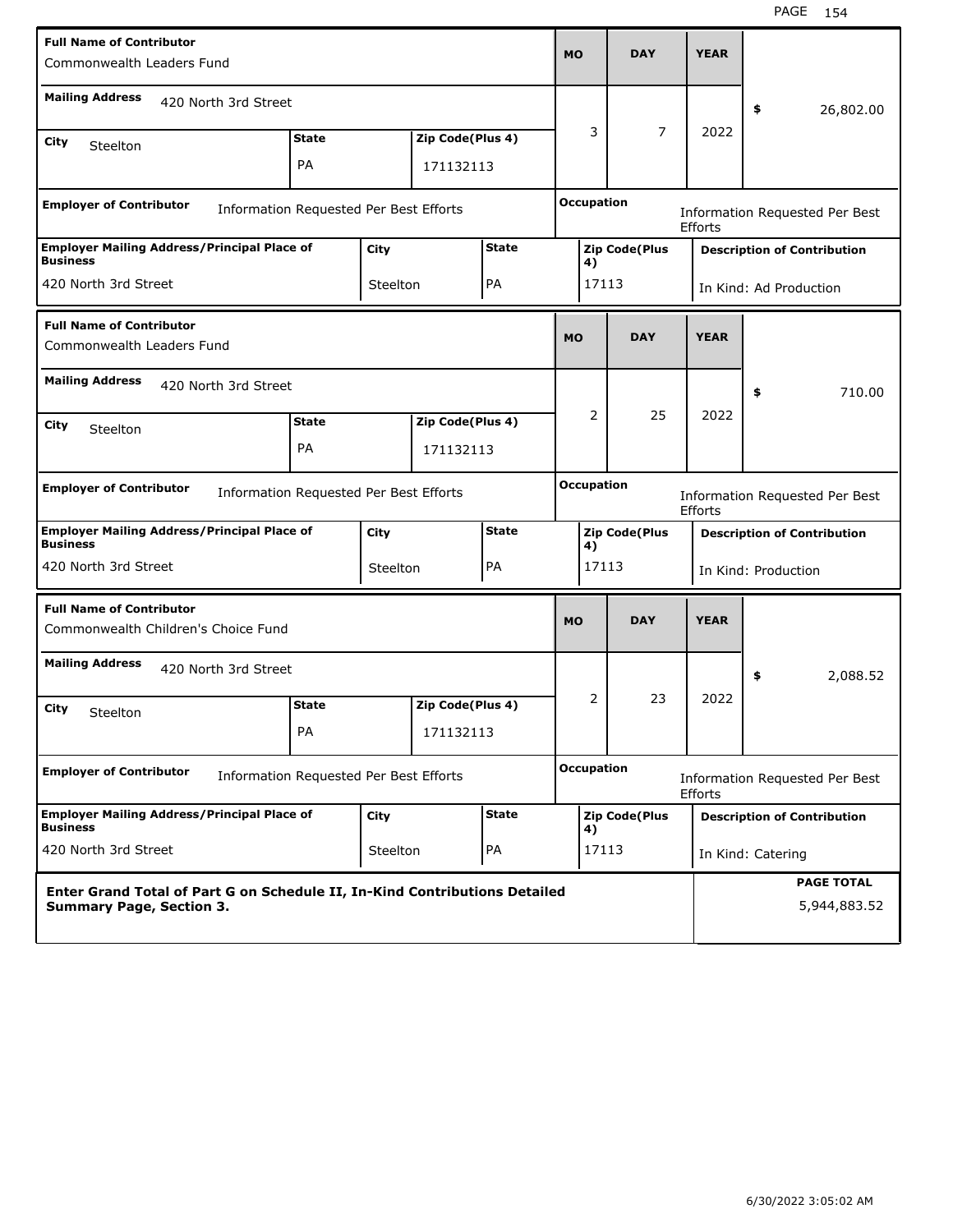| Full Name of Contributor | | | MO | DAY | YEAR | |
|---|---|---|---|---|---|---|
| Commonwealth Leaders Fund | | | 3 | 7 | 2022 | $ 26,802.00 |
| **Mailing Address** 420 North 3rd Street | | | | | | |
| **City** Steelton | **State** PA | **Zip Code(Plus 4)** 171132113 | | | | |
| **Employer of Contributor** Information Requested Per Best Efforts | | | **Occupation** Information Requested Per Best Efforts | | | |
| **Employer Mailing Address/Principal Place of Business** 420 North 3rd Street | **City** Steelton | **State** PA | **Zip Code(Plus 4)** 17113 | | **Description of Contribution** In Kind: Ad Production | |

| Full Name of Contributor | | | MO | DAY | YEAR | |
|---|---|---|---|---|---|---|
| Commonwealth Leaders Fund | | | 2 | 25 | 2022 | $ 710.00 |
| **Mailing Address** 420 North 3rd Street | | | | | | |
| **City** Steelton | **State** PA | **Zip Code(Plus 4)** 171132113 | | | | |
| **Employer of Contributor** Information Requested Per Best Efforts | | | **Occupation** Information Requested Per Best Efforts | | | |
| **Employer Mailing Address/Principal Place of Business** 420 North 3rd Street | **City** Steelton | **State** PA | **Zip Code(Plus 4)** 17113 | | **Description of Contribution** In Kind: Production | |

| Full Name of Contributor | | | MO | DAY | YEAR | |
|---|---|---|---|---|---|---|
| Commonwealth Children's Choice Fund | | | 2 | 23 | 2022 | $ 2,088.52 |
| **Mailing Address** 420 North 3rd Street | | | | | | |
| **City** Steelton | **State** PA | **Zip Code(Plus 4)** 171132113 | | | | |
| **Employer of Contributor** Information Requested Per Best Efforts | | | **Occupation** Information Requested Per Best Efforts | | | |
| **Employer Mailing Address/Principal Place of Business** 420 North 3rd Street | **City** Steelton | **State** PA | **Zip Code(Plus 4)** 17113 | | **Description of Contribution** In Kind: Catering | |

| **Enter Grand Total of Part G on Schedule II, In-Kind Contributions Detailed Summary Page, Section 3.** | **PAGE TOTAL** 5,944,883.52 |
|---|---|

6/30/2022 3:05:02 AM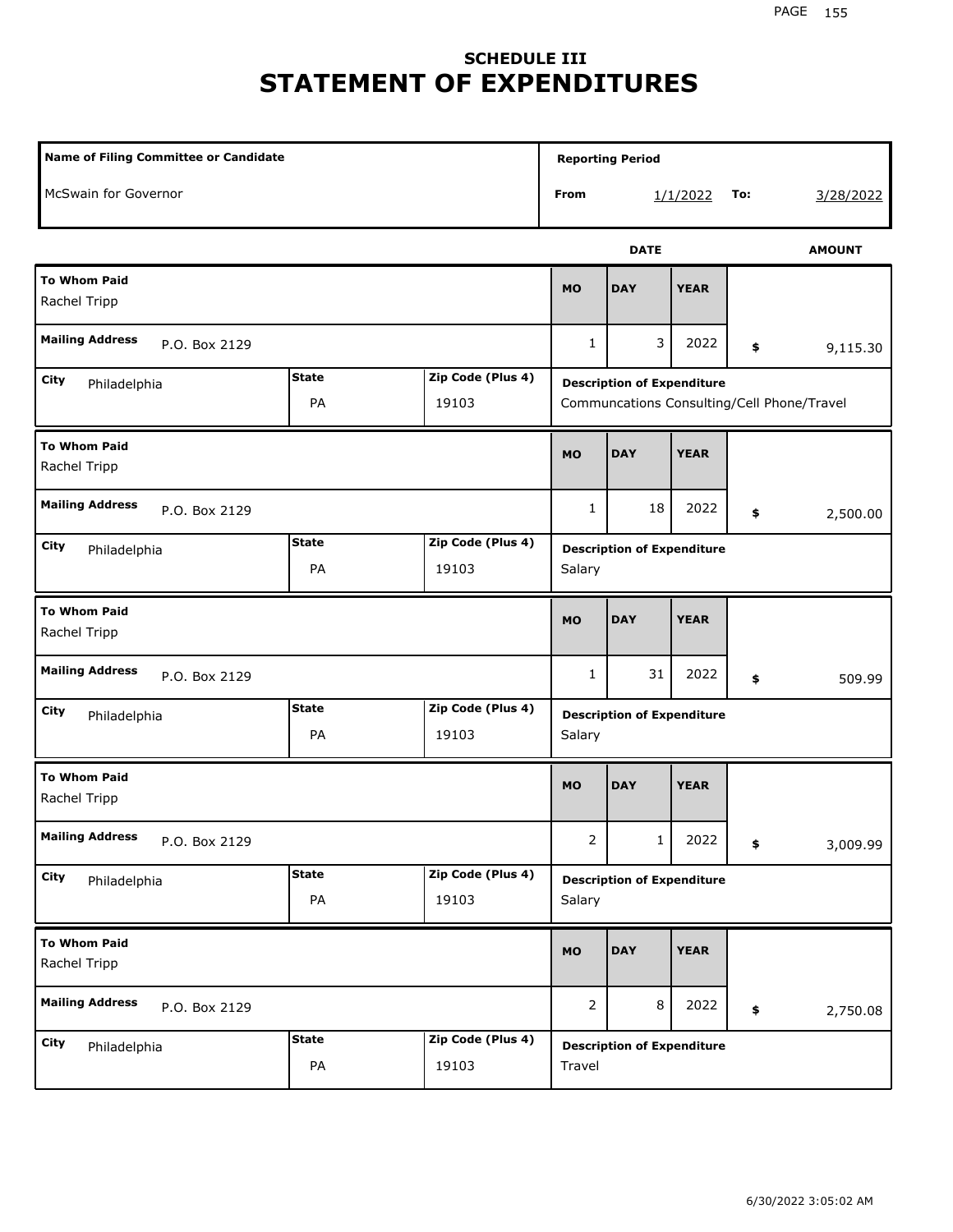## SCHEDULE III
# STATEMENT OF EXPENDITURES

| Name of Filing Committee or Candidate | Reporting Period | | |
|---|---|---|---|
| McSwain for Governor | From 1/1/2022 | To: | 3/28/2022 |

| To Whom Paid | Mailing Address | City | State | Zip Code (Plus 4) | MO | DAY | YEAR | AMOUNT | Description of Expenditure |
|---|---|---|---|---|---|---|---|---|---|
| Rachel Tripp | P.O. Box 2129 | Philadelphia | PA | 19103 | 1 | 3 | 2022 | $ 9,115.30 | Communcations Consulting/Cell Phone/Travel |
| Rachel Tripp | P.O. Box 2129 | Philadelphia | PA | 19103 | 1 | 18 | 2022 | $ 2,500.00 | Salary |
| Rachel Tripp | P.O. Box 2129 | Philadelphia | PA | 19103 | 1 | 31 | 2022 | $ 509.99 | Salary |
| Rachel Tripp | P.O. Box 2129 | Philadelphia | PA | 19103 | 2 | 1 | 2022 | $ 3,009.99 | Salary |
| Rachel Tripp | P.O. Box 2129 | Philadelphia | PA | 19103 | 2 | 8 | 2022 | $ 2,750.08 | Travel |

6/30/2022 3:05:02 AM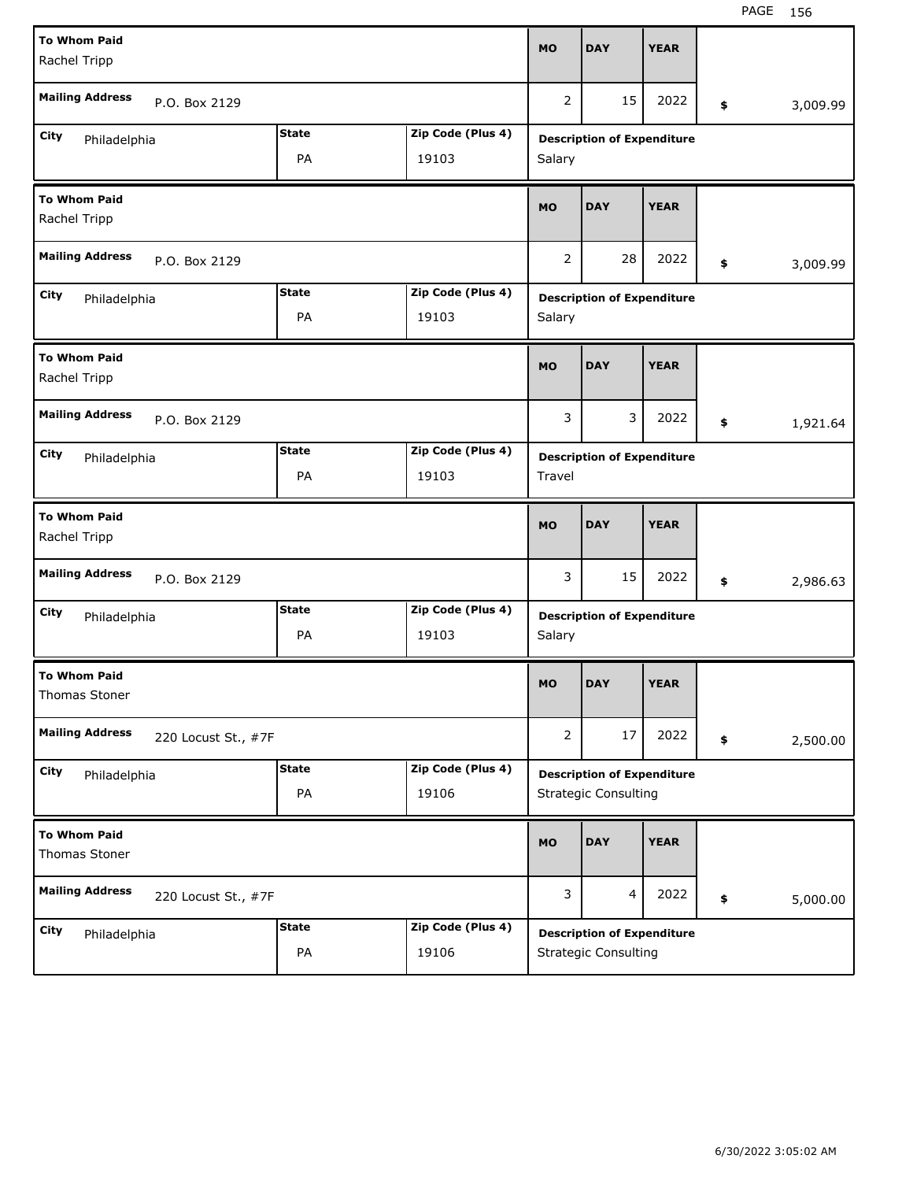| To Whom Paid | Mailing Address | City | State | Zip Code (Plus 4) | MO | DAY | YEAR | $ | Description of Expenditure |
|---|---|---|---|---|---|---|---|---|---|
| Rachel Tripp | P.O. Box 2129 | Philadelphia | PA | 19103 | 2 | 15 | 2022 | 3,009.99 | Salary |
| Rachel Tripp | P.O. Box 2129 | Philadelphia | PA | 19103 | 2 | 28 | 2022 | 3,009.99 | Salary |
| Rachel Tripp | P.O. Box 2129 | Philadelphia | PA | 19103 | 3 | 3 | 2022 | 1,921.64 | Travel |
| Rachel Tripp | P.O. Box 2129 | Philadelphia | PA | 19103 | 3 | 15 | 2022 | 2,986.63 | Salary |
| Thomas Stoner | 220 Locust St., #7F | Philadelphia | PA | 19106 | 2 | 17 | 2022 | 2,500.00 | Strategic Consulting |
| Thomas Stoner | 220 Locust St., #7F | Philadelphia | PA | 19106 | 3 | 4 | 2022 | 5,000.00 | Strategic Consulting |

6/30/2022 3:05:02 AM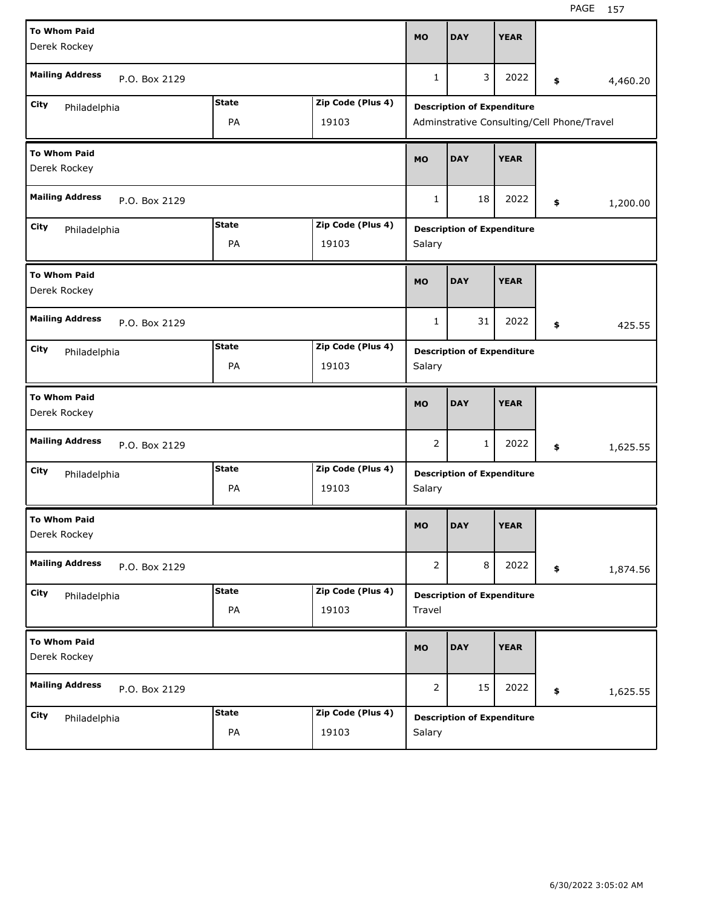| To Whom Paid | Mailing Address | City | State | Zip Code (Plus 4) | MO | DAY | YEAR | Amount | Description of Expenditure |
|---|---|---|---|---|---|---|---|---|---|
| Derek Rockey | P.O. Box 2129 | Philadelphia | PA | 19103 | 1 | 3 | 2022 | $ 4,460.20 | Adminstrative Consulting/Cell Phone/Travel |
| Derek Rockey | P.O. Box 2129 | Philadelphia | PA | 19103 | 1 | 18 | 2022 | $ 1,200.00 | Salary |
| Derek Rockey | P.O. Box 2129 | Philadelphia | PA | 19103 | 1 | 31 | 2022 | $ 425.55 | Salary |
| Derek Rockey | P.O. Box 2129 | Philadelphia | PA | 19103 | 2 | 1 | 2022 | $ 1,625.55 | Salary |
| Derek Rockey | P.O. Box 2129 | Philadelphia | PA | 19103 | 2 | 8 | 2022 | $ 1,874.56 | Travel |
| Derek Rockey | P.O. Box 2129 | Philadelphia | PA | 19103 | 2 | 15 | 2022 | $ 1,625.55 | Salary |

6/30/2022 3:05:02 AM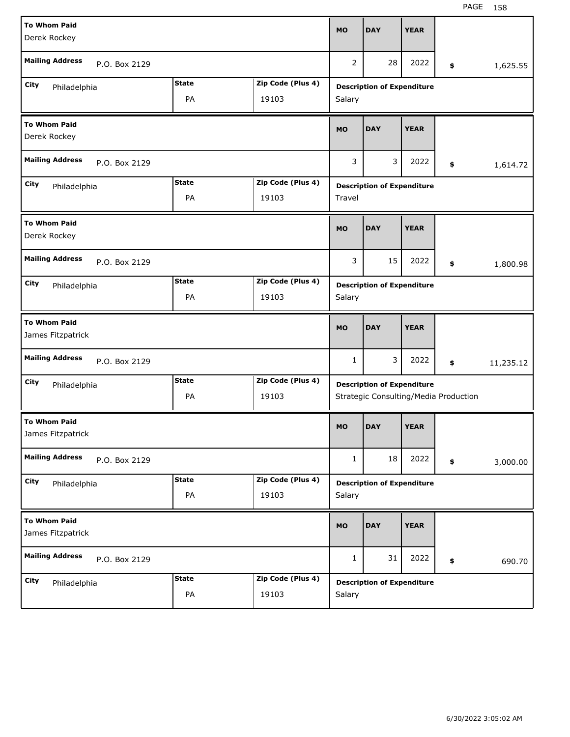| To Whom Paid | Mailing Address | City | State | Zip Code (Plus 4) | MO | DAY | YEAR | Amount | Description of Expenditure |
|---|---|---|---|---|---|---|---|---|---|
| Derek Rockey | P.O. Box 2129 | Philadelphia | PA | 19103 | 2 | 28 | 2022 | $ 1,625.55 | Salary |
| Derek Rockey | P.O. Box 2129 | Philadelphia | PA | 19103 | 3 | 3 | 2022 | $ 1,614.72 | Travel |
| Derek Rockey | P.O. Box 2129 | Philadelphia | PA | 19103 | 3 | 15 | 2022 | $ 1,800.98 | Salary |
| James Fitzpatrick | P.O. Box 2129 | Philadelphia | PA | 19103 | 1 | 3 | 2022 | $ 11,235.12 | Strategic Consulting/Media Production |
| James Fitzpatrick | P.O. Box 2129 | Philadelphia | PA | 19103 | 1 | 18 | 2022 | $ 3,000.00 | Salary |
| James Fitzpatrick | P.O. Box 2129 | Philadelphia | PA | 19103 | 1 | 31 | 2022 | $ 690.70 | Salary |

6/30/2022 3:05:02 AM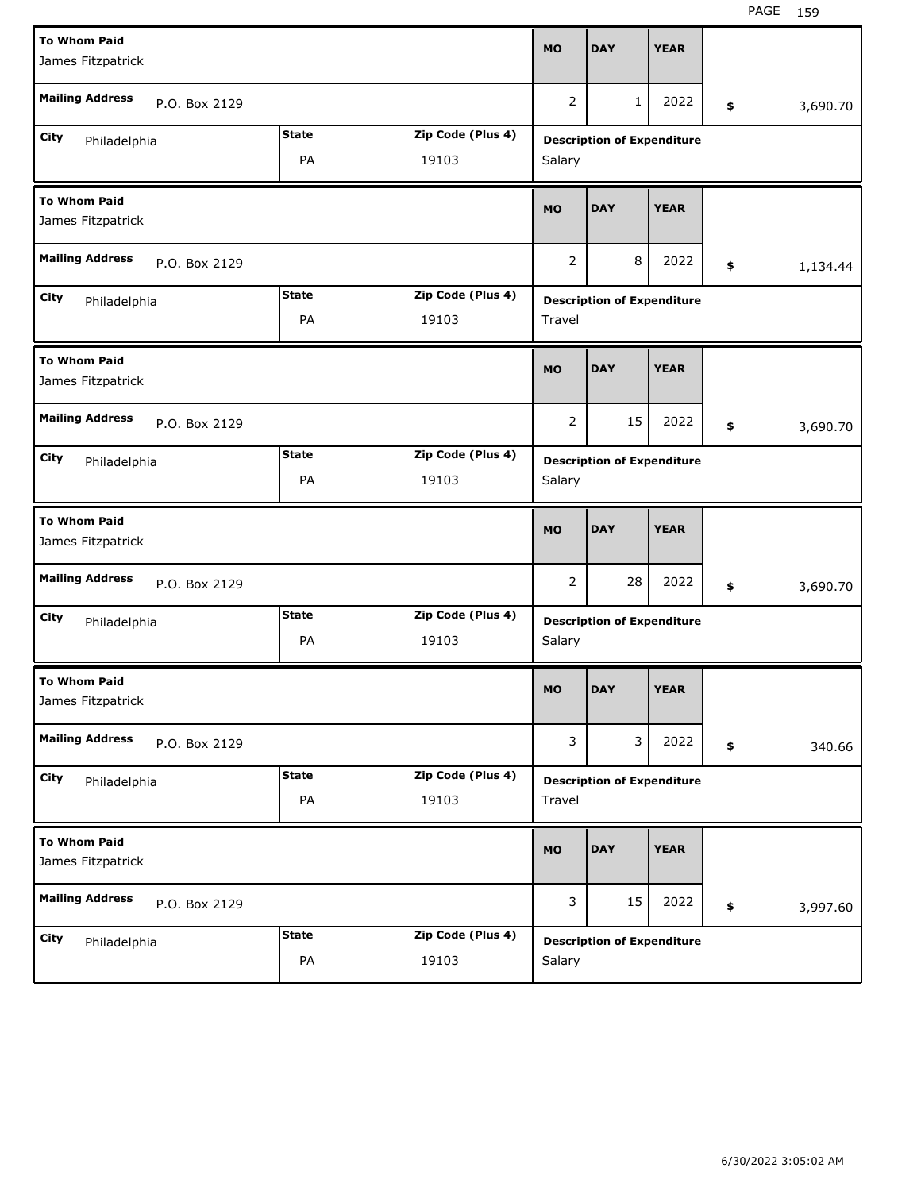| To Whom Paid | | | MO | DAY | YEAR | |
|---|---|---|---|---|---|---|
| James Fitzpatrick | | | | | | |
| Mailing Address | P.O. Box 2129 | | 2 | 1 | 2022 | $ 3,690.70 |
| City: Philadelphia | State: PA | Zip Code (Plus 4): 19103 | Description of Expenditure: Salary | | | |

| To Whom Paid | | | MO | DAY | YEAR | |
|---|---|---|---|---|---|---|
| James Fitzpatrick | | | | | | |
| Mailing Address | P.O. Box 2129 | | 2 | 8 | 2022 | $ 1,134.44 |
| City: Philadelphia | State: PA | Zip Code (Plus 4): 19103 | Description of Expenditure: Travel | | | |

| To Whom Paid | | | MO | DAY | YEAR | |
|---|---|---|---|---|---|---|
| James Fitzpatrick | | | | | | |
| Mailing Address | P.O. Box 2129 | | 2 | 15 | 2022 | $ 3,690.70 |
| City: Philadelphia | State: PA | Zip Code (Plus 4): 19103 | Description of Expenditure: Salary | | | |

| To Whom Paid | | | MO | DAY | YEAR | |
|---|---|---|---|---|---|---|
| James Fitzpatrick | | | | | | |
| Mailing Address | P.O. Box 2129 | | 2 | 28 | 2022 | $ 3,690.70 |
| City: Philadelphia | State: PA | Zip Code (Plus 4): 19103 | Description of Expenditure: Salary | | | |

| To Whom Paid | | | MO | DAY | YEAR | |
|---|---|---|---|---|---|---|
| James Fitzpatrick | | | | | | |
| Mailing Address | P.O. Box 2129 | | 3 | 3 | 2022 | $ 340.66 |
| City: Philadelphia | State: PA | Zip Code (Plus 4): 19103 | Description of Expenditure: Travel | | | |

| To Whom Paid | | | MO | DAY | YEAR | |
|---|---|---|---|---|---|---|
| James Fitzpatrick | | | | | | |
| Mailing Address | P.O. Box 2129 | | 3 | 15 | 2022 | $ 3,997.60 |
| City: Philadelphia | State: PA | Zip Code (Plus 4): 19103 | Description of Expenditure: Salary | | | |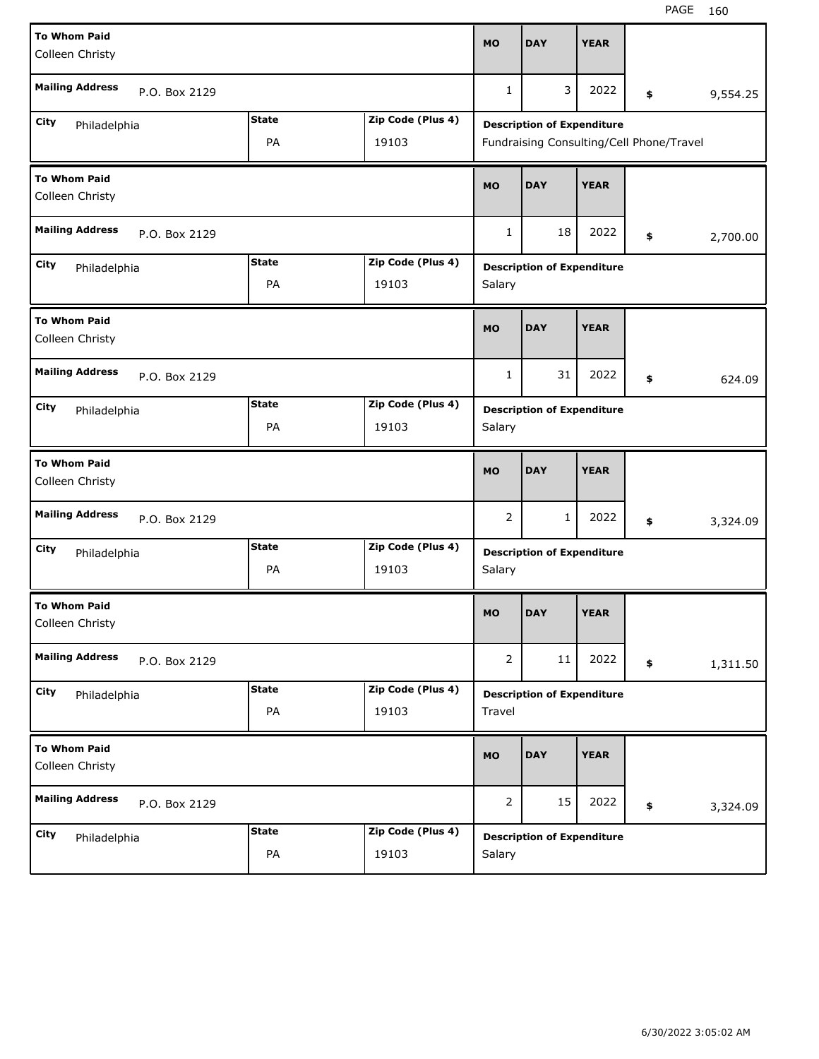| To Whom Paid | Mailing Address | City | State | Zip Code (Plus 4) | MO | DAY | YEAR | $ | Description of Expenditure |
|---|---|---|---|---|---|---|---|---|---|
| Colleen Christy | P.O. Box 2129 | Philadelphia | PA | 19103 | 1 | 3 | 2022 | 9,554.25 | Fundraising Consulting/Cell Phone/Travel |
| Colleen Christy | P.O. Box 2129 | Philadelphia | PA | 19103 | 1 | 18 | 2022 | 2,700.00 | Salary |
| Colleen Christy | P.O. Box 2129 | Philadelphia | PA | 19103 | 1 | 31 | 2022 | 624.09 | Salary |
| Colleen Christy | P.O. Box 2129 | Philadelphia | PA | 19103 | 2 | 1 | 2022 | 3,324.09 | Salary |
| Colleen Christy | P.O. Box 2129 | Philadelphia | PA | 19103 | 2 | 11 | 2022 | 1,311.50 | Travel |
| Colleen Christy | P.O. Box 2129 | Philadelphia | PA | 19103 | 2 | 15 | 2022 | 3,324.09 | Salary |

6/30/2022 3:05:02 AM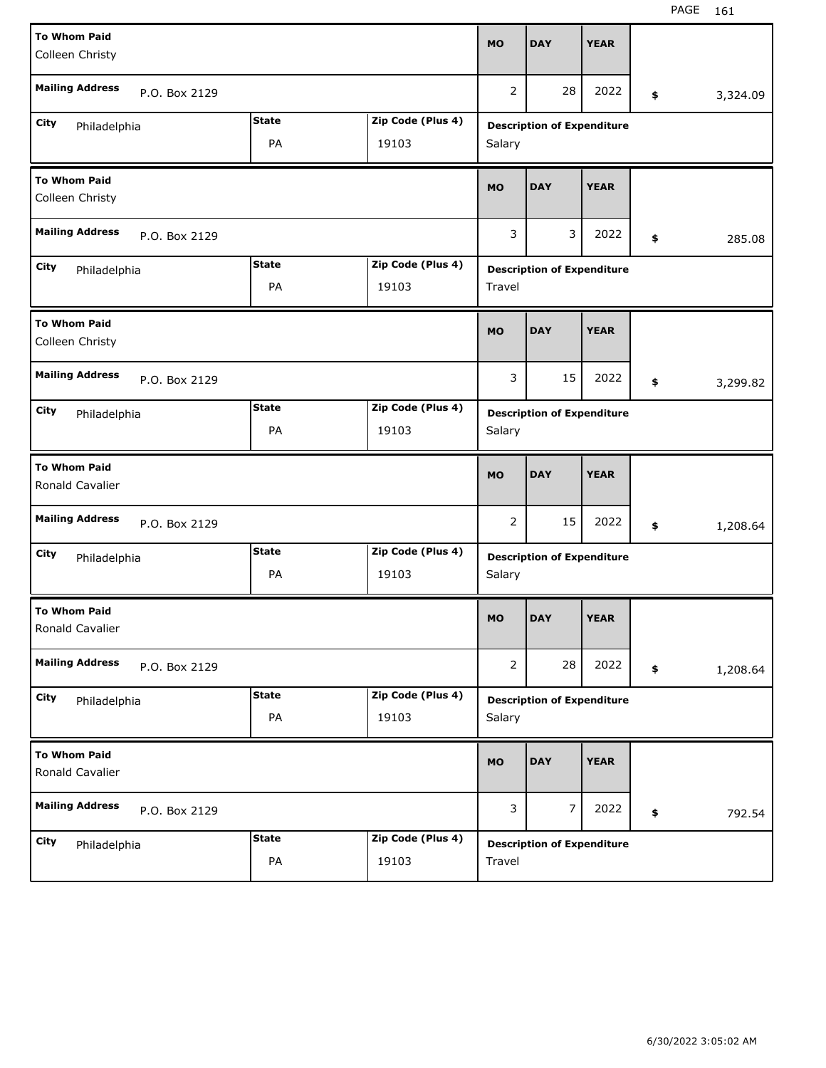| To Whom Paid | Mailing Address | City | State | Zip Code (Plus 4) | MO | DAY | YEAR | Amount | Description of Expenditure |
|---|---|---|---|---|---|---|---|---|---|
| Colleen Christy | P.O. Box 2129 | Philadelphia | PA | 19103 | 2 | 28 | 2022 | $ 3,324.09 | Salary |
| Colleen Christy | P.O. Box 2129 | Philadelphia | PA | 19103 | 3 | 3 | 2022 | $ 285.08 | Travel |
| Colleen Christy | P.O. Box 2129 | Philadelphia | PA | 19103 | 3 | 15 | 2022 | $ 3,299.82 | Salary |
| Ronald Cavalier | P.O. Box 2129 | Philadelphia | PA | 19103 | 2 | 15 | 2022 | $ 1,208.64 | Salary |
| Ronald Cavalier | P.O. Box 2129 | Philadelphia | PA | 19103 | 2 | 28 | 2022 | $ 1,208.64 | Salary |
| Ronald Cavalier | P.O. Box 2129 | Philadelphia | PA | 19103 | 3 | 7 | 2022 | $ 792.54 | Travel |

6/30/2022 3:05:02 AM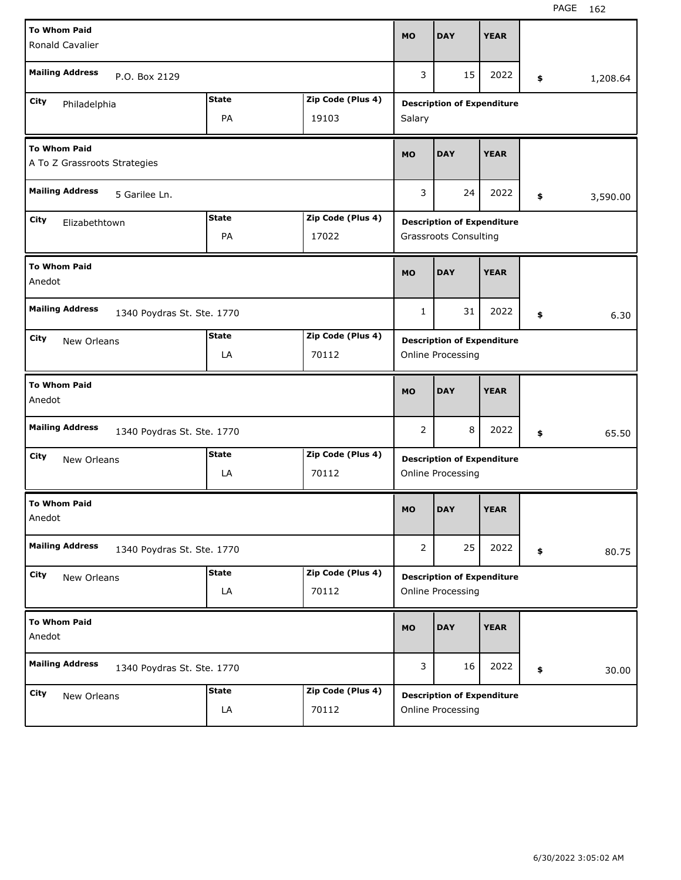| To Whom Paid | Mailing Address | City | State | Zip Code (Plus 4) | MO | DAY | YEAR | Amount | Description of Expenditure |
|---|---|---|---|---|---|---|---|---|---|
| Ronald Cavalier | P.O. Box 2129 | Philadelphia | PA | 19103 | 3 | 15 | 2022 | $ 1,208.64 | Salary |
| A To Z Grassroots Strategies | 5 Garilee Ln. | Elizabethtown | PA | 17022 | 3 | 24 | 2022 | $ 3,590.00 | Grassroots Consulting |
| Anedot | 1340 Poydras St. Ste. 1770 | New Orleans | LA | 70112 | 1 | 31 | 2022 | $ 6.30 | Online Processing |
| Anedot | 1340 Poydras St. Ste. 1770 | New Orleans | LA | 70112 | 2 | 8 | 2022 | $ 65.50 | Online Processing |
| Anedot | 1340 Poydras St. Ste. 1770 | New Orleans | LA | 70112 | 2 | 25 | 2022 | $ 80.75 | Online Processing |
| Anedot | 1340 Poydras St. Ste. 1770 | New Orleans | LA | 70112 | 3 | 16 | 2022 | $ 30.00 | Online Processing |

6/30/2022 3:05:02 AM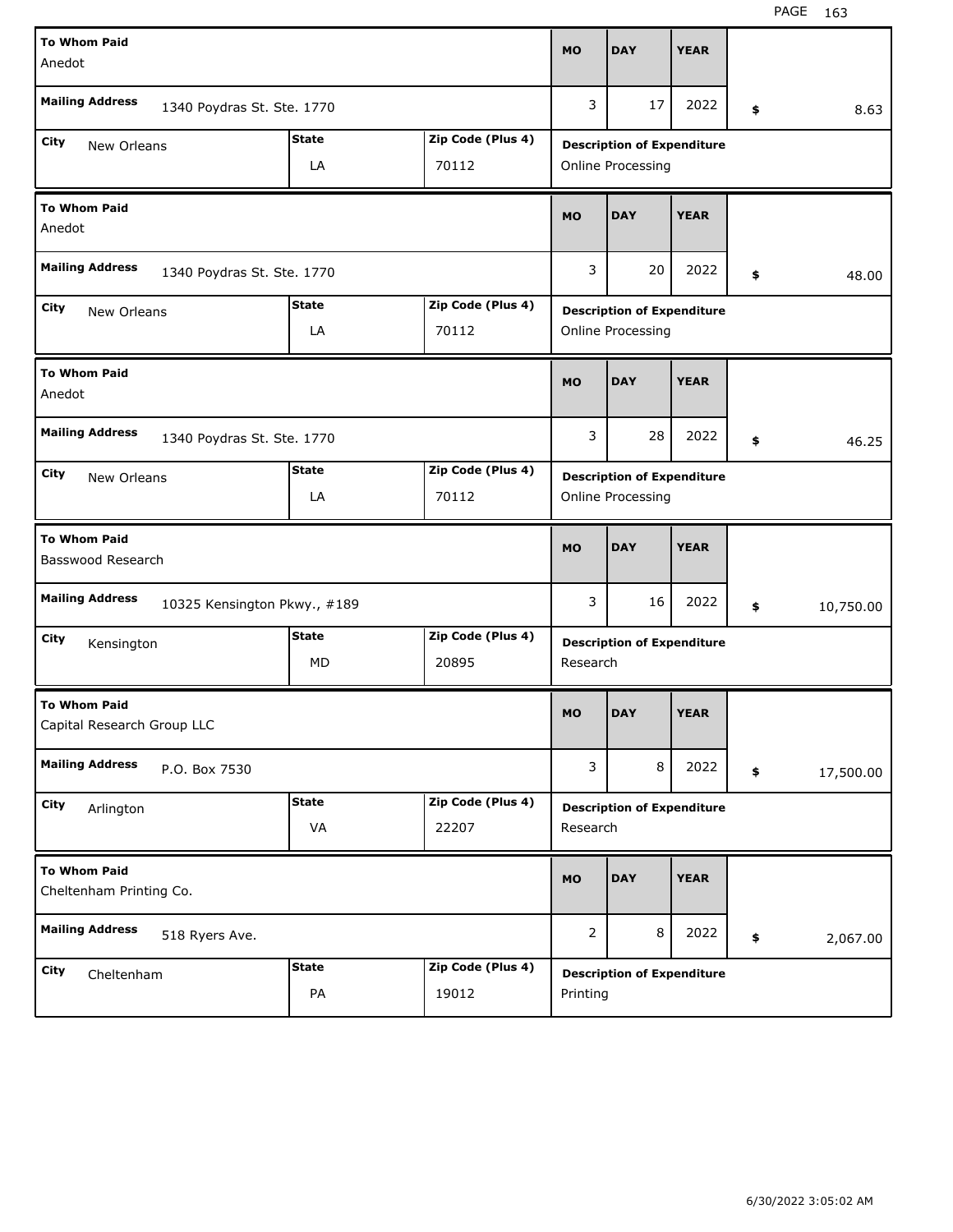| To Whom Paid | Mailing Address | City | State | Zip Code (Plus 4) | MO | DAY | YEAR | Amount | Description of Expenditure |
|---|---|---|---|---|---|---|---|---|---|
| Anedot | 1340 Poydras St. Ste. 1770 | New Orleans | LA | 70112 | 3 | 17 | 2022 | $ 8.63 | Online Processing |
| Anedot | 1340 Poydras St. Ste. 1770 | New Orleans | LA | 70112 | 3 | 20 | 2022 | $ 48.00 | Online Processing |
| Anedot | 1340 Poydras St. Ste. 1770 | New Orleans | LA | 70112 | 3 | 28 | 2022 | $ 46.25 | Online Processing |
| Basswood Research | 10325 Kensington Pkwy., #189 | Kensington | MD | 20895 | 3 | 16 | 2022 | $ 10,750.00 | Research |
| Capital Research Group LLC | P.O. Box 7530 | Arlington | VA | 22207 | 3 | 8 | 2022 | $ 17,500.00 | Research |
| Cheltenham Printing Co. | 518 Ryers Ave. | Cheltenham | PA | 19012 | 2 | 8 | 2022 | $ 2,067.00 | Printing |

6/30/2022 3:05:02 AM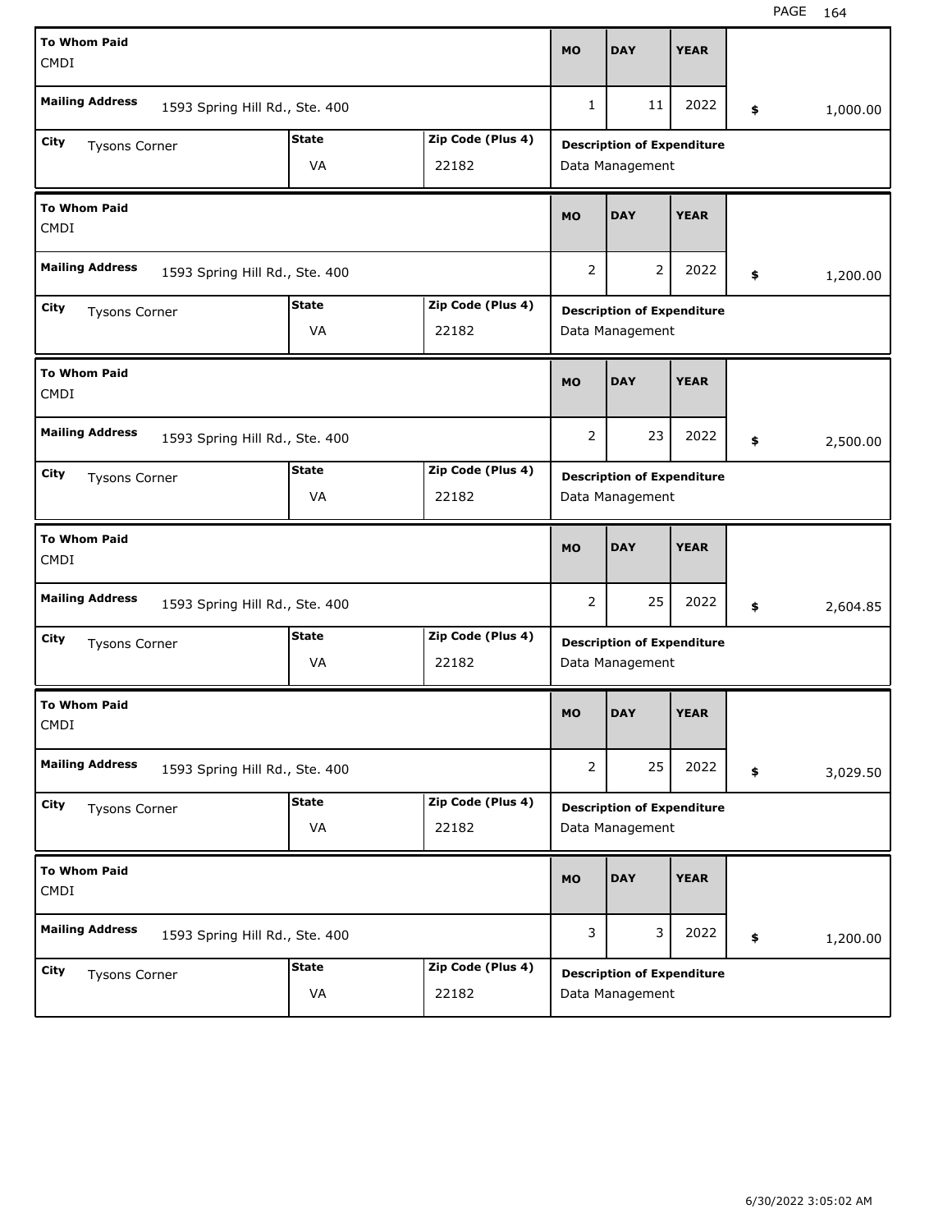| To Whom Paid | Mailing Address | City | State | Zip Code (Plus 4) | MO | DAY | YEAR | Amount | Description of Expenditure |
|---|---|---|---|---|---|---|---|---|---|
| CMDI | 1593 Spring Hill Rd., Ste. 400 | Tysons Corner | VA | 22182 | 1 | 11 | 2022 | $ 1,000.00 | Data Management |
| CMDI | 1593 Spring Hill Rd., Ste. 400 | Tysons Corner | VA | 22182 | 2 | 2 | 2022 | $ 1,200.00 | Data Management |
| CMDI | 1593 Spring Hill Rd., Ste. 400 | Tysons Corner | VA | 22182 | 2 | 23 | 2022 | $ 2,500.00 | Data Management |
| CMDI | 1593 Spring Hill Rd., Ste. 400 | Tysons Corner | VA | 22182 | 2 | 25 | 2022 | $ 2,604.85 | Data Management |
| CMDI | 1593 Spring Hill Rd., Ste. 400 | Tysons Corner | VA | 22182 | 2 | 25 | 2022 | $ 3,029.50 | Data Management |
| CMDI | 1593 Spring Hill Rd., Ste. 400 | Tysons Corner | VA | 22182 | 3 | 3 | 2022 | $ 1,200.00 | Data Management |

6/30/2022 3:05:02 AM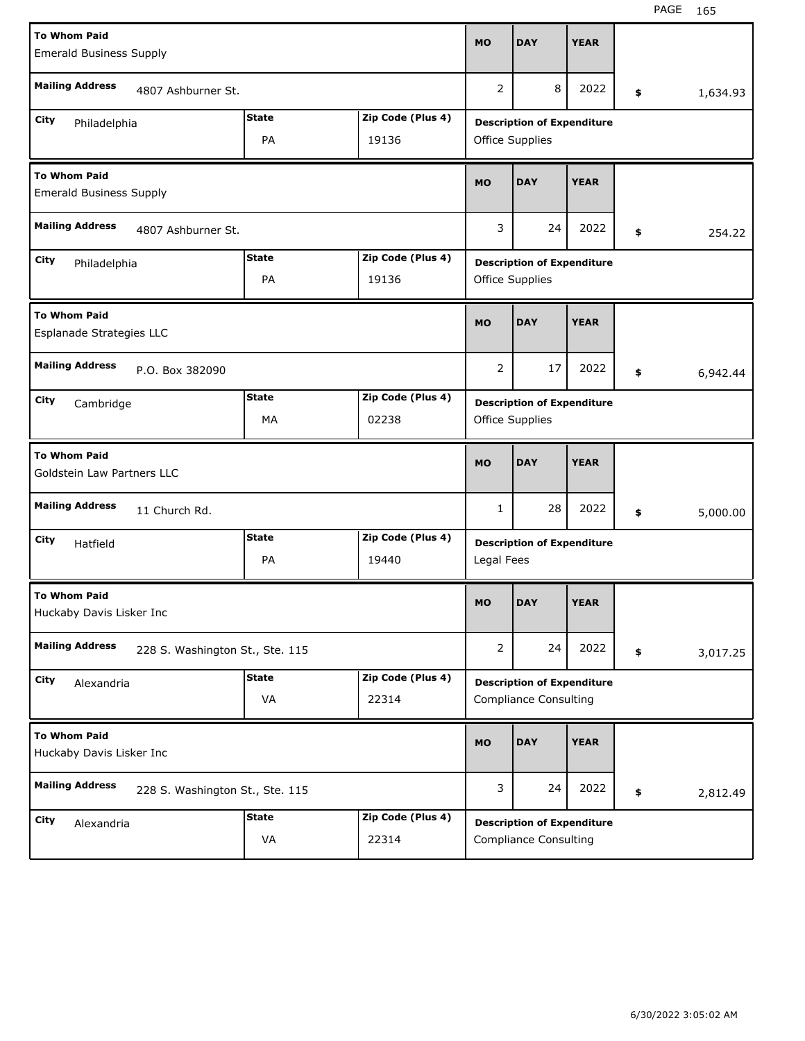| To Whom Paid | Mailing Address | City | State | Zip Code (Plus 4) | MO | DAY | YEAR | Amount | Description of Expenditure |
|---|---|---|---|---|---|---|---|---|---|
| Emerald Business Supply | 4807 Ashburner St. | Philadelphia | PA | 19136 | 2 | 8 | 2022 | $ 1,634.93 | Office Supplies |
| Emerald Business Supply | 4807 Ashburner St. | Philadelphia | PA | 19136 | 3 | 24 | 2022 | $ 254.22 | Office Supplies |
| Esplanade Strategies LLC | P.O. Box 382090 | Cambridge | MA | 02238 | 2 | 17 | 2022 | $ 6,942.44 | Office Supplies |
| Goldstein Law Partners LLC | 11 Church Rd. | Hatfield | PA | 19440 | 1 | 28 | 2022 | $ 5,000.00 | Legal Fees |
| Huckaby Davis Lisker Inc | 228 S. Washington St., Ste. 115 | Alexandria | VA | 22314 | 2 | 24 | 2022 | $ 3,017.25 | Compliance Consulting |
| Huckaby Davis Lisker Inc | 228 S. Washington St., Ste. 115 | Alexandria | VA | 22314 | 3 | 24 | 2022 | $ 2,812.49 | Compliance Consulting |

6/30/2022 3:05:02 AM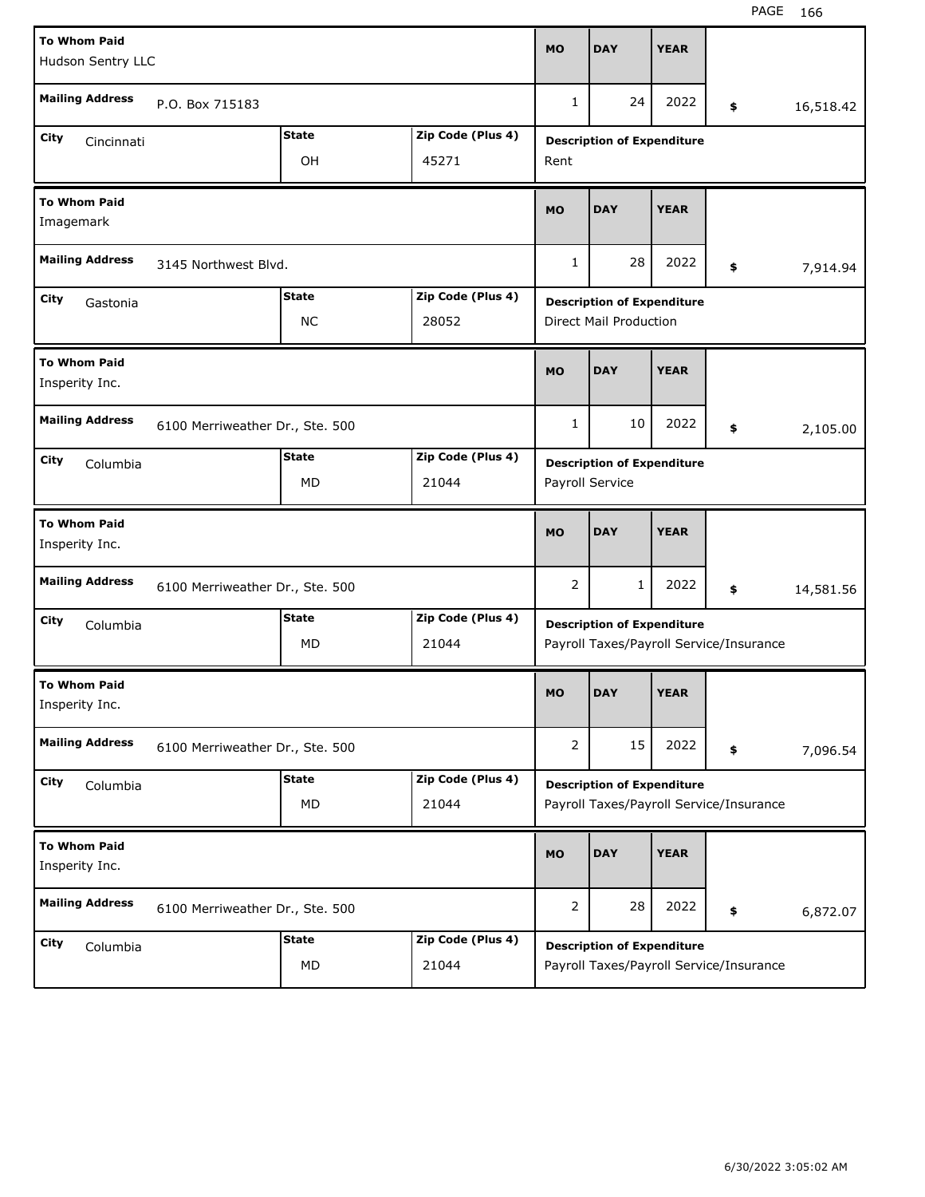| To Whom Paid | Mailing Address | City | State | Zip Code (Plus 4) | MO | DAY | YEAR | Amount | Description of Expenditure |
|---|---|---|---|---|---|---|---|---|---|
| Hudson Sentry LLC | P.O. Box 715183 | Cincinnati | OH | 45271 | 1 | 24 | 2022 | $ 16,518.42 | Rent |
| Imagemark | 3145 Northwest Blvd. | Gastonia | NC | 28052 | 1 | 28 | 2022 | $ 7,914.94 | Direct Mail Production |
| Insperity Inc. | 6100 Merriweather Dr., Ste. 500 | Columbia | MD | 21044 | 1 | 10 | 2022 | $ 2,105.00 | Payroll Service |
| Insperity Inc. | 6100 Merriweather Dr., Ste. 500 | Columbia | MD | 21044 | 2 | 1 | 2022 | $ 14,581.56 | Payroll Taxes/Payroll Service/Insurance |
| Insperity Inc. | 6100 Merriweather Dr., Ste. 500 | Columbia | MD | 21044 | 2 | 15 | 2022 | $ 7,096.54 | Payroll Taxes/Payroll Service/Insurance |
| Insperity Inc. | 6100 Merriweather Dr., Ste. 500 | Columbia | MD | 21044 | 2 | 28 | 2022 | $ 6,872.07 | Payroll Taxes/Payroll Service/Insurance |

6/30/2022 3:05:02 AM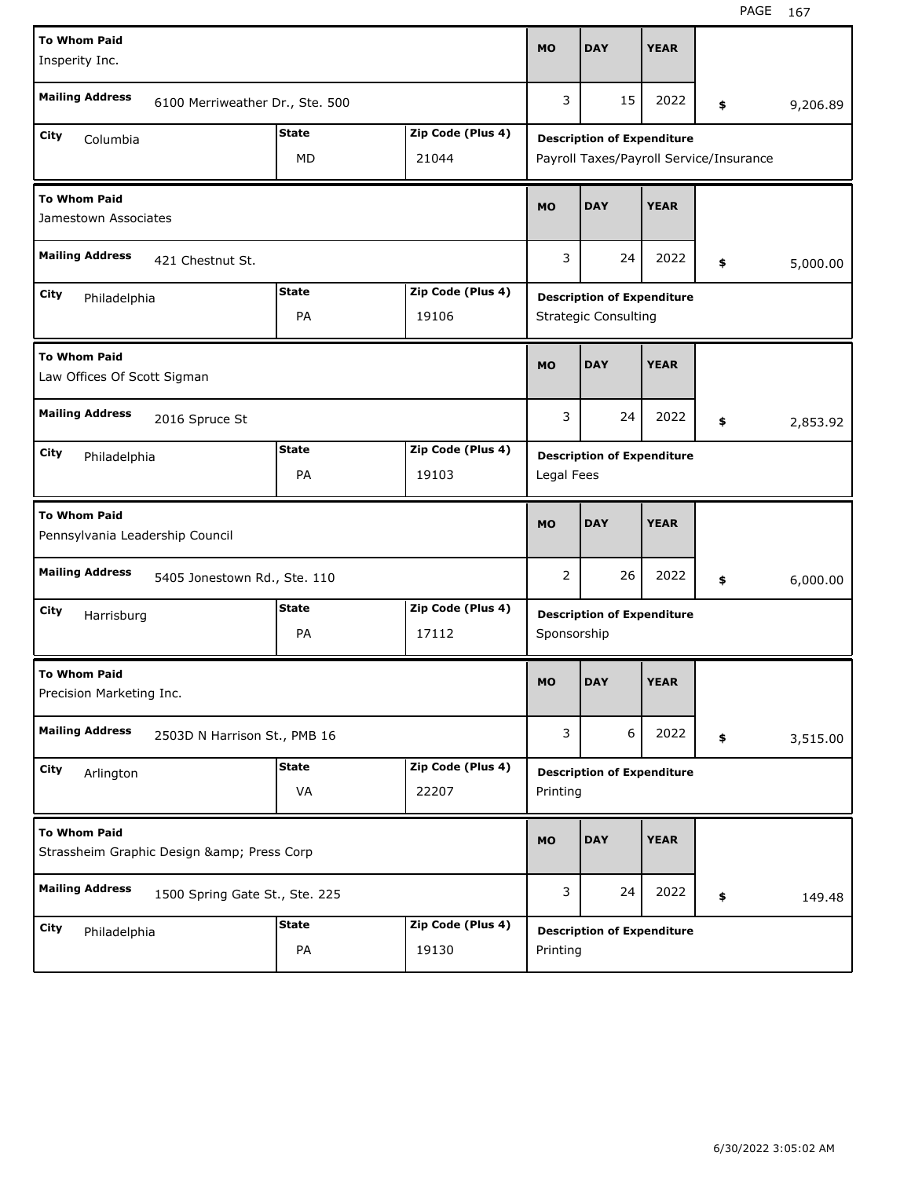| To Whom Paid | Mailing Address | City | State | Zip Code (Plus 4) | MO | DAY | YEAR | Amount | Description of Expenditure |
|---|---|---|---|---|---|---|---|---|---|
| Insperity Inc. | 6100 Merriweather Dr., Ste. 500 | Columbia | MD | 21044 | 3 | 15 | 2022 | $ 9,206.89 | Payroll Taxes/Payroll Service/Insurance |
| Jamestown Associates | 421 Chestnut St. | Philadelphia | PA | 19106 | 3 | 24 | 2022 | $ 5,000.00 | Strategic Consulting |
| Law Offices Of Scott Sigman | 2016 Spruce St | Philadelphia | PA | 19103 | 3 | 24 | 2022 | $ 2,853.92 | Legal Fees |
| Pennsylvania Leadership Council | 5405 Jonestown Rd., Ste. 110 | Harrisburg | PA | 17112 | 2 | 26 | 2022 | $ 6,000.00 | Sponsorship |
| Precision Marketing Inc. | 2503D N Harrison St., PMB 16 | Arlington | VA | 22207 | 3 | 6 | 2022 | $ 3,515.00 | Printing |
| Strassheim Graphic Design &amp; Press Corp | 1500 Spring Gate St., Ste. 225 | Philadelphia | PA | 19130 | 3 | 24 | 2022 | $ 149.48 | Printing |

6/30/2022 3:05:02 AM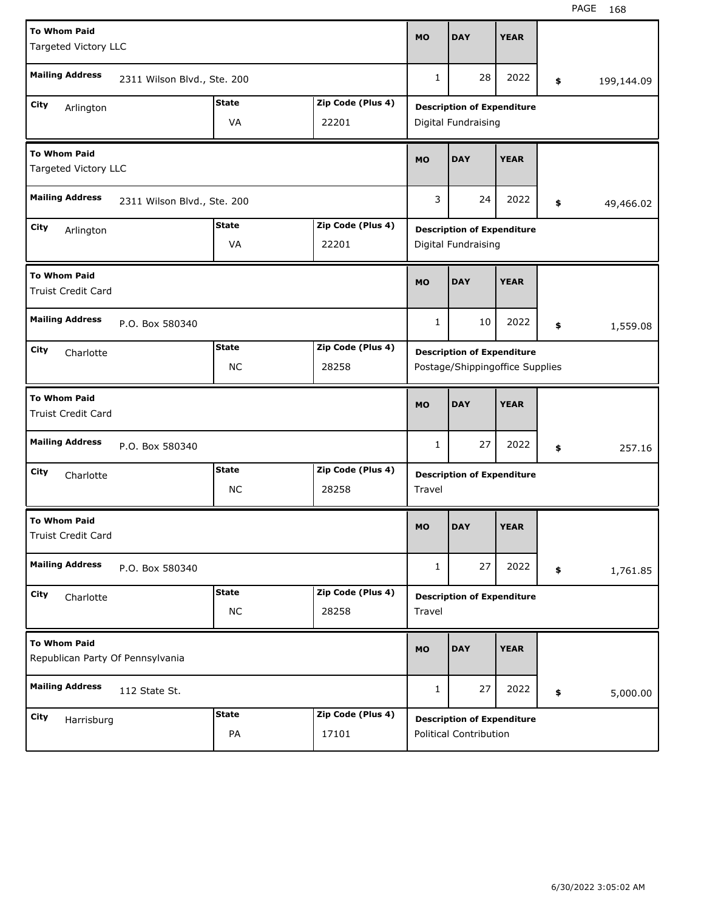| To Whom Paid | Mailing Address | City | State | Zip Code (Plus 4) | MO | DAY | YEAR | Amount | Description of Expenditure |
|---|---|---|---|---|---|---|---|---|---|
| Targeted Victory LLC | 2311 Wilson Blvd., Ste. 200 | Arlington | VA | 22201 | 1 | 28 | 2022 | $ 199,144.09 | Digital Fundraising |
| Targeted Victory LLC | 2311 Wilson Blvd., Ste. 200 | Arlington | VA | 22201 | 3 | 24 | 2022 | $ 49,466.02 | Digital Fundraising |
| Truist Credit Card | P.O. Box 580340 | Charlotte | NC | 28258 | 1 | 10 | 2022 | $ 1,559.08 | Postage/Shippingoffice Supplies |
| Truist Credit Card | P.O. Box 580340 | Charlotte | NC | 28258 | 1 | 27 | 2022 | $ 257.16 | Travel |
| Truist Credit Card | P.O. Box 580340 | Charlotte | NC | 28258 | 1 | 27 | 2022 | $ 1,761.85 | Travel |
| Republican Party Of Pennsylvania | 112 State St. | Harrisburg | PA | 17101 | 1 | 27 | 2022 | $ 5,000.00 | Political Contribution |

6/30/2022 3:05:02 AM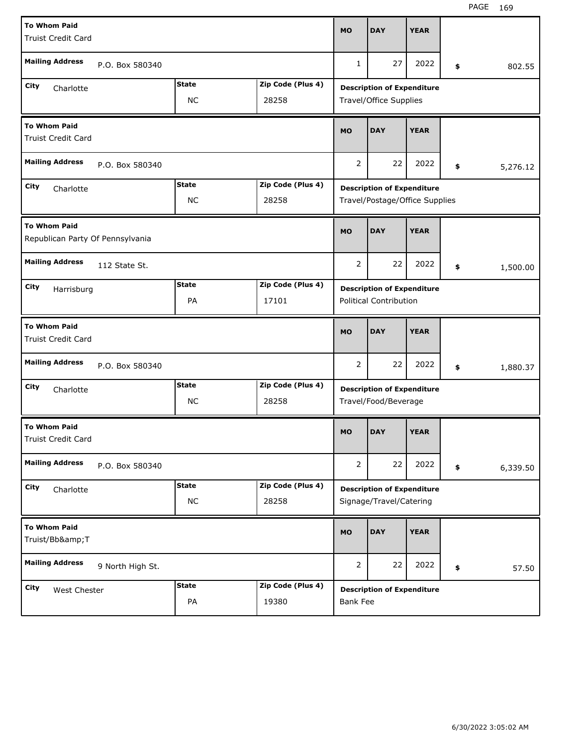| To Whom Paid | Mailing Address | City | State | Zip Code (Plus 4) | MO | DAY | YEAR | Amount | Description of Expenditure |
|---|---|---|---|---|---|---|---|---|---|
| Truist Credit Card | P.O. Box 580340 | Charlotte | NC | 28258 | 1 | 27 | 2022 | $ 802.55 | Travel/Office Supplies |
| Truist Credit Card | P.O. Box 580340 | Charlotte | NC | 28258 | 2 | 22 | 2022 | $ 5,276.12 | Travel/Postage/Office Supplies |
| Republican Party Of Pennsylvania | 112 State St. | Harrisburg | PA | 17101 | 2 | 22 | 2022 | $ 1,500.00 | Political Contribution |
| Truist Credit Card | P.O. Box 580340 | Charlotte | NC | 28258 | 2 | 22 | 2022 | $ 1,880.37 | Travel/Food/Beverage |
| Truist Credit Card | P.O. Box 580340 | Charlotte | NC | 28258 | 2 | 22 | 2022 | $ 6,339.50 | Signage/Travel/Catering |
| Truist/Bb&amp;T | 9 North High St. | West Chester | PA | 19380 | 2 | 22 | 2022 | $ 57.50 | Bank Fee |

6/30/2022 3:05:02 AM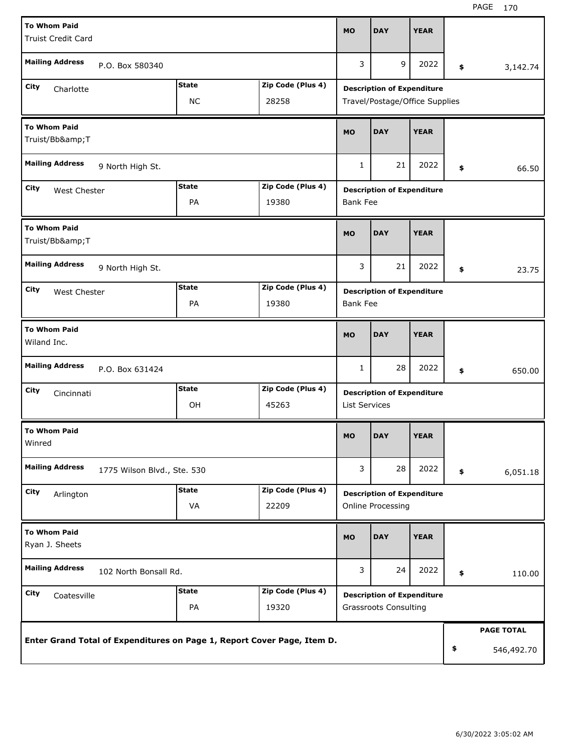| To Whom Paid | Mailing Address | City | State | Zip Code (Plus 4) | MO | DAY | YEAR | Amount | Description of Expenditure |
|---|---|---|---|---|---|---|---|---|---|
| Truist Credit Card | P.O. Box 580340 | Charlotte | NC | 28258 | 3 | 9 | 2022 | $ 3,142.74 | Travel/Postage/Office Supplies |
| Truist/Bb&amp;T | 9 North High St. | West Chester | PA | 19380 | 1 | 21 | 2022 | $ 66.50 | Bank Fee |
| Truist/Bb&amp;T | 9 North High St. | West Chester | PA | 19380 | 3 | 21 | 2022 | $ 23.75 | Bank Fee |
| Wiland Inc. | P.O. Box 631424 | Cincinnati | OH | 45263 | 1 | 28 | 2022 | $ 650.00 | List Services |
| Winred | 1775 Wilson Blvd., Ste. 530 | Arlington | VA | 22209 | 3 | 28 | 2022 | $ 6,051.18 | Online Processing |
| Ryan J. Sheets | 102 North Bonsall Rd. | Coatesville | PA | 19320 | 3 | 24 | 2022 | $ 110.00 | Grassroots Consulting |

**Enter Grand Total of Expenditures on Page 1, Report Cover Page, Item D.**

**PAGE TOTAL** $ 546,492.70

6/30/2022 3:05:02 AM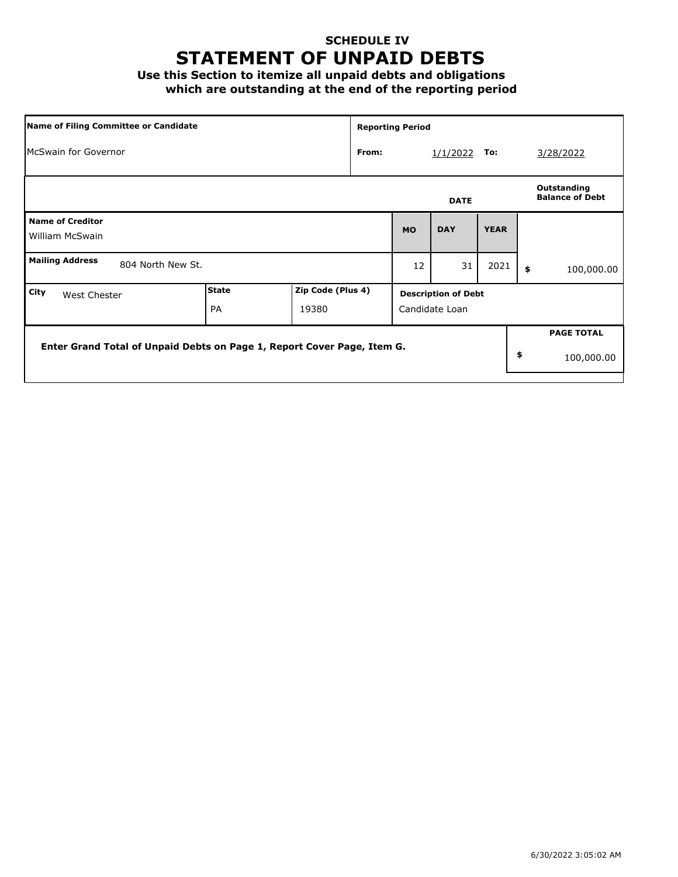### SCHEDULE IV

# STATEMENT OF UNPAID DEBTS

**Use this Section to itemize all unpaid debts and obligations which are outstanding at the end of the reporting period**

| Name of Filing Committee or Candidate | Reporting Period | | | |
|---|---|---|---|---|
| McSwain for Governor | From: | 1/1/2022 | To: | 3/28/2022 |

| | | | DATE | | | Outstanding Balance of Debt |
|---|---|---|---|---|---|---|
| **Name of Creditor** William McSwain | | | **MO** | **DAY** | **YEAR** | |
| **Mailing Address** 804 North New St. | | | 12 | 31 | 2021 | $ 100,000.00 |
| **City** West Chester | **State** PA | **Zip Code (Plus 4)** 19380 | **Description of Debt** Candidate Loan | | | |

| | PAGE TOTAL |
|---|---|
| **Enter Grand Total of Unpaid Debts on Page 1, Report Cover Page, Item G.** | $ 100,000.00 |

6/30/2022 3:05:02 AM